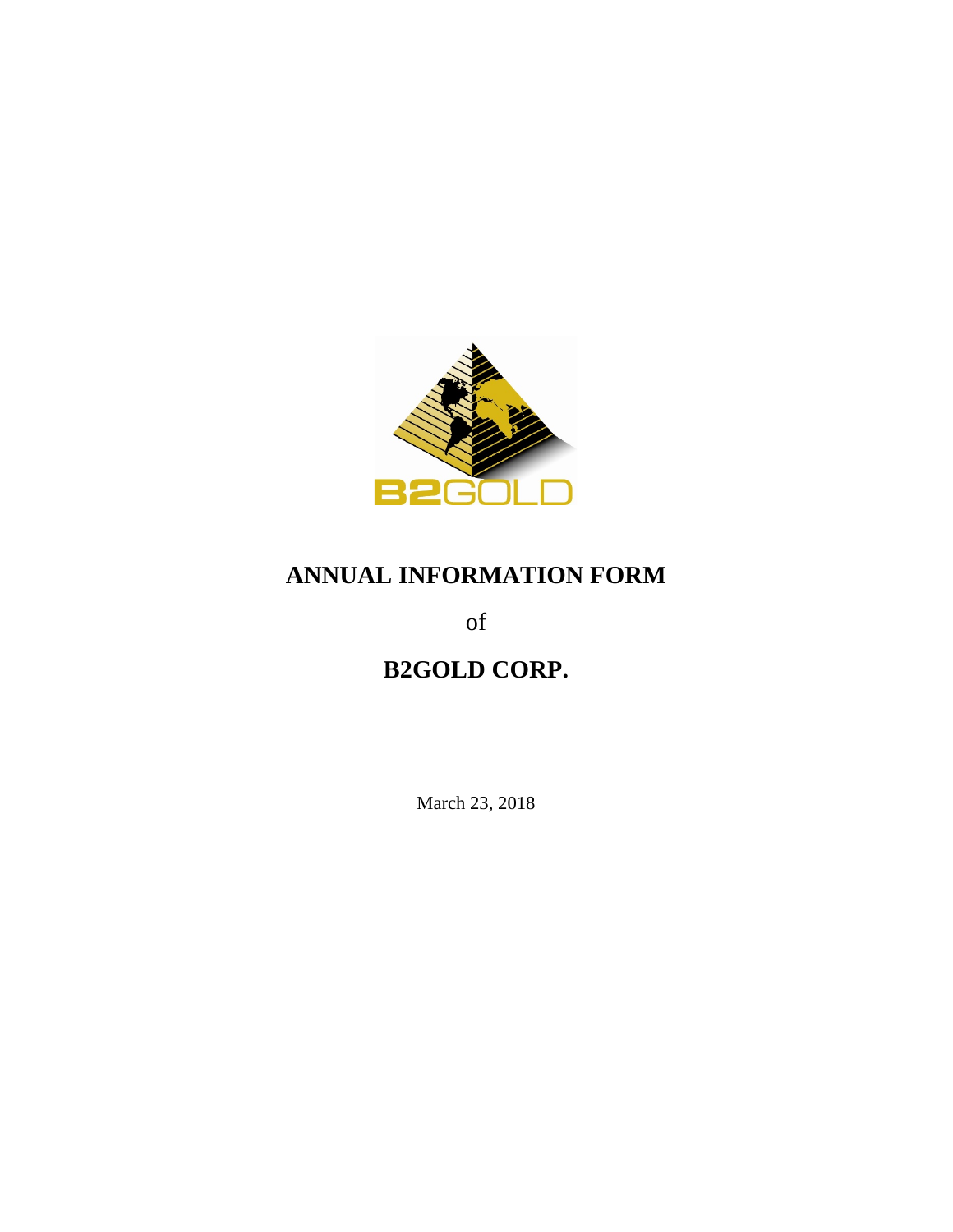# ANNUAL INFORMATION FORM

of

# B2GOLD CORP.

March 23, 2018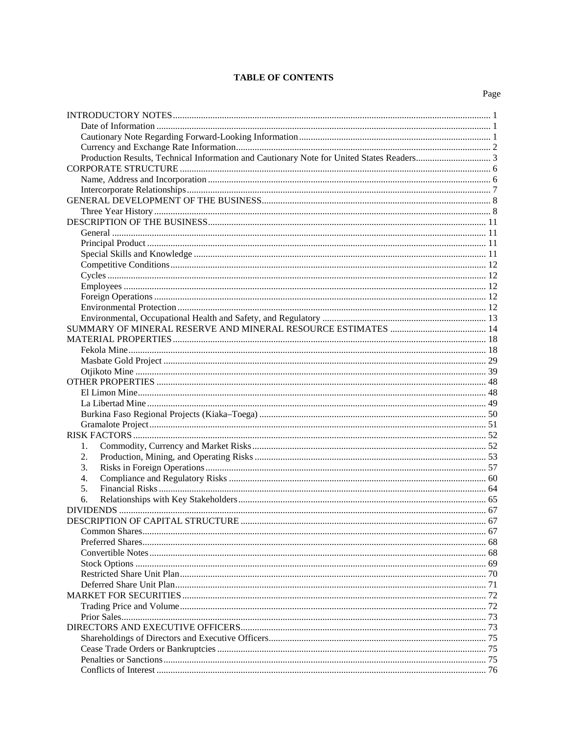# TABLE OF CONTENTS

| | Page |
|---|---|
| INTRODUCTORY NOTES | 1 |
| Date of Information | 1 |
| Cautionary Note Regarding Forward-Looking Information | 1 |
| Currency and Exchange Rate Information | 2 |
| Production Results, Technical Information and Cautionary Note for United States Readers | 3 |
| CORPORATE STRUCTURE | 6 |
| Name, Address and Incorporation | 6 |
| Intercorporate Relationships | 7 |
| GENERAL DEVELOPMENT OF THE BUSINESS | 8 |
| Three Year History | 8 |
| DESCRIPTION OF THE BUSINESS | 11 |
| General | 11 |
| Principal Product | 11 |
| Special Skills and Knowledge | 11 |
| Competitive Conditions | 12 |
| Cycles | 12 |
| Employees | 12 |
| Foreign Operations | 12 |
| Environmental Protection | 12 |
| Environmental, Occupational Health and Safety, and Regulatory | 13 |
| SUMMARY OF MINERAL RESERVE AND MINERAL RESOURCE ESTIMATES | 14 |
| MATERIAL PROPERTIES | 18 |
| Fekola Mine | 18 |
| Masbate Gold Project | 29 |
| Otjikoto Mine | 39 |
| OTHER PROPERTIES | 48 |
| El Limon Mine | 48 |
| La Libertad Mine | 49 |
| Burkina Faso Regional Projects (Kiaka–Toega) | 50 |
| Gramalote Project | 51 |
| RISK FACTORS | 52 |
| 1. Commodity, Currency and Market Risks | 52 |
| 2. Production, Mining, and Operating Risks | 53 |
| 3. Risks in Foreign Operations | 57 |
| 4. Compliance and Regulatory Risks | 60 |
| 5. Financial Risks | 64 |
| 6. Relationships with Key Stakeholders | 65 |
| DIVIDENDS | 67 |
| DESCRIPTION OF CAPITAL STRUCTURE | 67 |
| Common Shares | 67 |
| Preferred Shares | 68 |
| Convertible Notes | 68 |
| Stock Options | 69 |
| Restricted Share Unit Plan | 70 |
| Deferred Share Unit Plan | 71 |
| MARKET FOR SECURITIES | 72 |
| Trading Price and Volume | 72 |
| Prior Sales | 73 |
| DIRECTORS AND EXECUTIVE OFFICERS | 73 |
| Shareholdings of Directors and Executive Officers | 75 |
| Cease Trade Orders or Bankruptcies | 75 |
| Penalties or Sanctions | 75 |
| Conflicts of Interest | 76 |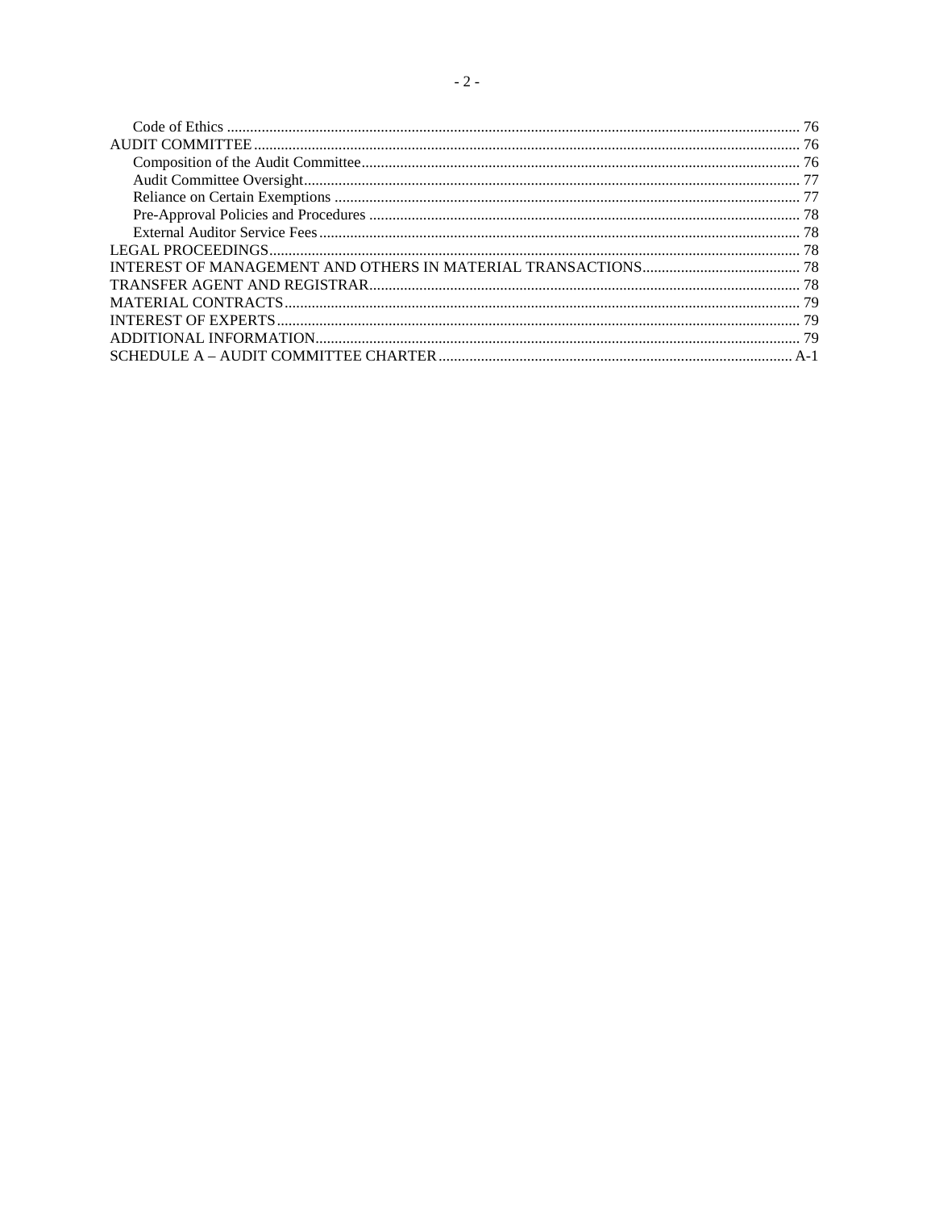| | |
|---|---|
| Code of Ethics | 76 |
| AUDIT COMMITTEE | 76 |
| Composition of the Audit Committee | 76 |
| Audit Committee Oversight | 77 |
| Reliance on Certain Exemptions | 77 |
| Pre-Approval Policies and Procedures | 78 |
| External Auditor Service Fees | 78 |
| LEGAL PROCEEDINGS | 78 |
| INTEREST OF MANAGEMENT AND OTHERS IN MATERIAL TRANSACTIONS | 78 |
| TRANSFER AGENT AND REGISTRAR | 78 |
| MATERIAL CONTRACTS | 79 |
| INTEREST OF EXPERTS | 79 |
| ADDITIONAL INFORMATION | 79 |
| SCHEDULE A – AUDIT COMMITTEE CHARTER | A-1 |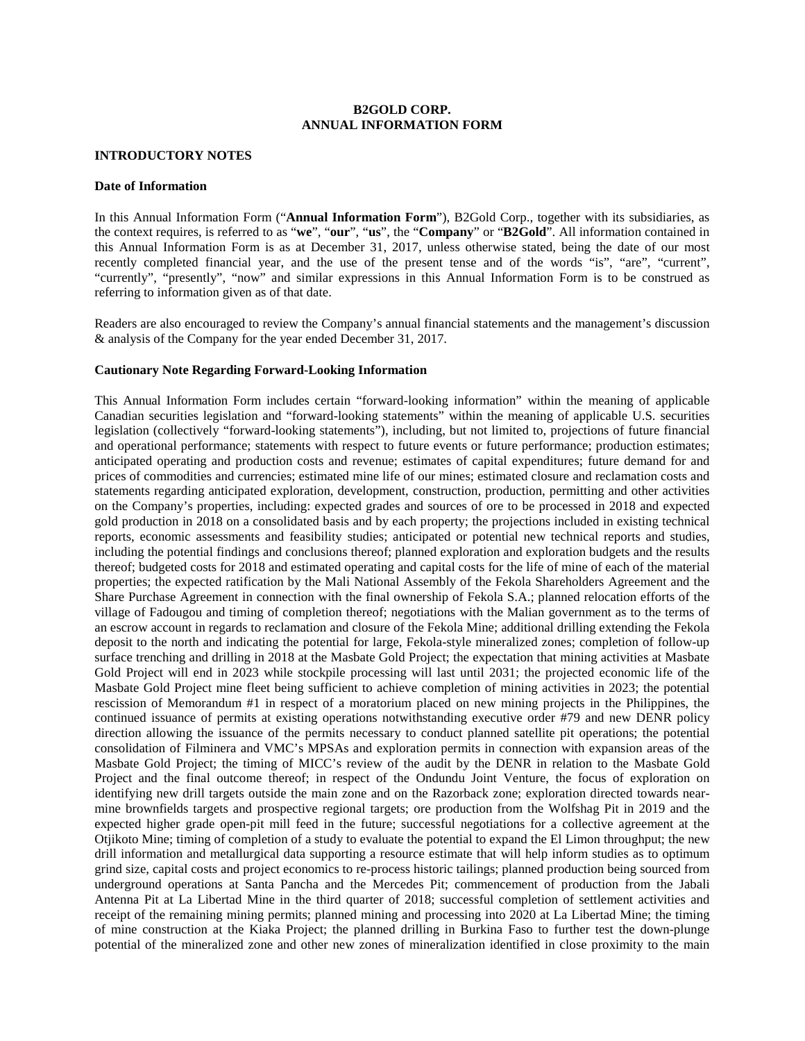**B2GOLD CORP.**
**ANNUAL INFORMATION FORM**

## INTRODUCTORY NOTES

### Date of Information

In this Annual Information Form ("**Annual Information Form**"), B2Gold Corp., together with its subsidiaries, as the context requires, is referred to as "**we**", "**our**", "**us**", the "**Company**" or "**B2Gold**". All information contained in this Annual Information Form is as at December 31, 2017, unless otherwise stated, being the date of our most recently completed financial year, and the use of the present tense and of the words "is", "are", "current", "currently", "presently", "now" and similar expressions in this Annual Information Form is to be construed as referring to information given as of that date.

Readers are also encouraged to review the Company's annual financial statements and the management's discussion & analysis of the Company for the year ended December 31, 2017.

### Cautionary Note Regarding Forward-Looking Information

This Annual Information Form includes certain "forward-looking information" within the meaning of applicable Canadian securities legislation and "forward-looking statements" within the meaning of applicable U.S. securities legislation (collectively "forward-looking statements"), including, but not limited to, projections of future financial and operational performance; statements with respect to future events or future performance; production estimates; anticipated operating and production costs and revenue; estimates of capital expenditures; future demand for and prices of commodities and currencies; estimated mine life of our mines; estimated closure and reclamation costs and statements regarding anticipated exploration, development, construction, production, permitting and other activities on the Company's properties, including: expected grades and sources of ore to be processed in 2018 and expected gold production in 2018 on a consolidated basis and by each property; the projections included in existing technical reports, economic assessments and feasibility studies; anticipated or potential new technical reports and studies, including the potential findings and conclusions thereof; planned exploration and exploration budgets and the results thereof; budgeted costs for 2018 and estimated operating and capital costs for the life of mine of each of the material properties; the expected ratification by the Mali National Assembly of the Fekola Shareholders Agreement and the Share Purchase Agreement in connection with the final ownership of Fekola S.A.; planned relocation efforts of the village of Fadougou and timing of completion thereof; negotiations with the Malian government as to the terms of an escrow account in regards to reclamation and closure of the Fekola Mine; additional drilling extending the Fekola deposit to the north and indicating the potential for large, Fekola-style mineralized zones; completion of follow-up surface trenching and drilling in 2018 at the Masbate Gold Project; the expectation that mining activities at Masbate Gold Project will end in 2023 while stockpile processing will last until 2031; the projected economic life of the Masbate Gold Project mine fleet being sufficient to achieve completion of mining activities in 2023; the potential rescission of Memorandum #1 in respect of a moratorium placed on new mining projects in the Philippines, the continued issuance of permits at existing operations notwithstanding executive order #79 and new DENR policy direction allowing the issuance of the permits necessary to conduct planned satellite pit operations; the potential consolidation of Filminera and VMC's MPSAs and exploration permits in connection with expansion areas of the Masbate Gold Project; the timing of MICC's review of the audit by the DENR in relation to the Masbate Gold Project and the final outcome thereof; in respect of the Ondundu Joint Venture, the focus of exploration on identifying new drill targets outside the main zone and on the Razorback zone; exploration directed towards near-mine brownfields targets and prospective regional targets; ore production from the Wolfshag Pit in 2019 and the expected higher grade open-pit mill feed in the future; successful negotiations for a collective agreement at the Otjikoto Mine; timing of completion of a study to evaluate the potential to expand the El Limon throughput; the new drill information and metallurgical data supporting a resource estimate that will help inform studies as to optimum grind size, capital costs and project economics to re-process historic tailings; planned production being sourced from underground operations at Santa Pancha and the Mercedes Pit; commencement of production from the Jabali Antenna Pit at La Libertad Mine in the third quarter of 2018; successful completion of settlement activities and receipt of the remaining mining permits; planned mining and processing into 2020 at La Libertad Mine; the timing of mine construction at the Kiaka Project; the planned drilling in Burkina Faso to further test the down-plunge potential of the mineralized zone and other new zones of mineralization identified in close proximity to the main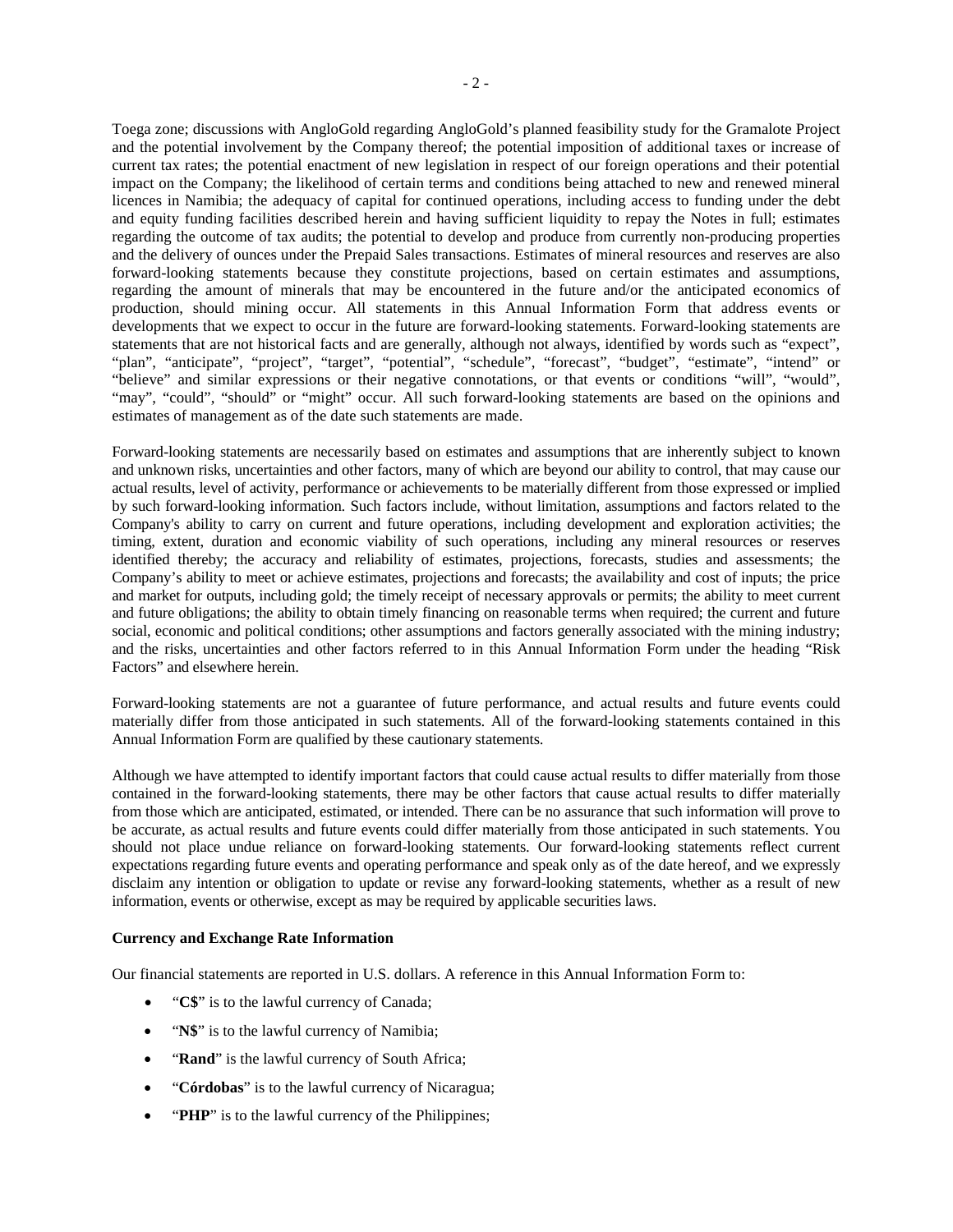Toega zone; discussions with AngloGold regarding AngloGold's planned feasibility study for the Gramalote Project and the potential involvement by the Company thereof; the potential imposition of additional taxes or increase of current tax rates; the potential enactment of new legislation in respect of our foreign operations and their potential impact on the Company; the likelihood of certain terms and conditions being attached to new and renewed mineral licences in Namibia; the adequacy of capital for continued operations, including access to funding under the debt and equity funding facilities described herein and having sufficient liquidity to repay the Notes in full; estimates regarding the outcome of tax audits; the potential to develop and produce from currently non-producing properties and the delivery of ounces under the Prepaid Sales transactions. Estimates of mineral resources and reserves are also forward-looking statements because they constitute projections, based on certain estimates and assumptions, regarding the amount of minerals that may be encountered in the future and/or the anticipated economics of production, should mining occur. All statements in this Annual Information Form that address events or developments that we expect to occur in the future are forward-looking statements. Forward-looking statements are statements that are not historical facts and are generally, although not always, identified by words such as "expect", "plan", "anticipate", "project", "target", "potential", "schedule", "forecast", "budget", "estimate", "intend" or "believe" and similar expressions or their negative connotations, or that events or conditions "will", "would", "may", "could", "should" or "might" occur. All such forward-looking statements are based on the opinions and estimates of management as of the date such statements are made.

Forward-looking statements are necessarily based on estimates and assumptions that are inherently subject to known and unknown risks, uncertainties and other factors, many of which are beyond our ability to control, that may cause our actual results, level of activity, performance or achievements to be materially different from those expressed or implied by such forward-looking information. Such factors include, without limitation, assumptions and factors related to the Company's ability to carry on current and future operations, including development and exploration activities; the timing, extent, duration and economic viability of such operations, including any mineral resources or reserves identified thereby; the accuracy and reliability of estimates, projections, forecasts, studies and assessments; the Company's ability to meet or achieve estimates, projections and forecasts; the availability and cost of inputs; the price and market for outputs, including gold; the timely receipt of necessary approvals or permits; the ability to meet current and future obligations; the ability to obtain timely financing on reasonable terms when required; the current and future social, economic and political conditions; other assumptions and factors generally associated with the mining industry; and the risks, uncertainties and other factors referred to in this Annual Information Form under the heading "Risk Factors" and elsewhere herein.

Forward-looking statements are not a guarantee of future performance, and actual results and future events could materially differ from those anticipated in such statements. All of the forward-looking statements contained in this Annual Information Form are qualified by these cautionary statements.

Although we have attempted to identify important factors that could cause actual results to differ materially from those contained in the forward-looking statements, there may be other factors that cause actual results to differ materially from those which are anticipated, estimated, or intended. There can be no assurance that such information will prove to be accurate, as actual results and future events could differ materially from those anticipated in such statements. You should not place undue reliance on forward-looking statements. Our forward-looking statements reflect current expectations regarding future events and operating performance and speak only as of the date hereof, and we expressly disclaim any intention or obligation to update or revise any forward-looking statements, whether as a result of new information, events or otherwise, except as may be required by applicable securities laws.

**Currency and Exchange Rate Information**

Our financial statements are reported in U.S. dollars. A reference in this Annual Information Form to:

- "**C$**" is to the lawful currency of Canada;
- "**N$**" is to the lawful currency of Namibia;
- "**Rand**" is the lawful currency of South Africa;
- "**Córdobas**" is to the lawful currency of Nicaragua;
- "**PHP**" is to the lawful currency of the Philippines;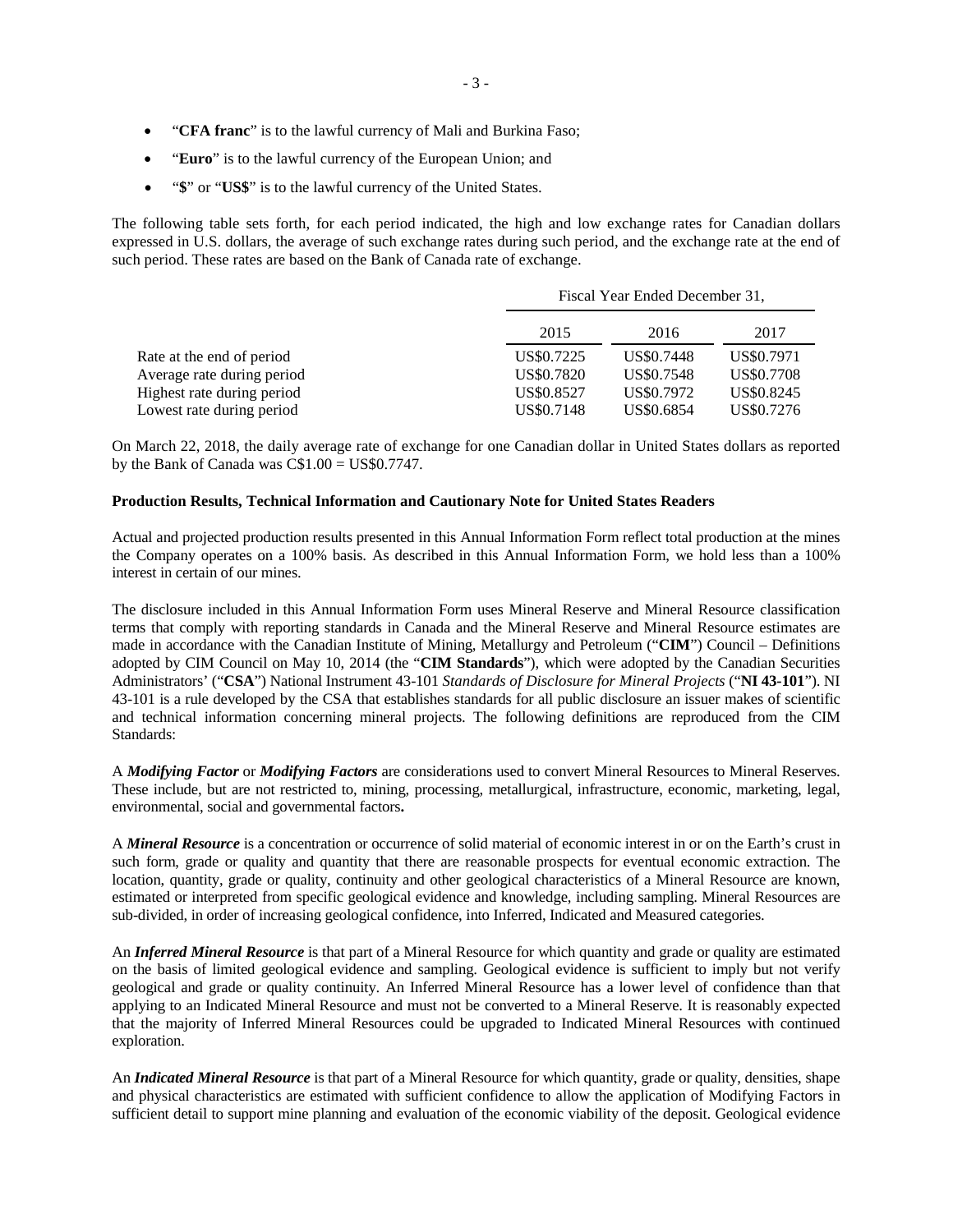- "**CFA franc**" is to the lawful currency of Mali and Burkina Faso;
- "**Euro**" is to the lawful currency of the European Union; and
- "**$**" or "**US$**" is to the lawful currency of the United States.

The following table sets forth, for each period indicated, the high and low exchange rates for Canadian dollars expressed in U.S. dollars, the average of such exchange rates during such period, and the exchange rate at the end of such period. These rates are based on the Bank of Canada rate of exchange.

| | Fiscal Year Ended December 31, | | |
|---|---|---|---|
| | 2015 | 2016 | 2017 |
| Rate at the end of period | US$0.7225 | US$0.7448 | US$0.7971 |
| Average rate during period | US$0.7820 | US$0.7548 | US$0.7708 |
| Highest rate during period | US$0.8527 | US$0.7972 | US$0.8245 |
| Lowest rate during period | US$0.7148 | US$0.6854 | US$0.7276 |

On March 22, 2018, the daily average rate of exchange for one Canadian dollar in United States dollars as reported by the Bank of Canada was C$1.00 = US$0.7747.

**Production Results, Technical Information and Cautionary Note for United States Readers**

Actual and projected production results presented in this Annual Information Form reflect total production at the mines the Company operates on a 100% basis. As described in this Annual Information Form, we hold less than a 100% interest in certain of our mines.

The disclosure included in this Annual Information Form uses Mineral Reserve and Mineral Resource classification terms that comply with reporting standards in Canada and the Mineral Reserve and Mineral Resource estimates are made in accordance with the Canadian Institute of Mining, Metallurgy and Petroleum ("**CIM**") Council – Definitions adopted by CIM Council on May 10, 2014 (the "**CIM Standards**"), which were adopted by the Canadian Securities Administrators' ("**CSA**") National Instrument 43-101 *Standards of Disclosure for Mineral Projects* ("**NI 43-101**"). NI 43-101 is a rule developed by the CSA that establishes standards for all public disclosure an issuer makes of scientific and technical information concerning mineral projects. The following definitions are reproduced from the CIM Standards:

A ***Modifying Factor*** or ***Modifying Factors*** are considerations used to convert Mineral Resources to Mineral Reserves. These include, but are not restricted to, mining, processing, metallurgical, infrastructure, economic, marketing, legal, environmental, social and governmental factors**.**

A ***Mineral Resource*** is a concentration or occurrence of solid material of economic interest in or on the Earth's crust in such form, grade or quality and quantity that there are reasonable prospects for eventual economic extraction. The location, quantity, grade or quality, continuity and other geological characteristics of a Mineral Resource are known, estimated or interpreted from specific geological evidence and knowledge, including sampling. Mineral Resources are sub-divided, in order of increasing geological confidence, into Inferred, Indicated and Measured categories.

An ***Inferred Mineral Resource*** is that part of a Mineral Resource for which quantity and grade or quality are estimated on the basis of limited geological evidence and sampling. Geological evidence is sufficient to imply but not verify geological and grade or quality continuity. An Inferred Mineral Resource has a lower level of confidence than that applying to an Indicated Mineral Resource and must not be converted to a Mineral Reserve. It is reasonably expected that the majority of Inferred Mineral Resources could be upgraded to Indicated Mineral Resources with continued exploration.

An ***Indicated Mineral Resource*** is that part of a Mineral Resource for which quantity, grade or quality, densities, shape and physical characteristics are estimated with sufficient confidence to allow the application of Modifying Factors in sufficient detail to support mine planning and evaluation of the economic viability of the deposit. Geological evidence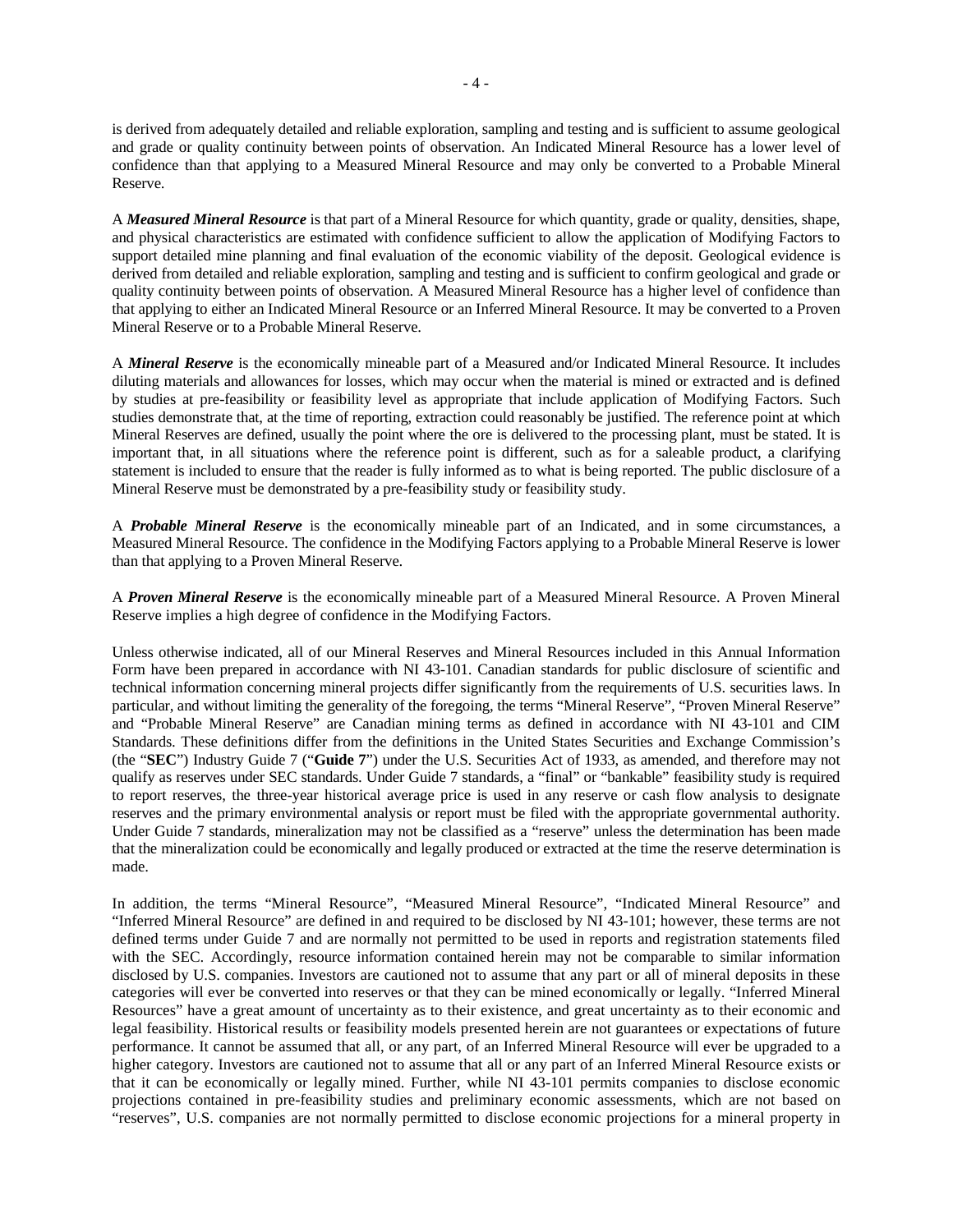is derived from adequately detailed and reliable exploration, sampling and testing and is sufficient to assume geological and grade or quality continuity between points of observation. An Indicated Mineral Resource has a lower level of confidence than that applying to a Measured Mineral Resource and may only be converted to a Probable Mineral Reserve.

A ***Measured Mineral Resource*** is that part of a Mineral Resource for which quantity, grade or quality, densities, shape, and physical characteristics are estimated with confidence sufficient to allow the application of Modifying Factors to support detailed mine planning and final evaluation of the economic viability of the deposit. Geological evidence is derived from detailed and reliable exploration, sampling and testing and is sufficient to confirm geological and grade or quality continuity between points of observation. A Measured Mineral Resource has a higher level of confidence than that applying to either an Indicated Mineral Resource or an Inferred Mineral Resource. It may be converted to a Proven Mineral Reserve or to a Probable Mineral Reserve.

A ***Mineral Reserve*** is the economically mineable part of a Measured and/or Indicated Mineral Resource. It includes diluting materials and allowances for losses, which may occur when the material is mined or extracted and is defined by studies at pre-feasibility or feasibility level as appropriate that include application of Modifying Factors. Such studies demonstrate that, at the time of reporting, extraction could reasonably be justified. The reference point at which Mineral Reserves are defined, usually the point where the ore is delivered to the processing plant, must be stated. It is important that, in all situations where the reference point is different, such as for a saleable product, a clarifying statement is included to ensure that the reader is fully informed as to what is being reported. The public disclosure of a Mineral Reserve must be demonstrated by a pre-feasibility study or feasibility study.

A ***Probable Mineral Reserve*** is the economically mineable part of an Indicated, and in some circumstances, a Measured Mineral Resource. The confidence in the Modifying Factors applying to a Probable Mineral Reserve is lower than that applying to a Proven Mineral Reserve.

A ***Proven Mineral Reserve*** is the economically mineable part of a Measured Mineral Resource. A Proven Mineral Reserve implies a high degree of confidence in the Modifying Factors.

Unless otherwise indicated, all of our Mineral Reserves and Mineral Resources included in this Annual Information Form have been prepared in accordance with NI 43-101. Canadian standards for public disclosure of scientific and technical information concerning mineral projects differ significantly from the requirements of U.S. securities laws. In particular, and without limiting the generality of the foregoing, the terms "Mineral Reserve", "Proven Mineral Reserve" and "Probable Mineral Reserve" are Canadian mining terms as defined in accordance with NI 43-101 and CIM Standards. These definitions differ from the definitions in the United States Securities and Exchange Commission's (the "**SEC**") Industry Guide 7 ("**Guide 7**") under the U.S. Securities Act of 1933, as amended, and therefore may not qualify as reserves under SEC standards. Under Guide 7 standards, a "final" or "bankable" feasibility study is required to report reserves, the three-year historical average price is used in any reserve or cash flow analysis to designate reserves and the primary environmental analysis or report must be filed with the appropriate governmental authority. Under Guide 7 standards, mineralization may not be classified as a "reserve" unless the determination has been made that the mineralization could be economically and legally produced or extracted at the time the reserve determination is made.

In addition, the terms "Mineral Resource", "Measured Mineral Resource", "Indicated Mineral Resource" and "Inferred Mineral Resource" are defined in and required to be disclosed by NI 43-101; however, these terms are not defined terms under Guide 7 and are normally not permitted to be used in reports and registration statements filed with the SEC. Accordingly, resource information contained herein may not be comparable to similar information disclosed by U.S. companies. Investors are cautioned not to assume that any part or all of mineral deposits in these categories will ever be converted into reserves or that they can be mined economically or legally. "Inferred Mineral Resources" have a great amount of uncertainty as to their existence, and great uncertainty as to their economic and legal feasibility. Historical results or feasibility models presented herein are not guarantees or expectations of future performance. It cannot be assumed that all, or any part, of an Inferred Mineral Resource will ever be upgraded to a higher category. Investors are cautioned not to assume that all or any part of an Inferred Mineral Resource exists or that it can be economically or legally mined. Further, while NI 43-101 permits companies to disclose economic projections contained in pre-feasibility studies and preliminary economic assessments, which are not based on "reserves", U.S. companies are not normally permitted to disclose economic projections for a mineral property in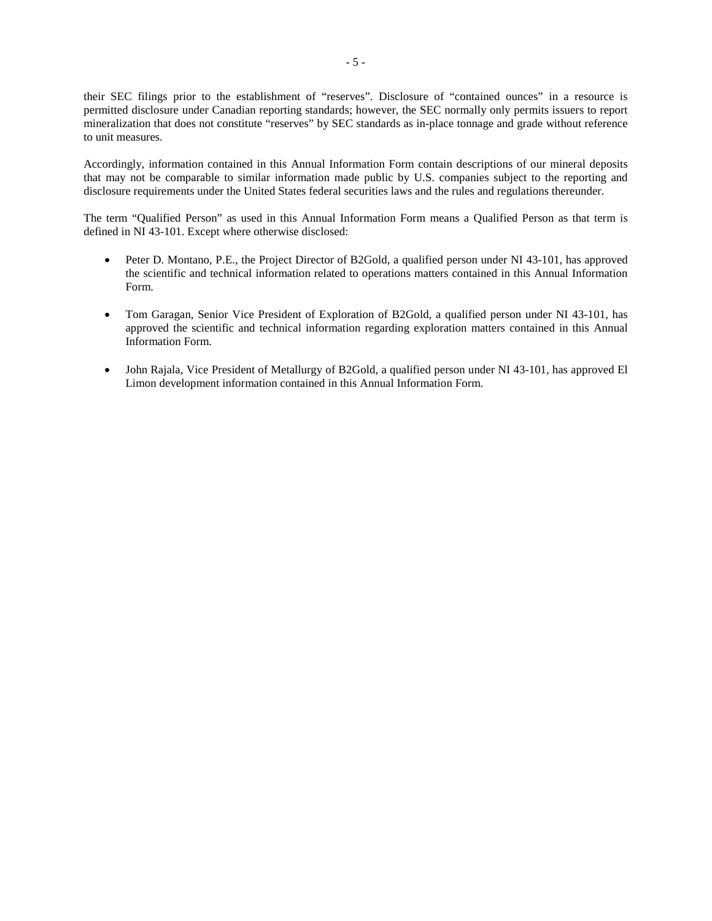their SEC filings prior to the establishment of "reserves". Disclosure of "contained ounces" in a resource is permitted disclosure under Canadian reporting standards; however, the SEC normally only permits issuers to report mineralization that does not constitute "reserves" by SEC standards as in-place tonnage and grade without reference to unit measures.

Accordingly, information contained in this Annual Information Form contain descriptions of our mineral deposits that may not be comparable to similar information made public by U.S. companies subject to the reporting and disclosure requirements under the United States federal securities laws and the rules and regulations thereunder.

The term "Qualified Person" as used in this Annual Information Form means a Qualified Person as that term is defined in NI 43-101. Except where otherwise disclosed:

- Peter D. Montano, P.E., the Project Director of B2Gold, a qualified person under NI 43-101, has approved the scientific and technical information related to operations matters contained in this Annual Information Form.

- Tom Garagan, Senior Vice President of Exploration of B2Gold, a qualified person under NI 43-101, has approved the scientific and technical information regarding exploration matters contained in this Annual Information Form.

- John Rajala, Vice President of Metallurgy of B2Gold, a qualified person under NI 43-101, has approved El Limon development information contained in this Annual Information Form.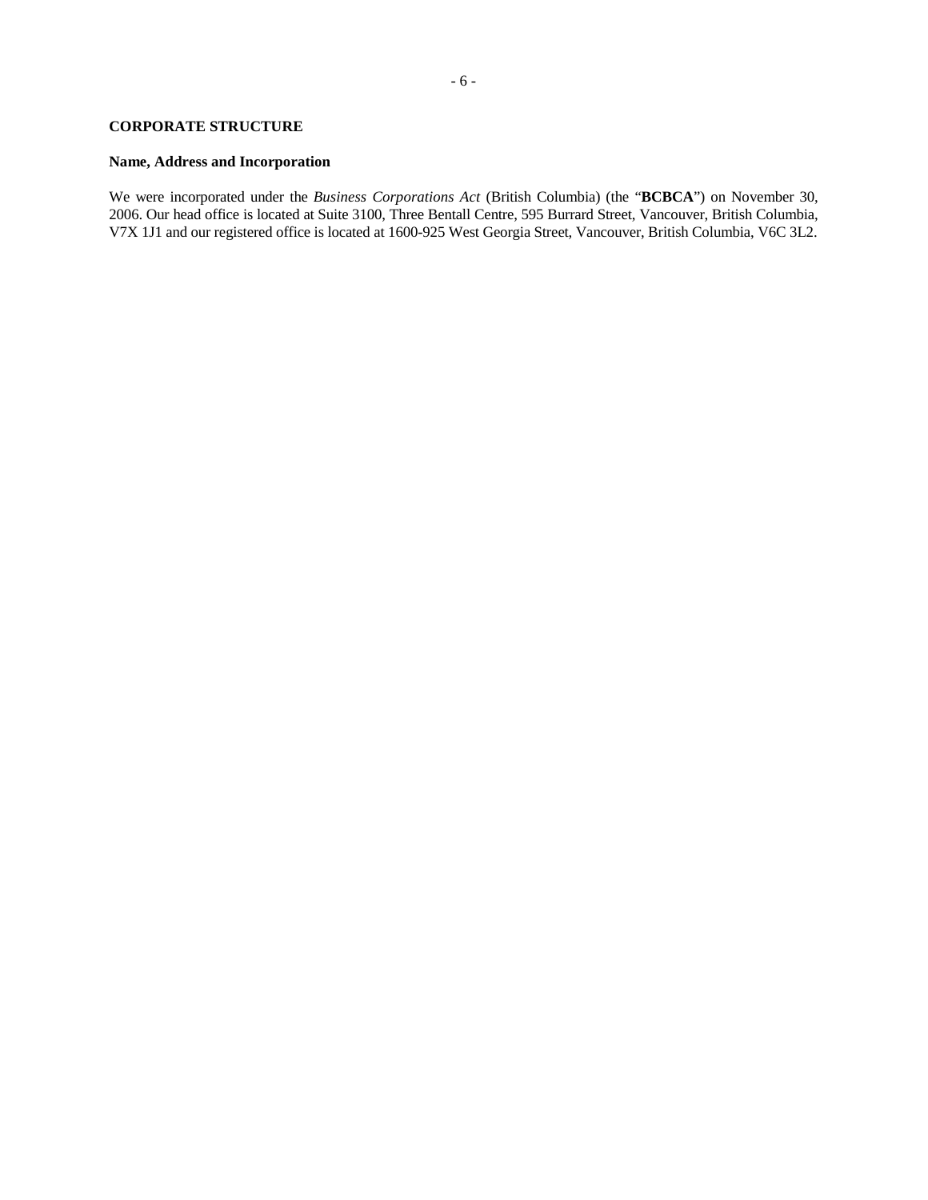## CORPORATE STRUCTURE

### Name, Address and Incorporation

We were incorporated under the *Business Corporations Act* (British Columbia) (the "**BCBCA**") on November 30, 2006. Our head office is located at Suite 3100, Three Bentall Centre, 595 Burrard Street, Vancouver, British Columbia, V7X 1J1 and our registered office is located at 1600-925 West Georgia Street, Vancouver, British Columbia, V6C 3L2.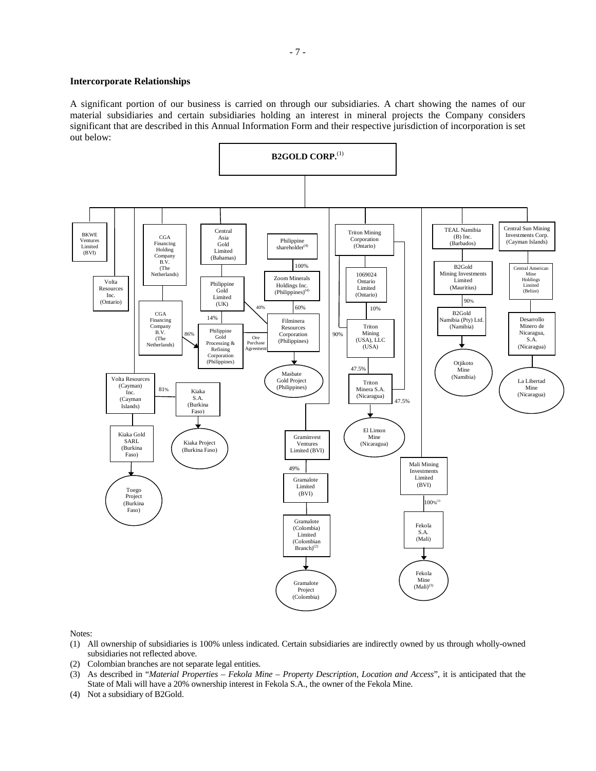### Intercorporate Relationships

A significant portion of our business is carried on through our subsidiaries. A chart showing the names of our material subsidiaries and certain subsidiaries holding an interest in mineral projects the Company considers significant that are described in this Annual Information Form and their respective jurisdiction of incorporation is set out below:

**B2GOLD CORP.**[(1)]

- BKWE Ventures Limited (BVI)
- Volta Resources Inc. (Ontario)
- Volta Resources (Cayman) Inc. (Cayman Islands)
  - 81% — Kiaka S.A. (Burkina Faso)
    - Kiaka Project (Burkina Faso)
  - Kiaka Gold SARL (Burkina Faso)
    - Toego Project (Burkina Faso)
- CGA Financing Holding Company B.V. (The Netherlands)
  - CGA Financing Company B.V. (The Netherlands)
    - 86% — Philippine Gold Processing & Refining Corporation (Philippines)
- Central Asia Gold Limited (Bahamas)
  - Philippine Gold Limited (UK)
    - 14% — Philippine Gold Processing & Refining Corporation (Philippines)
    - 40% — Filminera Resources Corporation (Philippines)
- Philippine shareholder[(4)]
  - 100% — Zoom Minerals Holdings Inc. (Philippines)[(4)]
    - 60% — Filminera Resources Corporation (Philippines)
      - Masbate Gold Project (Philippines)
- Filminera Resources Corporation (Philippines) — Ore Purchase Agreement — Philippine Gold Processing & Refining Corporation (Philippines)
- Graminvest Ventures Limited (BVI)
  - 49% — Gramalote Limited (BVI)
    - Gramalote (Colombia) Limited (Colombian Branch)[(2)]
      - Gramalote Project (Colombia)
- Triton Mining Corporation (Ontario)
  - 1069024 Ontario Limited (Ontario)
    - 10% — Triton Mining (USA), LLC (USA)
  - 90% — Triton Mining (USA), LLC (USA)
    - 47.5% — Triton Minera S.A. (Nicaragua)
  - 47.5% — Triton Minera S.A. (Nicaragua)
    - El Limon Mine (Nicaragua)
- Mali Mining Investments Limited (BVI)
  - 100%[(3)] — Fekola S.A. (Mali)
    - Fekola Mine (Mali)[(3)]
- TEAL Namibia (B) Inc. (Barbados)
  - B2Gold Mining Investments Limited (Mauritius)
    - 90% — B2Gold Namibia (Pty) Ltd. (Namibia)
      - Otjikoto Mine (Namibia)
- Central Sun Mining Investments Corp. (Cayman Islands)
  - Central American Mine Holdings Limited (Belize)
    - Desarrollo Minero de Nicaragua, S.A. (Nicaragua)
      - La Libertad Mine (Nicaragua)

Notes:

(1) All ownership of subsidiaries is 100% unless indicated. Certain subsidiaries are indirectly owned by us through wholly-owned subsidiaries not reflected above.

(2) Colombian branches are not separate legal entities.

(3) As described in "*Material Properties – Fekola Mine – Property Description, Location and Access*", it is anticipated that the State of Mali will have a 20% ownership interest in Fekola S.A., the owner of the Fekola Mine.

(4) Not a subsidiary of B2Gold.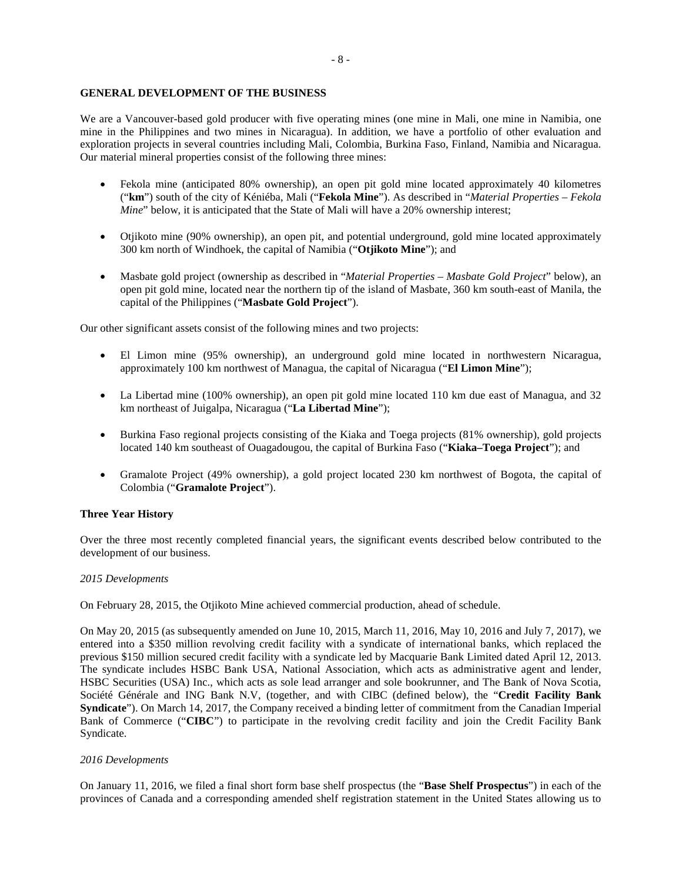## GENERAL DEVELOPMENT OF THE BUSINESS

We are a Vancouver-based gold producer with five operating mines (one mine in Mali, one mine in Namibia, one mine in the Philippines and two mines in Nicaragua). In addition, we have a portfolio of other evaluation and exploration projects in several countries including Mali, Colombia, Burkina Faso, Finland, Namibia and Nicaragua. Our material mineral properties consist of the following three mines:

- Fekola mine (anticipated 80% ownership), an open pit gold mine located approximately 40 kilometres ("**km**") south of the city of Kéniéba, Mali ("**Fekola Mine**"). As described in "*Material Properties – Fekola Mine*" below, it is anticipated that the State of Mali will have a 20% ownership interest;
- Otjikoto mine (90% ownership), an open pit, and potential underground, gold mine located approximately 300 km north of Windhoek, the capital of Namibia ("**Otjikoto Mine**"); and
- Masbate gold project (ownership as described in "*Material Properties – Masbate Gold Project*" below), an open pit gold mine, located near the northern tip of the island of Masbate, 360 km south-east of Manila, the capital of the Philippines ("**Masbate Gold Project**").

Our other significant assets consist of the following mines and two projects:

- El Limon mine (95% ownership), an underground gold mine located in northwestern Nicaragua, approximately 100 km northwest of Managua, the capital of Nicaragua ("**El Limon Mine**");
- La Libertad mine (100% ownership), an open pit gold mine located 110 km due east of Managua, and 32 km northeast of Juigalpa, Nicaragua ("**La Libertad Mine**");
- Burkina Faso regional projects consisting of the Kiaka and Toega projects (81% ownership), gold projects located 140 km southeast of Ouagadougou, the capital of Burkina Faso ("**Kiaka–Toega Project**"); and
- Gramalote Project (49% ownership), a gold project located 230 km northwest of Bogota, the capital of Colombia ("**Gramalote Project**").

### Three Year History

Over the three most recently completed financial years, the significant events described below contributed to the development of our business.

*2015 Developments*

On February 28, 2015, the Otjikoto Mine achieved commercial production, ahead of schedule.

On May 20, 2015 (as subsequently amended on June 10, 2015, March 11, 2016, May 10, 2016 and July 7, 2017), we entered into a $350 million revolving credit facility with a syndicate of international banks, which replaced the previous $150 million secured credit facility with a syndicate led by Macquarie Bank Limited dated April 12, 2013. The syndicate includes HSBC Bank USA, National Association, which acts as administrative agent and lender, HSBC Securities (USA) Inc., which acts as sole lead arranger and sole bookrunner, and The Bank of Nova Scotia, Société Générale and ING Bank N.V, (together, and with CIBC (defined below), the "**Credit Facility Bank Syndicate**"). On March 14, 2017, the Company received a binding letter of commitment from the Canadian Imperial Bank of Commerce ("**CIBC**") to participate in the revolving credit facility and join the Credit Facility Bank Syndicate.

*2016 Developments*

On January 11, 2016, we filed a final short form base shelf prospectus (the "**Base Shelf Prospectus**") in each of the provinces of Canada and a corresponding amended shelf registration statement in the United States allowing us to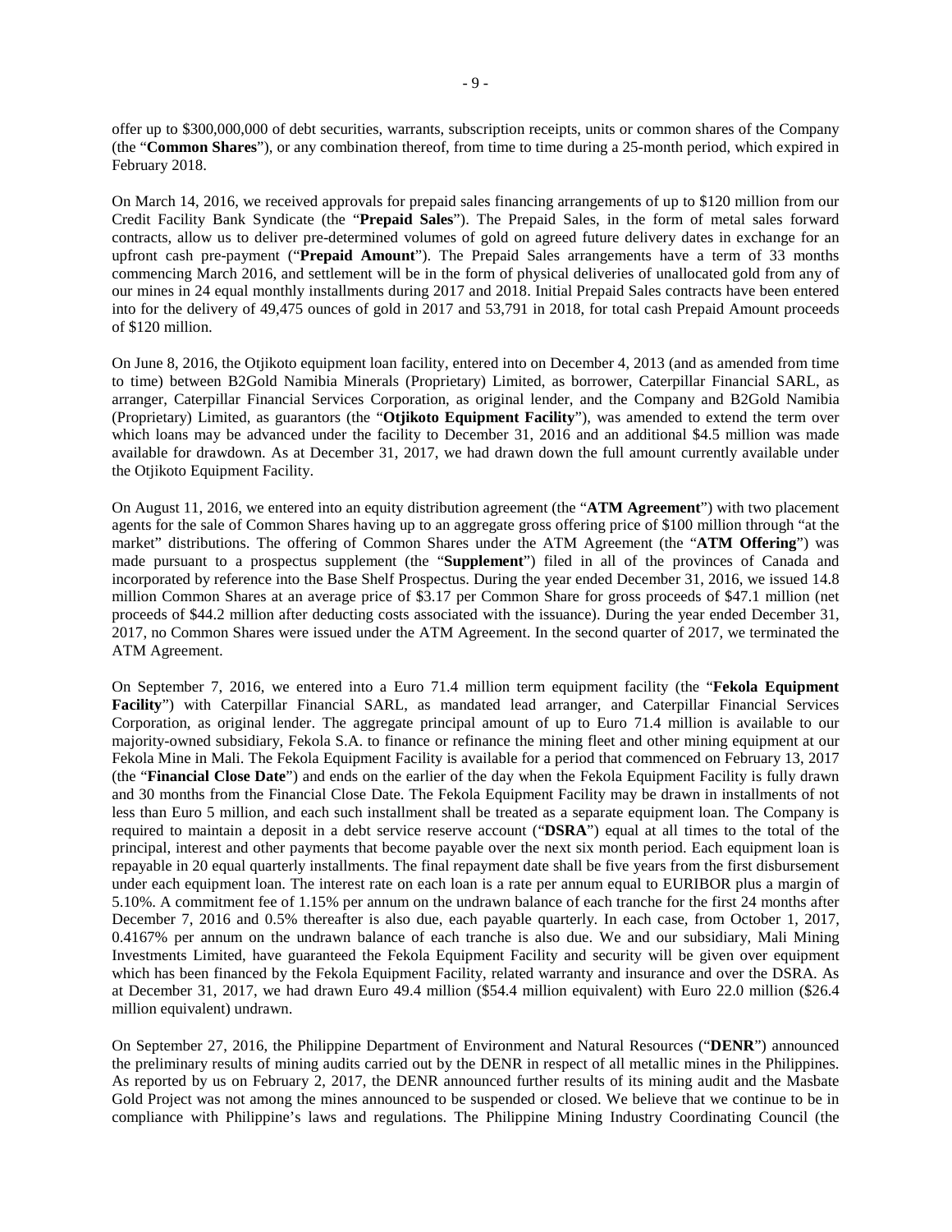offer up to $300,000,000 of debt securities, warrants, subscription receipts, units or common shares of the Company (the "**Common Shares**"), or any combination thereof, from time to time during a 25-month period, which expired in February 2018.

On March 14, 2016, we received approvals for prepaid sales financing arrangements of up to $120 million from our Credit Facility Bank Syndicate (the "**Prepaid Sales**"). The Prepaid Sales, in the form of metal sales forward contracts, allow us to deliver pre-determined volumes of gold on agreed future delivery dates in exchange for an upfront cash pre-payment ("**Prepaid Amount**"). The Prepaid Sales arrangements have a term of 33 months commencing March 2016, and settlement will be in the form of physical deliveries of unallocated gold from any of our mines in 24 equal monthly installments during 2017 and 2018. Initial Prepaid Sales contracts have been entered into for the delivery of 49,475 ounces of gold in 2017 and 53,791 in 2018, for total cash Prepaid Amount proceeds of $120 million.

On June 8, 2016, the Otjikoto equipment loan facility, entered into on December 4, 2013 (and as amended from time to time) between B2Gold Namibia Minerals (Proprietary) Limited, as borrower, Caterpillar Financial SARL, as arranger, Caterpillar Financial Services Corporation, as original lender, and the Company and B2Gold Namibia (Proprietary) Limited, as guarantors (the "**Otjikoto Equipment Facility**"), was amended to extend the term over which loans may be advanced under the facility to December 31, 2016 and an additional $4.5 million was made available for drawdown. As at December 31, 2017, we had drawn down the full amount currently available under the Otjikoto Equipment Facility.

On August 11, 2016, we entered into an equity distribution agreement (the "**ATM Agreement**") with two placement agents for the sale of Common Shares having up to an aggregate gross offering price of $100 million through "at the market" distributions. The offering of Common Shares under the ATM Agreement (the "**ATM Offering**") was made pursuant to a prospectus supplement (the "**Supplement**") filed in all of the provinces of Canada and incorporated by reference into the Base Shelf Prospectus. During the year ended December 31, 2016, we issued 14.8 million Common Shares at an average price of $3.17 per Common Share for gross proceeds of $47.1 million (net proceeds of $44.2 million after deducting costs associated with the issuance). During the year ended December 31, 2017, no Common Shares were issued under the ATM Agreement. In the second quarter of 2017, we terminated the ATM Agreement.

On September 7, 2016, we entered into a Euro 71.4 million term equipment facility (the "**Fekola Equipment Facility**") with Caterpillar Financial SARL, as mandated lead arranger, and Caterpillar Financial Services Corporation, as original lender. The aggregate principal amount of up to Euro 71.4 million is available to our majority-owned subsidiary, Fekola S.A. to finance or refinance the mining fleet and other mining equipment at our Fekola Mine in Mali. The Fekola Equipment Facility is available for a period that commenced on February 13, 2017 (the "**Financial Close Date**") and ends on the earlier of the day when the Fekola Equipment Facility is fully drawn and 30 months from the Financial Close Date. The Fekola Equipment Facility may be drawn in installments of not less than Euro 5 million, and each such installment shall be treated as a separate equipment loan. The Company is required to maintain a deposit in a debt service reserve account ("**DSRA**") equal at all times to the total of the principal, interest and other payments that become payable over the next six month period. Each equipment loan is repayable in 20 equal quarterly installments. The final repayment date shall be five years from the first disbursement under each equipment loan. The interest rate on each loan is a rate per annum equal to EURIBOR plus a margin of 5.10%. A commitment fee of 1.15% per annum on the undrawn balance of each tranche for the first 24 months after December 7, 2016 and 0.5% thereafter is also due, each payable quarterly. In each case, from October 1, 2017, 0.4167% per annum on the undrawn balance of each tranche is also due. We and our subsidiary, Mali Mining Investments Limited, have guaranteed the Fekola Equipment Facility and security will be given over equipment which has been financed by the Fekola Equipment Facility, related warranty and insurance and over the DSRA. As at December 31, 2017, we had drawn Euro 49.4 million ($54.4 million equivalent) with Euro 22.0 million ($26.4 million equivalent) undrawn.

On September 27, 2016, the Philippine Department of Environment and Natural Resources ("**DENR**") announced the preliminary results of mining audits carried out by the DENR in respect of all metallic mines in the Philippines. As reported by us on February 2, 2017, the DENR announced further results of its mining audit and the Masbate Gold Project was not among the mines announced to be suspended or closed. We believe that we continue to be in compliance with Philippine's laws and regulations. The Philippine Mining Industry Coordinating Council (the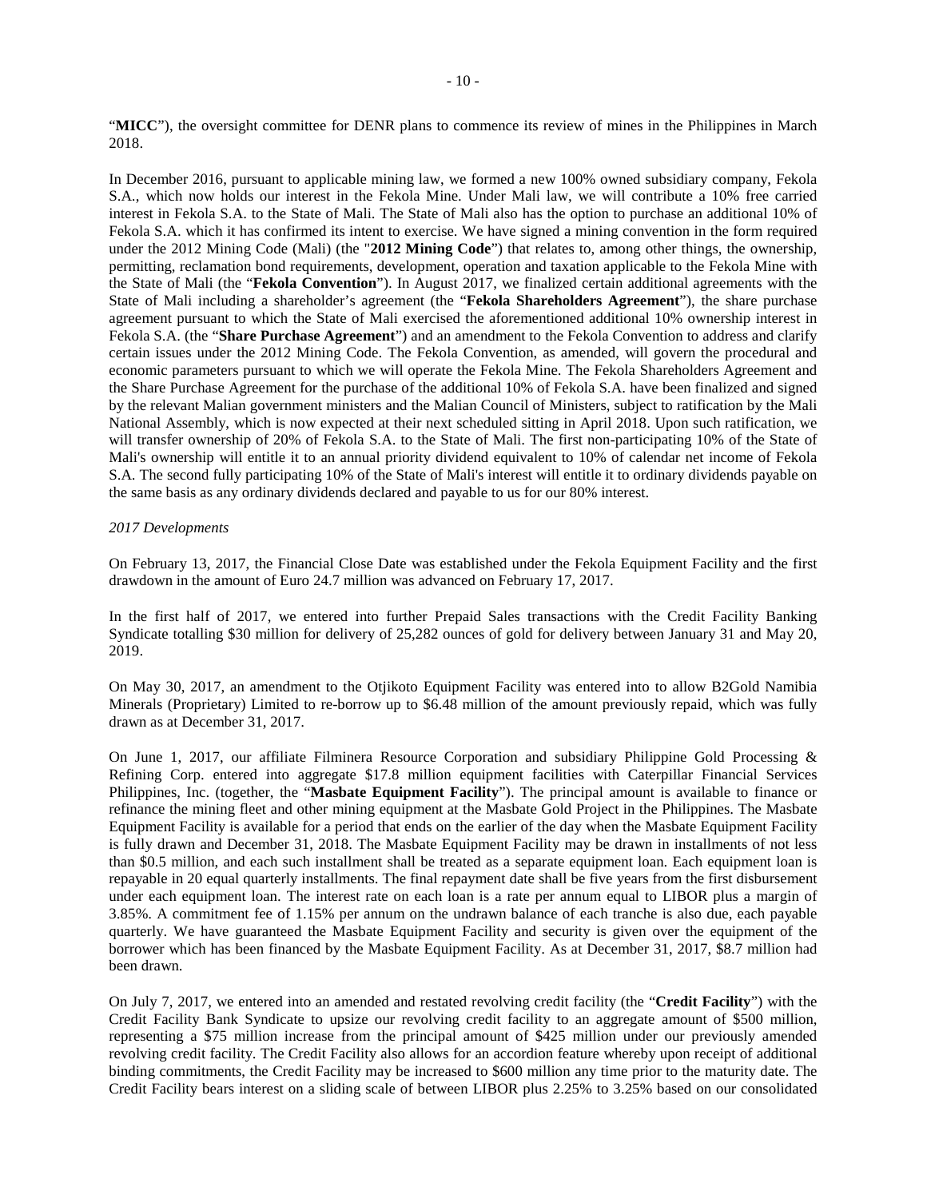"**MICC**"), the oversight committee for DENR plans to commence its review of mines in the Philippines in March 2018.

In December 2016, pursuant to applicable mining law, we formed a new 100% owned subsidiary company, Fekola S.A., which now holds our interest in the Fekola Mine. Under Mali law, we will contribute a 10% free carried interest in Fekola S.A. to the State of Mali. The State of Mali also has the option to purchase an additional 10% of Fekola S.A. which it has confirmed its intent to exercise. We have signed a mining convention in the form required under the 2012 Mining Code (Mali) (the "**2012 Mining Code**") that relates to, among other things, the ownership, permitting, reclamation bond requirements, development, operation and taxation applicable to the Fekola Mine with the State of Mali (the "**Fekola Convention**"). In August 2017, we finalized certain additional agreements with the State of Mali including a shareholder's agreement (the "**Fekola Shareholders Agreement**"), the share purchase agreement pursuant to which the State of Mali exercised the aforementioned additional 10% ownership interest in Fekola S.A. (the "**Share Purchase Agreement**") and an amendment to the Fekola Convention to address and clarify certain issues under the 2012 Mining Code. The Fekola Convention, as amended, will govern the procedural and economic parameters pursuant to which we will operate the Fekola Mine. The Fekola Shareholders Agreement and the Share Purchase Agreement for the purchase of the additional 10% of Fekola S.A. have been finalized and signed by the relevant Malian government ministers and the Malian Council of Ministers, subject to ratification by the Mali National Assembly, which is now expected at their next scheduled sitting in April 2018. Upon such ratification, we will transfer ownership of 20% of Fekola S.A. to the State of Mali. The first non-participating 10% of the State of Mali's ownership will entitle it to an annual priority dividend equivalent to 10% of calendar net income of Fekola S.A. The second fully participating 10% of the State of Mali's interest will entitle it to ordinary dividends payable on the same basis as any ordinary dividends declared and payable to us for our 80% interest.

*2017 Developments*

On February 13, 2017, the Financial Close Date was established under the Fekola Equipment Facility and the first drawdown in the amount of Euro 24.7 million was advanced on February 17, 2017.

In the first half of 2017, we entered into further Prepaid Sales transactions with the Credit Facility Banking Syndicate totalling $30 million for delivery of 25,282 ounces of gold for delivery between January 31 and May 20, 2019.

On May 30, 2017, an amendment to the Otjikoto Equipment Facility was entered into to allow B2Gold Namibia Minerals (Proprietary) Limited to re-borrow up to $6.48 million of the amount previously repaid, which was fully drawn as at December 31, 2017.

On June 1, 2017, our affiliate Filminera Resource Corporation and subsidiary Philippine Gold Processing & Refining Corp. entered into aggregate $17.8 million equipment facilities with Caterpillar Financial Services Philippines, Inc. (together, the "**Masbate Equipment Facility**"). The principal amount is available to finance or refinance the mining fleet and other mining equipment at the Masbate Gold Project in the Philippines. The Masbate Equipment Facility is available for a period that ends on the earlier of the day when the Masbate Equipment Facility is fully drawn and December 31, 2018. The Masbate Equipment Facility may be drawn in installments of not less than $0.5 million, and each such installment shall be treated as a separate equipment loan. Each equipment loan is repayable in 20 equal quarterly installments. The final repayment date shall be five years from the first disbursement under each equipment loan. The interest rate on each loan is a rate per annum equal to LIBOR plus a margin of 3.85%. A commitment fee of 1.15% per annum on the undrawn balance of each tranche is also due, each payable quarterly. We have guaranteed the Masbate Equipment Facility and security is given over the equipment of the borrower which has been financed by the Masbate Equipment Facility. As at December 31, 2017, $8.7 million had been drawn.

On July 7, 2017, we entered into an amended and restated revolving credit facility (the "**Credit Facility**") with the Credit Facility Bank Syndicate to upsize our revolving credit facility to an aggregate amount of $500 million, representing a $75 million increase from the principal amount of $425 million under our previously amended revolving credit facility. The Credit Facility also allows for an accordion feature whereby upon receipt of additional binding commitments, the Credit Facility may be increased to $600 million any time prior to the maturity date. The Credit Facility bears interest on a sliding scale of between LIBOR plus 2.25% to 3.25% based on our consolidated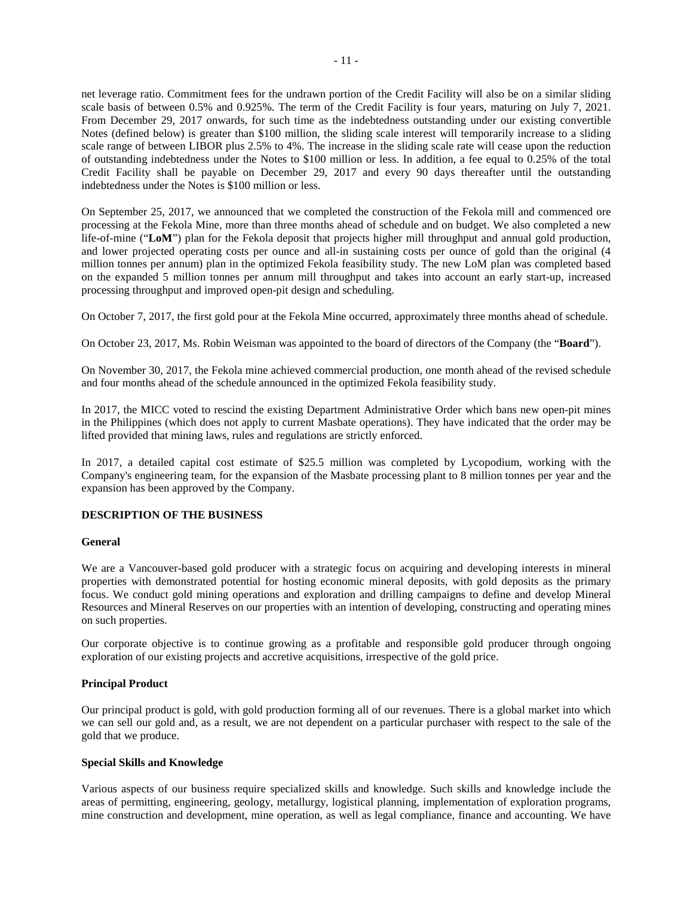net leverage ratio. Commitment fees for the undrawn portion of the Credit Facility will also be on a similar sliding scale basis of between 0.5% and 0.925%. The term of the Credit Facility is four years, maturing on July 7, 2021. From December 29, 2017 onwards, for such time as the indebtedness outstanding under our existing convertible Notes (defined below) is greater than $100 million, the sliding scale interest will temporarily increase to a sliding scale range of between LIBOR plus 2.5% to 4%. The increase in the sliding scale rate will cease upon the reduction of outstanding indebtedness under the Notes to $100 million or less. In addition, a fee equal to 0.25% of the total Credit Facility shall be payable on December 29, 2017 and every 90 days thereafter until the outstanding indebtedness under the Notes is $100 million or less.

On September 25, 2017, we announced that we completed the construction of the Fekola mill and commenced ore processing at the Fekola Mine, more than three months ahead of schedule and on budget. We also completed a new life-of-mine ("**LoM**") plan for the Fekola deposit that projects higher mill throughput and annual gold production, and lower projected operating costs per ounce and all-in sustaining costs per ounce of gold than the original (4 million tonnes per annum) plan in the optimized Fekola feasibility study. The new LoM plan was completed based on the expanded 5 million tonnes per annum mill throughput and takes into account an early start-up, increased processing throughput and improved open-pit design and scheduling.

On October 7, 2017, the first gold pour at the Fekola Mine occurred, approximately three months ahead of schedule.

On October 23, 2017, Ms. Robin Weisman was appointed to the board of directors of the Company (the "**Board**").

On November 30, 2017, the Fekola mine achieved commercial production, one month ahead of the revised schedule and four months ahead of the schedule announced in the optimized Fekola feasibility study.

In 2017, the MICC voted to rescind the existing Department Administrative Order which bans new open-pit mines in the Philippines (which does not apply to current Masbate operations). They have indicated that the order may be lifted provided that mining laws, rules and regulations are strictly enforced.

In 2017, a detailed capital cost estimate of $25.5 million was completed by Lycopodium, working with the Company's engineering team, for the expansion of the Masbate processing plant to 8 million tonnes per year and the expansion has been approved by the Company.

## DESCRIPTION OF THE BUSINESS

### General

We are a Vancouver-based gold producer with a strategic focus on acquiring and developing interests in mineral properties with demonstrated potential for hosting economic mineral deposits, with gold deposits as the primary focus. We conduct gold mining operations and exploration and drilling campaigns to define and develop Mineral Resources and Mineral Reserves on our properties with an intention of developing, constructing and operating mines on such properties.

Our corporate objective is to continue growing as a profitable and responsible gold producer through ongoing exploration of our existing projects and accretive acquisitions, irrespective of the gold price.

### Principal Product

Our principal product is gold, with gold production forming all of our revenues. There is a global market into which we can sell our gold and, as a result, we are not dependent on a particular purchaser with respect to the sale of the gold that we produce.

### Special Skills and Knowledge

Various aspects of our business require specialized skills and knowledge. Such skills and knowledge include the areas of permitting, engineering, geology, metallurgy, logistical planning, implementation of exploration programs, mine construction and development, mine operation, as well as legal compliance, finance and accounting. We have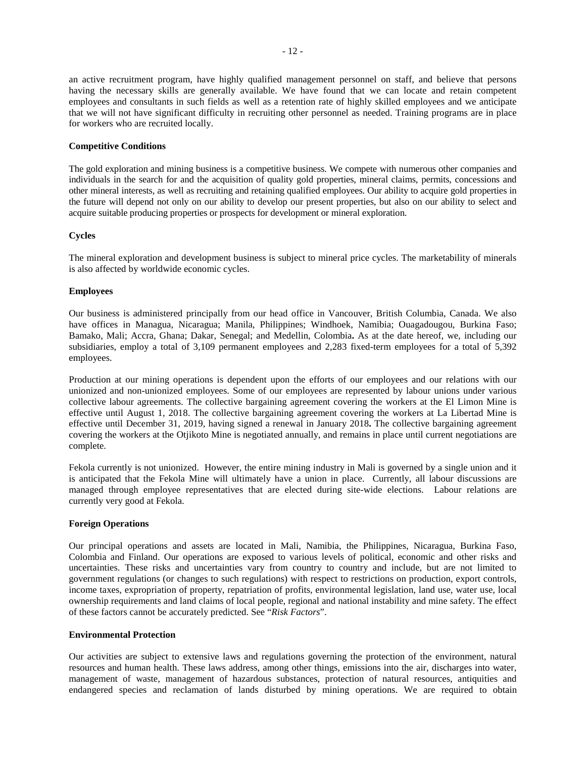an active recruitment program, have highly qualified management personnel on staff, and believe that persons having the necessary skills are generally available. We have found that we can locate and retain competent employees and consultants in such fields as well as a retention rate of highly skilled employees and we anticipate that we will not have significant difficulty in recruiting other personnel as needed. Training programs are in place for workers who are recruited locally.

**Competitive Conditions**

The gold exploration and mining business is a competitive business. We compete with numerous other companies and individuals in the search for and the acquisition of quality gold properties, mineral claims, permits, concessions and other mineral interests, as well as recruiting and retaining qualified employees. Our ability to acquire gold properties in the future will depend not only on our ability to develop our present properties, but also on our ability to select and acquire suitable producing properties or prospects for development or mineral exploration.

**Cycles**

The mineral exploration and development business is subject to mineral price cycles. The marketability of minerals is also affected by worldwide economic cycles.

**Employees**

Our business is administered principally from our head office in Vancouver, British Columbia, Canada. We also have offices in Managua, Nicaragua; Manila, Philippines; Windhoek, Namibia; Ouagadougou, Burkina Faso; Bamako, Mali; Accra, Ghana; Dakar, Senegal; and Medellin, Colombia. As at the date hereof, we, including our subsidiaries, employ a total of 3,109 permanent employees and 2,283 fixed-term employees for a total of 5,392 employees.

Production at our mining operations is dependent upon the efforts of our employees and our relations with our unionized and non-unionized employees. Some of our employees are represented by labour unions under various collective labour agreements. The collective bargaining agreement covering the workers at the El Limon Mine is effective until August 1, 2018. The collective bargaining agreement covering the workers at La Libertad Mine is effective until December 31, 2019, having signed a renewal in January 2018. The collective bargaining agreement covering the workers at the Otjikoto Mine is negotiated annually, and remains in place until current negotiations are complete.

Fekola currently is not unionized. However, the entire mining industry in Mali is governed by a single union and it is anticipated that the Fekola Mine will ultimately have a union in place. Currently, all labour discussions are managed through employee representatives that are elected during site-wide elections. Labour relations are currently very good at Fekola.

**Foreign Operations**

Our principal operations and assets are located in Mali, Namibia, the Philippines, Nicaragua, Burkina Faso, Colombia and Finland. Our operations are exposed to various levels of political, economic and other risks and uncertainties. These risks and uncertainties vary from country to country and include, but are not limited to government regulations (or changes to such regulations) with respect to restrictions on production, export controls, income taxes, expropriation of property, repatriation of profits, environmental legislation, land use, water use, local ownership requirements and land claims of local people, regional and national instability and mine safety. The effect of these factors cannot be accurately predicted. See "*Risk Factors*".

**Environmental Protection**

Our activities are subject to extensive laws and regulations governing the protection of the environment, natural resources and human health. These laws address, among other things, emissions into the air, discharges into water, management of waste, management of hazardous substances, protection of natural resources, antiquities and endangered species and reclamation of lands disturbed by mining operations. We are required to obtain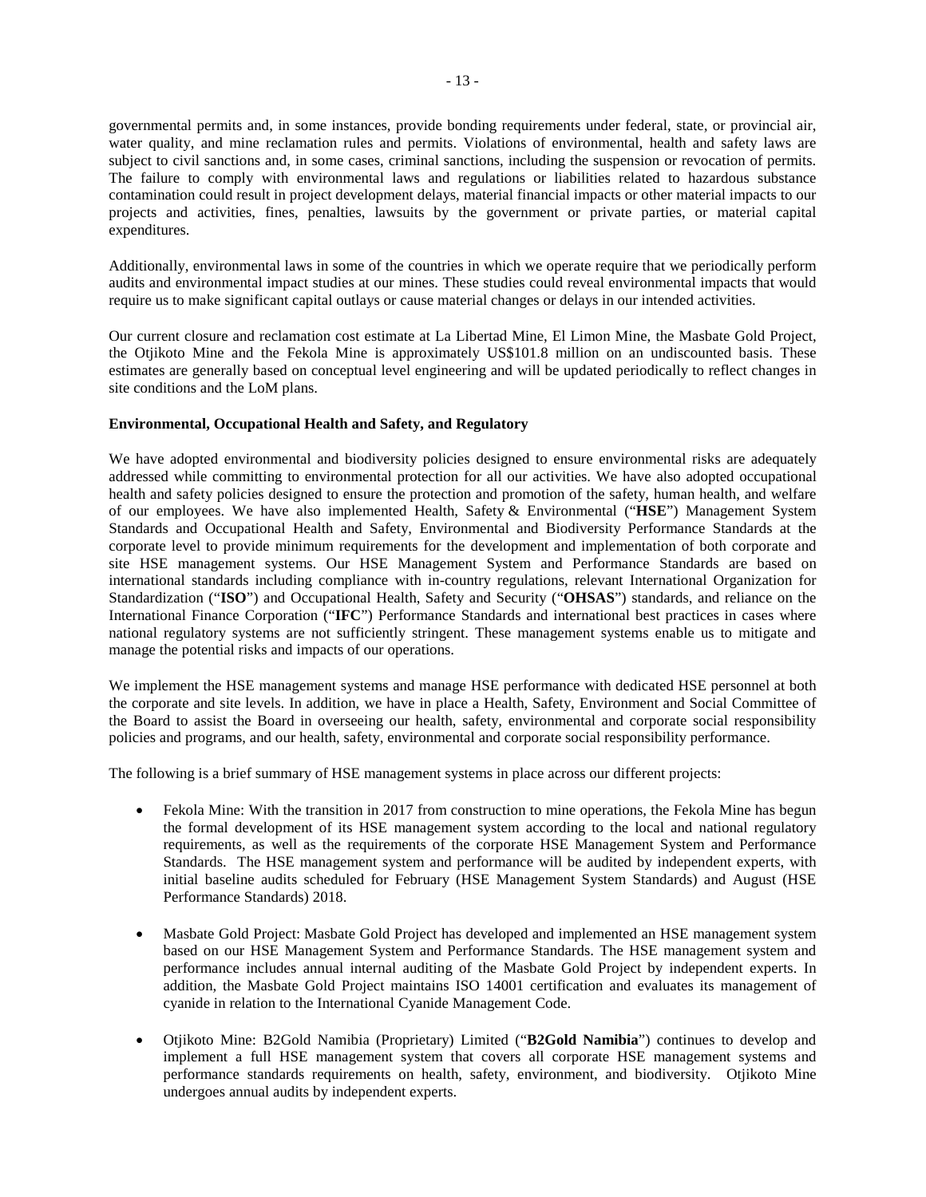governmental permits and, in some instances, provide bonding requirements under federal, state, or provincial air, water quality, and mine reclamation rules and permits. Violations of environmental, health and safety laws are subject to civil sanctions and, in some cases, criminal sanctions, including the suspension or revocation of permits. The failure to comply with environmental laws and regulations or liabilities related to hazardous substance contamination could result in project development delays, material financial impacts or other material impacts to our projects and activities, fines, penalties, lawsuits by the government or private parties, or material capital expenditures.

Additionally, environmental laws in some of the countries in which we operate require that we periodically perform audits and environmental impact studies at our mines. These studies could reveal environmental impacts that would require us to make significant capital outlays or cause material changes or delays in our intended activities.

Our current closure and reclamation cost estimate at La Libertad Mine, El Limon Mine, the Masbate Gold Project, the Otjikoto Mine and the Fekola Mine is approximately US$101.8 million on an undiscounted basis. These estimates are generally based on conceptual level engineering and will be updated periodically to reflect changes in site conditions and the LoM plans.

**Environmental, Occupational Health and Safety, and Regulatory**

We have adopted environmental and biodiversity policies designed to ensure environmental risks are adequately addressed while committing to environmental protection for all our activities. We have also adopted occupational health and safety policies designed to ensure the protection and promotion of the safety, human health, and welfare of our employees. We have also implemented Health, Safety & Environmental ("**HSE**") Management System Standards and Occupational Health and Safety, Environmental and Biodiversity Performance Standards at the corporate level to provide minimum requirements for the development and implementation of both corporate and site HSE management systems. Our HSE Management System and Performance Standards are based on international standards including compliance with in-country regulations, relevant International Organization for Standardization ("**ISO**") and Occupational Health, Safety and Security ("**OHSAS**") standards, and reliance on the International Finance Corporation ("**IFC**") Performance Standards and international best practices in cases where national regulatory systems are not sufficiently stringent. These management systems enable us to mitigate and manage the potential risks and impacts of our operations.

We implement the HSE management systems and manage HSE performance with dedicated HSE personnel at both the corporate and site levels. In addition, we have in place a Health, Safety, Environment and Social Committee of the Board to assist the Board in overseeing our health, safety, environmental and corporate social responsibility policies and programs, and our health, safety, environmental and corporate social responsibility performance.

The following is a brief summary of HSE management systems in place across our different projects:

- Fekola Mine: With the transition in 2017 from construction to mine operations, the Fekola Mine has begun the formal development of its HSE management system according to the local and national regulatory requirements, as well as the requirements of the corporate HSE Management System and Performance Standards. The HSE management system and performance will be audited by independent experts, with initial baseline audits scheduled for February (HSE Management System Standards) and August (HSE Performance Standards) 2018.

- Masbate Gold Project: Masbate Gold Project has developed and implemented an HSE management system based on our HSE Management System and Performance Standards. The HSE management system and performance includes annual internal auditing of the Masbate Gold Project by independent experts. In addition, the Masbate Gold Project maintains ISO 14001 certification and evaluates its management of cyanide in relation to the International Cyanide Management Code.

- Otjikoto Mine: B2Gold Namibia (Proprietary) Limited ("**B2Gold Namibia**") continues to develop and implement a full HSE management system that covers all corporate HSE management systems and performance standards requirements on health, safety, environment, and biodiversity. Otjikoto Mine undergoes annual audits by independent experts.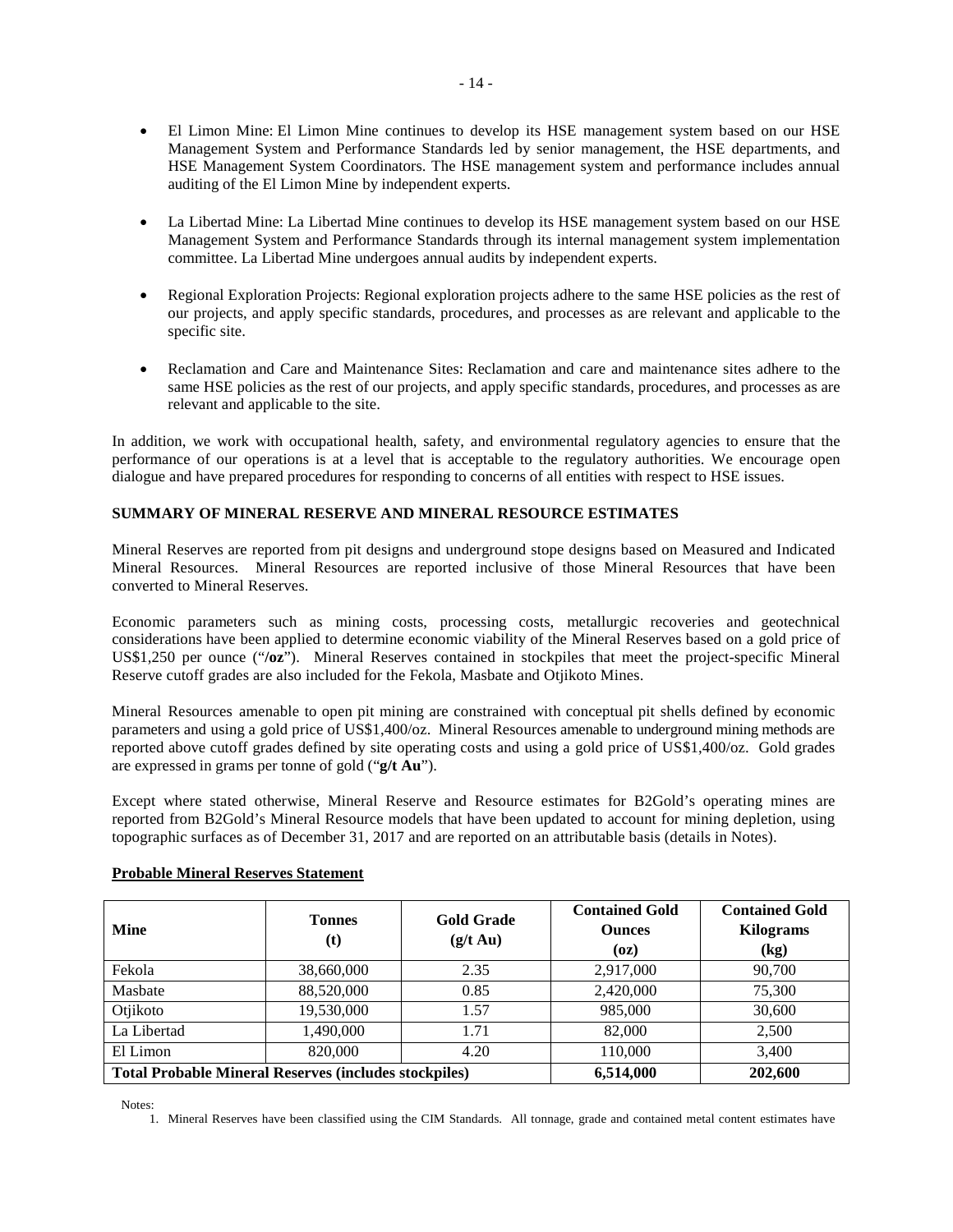- El Limon Mine: El Limon Mine continues to develop its HSE management system based on our HSE Management System and Performance Standards led by senior management, the HSE departments, and HSE Management System Coordinators. The HSE management system and performance includes annual auditing of the El Limon Mine by independent experts.

- La Libertad Mine: La Libertad Mine continues to develop its HSE management system based on our HSE Management System and Performance Standards through its internal management system implementation committee. La Libertad Mine undergoes annual audits by independent experts.

- Regional Exploration Projects: Regional exploration projects adhere to the same HSE policies as the rest of our projects, and apply specific standards, procedures, and processes as are relevant and applicable to the specific site.

- Reclamation and Care and Maintenance Sites: Reclamation and care and maintenance sites adhere to the same HSE policies as the rest of our projects, and apply specific standards, procedures, and processes as are relevant and applicable to the site.

In addition, we work with occupational health, safety, and environmental regulatory agencies to ensure that the performance of our operations is at a level that is acceptable to the regulatory authorities. We encourage open dialogue and have prepared procedures for responding to concerns of all entities with respect to HSE issues.

## SUMMARY OF MINERAL RESERVE AND MINERAL RESOURCE ESTIMATES

Mineral Reserves are reported from pit designs and underground stope designs based on Measured and Indicated Mineral Resources. Mineral Resources are reported inclusive of those Mineral Resources that have been converted to Mineral Reserves.

Economic parameters such as mining costs, processing costs, metallurgic recoveries and geotechnical considerations have been applied to determine economic viability of the Mineral Reserves based on a gold price of US$1,250 per ounce ("**/oz**"). Mineral Reserves contained in stockpiles that meet the project-specific Mineral Reserve cutoff grades are also included for the Fekola, Masbate and Otjikoto Mines.

Mineral Resources amenable to open pit mining are constrained with conceptual pit shells defined by economic parameters and using a gold price of US$1,400/oz. Mineral Resources amenable to underground mining methods are reported above cutoff grades defined by site operating costs and using a gold price of US$1,400/oz. Gold grades are expressed in grams per tonne of gold ("**g/t Au**").

Except where stated otherwise, Mineral Reserve and Resource estimates for B2Gold's operating mines are reported from B2Gold's Mineral Resource models that have been updated to account for mining depletion, using topographic surfaces as of December 31, 2017 and are reported on an attributable basis (details in Notes).

**Probable Mineral Reserves Statement**

| Mine | Tonnes (t) | Gold Grade (g/t Au) | Contained Gold Ounces (oz) | Contained Gold Kilograms (kg) |
|---|---|---|---|---|
| Fekola | 38,660,000 | 2.35 | 2,917,000 | 90,700 |
| Masbate | 88,520,000 | 0.85 | 2,420,000 | 75,300 |
| Otjikoto | 19,530,000 | 1.57 | 985,000 | 30,600 |
| La Libertad | 1,490,000 | 1.71 | 82,000 | 2,500 |
| El Limon | 820,000 | 4.20 | 110,000 | 3,400 |
| **Total Probable Mineral Reserves (includes stockpiles)** | | | **6,514,000** | **202,600** |

Notes:

1. Mineral Reserves have been classified using the CIM Standards. All tonnage, grade and contained metal content estimates have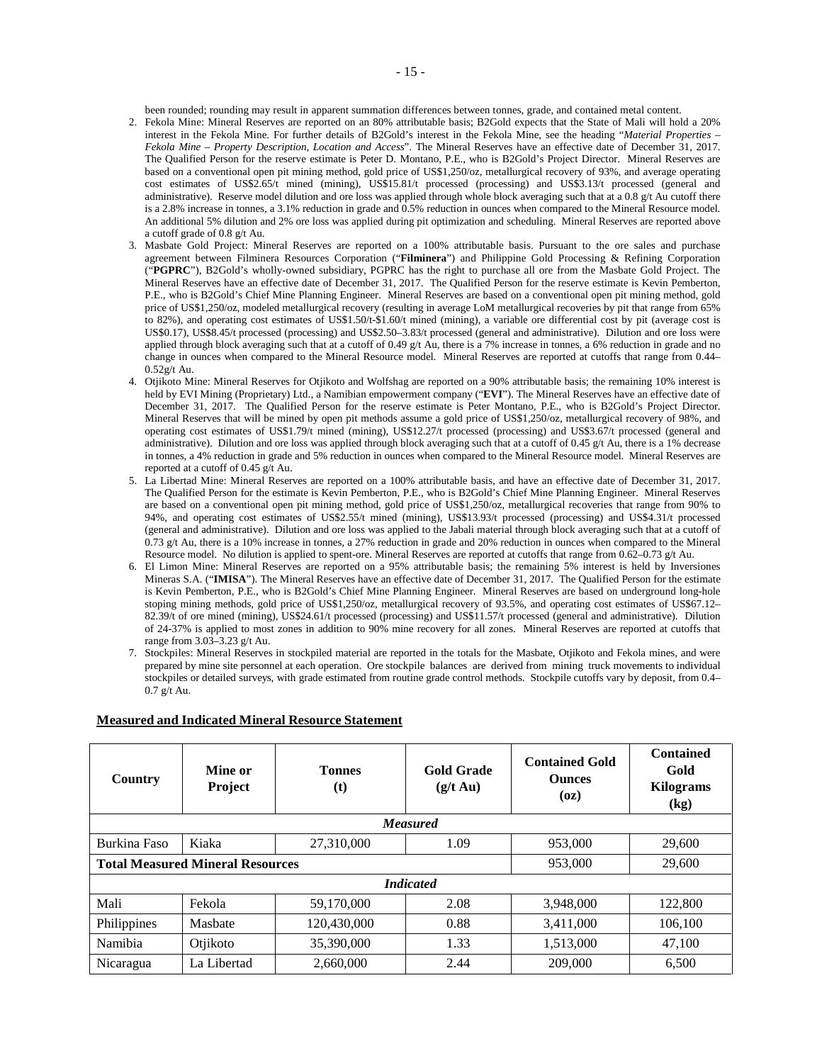been rounded; rounding may result in apparent summation differences between tonnes, grade, and contained metal content.

2. Fekola Mine: Mineral Reserves are reported on an 80% attributable basis; B2Gold expects that the State of Mali will hold a 20% interest in the Fekola Mine. For further details of B2Gold's interest in the Fekola Mine, see the heading "*Material Properties – Fekola Mine – Property Description, Location and Access*". The Mineral Reserves have an effective date of December 31, 2017. The Qualified Person for the reserve estimate is Peter D. Montano, P.E., who is B2Gold's Project Director. Mineral Reserves are based on a conventional open pit mining method, gold price of US$1,250/oz, metallurgical recovery of 93%, and average operating cost estimates of US$2.65/t mined (mining), US$15.81/t processed (processing) and US$3.13/t processed (general and administrative). Reserve model dilution and ore loss was applied through whole block averaging such that at a 0.8 g/t Au cutoff there is a 2.8% increase in tonnes, a 3.1% reduction in grade and 0.5% reduction in ounces when compared to the Mineral Resource model. An additional 5% dilution and 2% ore loss was applied during pit optimization and scheduling. Mineral Reserves are reported above a cutoff grade of 0.8 g/t Au.
3. Masbate Gold Project: Mineral Reserves are reported on a 100% attributable basis. Pursuant to the ore sales and purchase agreement between Filminera Resources Corporation ("**Filminera**") and Philippine Gold Processing & Refining Corporation ("**PGPRC**"), B2Gold's wholly-owned subsidiary, PGPRC has the right to purchase all ore from the Masbate Gold Project. The Mineral Reserves have an effective date of December 31, 2017. The Qualified Person for the reserve estimate is Kevin Pemberton, P.E., who is B2Gold's Chief Mine Planning Engineer. Mineral Reserves are based on a conventional open pit mining method, gold price of US$1,250/oz, modeled metallurgical recovery (resulting in average LoM metallurgical recoveries by pit that range from 65% to 82%), and operating cost estimates of US$1.50/t-$1.60/t mined (mining), a variable ore differential cost by pit (average cost is US$0.17), US$8.45/t processed (processing) and US$2.50–3.83/t processed (general and administrative). Dilution and ore loss were applied through block averaging such that at a cutoff of 0.49 g/t Au, there is a 7% increase in tonnes, a 6% reduction in grade and no change in ounces when compared to the Mineral Resource model. Mineral Reserves are reported at cutoffs that range from 0.44–0.52g/t Au.
4. Otjikoto Mine: Mineral Reserves for Otjikoto and Wolfshag are reported on a 90% attributable basis; the remaining 10% interest is held by EVI Mining (Proprietary) Ltd., a Namibian empowerment company ("**EVI**"). The Mineral Reserves have an effective date of December 31, 2017. The Qualified Person for the reserve estimate is Peter Montano, P.E., who is B2Gold's Project Director. Mineral Reserves that will be mined by open pit methods assume a gold price of US$1,250/oz, metallurgical recovery of 98%, and operating cost estimates of US$1.79/t mined (mining), US$12.27/t processed (processing) and US$3.67/t processed (general and administrative). Dilution and ore loss was applied through block averaging such that at a cutoff of 0.45 g/t Au, there is a 1% decrease in tonnes, a 4% reduction in grade and 5% reduction in ounces when compared to the Mineral Resource model. Mineral Reserves are reported at a cutoff of 0.45 g/t Au.
5. La Libertad Mine: Mineral Reserves are reported on a 100% attributable basis, and have an effective date of December 31, 2017. The Qualified Person for the estimate is Kevin Pemberton, P.E., who is B2Gold's Chief Mine Planning Engineer. Mineral Reserves are based on a conventional open pit mining method, gold price of US$1,250/oz, metallurgical recoveries that range from 90% to 94%, and operating cost estimates of US$2.55/t mined (mining), US$13.93/t processed (processing) and US$4.31/t processed (general and administrative). Dilution and ore loss was applied to the Jabali material through block averaging such that at a cutoff of 0.73 g/t Au, there is a 10% increase in tonnes, a 27% reduction in grade and 20% reduction in ounces when compared to the Mineral Resource model. No dilution is applied to spent-ore. Mineral Reserves are reported at cutoffs that range from 0.62–0.73 g/t Au.
6. El Limon Mine: Mineral Reserves are reported on a 95% attributable basis; the remaining 5% interest is held by Inversiones Mineras S.A. ("**IMISA**"). The Mineral Reserves have an effective date of December 31, 2017. The Qualified Person for the estimate is Kevin Pemberton, P.E., who is B2Gold's Chief Mine Planning Engineer. Mineral Reserves are based on underground long-hole stoping mining methods, gold price of US$1,250/oz, metallurgical recovery of 93.5%, and operating cost estimates of US$67.12–82.39/t of ore mined (mining), US$24.61/t processed (processing) and US$11.57/t processed (general and administrative). Dilution of 24-37% is applied to most zones in addition to 90% mine recovery for all zones. Mineral Reserves are reported at cutoffs that range from 3.03–3.23 g/t Au.
7. Stockpiles: Mineral Reserves in stockpiled material are reported in the totals for the Masbate, Otjikoto and Fekola mines, and were prepared by mine site personnel at each operation. Ore stockpile balances are derived from mining truck movements to individual stockpiles or detailed surveys, with grade estimated from routine grade control methods. Stockpile cutoffs vary by deposit, from 0.4–0.7 g/t Au.

**Measured and Indicated Mineral Resource Statement**

| Country | Mine or Project | Tonnes (t) | Gold Grade (g/t Au) | Contained Gold Ounces (oz) | Contained Gold Kilograms (kg) |
|---|---|---|---|---|---|
| *Measured* | | | | | |
| Burkina Faso | Kiaka | 27,310,000 | 1.09 | 953,000 | 29,600 |
| **Total Measured Mineral Resources** | | | | 953,000 | 29,600 |
| *Indicated* | | | | | |
| Mali | Fekola | 59,170,000 | 2.08 | 3,948,000 | 122,800 |
| Philippines | Masbate | 120,430,000 | 0.88 | 3,411,000 | 106,100 |
| Namibia | Otjikoto | 35,390,000 | 1.33 | 1,513,000 | 47,100 |
| Nicaragua | La Libertad | 2,660,000 | 2.44 | 209,000 | 6,500 |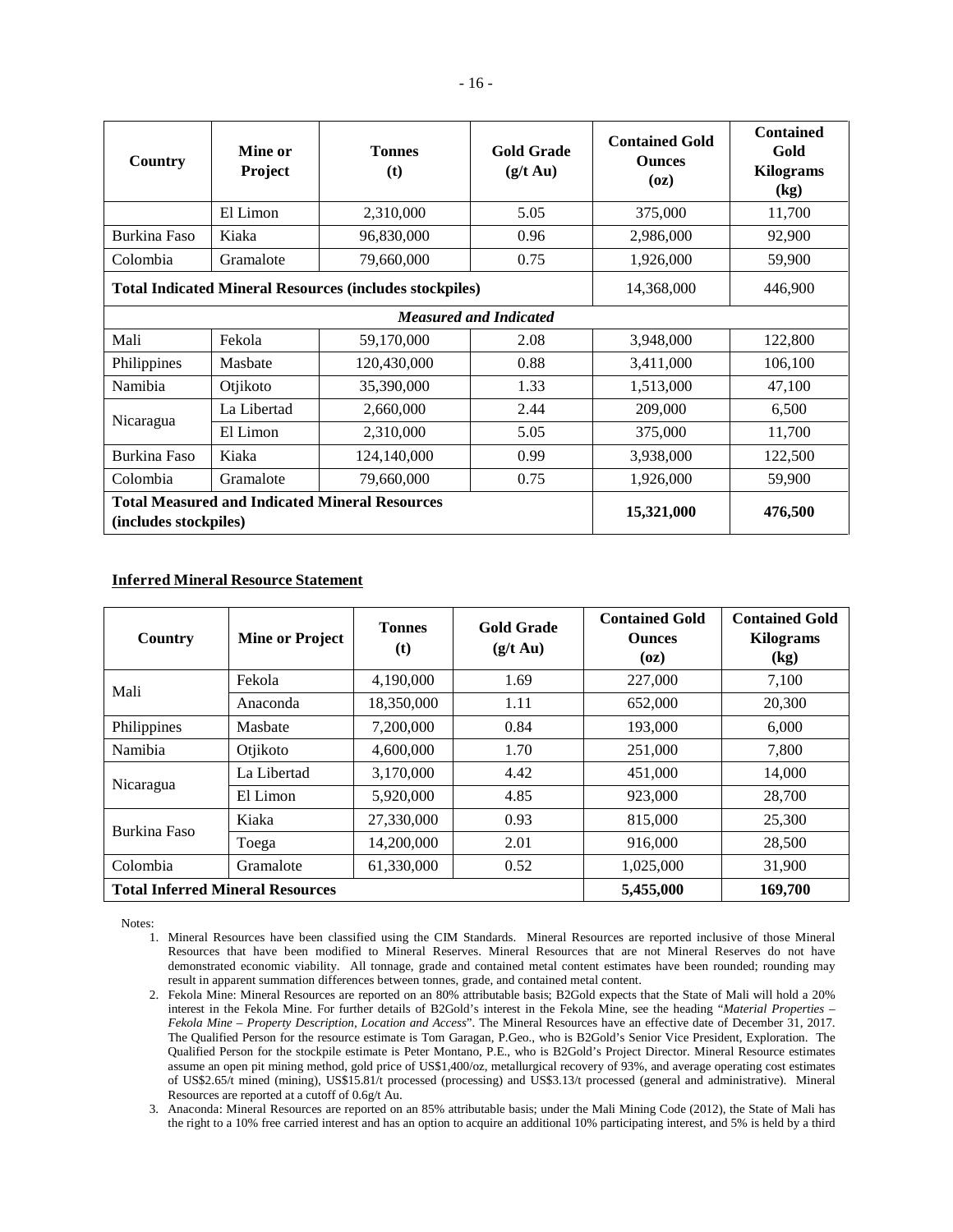| Country | Mine or Project | Tonnes (t) | Gold Grade (g/t Au) | Contained Gold Ounces (oz) | Contained Gold Kilograms (kg) |
|---|---|---|---|---|---|
| | El Limon | 2,310,000 | 5.05 | 375,000 | 11,700 |
| Burkina Faso | Kiaka | 96,830,000 | 0.96 | 2,986,000 | 92,900 |
| Colombia | Gramalote | 79,660,000 | 0.75 | 1,926,000 | 59,900 |
| **Total Indicated Mineral Resources (includes stockpiles)** | | | | 14,368,000 | 446,900 |
| | | | ***Measured and Indicated*** | | |
| Mali | Fekola | 59,170,000 | 2.08 | 3,948,000 | 122,800 |
| Philippines | Masbate | 120,430,000 | 0.88 | 3,411,000 | 106,100 |
| Namibia | Otjikoto | 35,390,000 | 1.33 | 1,513,000 | 47,100 |
| Nicaragua | La Libertad | 2,660,000 | 2.44 | 209,000 | 6,500 |
| | El Limon | 2,310,000 | 5.05 | 375,000 | 11,700 |
| Burkina Faso | Kiaka | 124,140,000 | 0.99 | 3,938,000 | 122,500 |
| Colombia | Gramalote | 79,660,000 | 0.75 | 1,926,000 | 59,900 |
| **Total Measured and Indicated Mineral Resources (includes stockpiles)** | | | | **15,321,000** | **476,500** |

**Inferred Mineral Resource Statement**

| Country | Mine or Project | Tonnes (t) | Gold Grade (g/t Au) | Contained Gold Ounces (oz) | Contained Gold Kilograms (kg) |
|---|---|---|---|---|---|
| Mali | Fekola | 4,190,000 | 1.69 | 227,000 | 7,100 |
| | Anaconda | 18,350,000 | 1.11 | 652,000 | 20,300 |
| Philippines | Masbate | 7,200,000 | 0.84 | 193,000 | 6,000 |
| Namibia | Otjikoto | 4,600,000 | 1.70 | 251,000 | 7,800 |
| Nicaragua | La Libertad | 3,170,000 | 4.42 | 451,000 | 14,000 |
| | El Limon | 5,920,000 | 4.85 | 923,000 | 28,700 |
| Burkina Faso | Kiaka | 27,330,000 | 0.93 | 815,000 | 25,300 |
| | Toega | 14,200,000 | 2.01 | 916,000 | 28,500 |
| Colombia | Gramalote | 61,330,000 | 0.52 | 1,025,000 | 31,900 |
| **Total Inferred Mineral Resources** | | | | **5,455,000** | **169,700** |

Notes:

1. Mineral Resources have been classified using the CIM Standards. Mineral Resources are reported inclusive of those Mineral Resources that have been modified to Mineral Reserves. Mineral Resources that are not Mineral Reserves do not have demonstrated economic viability. All tonnage, grade and contained metal content estimates have been rounded; rounding may result in apparent summation differences between tonnes, grade, and contained metal content.
2. Fekola Mine: Mineral Resources are reported on an 80% attributable basis; B2Gold expects that the State of Mali will hold a 20% interest in the Fekola Mine. For further details of B2Gold's interest in the Fekola Mine, see the heading "*Material Properties – Fekola Mine – Property Description, Location and Access*". The Mineral Resources have an effective date of December 31, 2017. The Qualified Person for the resource estimate is Tom Garagan, P.Geo., who is B2Gold's Senior Vice President, Exploration. The Qualified Person for the stockpile estimate is Peter Montano, P.E., who is B2Gold's Project Director. Mineral Resource estimates assume an open pit mining method, gold price of US$1,400/oz, metallurgical recovery of 93%, and average operating cost estimates of US$2.65/t mined (mining), US$15.81/t processed (processing) and US$3.13/t processed (general and administrative). Mineral Resources are reported at a cutoff of 0.6g/t Au.
3. Anaconda: Mineral Resources are reported on an 85% attributable basis; under the Mali Mining Code (2012), the State of Mali has the right to a 10% free carried interest and has an option to acquire an additional 10% participating interest, and 5% is held by a third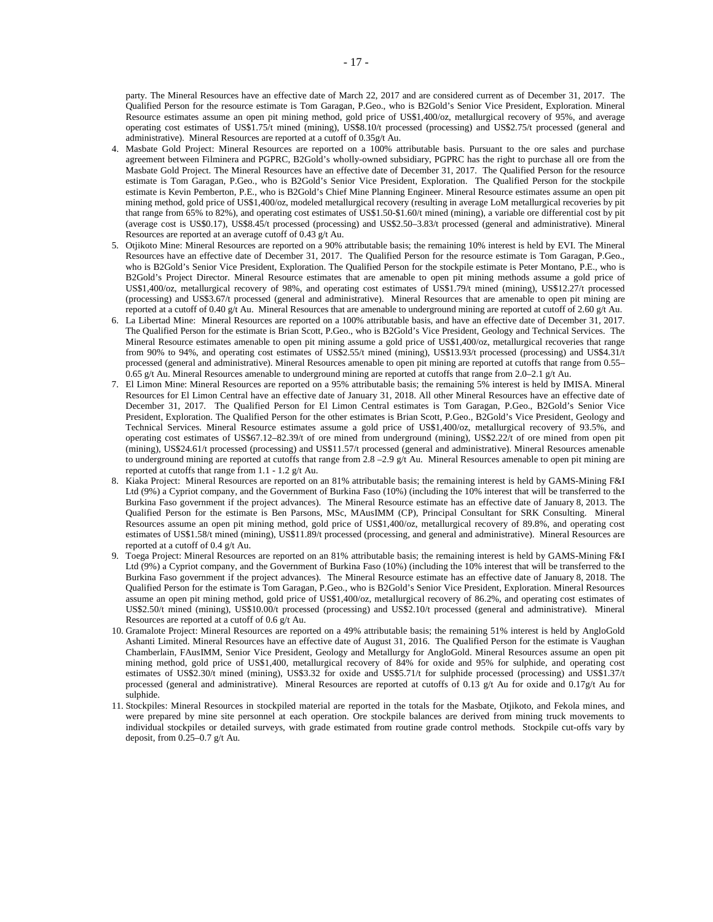party. The Mineral Resources have an effective date of March 22, 2017 and are considered current as of December 31, 2017. The Qualified Person for the resource estimate is Tom Garagan, P.Geo., who is B2Gold's Senior Vice President, Exploration. Mineral Resource estimates assume an open pit mining method, gold price of US$1,400/oz, metallurgical recovery of 95%, and average operating cost estimates of US$1.75/t mined (mining), US$8.10/t processed (processing) and US$2.75/t processed (general and administrative). Mineral Resources are reported at a cutoff of 0.35g/t Au.

4. Masbate Gold Project: Mineral Resources are reported on a 100% attributable basis. Pursuant to the ore sales and purchase agreement between Filminera and PGPRC, B2Gold's wholly-owned subsidiary, PGPRC has the right to purchase all ore from the Masbate Gold Project. The Mineral Resources have an effective date of December 31, 2017. The Qualified Person for the resource estimate is Tom Garagan, P.Geo., who is B2Gold's Senior Vice President, Exploration. The Qualified Person for the stockpile estimate is Kevin Pemberton, P.E., who is B2Gold's Chief Mine Planning Engineer. Mineral Resource estimates assume an open pit mining method, gold price of US$1,400/oz, modeled metallurgical recovery (resulting in average LoM metallurgical recoveries by pit that range from 65% to 82%), and operating cost estimates of US$1.50-$1.60/t mined (mining), a variable ore differential cost by pit (average cost is US$0.17), US$8.45/t processed (processing) and US$2.50–3.83/t processed (general and administrative). Mineral Resources are reported at an average cutoff of 0.43 g/t Au.
5. Otjikoto Mine: Mineral Resources are reported on a 90% attributable basis; the remaining 10% interest is held by EVI. The Mineral Resources have an effective date of December 31, 2017. The Qualified Person for the resource estimate is Tom Garagan, P.Geo., who is B2Gold's Senior Vice President, Exploration. The Qualified Person for the stockpile estimate is Peter Montano, P.E., who is B2Gold's Project Director. Mineral Resource estimates that are amenable to open pit mining methods assume a gold price of US$1,400/oz, metallurgical recovery of 98%, and operating cost estimates of US$1.79/t mined (mining), US$12.27/t processed (processing) and US$3.67/t processed (general and administrative). Mineral Resources that are amenable to open pit mining are reported at a cutoff of 0.40 g/t Au. Mineral Resources that are amenable to underground mining are reported at cutoff of 2.60 g/t Au.
6. La Libertad Mine: Mineral Resources are reported on a 100% attributable basis, and have an effective date of December 31, 2017. The Qualified Person for the estimate is Brian Scott, P.Geo., who is B2Gold's Vice President, Geology and Technical Services. The Mineral Resource estimates amenable to open pit mining assume a gold price of US$1,400/oz, metallurgical recoveries that range from 90% to 94%, and operating cost estimates of US$2.55/t mined (mining), US$13.93/t processed (processing) and US$4.31/t processed (general and administrative). Mineral Resources amenable to open pit mining are reported at cutoffs that range from 0.55–0.65 g/t Au. Mineral Resources amenable to underground mining are reported at cutoffs that range from 2.0–2.1 g/t Au.
7. El Limon Mine: Mineral Resources are reported on a 95% attributable basis; the remaining 5% interest is held by IMISA. Mineral Resources for El Limon Central have an effective date of January 31, 2018. All other Mineral Resources have an effective date of December 31, 2017. The Qualified Person for El Limon Central estimates is Tom Garagan, P.Geo., B2Gold's Senior Vice President, Exploration. The Qualified Person for the other estimates is Brian Scott, P.Geo., B2Gold's Vice President, Geology and Technical Services. Mineral Resource estimates assume a gold price of US$1,400/oz, metallurgical recovery of 93.5%, and operating cost estimates of US$67.12–82.39/t of ore mined from underground (mining), US$2.22/t of ore mined from open pit (mining), US$24.61/t processed (processing) and US$11.57/t processed (general and administrative). Mineral Resources amenable to underground mining are reported at cutoffs that range from 2.8 –2.9 g/t Au. Mineral Resources amenable to open pit mining are reported at cutoffs that range from 1.1 - 1.2 g/t Au.
8. Kiaka Project: Mineral Resources are reported on an 81% attributable basis; the remaining interest is held by GAMS-Mining F&I Ltd (9%) a Cypriot company, and the Government of Burkina Faso (10%) (including the 10% interest that will be transferred to the Burkina Faso government if the project advances). The Mineral Resource estimate has an effective date of January 8, 2013. The Qualified Person for the estimate is Ben Parsons, MSc, MAusIMM (CP), Principal Consultant for SRK Consulting. Mineral Resources assume an open pit mining method, gold price of US$1,400/oz, metallurgical recovery of 89.8%, and operating cost estimates of US$1.58/t mined (mining), US$11.89/t processed (processing, and general and administrative). Mineral Resources are reported at a cutoff of 0.4 g/t Au.
9. Toega Project: Mineral Resources are reported on an 81% attributable basis; the remaining interest is held by GAMS-Mining F&I Ltd (9%) a Cypriot company, and the Government of Burkina Faso (10%) (including the 10% interest that will be transferred to the Burkina Faso government if the project advances). The Mineral Resource estimate has an effective date of January 8, 2018. The Qualified Person for the estimate is Tom Garagan, P.Geo., who is B2Gold's Senior Vice President, Exploration. Mineral Resources assume an open pit mining method, gold price of US$1,400/oz, metallurgical recovery of 86.2%, and operating cost estimates of US$2.50/t mined (mining), US$10.00/t processed (processing) and US$2.10/t processed (general and administrative). Mineral Resources are reported at a cutoff of 0.6 g/t Au.
10. Gramalote Project: Mineral Resources are reported on a 49% attributable basis; the remaining 51% interest is held by AngloGold Ashanti Limited. Mineral Resources have an effective date of August 31, 2016. The Qualified Person for the estimate is Vaughan Chamberlain, FAusIMM, Senior Vice President, Geology and Metallurgy for AngloGold. Mineral Resources assume an open pit mining method, gold price of US$1,400, metallurgical recovery of 84% for oxide and 95% for sulphide, and operating cost estimates of US$2.30/t mined (mining), US$3.32 for oxide and US$5.71/t for sulphide processed (processing) and US$1.37/t processed (general and administrative). Mineral Resources are reported at cutoffs of 0.13 g/t Au for oxide and 0.17g/t Au for sulphide.
11. Stockpiles: Mineral Resources in stockpiled material are reported in the totals for the Masbate, Otjikoto, and Fekola mines, and were prepared by mine site personnel at each operation. Ore stockpile balances are derived from mining truck movements to individual stockpiles or detailed surveys, with grade estimated from routine grade control methods. Stockpile cut-offs vary by deposit, from 0.25–0.7 g/t Au.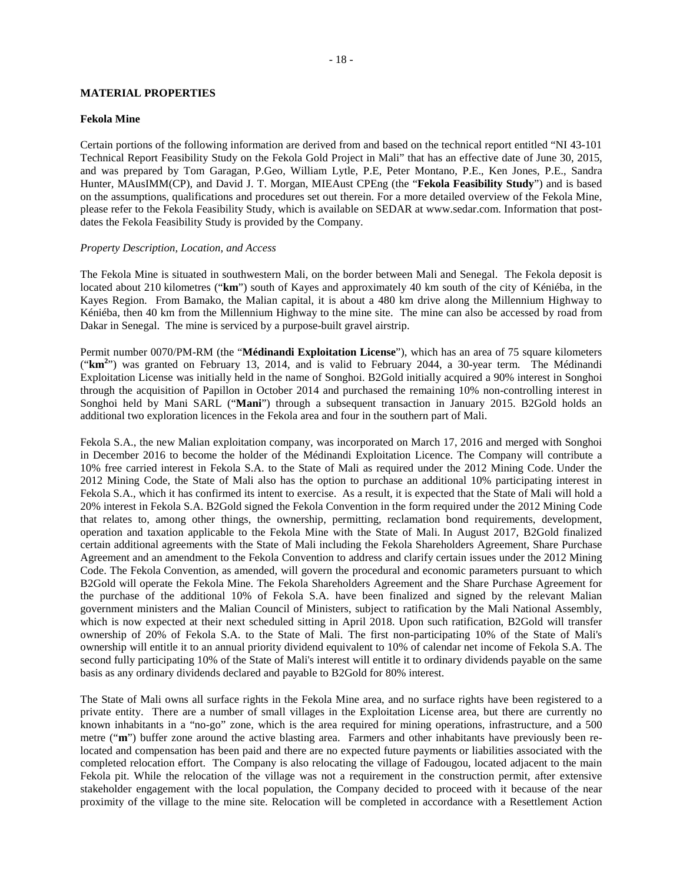## MATERIAL PROPERTIES

### Fekola Mine

Certain portions of the following information are derived from and based on the technical report entitled "NI 43-101 Technical Report Feasibility Study on the Fekola Gold Project in Mali" that has an effective date of June 30, 2015, and was prepared by Tom Garagan, P.Geo, William Lytle, P.E, Peter Montano, P.E., Ken Jones, P.E., Sandra Hunter, MAusIMM(CP), and David J. T. Morgan, MIEAust CPEng (the "**Fekola Feasibility Study**") and is based on the assumptions, qualifications and procedures set out therein. For a more detailed overview of the Fekola Mine, please refer to the Fekola Feasibility Study, which is available on SEDAR at www.sedar.com. Information that post-dates the Fekola Feasibility Study is provided by the Company.

*Property Description, Location, and Access*

The Fekola Mine is situated in southwestern Mali, on the border between Mali and Senegal. The Fekola deposit is located about 210 kilometres ("**km**") south of Kayes and approximately 40 km south of the city of Kéniéba, in the Kayes Region. From Bamako, the Malian capital, it is about a 480 km drive along the Millennium Highway to Kéniéba, then 40 km from the Millennium Highway to the mine site. The mine can also be accessed by road from Dakar in Senegal. The mine is serviced by a purpose-built gravel airstrip.

Permit number 0070/PM-RM (the "**Médinandi Exploitation License**"), which has an area of 75 square kilometers ("**km$^2$**") was granted on February 13, 2014, and is valid to February 2044, a 30-year term. The Médinandi Exploitation License was initially held in the name of Songhoi. B2Gold initially acquired a 90% interest in Songhoi through the acquisition of Papillon in October 2014 and purchased the remaining 10% non-controlling interest in Songhoi held by Mani SARL ("**Mani**") through a subsequent transaction in January 2015. B2Gold holds an additional two exploration licences in the Fekola area and four in the southern part of Mali.

Fekola S.A., the new Malian exploitation company, was incorporated on March 17, 2016 and merged with Songhoi in December 2016 to become the holder of the Médinandi Exploitation Licence. The Company will contribute a 10% free carried interest in Fekola S.A. to the State of Mali as required under the 2012 Mining Code. Under the 2012 Mining Code, the State of Mali also has the option to purchase an additional 10% participating interest in Fekola S.A., which it has confirmed its intent to exercise. As a result, it is expected that the State of Mali will hold a 20% interest in Fekola S.A. B2Gold signed the Fekola Convention in the form required under the 2012 Mining Code that relates to, among other things, the ownership, permitting, reclamation bond requirements, development, operation and taxation applicable to the Fekola Mine with the State of Mali. In August 2017, B2Gold finalized certain additional agreements with the State of Mali including the Fekola Shareholders Agreement, Share Purchase Agreement and an amendment to the Fekola Convention to address and clarify certain issues under the 2012 Mining Code. The Fekola Convention, as amended, will govern the procedural and economic parameters pursuant to which B2Gold will operate the Fekola Mine. The Fekola Shareholders Agreement and the Share Purchase Agreement for the purchase of the additional 10% of Fekola S.A. have been finalized and signed by the relevant Malian government ministers and the Malian Council of Ministers, subject to ratification by the Mali National Assembly, which is now expected at their next scheduled sitting in April 2018. Upon such ratification, B2Gold will transfer ownership of 20% of Fekola S.A. to the State of Mali. The first non-participating 10% of the State of Mali's ownership will entitle it to an annual priority dividend equivalent to 10% of calendar net income of Fekola S.A. The second fully participating 10% of the State of Mali's interest will entitle it to ordinary dividends payable on the same basis as any ordinary dividends declared and payable to B2Gold for 80% interest.

The State of Mali owns all surface rights in the Fekola Mine area, and no surface rights have been registered to a private entity. There are a number of small villages in the Exploitation License area, but there are currently no known inhabitants in a "no-go" zone, which is the area required for mining operations, infrastructure, and a 500 metre ("**m**") buffer zone around the active blasting area. Farmers and other inhabitants have previously been re-located and compensation has been paid and there are no expected future payments or liabilities associated with the completed relocation effort. The Company is also relocating the village of Fadougou, located adjacent to the main Fekola pit. While the relocation of the village was not a requirement in the construction permit, after extensive stakeholder engagement with the local population, the Company decided to proceed with it because of the near proximity of the village to the mine site. Relocation will be completed in accordance with a Resettlement Action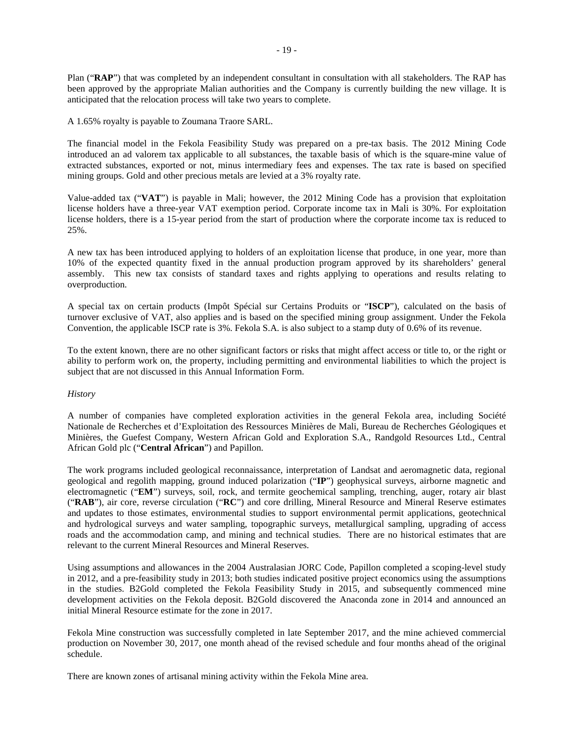Plan ("**RAP**") that was completed by an independent consultant in consultation with all stakeholders. The RAP has been approved by the appropriate Malian authorities and the Company is currently building the new village. It is anticipated that the relocation process will take two years to complete.

A 1.65% royalty is payable to Zoumana Traore SARL.

The financial model in the Fekola Feasibility Study was prepared on a pre-tax basis. The 2012 Mining Code introduced an ad valorem tax applicable to all substances, the taxable basis of which is the square-mine value of extracted substances, exported or not, minus intermediary fees and expenses. The tax rate is based on specified mining groups. Gold and other precious metals are levied at a 3% royalty rate.

Value-added tax ("**VAT**") is payable in Mali; however, the 2012 Mining Code has a provision that exploitation license holders have a three-year VAT exemption period. Corporate income tax in Mali is 30%. For exploitation license holders, there is a 15-year period from the start of production where the corporate income tax is reduced to 25%.

A new tax has been introduced applying to holders of an exploitation license that produce, in one year, more than 10% of the expected quantity fixed in the annual production program approved by its shareholders' general assembly. This new tax consists of standard taxes and rights applying to operations and results relating to overproduction.

A special tax on certain products (Impôt Spécial sur Certains Produits or "**ISCP**"), calculated on the basis of turnover exclusive of VAT, also applies and is based on the specified mining group assignment. Under the Fekola Convention, the applicable ISCP rate is 3%. Fekola S.A. is also subject to a stamp duty of 0.6% of its revenue.

To the extent known, there are no other significant factors or risks that might affect access or title to, or the right or ability to perform work on, the property, including permitting and environmental liabilities to which the project is subject that are not discussed in this Annual Information Form.

*History*

A number of companies have completed exploration activities in the general Fekola area, including Société Nationale de Recherches et d'Exploitation des Ressources Minières de Mali, Bureau de Recherches Géologiques et Minières, the Guefest Company, Western African Gold and Exploration S.A., Randgold Resources Ltd., Central African Gold plc ("**Central African**") and Papillon.

The work programs included geological reconnaissance, interpretation of Landsat and aeromagnetic data, regional geological and regolith mapping, ground induced polarization ("**IP**") geophysical surveys, airborne magnetic and electromagnetic ("**EM**") surveys, soil, rock, and termite geochemical sampling, trenching, auger, rotary air blast ("**RAB**"), air core, reverse circulation ("**RC**") and core drilling, Mineral Resource and Mineral Reserve estimates and updates to those estimates, environmental studies to support environmental permit applications, geotechnical and hydrological surveys and water sampling, topographic surveys, metallurgical sampling, upgrading of access roads and the accommodation camp, and mining and technical studies. There are no historical estimates that are relevant to the current Mineral Resources and Mineral Reserves.

Using assumptions and allowances in the 2004 Australasian JORC Code, Papillon completed a scoping-level study in 2012, and a pre-feasibility study in 2013; both studies indicated positive project economics using the assumptions in the studies. B2Gold completed the Fekola Feasibility Study in 2015, and subsequently commenced mine development activities on the Fekola deposit. B2Gold discovered the Anaconda zone in 2014 and announced an initial Mineral Resource estimate for the zone in 2017.

Fekola Mine construction was successfully completed in late September 2017, and the mine achieved commercial production on November 30, 2017, one month ahead of the revised schedule and four months ahead of the original schedule.

There are known zones of artisanal mining activity within the Fekola Mine area.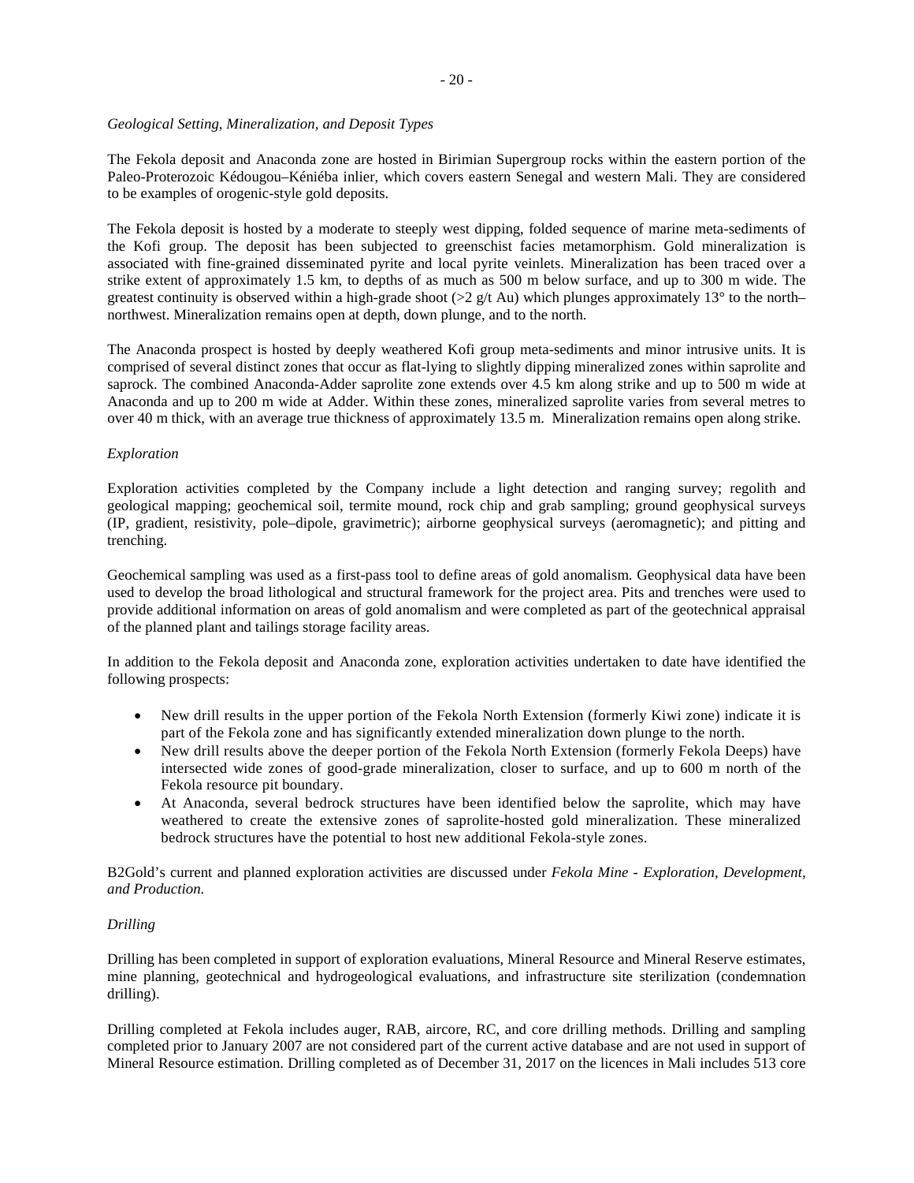*Geological Setting, Mineralization, and Deposit Types*

The Fekola deposit and Anaconda zone are hosted in Birimian Supergroup rocks within the eastern portion of the Paleo-Proterozoic Kédougou–Kéniéba inlier, which covers eastern Senegal and western Mali. They are considered to be examples of orogenic-style gold deposits.

The Fekola deposit is hosted by a moderate to steeply west dipping, folded sequence of marine meta-sediments of the Kofi group. The deposit has been subjected to greenschist facies metamorphism. Gold mineralization is associated with fine-grained disseminated pyrite and local pyrite veinlets. Mineralization has been traced over a strike extent of approximately 1.5 km, to depths of as much as 500 m below surface, and up to 300 m wide. The greatest continuity is observed within a high-grade shoot (>2 g/t Au) which plunges approximately 13° to the north–northwest. Mineralization remains open at depth, down plunge, and to the north.

The Anaconda prospect is hosted by deeply weathered Kofi group meta-sediments and minor intrusive units. It is comprised of several distinct zones that occur as flat-lying to slightly dipping mineralized zones within saprolite and saprock. The combined Anaconda-Adder saprolite zone extends over 4.5 km along strike and up to 500 m wide at Anaconda and up to 200 m wide at Adder. Within these zones, mineralized saprolite varies from several metres to over 40 m thick, with an average true thickness of approximately 13.5 m. Mineralization remains open along strike.

*Exploration*

Exploration activities completed by the Company include a light detection and ranging survey; regolith and geological mapping; geochemical soil, termite mound, rock chip and grab sampling; ground geophysical surveys (IP, gradient, resistivity, pole–dipole, gravimetric); airborne geophysical surveys (aeromagnetic); and pitting and trenching.

Geochemical sampling was used as a first-pass tool to define areas of gold anomalism. Geophysical data have been used to develop the broad lithological and structural framework for the project area. Pits and trenches were used to provide additional information on areas of gold anomalism and were completed as part of the geotechnical appraisal of the planned plant and tailings storage facility areas.

In addition to the Fekola deposit and Anaconda zone, exploration activities undertaken to date have identified the following prospects:

- New drill results in the upper portion of the Fekola North Extension (formerly Kiwi zone) indicate it is part of the Fekola zone and has significantly extended mineralization down plunge to the north.
- New drill results above the deeper portion of the Fekola North Extension (formerly Fekola Deeps) have intersected wide zones of good-grade mineralization, closer to surface, and up to 600 m north of the Fekola resource pit boundary.
- At Anaconda, several bedrock structures have been identified below the saprolite, which may have weathered to create the extensive zones of saprolite-hosted gold mineralization. These mineralized bedrock structures have the potential to host new additional Fekola-style zones.

B2Gold's current and planned exploration activities are discussed under *Fekola Mine - Exploration, Development, and Production.*

*Drilling*

Drilling has been completed in support of exploration evaluations, Mineral Resource and Mineral Reserve estimates, mine planning, geotechnical and hydrogeological evaluations, and infrastructure site sterilization (condemnation drilling).

Drilling completed at Fekola includes auger, RAB, aircore, RC, and core drilling methods. Drilling and sampling completed prior to January 2007 are not considered part of the current active database and are not used in support of Mineral Resource estimation. Drilling completed as of December 31, 2017 on the licences in Mali includes 513 core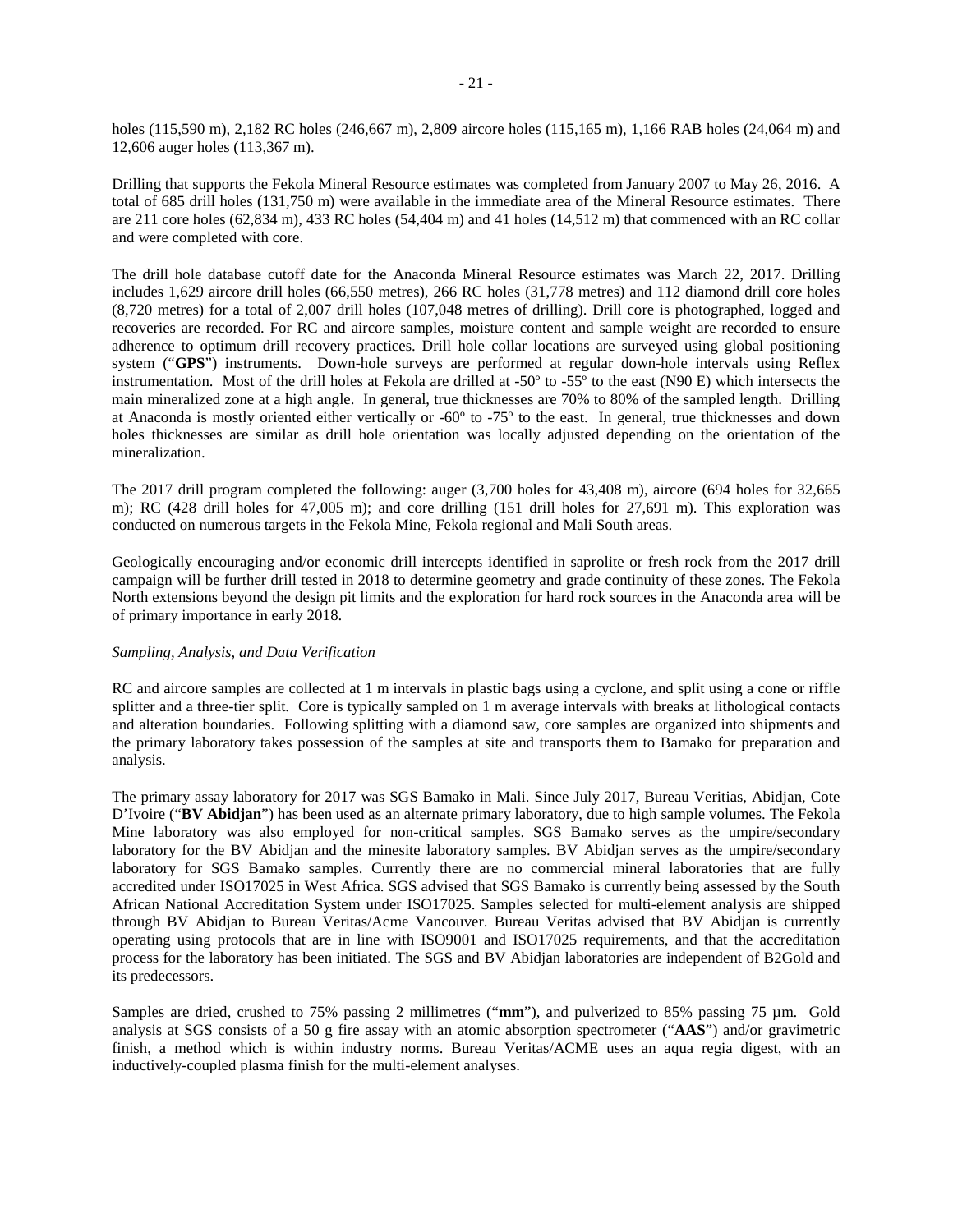holes (115,590 m), 2,182 RC holes (246,667 m), 2,809 aircore holes (115,165 m), 1,166 RAB holes (24,064 m) and 12,606 auger holes (113,367 m).

Drilling that supports the Fekola Mineral Resource estimates was completed from January 2007 to May 26, 2016. A total of 685 drill holes (131,750 m) were available in the immediate area of the Mineral Resource estimates. There are 211 core holes (62,834 m), 433 RC holes (54,404 m) and 41 holes (14,512 m) that commenced with an RC collar and were completed with core.

The drill hole database cutoff date for the Anaconda Mineral Resource estimates was March 22, 2017. Drilling includes 1,629 aircore drill holes (66,550 metres), 266 RC holes (31,778 metres) and 112 diamond drill core holes (8,720 metres) for a total of 2,007 drill holes (107,048 metres of drilling). Drill core is photographed, logged and recoveries are recorded. For RC and aircore samples, moisture content and sample weight are recorded to ensure adherence to optimum drill recovery practices. Drill hole collar locations are surveyed using global positioning system ("**GPS**") instruments. Down-hole surveys are performed at regular down-hole intervals using Reflex instrumentation. Most of the drill holes at Fekola are drilled at -50º to -55º to the east (N90 E) which intersects the main mineralized zone at a high angle. In general, true thicknesses are 70% to 80% of the sampled length. Drilling at Anaconda is mostly oriented either vertically or -60º to -75º to the east. In general, true thicknesses and down holes thicknesses are similar as drill hole orientation was locally adjusted depending on the orientation of the mineralization.

The 2017 drill program completed the following: auger (3,700 holes for 43,408 m), aircore (694 holes for 32,665 m); RC (428 drill holes for 47,005 m); and core drilling (151 drill holes for 27,691 m). This exploration was conducted on numerous targets in the Fekola Mine, Fekola regional and Mali South areas.

Geologically encouraging and/or economic drill intercepts identified in saprolite or fresh rock from the 2017 drill campaign will be further drill tested in 2018 to determine geometry and grade continuity of these zones. The Fekola North extensions beyond the design pit limits and the exploration for hard rock sources in the Anaconda area will be of primary importance in early 2018.

*Sampling, Analysis, and Data Verification*

RC and aircore samples are collected at 1 m intervals in plastic bags using a cyclone, and split using a cone or riffle splitter and a three-tier split. Core is typically sampled on 1 m average intervals with breaks at lithological contacts and alteration boundaries. Following splitting with a diamond saw, core samples are organized into shipments and the primary laboratory takes possession of the samples at site and transports them to Bamako for preparation and analysis.

The primary assay laboratory for 2017 was SGS Bamako in Mali. Since July 2017, Bureau Veritias, Abidjan, Cote D'Ivoire ("**BV Abidjan**") has been used as an alternate primary laboratory, due to high sample volumes. The Fekola Mine laboratory was also employed for non-critical samples. SGS Bamako serves as the umpire/secondary laboratory for the BV Abidjan and the minesite laboratory samples. BV Abidjan serves as the umpire/secondary laboratory for SGS Bamako samples. Currently there are no commercial mineral laboratories that are fully accredited under ISO17025 in West Africa. SGS advised that SGS Bamako is currently being assessed by the South African National Accreditation System under ISO17025. Samples selected for multi-element analysis are shipped through BV Abidjan to Bureau Veritas/Acme Vancouver. Bureau Veritas advised that BV Abidjan is currently operating using protocols that are in line with ISO9001 and ISO17025 requirements, and that the accreditation process for the laboratory has been initiated. The SGS and BV Abidjan laboratories are independent of B2Gold and its predecessors.

Samples are dried, crushed to 75% passing 2 millimetres ("**mm**"), and pulverized to 85% passing 75 µm. Gold analysis at SGS consists of a 50 g fire assay with an atomic absorption spectrometer ("**AAS**") and/or gravimetric finish, a method which is within industry norms. Bureau Veritas/ACME uses an aqua regia digest, with an inductively-coupled plasma finish for the multi-element analyses.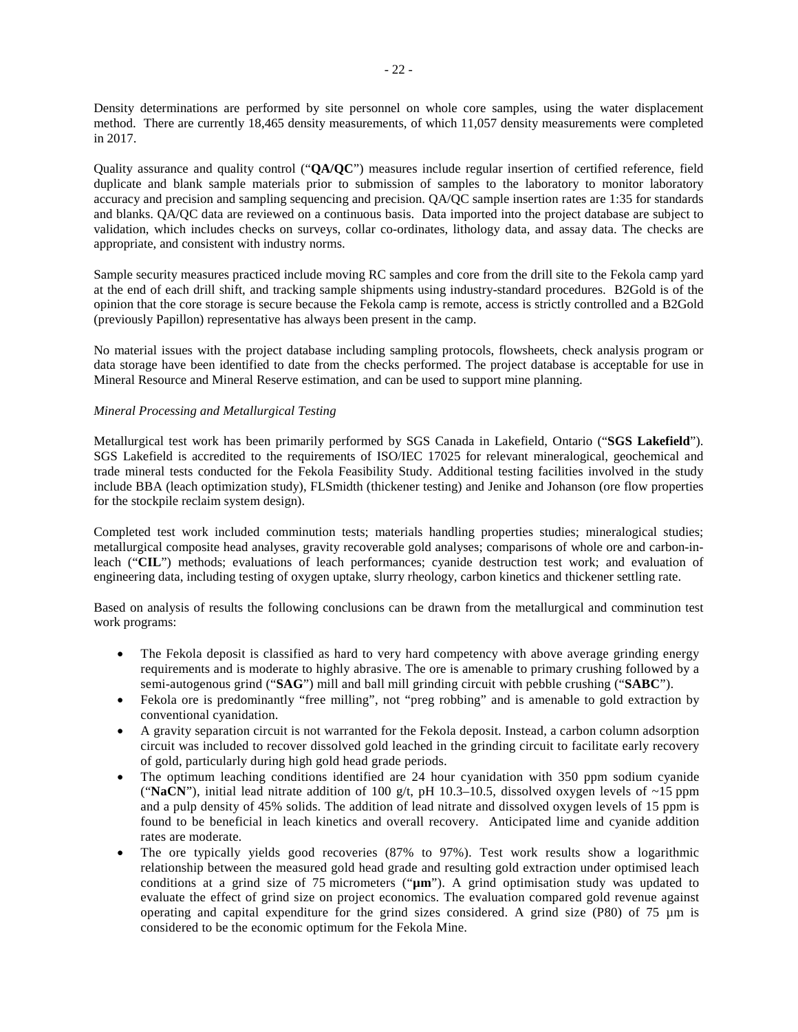Density determinations are performed by site personnel on whole core samples, using the water displacement method. There are currently 18,465 density measurements, of which 11,057 density measurements were completed in 2017.

Quality assurance and quality control ("**QA/QC**") measures include regular insertion of certified reference, field duplicate and blank sample materials prior to submission of samples to the laboratory to monitor laboratory accuracy and precision and sampling sequencing and precision. QA/QC sample insertion rates are 1:35 for standards and blanks. QA/QC data are reviewed on a continuous basis. Data imported into the project database are subject to validation, which includes checks on surveys, collar co-ordinates, lithology data, and assay data. The checks are appropriate, and consistent with industry norms.

Sample security measures practiced include moving RC samples and core from the drill site to the Fekola camp yard at the end of each drill shift, and tracking sample shipments using industry-standard procedures. B2Gold is of the opinion that the core storage is secure because the Fekola camp is remote, access is strictly controlled and a B2Gold (previously Papillon) representative has always been present in the camp.

No material issues with the project database including sampling protocols, flowsheets, check analysis program or data storage have been identified to date from the checks performed. The project database is acceptable for use in Mineral Resource and Mineral Reserve estimation, and can be used to support mine planning.

*Mineral Processing and Metallurgical Testing*

Metallurgical test work has been primarily performed by SGS Canada in Lakefield, Ontario ("**SGS Lakefield**"). SGS Lakefield is accredited to the requirements of ISO/IEC 17025 for relevant mineralogical, geochemical and trade mineral tests conducted for the Fekola Feasibility Study. Additional testing facilities involved in the study include BBA (leach optimization study), FLSmidth (thickener testing) and Jenike and Johanson (ore flow properties for the stockpile reclaim system design).

Completed test work included comminution tests; materials handling properties studies; mineralogical studies; metallurgical composite head analyses, gravity recoverable gold analyses; comparisons of whole ore and carbon-in-leach ("**CIL**") methods; evaluations of leach performances; cyanide destruction test work; and evaluation of engineering data, including testing of oxygen uptake, slurry rheology, carbon kinetics and thickener settling rate.

Based on analysis of results the following conclusions can be drawn from the metallurgical and comminution test work programs:

- The Fekola deposit is classified as hard to very hard competency with above average grinding energy requirements and is moderate to highly abrasive. The ore is amenable to primary crushing followed by a semi-autogenous grind ("**SAG**") mill and ball mill grinding circuit with pebble crushing ("**SABC**").
- Fekola ore is predominantly "free milling", not "preg robbing" and is amenable to gold extraction by conventional cyanidation.
- A gravity separation circuit is not warranted for the Fekola deposit. Instead, a carbon column adsorption circuit was included to recover dissolved gold leached in the grinding circuit to facilitate early recovery of gold, particularly during high gold head grade periods.
- The optimum leaching conditions identified are 24 hour cyanidation with 350 ppm sodium cyanide ("**NaCN**"), initial lead nitrate addition of 100 g/t, pH 10.3–10.5, dissolved oxygen levels of ~15 ppm and a pulp density of 45% solids. The addition of lead nitrate and dissolved oxygen levels of 15 ppm is found to be beneficial in leach kinetics and overall recovery. Anticipated lime and cyanide addition rates are moderate.
- The ore typically yields good recoveries (87% to 97%). Test work results show a logarithmic relationship between the measured gold head grade and resulting gold extraction under optimised leach conditions at a grind size of 75 micrometers ("**µm**"). A grind optimisation study was updated to evaluate the effect of grind size on project economics. The evaluation compared gold revenue against operating and capital expenditure for the grind sizes considered. A grind size (P80) of 75 µm is considered to be the economic optimum for the Fekola Mine.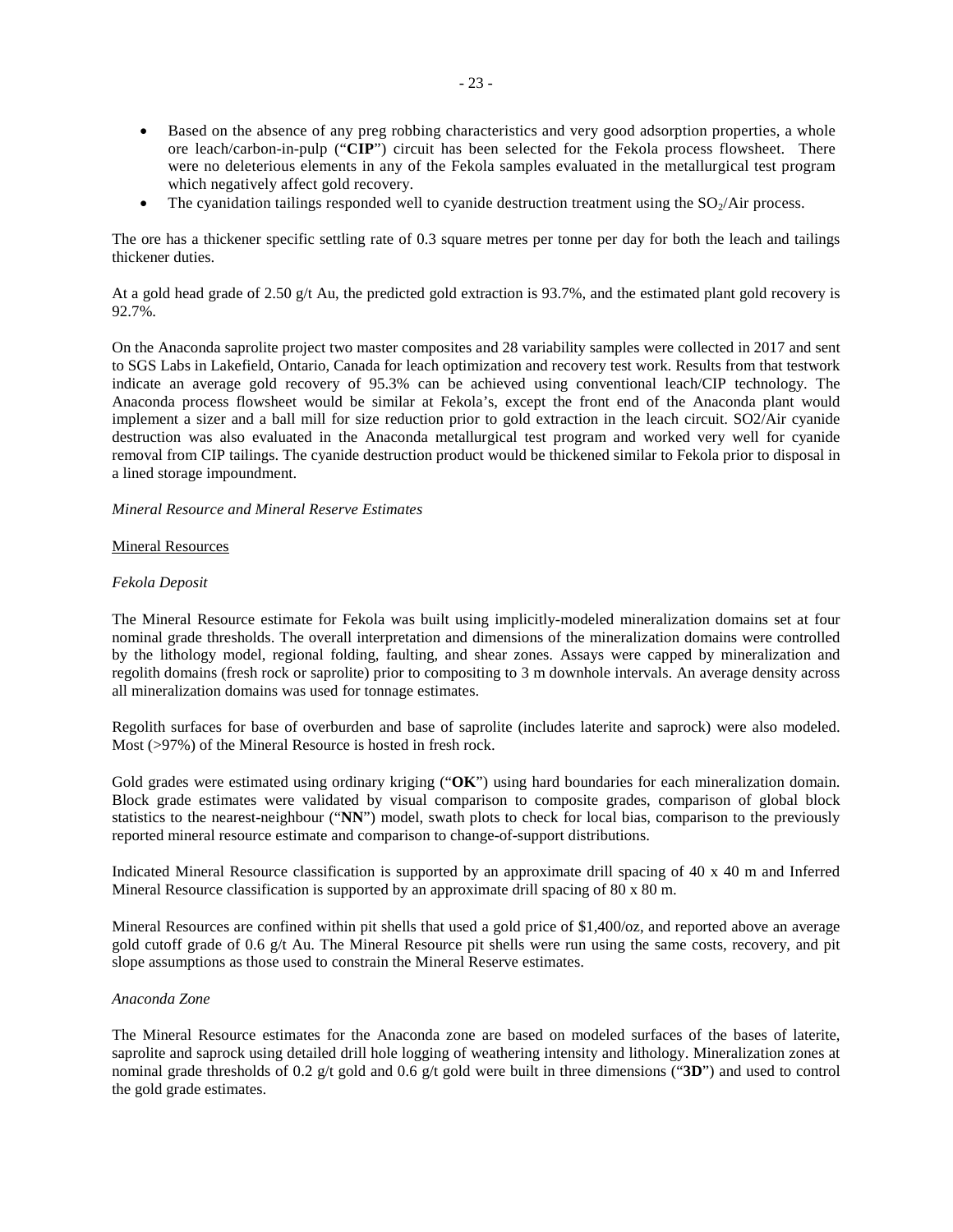- Based on the absence of any preg robbing characteristics and very good adsorption properties, a whole ore leach/carbon-in-pulp ("**CIP**") circuit has been selected for the Fekola process flowsheet. There were no deleterious elements in any of the Fekola samples evaluated in the metallurgical test program which negatively affect gold recovery.
- The cyanidation tailings responded well to cyanide destruction treatment using the $SO_2$/Air process.

The ore has a thickener specific settling rate of 0.3 square metres per tonne per day for both the leach and tailings thickener duties.

At a gold head grade of 2.50 g/t Au, the predicted gold extraction is 93.7%, and the estimated plant gold recovery is 92.7%.

On the Anaconda saprolite project two master composites and 28 variability samples were collected in 2017 and sent to SGS Labs in Lakefield, Ontario, Canada for leach optimization and recovery test work. Results from that testwork indicate an average gold recovery of 95.3% can be achieved using conventional leach/CIP technology. The Anaconda process flowsheet would be similar at Fekola's, except the front end of the Anaconda plant would implement a sizer and a ball mill for size reduction prior to gold extraction in the leach circuit. SO2/Air cyanide destruction was also evaluated in the Anaconda metallurgical test program and worked very well for cyanide removal from CIP tailings. The cyanide destruction product would be thickened similar to Fekola prior to disposal in a lined storage impoundment.

*Mineral Resource and Mineral Reserve Estimates*

Mineral Resources

*Fekola Deposit*

The Mineral Resource estimate for Fekola was built using implicitly-modeled mineralization domains set at four nominal grade thresholds. The overall interpretation and dimensions of the mineralization domains were controlled by the lithology model, regional folding, faulting, and shear zones. Assays were capped by mineralization and regolith domains (fresh rock or saprolite) prior to compositing to 3 m downhole intervals. An average density across all mineralization domains was used for tonnage estimates.

Regolith surfaces for base of overburden and base of saprolite (includes laterite and saprock) were also modeled. Most (>97%) of the Mineral Resource is hosted in fresh rock.

Gold grades were estimated using ordinary kriging ("**OK**") using hard boundaries for each mineralization domain. Block grade estimates were validated by visual comparison to composite grades, comparison of global block statistics to the nearest-neighbour ("**NN**") model, swath plots to check for local bias, comparison to the previously reported mineral resource estimate and comparison to change-of-support distributions.

Indicated Mineral Resource classification is supported by an approximate drill spacing of 40 x 40 m and Inferred Mineral Resource classification is supported by an approximate drill spacing of 80 x 80 m.

Mineral Resources are confined within pit shells that used a gold price of $1,400/oz, and reported above an average gold cutoff grade of 0.6 g/t Au. The Mineral Resource pit shells were run using the same costs, recovery, and pit slope assumptions as those used to constrain the Mineral Reserve estimates.

*Anaconda Zone*

The Mineral Resource estimates for the Anaconda zone are based on modeled surfaces of the bases of laterite, saprolite and saprock using detailed drill hole logging of weathering intensity and lithology. Mineralization zones at nominal grade thresholds of 0.2 g/t gold and 0.6 g/t gold were built in three dimensions ("**3D**") and used to control the gold grade estimates.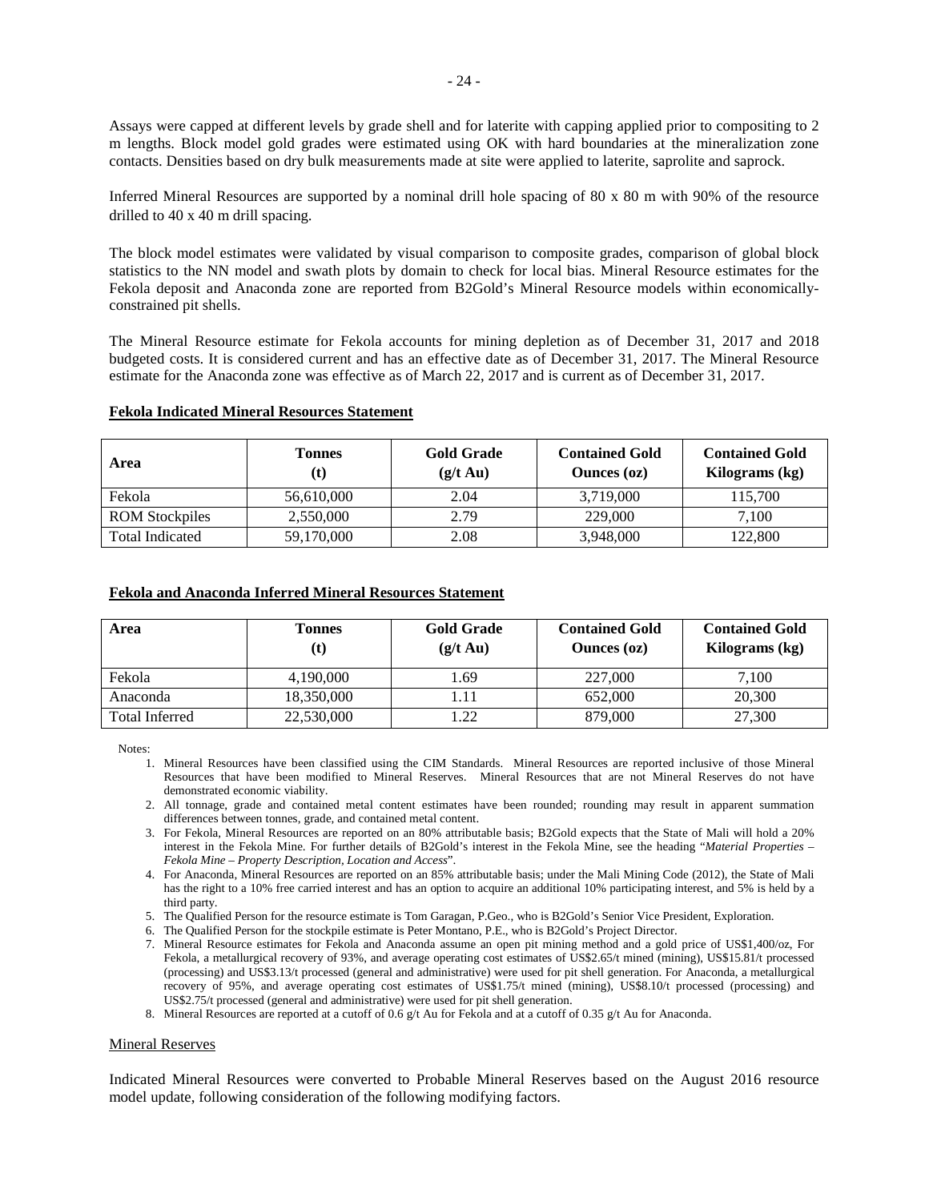Assays were capped at different levels by grade shell and for laterite with capping applied prior to compositing to 2 m lengths. Block model gold grades were estimated using OK with hard boundaries at the mineralization zone contacts. Densities based on dry bulk measurements made at site were applied to laterite, saprolite and saprock.

Inferred Mineral Resources are supported by a nominal drill hole spacing of 80 x 80 m with 90% of the resource drilled to 40 x 40 m drill spacing.

The block model estimates were validated by visual comparison to composite grades, comparison of global block statistics to the NN model and swath plots by domain to check for local bias. Mineral Resource estimates for the Fekola deposit and Anaconda zone are reported from B2Gold's Mineral Resource models within economically-constrained pit shells.

The Mineral Resource estimate for Fekola accounts for mining depletion as of December 31, 2017 and 2018 budgeted costs. It is considered current and has an effective date as of December 31, 2017. The Mineral Resource estimate for the Anaconda zone was effective as of March 22, 2017 and is current as of December 31, 2017.

**Fekola Indicated Mineral Resources Statement**

| Area | Tonnes (t) | Gold Grade (g/t Au) | Contained Gold Ounces (oz) | Contained Gold Kilograms (kg) |
|---|---|---|---|---|
| Fekola | 56,610,000 | 2.04 | 3,719,000 | 115,700 |
| ROM Stockpiles | 2,550,000 | 2.79 | 229,000 | 7,100 |
| Total Indicated | 59,170,000 | 2.08 | 3,948,000 | 122,800 |

**Fekola and Anaconda Inferred Mineral Resources Statement**

| Area | Tonnes (t) | Gold Grade (g/t Au) | Contained Gold Ounces (oz) | Contained Gold Kilograms (kg) |
|---|---|---|---|---|
| Fekola | 4,190,000 | 1.69 | 227,000 | 7,100 |
| Anaconda | 18,350,000 | 1.11 | 652,000 | 20,300 |
| Total Inferred | 22,530,000 | 1.22 | 879,000 | 27,300 |

Notes:

1. Mineral Resources have been classified using the CIM Standards. Mineral Resources are reported inclusive of those Mineral Resources that have been modified to Mineral Reserves. Mineral Resources that are not Mineral Reserves do not have demonstrated economic viability.
2. All tonnage, grade and contained metal content estimates have been rounded; rounding may result in apparent summation differences between tonnes, grade, and contained metal content.
3. For Fekola, Mineral Resources are reported on an 80% attributable basis; B2Gold expects that the State of Mali will hold a 20% interest in the Fekola Mine. For further details of B2Gold's interest in the Fekola Mine, see the heading "*Material Properties – Fekola Mine – Property Description, Location and Access*".
4. For Anaconda, Mineral Resources are reported on an 85% attributable basis; under the Mali Mining Code (2012), the State of Mali has the right to a 10% free carried interest and has an option to acquire an additional 10% participating interest, and 5% is held by a third party.
5. The Qualified Person for the resource estimate is Tom Garagan, P.Geo., who is B2Gold's Senior Vice President, Exploration.
6. The Qualified Person for the stockpile estimate is Peter Montano, P.E., who is B2Gold's Project Director.
7. Mineral Resource estimates for Fekola and Anaconda assume an open pit mining method and a gold price of US$1,400/oz, For Fekola, a metallurgical recovery of 93%, and average operating cost estimates of US$2.65/t mined (mining), US$15.81/t processed (processing) and US$3.13/t processed (general and administrative) were used for pit shell generation. For Anaconda, a metallurgical recovery of 95%, and average operating cost estimates of US$1.75/t mined (mining), US$8.10/t processed (processing) and US$2.75/t processed (general and administrative) were used for pit shell generation.
8. Mineral Resources are reported at a cutoff of 0.6 g/t Au for Fekola and at a cutoff of 0.35 g/t Au for Anaconda.

Mineral Reserves

Indicated Mineral Resources were converted to Probable Mineral Reserves based on the August 2016 resource model update, following consideration of the following modifying factors.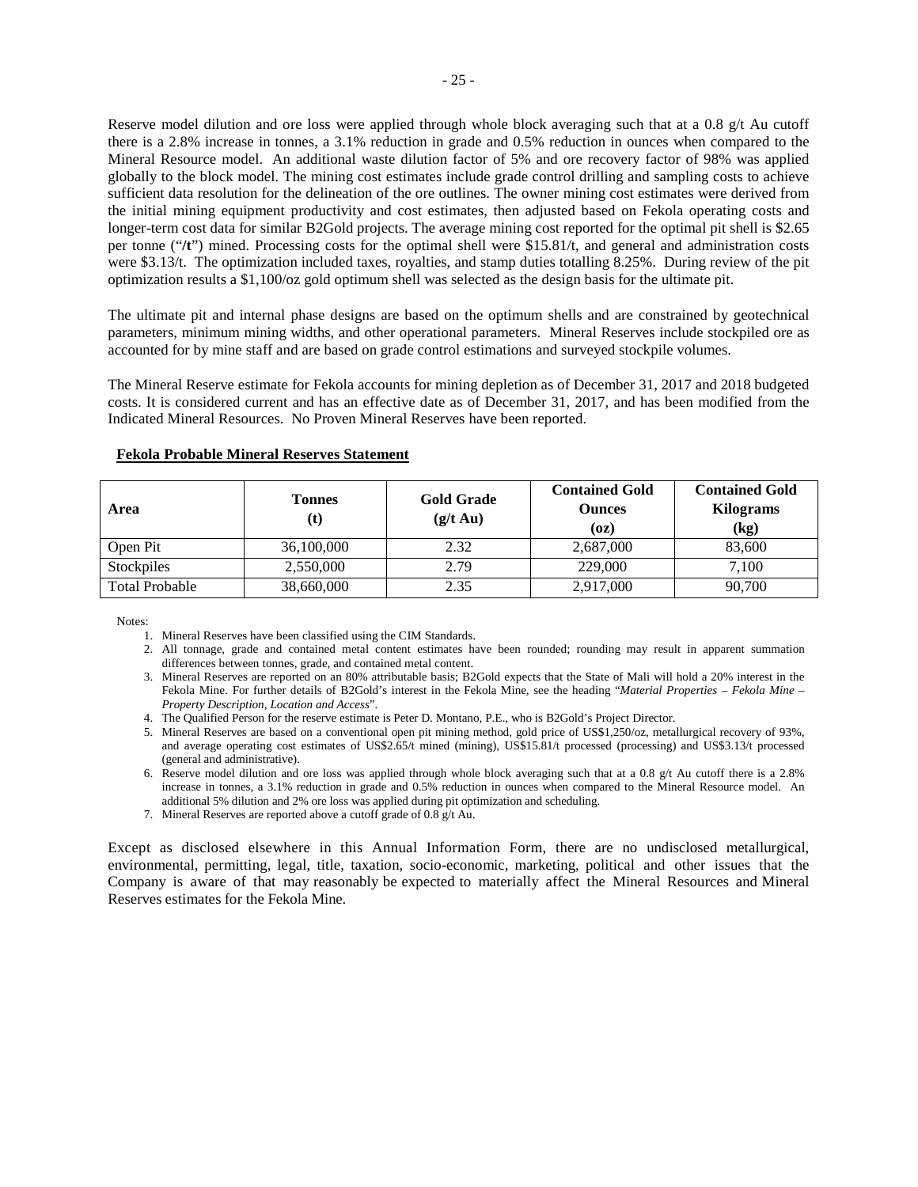Reserve model dilution and ore loss were applied through whole block averaging such that at a 0.8 g/t Au cutoff there is a 2.8% increase in tonnes, a 3.1% reduction in grade and 0.5% reduction in ounces when compared to the Mineral Resource model. An additional waste dilution factor of 5% and ore recovery factor of 98% was applied globally to the block model. The mining cost estimates include grade control drilling and sampling costs to achieve sufficient data resolution for the delineation of the ore outlines. The owner mining cost estimates were derived from the initial mining equipment productivity and cost estimates, then adjusted based on Fekola operating costs and longer-term cost data for similar B2Gold projects. The average mining cost reported for the optimal pit shell is $2.65 per tonne ("**/t**") mined. Processing costs for the optimal shell were $15.81/t, and general and administration costs were $3.13/t. The optimization included taxes, royalties, and stamp duties totalling 8.25%. During review of the pit optimization results a $1,100/oz gold optimum shell was selected as the design basis for the ultimate pit.

The ultimate pit and internal phase designs are based on the optimum shells and are constrained by geotechnical parameters, minimum mining widths, and other operational parameters. Mineral Reserves include stockpiled ore as accounted for by mine staff and are based on grade control estimations and surveyed stockpile volumes.

The Mineral Reserve estimate for Fekola accounts for mining depletion as of December 31, 2017 and 2018 budgeted costs. It is considered current and has an effective date as of December 31, 2017, and has been modified from the Indicated Mineral Resources. No Proven Mineral Reserves have been reported.

**Fekola Probable Mineral Reserves Statement**

| Area | Tonnes (t) | Gold Grade (g/t Au) | Contained Gold Ounces (oz) | Contained Gold Kilograms (kg) |
|---|---|---|---|---|
| Open Pit | 36,100,000 | 2.32 | 2,687,000 | 83,600 |
| Stockpiles | 2,550,000 | 2.79 | 229,000 | 7,100 |
| Total Probable | 38,660,000 | 2.35 | 2,917,000 | 90,700 |

Notes:

1. Mineral Reserves have been classified using the CIM Standards.
2. All tonnage, grade and contained metal content estimates have been rounded; rounding may result in apparent summation differences between tonnes, grade, and contained metal content.
3. Mineral Reserves are reported on an 80% attributable basis; B2Gold expects that the State of Mali will hold a 20% interest in the Fekola Mine. For further details of B2Gold's interest in the Fekola Mine, see the heading "*Material Properties – Fekola Mine – Property Description, Location and Access*".
4. The Qualified Person for the reserve estimate is Peter D. Montano, P.E., who is B2Gold's Project Director.
5. Mineral Reserves are based on a conventional open pit mining method, gold price of US$1,250/oz, metallurgical recovery of 93%, and average operating cost estimates of US$2.65/t mined (mining), US$15.81/t processed (processing) and US$3.13/t processed (general and administrative).
6. Reserve model dilution and ore loss was applied through whole block averaging such that at a 0.8 g/t Au cutoff there is a 2.8% increase in tonnes, a 3.1% reduction in grade and 0.5% reduction in ounces when compared to the Mineral Resource model. An additional 5% dilution and 2% ore loss was applied during pit optimization and scheduling.
7. Mineral Reserves are reported above a cutoff grade of 0.8 g/t Au.

Except as disclosed elsewhere in this Annual Information Form, there are no undisclosed metallurgical, environmental, permitting, legal, title, taxation, socio-economic, marketing, political and other issues that the Company is aware of that may reasonably be expected to materially affect the Mineral Resources and Mineral Reserves estimates for the Fekola Mine.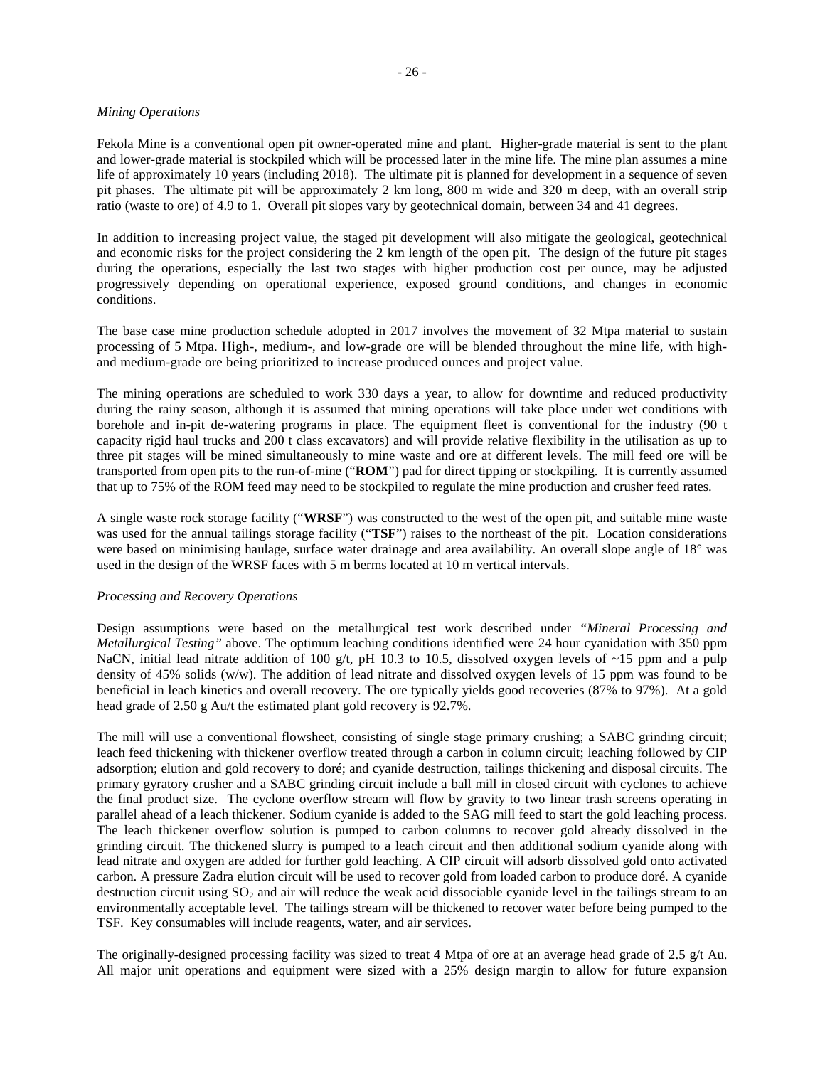*Mining Operations*

Fekola Mine is a conventional open pit owner-operated mine and plant. Higher-grade material is sent to the plant and lower-grade material is stockpiled which will be processed later in the mine life. The mine plan assumes a mine life of approximately 10 years (including 2018). The ultimate pit is planned for development in a sequence of seven pit phases. The ultimate pit will be approximately 2 km long, 800 m wide and 320 m deep, with an overall strip ratio (waste to ore) of 4.9 to 1. Overall pit slopes vary by geotechnical domain, between 34 and 41 degrees.

In addition to increasing project value, the staged pit development will also mitigate the geological, geotechnical and economic risks for the project considering the 2 km length of the open pit. The design of the future pit stages during the operations, especially the last two stages with higher production cost per ounce, may be adjusted progressively depending on operational experience, exposed ground conditions, and changes in economic conditions.

The base case mine production schedule adopted in 2017 involves the movement of 32 Mtpa material to sustain processing of 5 Mtpa. High-, medium-, and low-grade ore will be blended throughout the mine life, with high- and medium-grade ore being prioritized to increase produced ounces and project value.

The mining operations are scheduled to work 330 days a year, to allow for downtime and reduced productivity during the rainy season, although it is assumed that mining operations will take place under wet conditions with borehole and in-pit de-watering programs in place. The equipment fleet is conventional for the industry (90 t capacity rigid haul trucks and 200 t class excavators) and will provide relative flexibility in the utilisation as up to three pit stages will be mined simultaneously to mine waste and ore at different levels. The mill feed ore will be transported from open pits to the run-of-mine ("**ROM**") pad for direct tipping or stockpiling. It is currently assumed that up to 75% of the ROM feed may need to be stockpiled to regulate the mine production and crusher feed rates.

A single waste rock storage facility ("**WRSF**") was constructed to the west of the open pit, and suitable mine waste was used for the annual tailings storage facility ("**TSF**") raises to the northeast of the pit. Location considerations were based on minimising haulage, surface water drainage and area availability. An overall slope angle of 18° was used in the design of the WRSF faces with 5 m berms located at 10 m vertical intervals.

*Processing and Recovery Operations*

Design assumptions were based on the metallurgical test work described under "*Mineral Processing and Metallurgical Testing*" above. The optimum leaching conditions identified were 24 hour cyanidation with 350 ppm NaCN, initial lead nitrate addition of 100 g/t, pH 10.3 to 10.5, dissolved oxygen levels of ~15 ppm and a pulp density of 45% solids (w/w). The addition of lead nitrate and dissolved oxygen levels of 15 ppm was found to be beneficial in leach kinetics and overall recovery. The ore typically yields good recoveries (87% to 97%). At a gold head grade of 2.50 g Au/t the estimated plant gold recovery is 92.7%.

The mill will use a conventional flowsheet, consisting of single stage primary crushing; a SABC grinding circuit; leach feed thickening with thickener overflow treated through a carbon in column circuit; leaching followed by CIP adsorption; elution and gold recovery to doré; and cyanide destruction, tailings thickening and disposal circuits. The primary gyratory crusher and a SABC grinding circuit include a ball mill in closed circuit with cyclones to achieve the final product size. The cyclone overflow stream will flow by gravity to two linear trash screens operating in parallel ahead of a leach thickener. Sodium cyanide is added to the SAG mill feed to start the gold leaching process. The leach thickener overflow solution is pumped to carbon columns to recover gold already dissolved in the grinding circuit. The thickened slurry is pumped to a leach circuit and then additional sodium cyanide along with lead nitrate and oxygen are added for further gold leaching. A CIP circuit will adsorb dissolved gold onto activated carbon. A pressure Zadra elution circuit will be used to recover gold from loaded carbon to produce doré. A cyanide destruction circuit using $SO_2$ and air will reduce the weak acid dissociable cyanide level in the tailings stream to an environmentally acceptable level. The tailings stream will be thickened to recover water before being pumped to the TSF. Key consumables will include reagents, water, and air services.

The originally-designed processing facility was sized to treat 4 Mtpa of ore at an average head grade of 2.5 g/t Au. All major unit operations and equipment were sized with a 25% design margin to allow for future expansion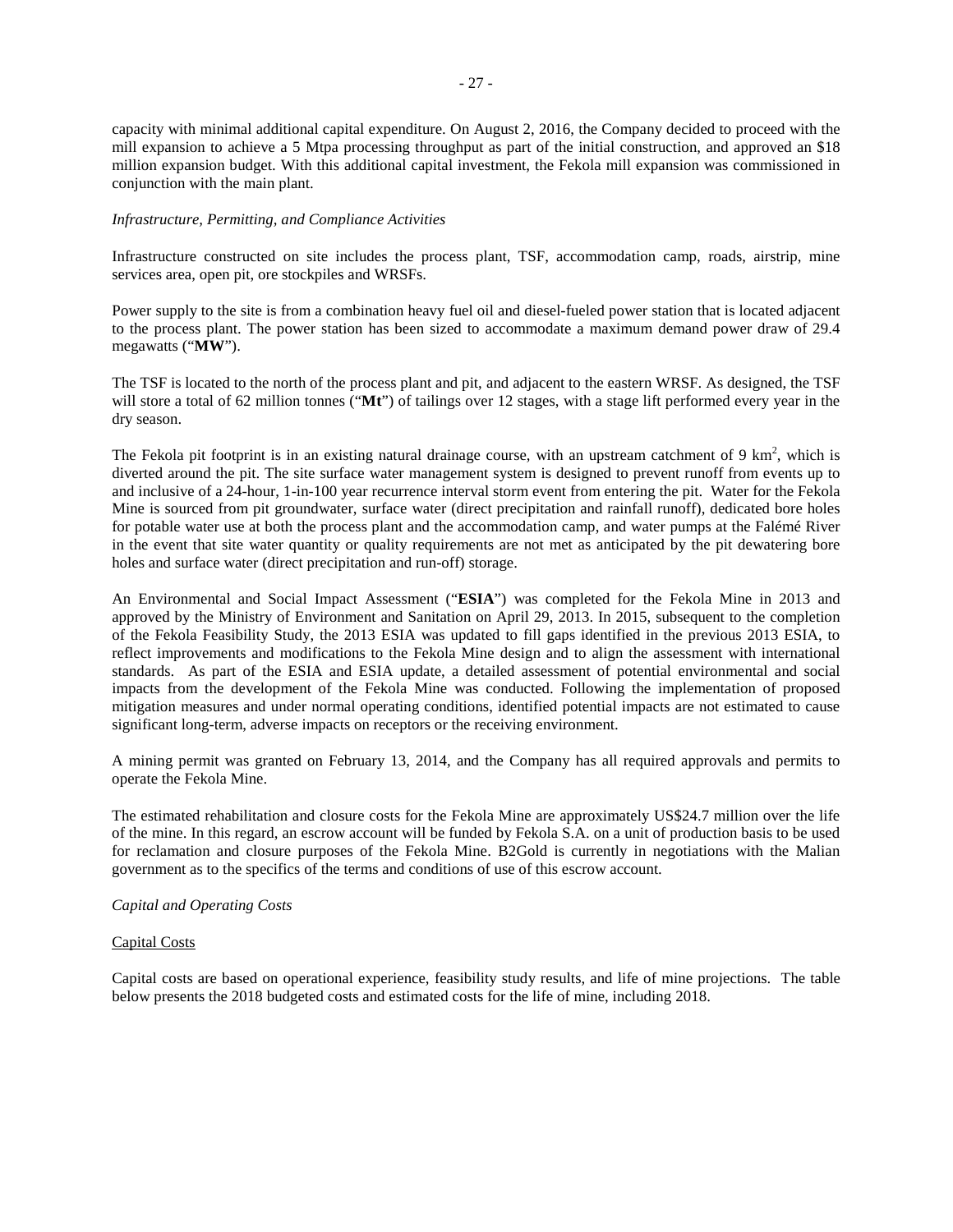capacity with minimal additional capital expenditure. On August 2, 2016, the Company decided to proceed with the mill expansion to achieve a 5 Mtpa processing throughput as part of the initial construction, and approved an $18 million expansion budget. With this additional capital investment, the Fekola mill expansion was commissioned in conjunction with the main plant.

*Infrastructure, Permitting, and Compliance Activities*

Infrastructure constructed on site includes the process plant, TSF, accommodation camp, roads, airstrip, mine services area, open pit, ore stockpiles and WRSFs.

Power supply to the site is from a combination heavy fuel oil and diesel-fueled power station that is located adjacent to the process plant. The power station has been sized to accommodate a maximum demand power draw of 29.4 megawatts ("**MW**").

The TSF is located to the north of the process plant and pit, and adjacent to the eastern WRSF. As designed, the TSF will store a total of 62 million tonnes ("**Mt**") of tailings over 12 stages, with a stage lift performed every year in the dry season.

The Fekola pit footprint is in an existing natural drainage course, with an upstream catchment of 9 $km^2$, which is diverted around the pit. The site surface water management system is designed to prevent runoff from events up to and inclusive of a 24-hour, 1-in-100 year recurrence interval storm event from entering the pit. Water for the Fekola Mine is sourced from pit groundwater, surface water (direct precipitation and rainfall runoff), dedicated bore holes for potable water use at both the process plant and the accommodation camp, and water pumps at the Falémé River in the event that site water quantity or quality requirements are not met as anticipated by the pit dewatering bore holes and surface water (direct precipitation and run-off) storage.

An Environmental and Social Impact Assessment ("**ESIA**") was completed for the Fekola Mine in 2013 and approved by the Ministry of Environment and Sanitation on April 29, 2013. In 2015, subsequent to the completion of the Fekola Feasibility Study, the 2013 ESIA was updated to fill gaps identified in the previous 2013 ESIA, to reflect improvements and modifications to the Fekola Mine design and to align the assessment with international standards. As part of the ESIA and ESIA update, a detailed assessment of potential environmental and social impacts from the development of the Fekola Mine was conducted. Following the implementation of proposed mitigation measures and under normal operating conditions, identified potential impacts are not estimated to cause significant long-term, adverse impacts on receptors or the receiving environment.

A mining permit was granted on February 13, 2014, and the Company has all required approvals and permits to operate the Fekola Mine.

The estimated rehabilitation and closure costs for the Fekola Mine are approximately US$24.7 million over the life of the mine. In this regard, an escrow account will be funded by Fekola S.A. on a unit of production basis to be used for reclamation and closure purposes of the Fekola Mine. B2Gold is currently in negotiations with the Malian government as to the specifics of the terms and conditions of use of this escrow account.

*Capital and Operating Costs*

Capital Costs

Capital costs are based on operational experience, feasibility study results, and life of mine projections. The table below presents the 2018 budgeted costs and estimated costs for the life of mine, including 2018.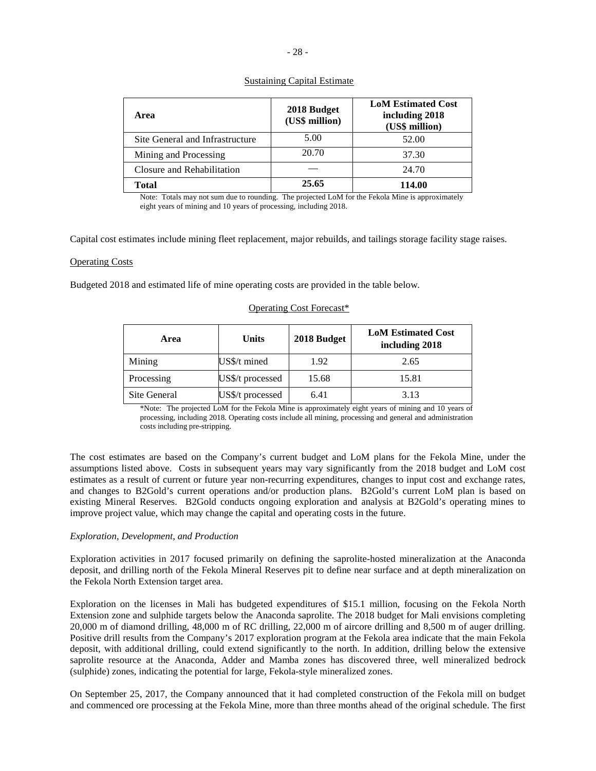Sustaining Capital Estimate

| Area | 2018 Budget (US$ million) | LoM Estimated Cost including 2018 (US$ million) |
|---|---|---|
| Site General and Infrastructure | 5.00 | 52.00 |
| Mining and Processing | 20.70 | 37.30 |
| Closure and Rehabilitation | — | 24.70 |
| **Total** | **25.65** | **114.00** |

Note: Totals may not sum due to rounding. The projected LoM for the Fekola Mine is approximately eight years of mining and 10 years of processing, including 2018.

Capital cost estimates include mining fleet replacement, major rebuilds, and tailings storage facility stage raises.

Operating Costs

Budgeted 2018 and estimated life of mine operating costs are provided in the table below.

Operating Cost Forecast*

| Area | Units | 2018 Budget | LoM Estimated Cost including 2018 |
|---|---|---|---|
| Mining | US$/t mined | 1.92 | 2.65 |
| Processing | US$/t processed | 15.68 | 15.81 |
| Site General | US$/t processed | 6.41 | 3.13 |

*Note: The projected LoM for the Fekola Mine is approximately eight years of mining and 10 years of processing, including 2018. Operating costs include all mining, processing and general and administration costs including pre-stripping.

The cost estimates are based on the Company's current budget and LoM plans for the Fekola Mine, under the assumptions listed above. Costs in subsequent years may vary significantly from the 2018 budget and LoM cost estimates as a result of current or future year non-recurring expenditures, changes to input cost and exchange rates, and changes to B2Gold's current operations and/or production plans. B2Gold's current LoM plan is based on existing Mineral Reserves. B2Gold conducts ongoing exploration and analysis at B2Gold's operating mines to improve project value, which may change the capital and operating costs in the future.

*Exploration, Development, and Production*

Exploration activities in 2017 focused primarily on defining the saprolite-hosted mineralization at the Anaconda deposit, and drilling north of the Fekola Mineral Reserves pit to define near surface and at depth mineralization on the Fekola North Extension target area.

Exploration on the licenses in Mali has budgeted expenditures of $15.1 million, focusing on the Fekola North Extension zone and sulphide targets below the Anaconda saprolite. The 2018 budget for Mali envisions completing 20,000 m of diamond drilling, 48,000 m of RC drilling, 22,000 m of aircore drilling and 8,500 m of auger drilling. Positive drill results from the Company's 2017 exploration program at the Fekola area indicate that the main Fekola deposit, with additional drilling, could extend significantly to the north. In addition, drilling below the extensive saprolite resource at the Anaconda, Adder and Mamba zones has discovered three, well mineralized bedrock (sulphide) zones, indicating the potential for large, Fekola-style mineralized zones.

On September 25, 2017, the Company announced that it had completed construction of the Fekola mill on budget and commenced ore processing at the Fekola Mine, more than three months ahead of the original schedule. The first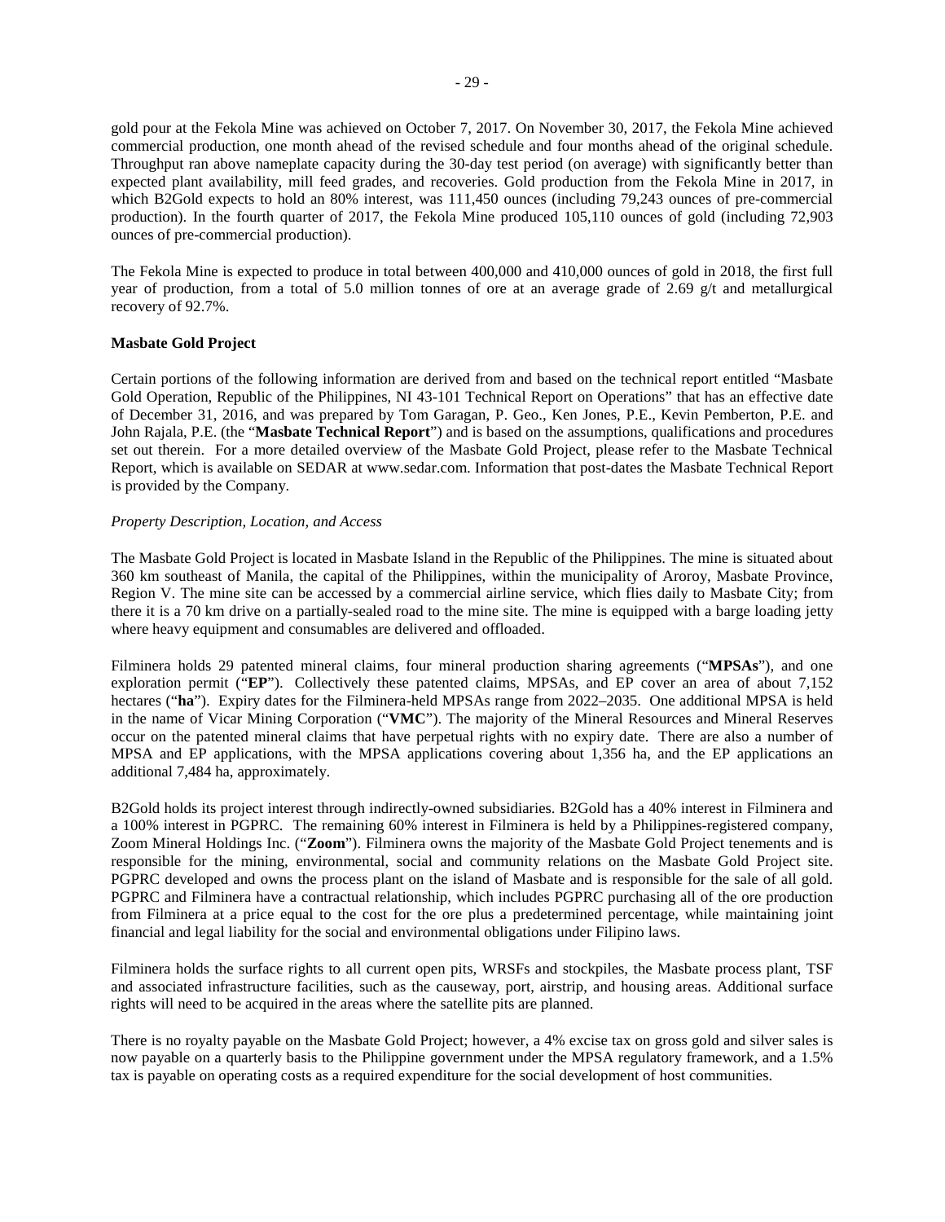gold pour at the Fekola Mine was achieved on October 7, 2017. On November 30, 2017, the Fekola Mine achieved commercial production, one month ahead of the revised schedule and four months ahead of the original schedule. Throughput ran above nameplate capacity during the 30-day test period (on average) with significantly better than expected plant availability, mill feed grades, and recoveries. Gold production from the Fekola Mine in 2017, in which B2Gold expects to hold an 80% interest, was 111,450 ounces (including 79,243 ounces of pre-commercial production). In the fourth quarter of 2017, the Fekola Mine produced 105,110 ounces of gold (including 72,903 ounces of pre-commercial production).

The Fekola Mine is expected to produce in total between 400,000 and 410,000 ounces of gold in 2018, the first full year of production, from a total of 5.0 million tonnes of ore at an average grade of 2.69 g/t and metallurgical recovery of 92.7%.

**Masbate Gold Project**

Certain portions of the following information are derived from and based on the technical report entitled "Masbate Gold Operation, Republic of the Philippines, NI 43-101 Technical Report on Operations" that has an effective date of December 31, 2016, and was prepared by Tom Garagan, P. Geo., Ken Jones, P.E., Kevin Pemberton, P.E. and John Rajala, P.E. (the "**Masbate Technical Report**") and is based on the assumptions, qualifications and procedures set out therein. For a more detailed overview of the Masbate Gold Project, please refer to the Masbate Technical Report, which is available on SEDAR at www.sedar.com. Information that post-dates the Masbate Technical Report is provided by the Company.

*Property Description, Location, and Access*

The Masbate Gold Project is located in Masbate Island in the Republic of the Philippines. The mine is situated about 360 km southeast of Manila, the capital of the Philippines, within the municipality of Aroroy, Masbate Province, Region V. The mine site can be accessed by a commercial airline service, which flies daily to Masbate City; from there it is a 70 km drive on a partially-sealed road to the mine site. The mine is equipped with a barge loading jetty where heavy equipment and consumables are delivered and offloaded.

Filminera holds 29 patented mineral claims, four mineral production sharing agreements ("**MPSAs**"), and one exploration permit ("**EP**"). Collectively these patented claims, MPSAs, and EP cover an area of about 7,152 hectares ("**ha**"). Expiry dates for the Filminera-held MPSAs range from 2022–2035. One additional MPSA is held in the name of Vicar Mining Corporation ("**VMC**"). The majority of the Mineral Resources and Mineral Reserves occur on the patented mineral claims that have perpetual rights with no expiry date. There are also a number of MPSA and EP applications, with the MPSA applications covering about 1,356 ha, and the EP applications an additional 7,484 ha, approximately.

B2Gold holds its project interest through indirectly-owned subsidiaries. B2Gold has a 40% interest in Filminera and a 100% interest in PGPRC. The remaining 60% interest in Filminera is held by a Philippines-registered company, Zoom Mineral Holdings Inc. ("**Zoom**"). Filminera owns the majority of the Masbate Gold Project tenements and is responsible for the mining, environmental, social and community relations on the Masbate Gold Project site. PGPRC developed and owns the process plant on the island of Masbate and is responsible for the sale of all gold. PGPRC and Filminera have a contractual relationship, which includes PGPRC purchasing all of the ore production from Filminera at a price equal to the cost for the ore plus a predetermined percentage, while maintaining joint financial and legal liability for the social and environmental obligations under Filipino laws.

Filminera holds the surface rights to all current open pits, WRSFs and stockpiles, the Masbate process plant, TSF and associated infrastructure facilities, such as the causeway, port, airstrip, and housing areas. Additional surface rights will need to be acquired in the areas where the satellite pits are planned.

There is no royalty payable on the Masbate Gold Project; however, a 4% excise tax on gross gold and silver sales is now payable on a quarterly basis to the Philippine government under the MPSA regulatory framework, and a 1.5% tax is payable on operating costs as a required expenditure for the social development of host communities.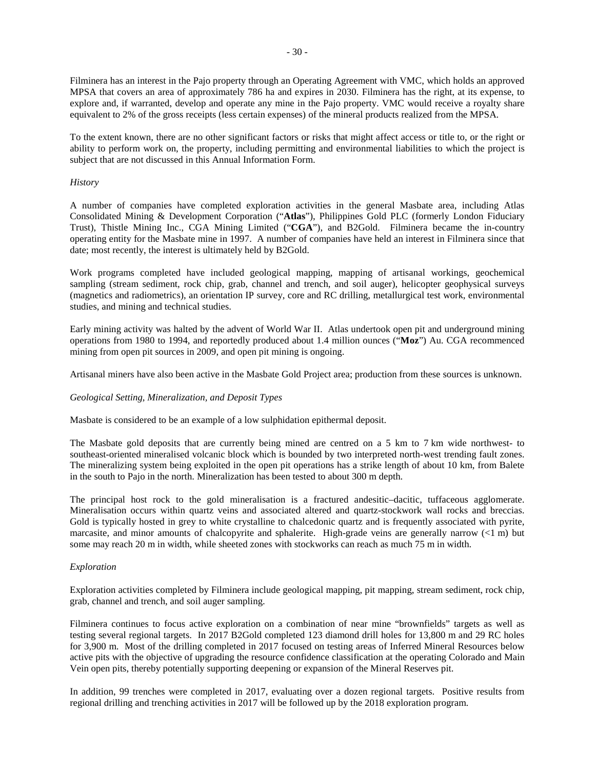Filminera has an interest in the Pajo property through an Operating Agreement with VMC, which holds an approved MPSA that covers an area of approximately 786 ha and expires in 2030. Filminera has the right, at its expense, to explore and, if warranted, develop and operate any mine in the Pajo property. VMC would receive a royalty share equivalent to 2% of the gross receipts (less certain expenses) of the mineral products realized from the MPSA.

To the extent known, there are no other significant factors or risks that might affect access or title to, or the right or ability to perform work on, the property, including permitting and environmental liabilities to which the project is subject that are not discussed in this Annual Information Form.

*History*

A number of companies have completed exploration activities in the general Masbate area, including Atlas Consolidated Mining & Development Corporation ("**Atlas**"), Philippines Gold PLC (formerly London Fiduciary Trust), Thistle Mining Inc., CGA Mining Limited ("**CGA**"), and B2Gold. Filminera became the in-country operating entity for the Masbate mine in 1997. A number of companies have held an interest in Filminera since that date; most recently, the interest is ultimately held by B2Gold.

Work programs completed have included geological mapping, mapping of artisanal workings, geochemical sampling (stream sediment, rock chip, grab, channel and trench, and soil auger), helicopter geophysical surveys (magnetics and radiometrics), an orientation IP survey, core and RC drilling, metallurgical test work, environmental studies, and mining and technical studies.

Early mining activity was halted by the advent of World War II. Atlas undertook open pit and underground mining operations from 1980 to 1994, and reportedly produced about 1.4 million ounces ("**Moz**") Au. CGA recommenced mining from open pit sources in 2009, and open pit mining is ongoing.

Artisanal miners have also been active in the Masbate Gold Project area; production from these sources is unknown.

*Geological Setting, Mineralization, and Deposit Types*

Masbate is considered to be an example of a low sulphidation epithermal deposit.

The Masbate gold deposits that are currently being mined are centred on a 5 km to 7 km wide northwest- to southeast-oriented mineralised volcanic block which is bounded by two interpreted north-west trending fault zones. The mineralizing system being exploited in the open pit operations has a strike length of about 10 km, from Balete in the south to Pajo in the north. Mineralization has been tested to about 300 m depth.

The principal host rock to the gold mineralisation is a fractured andesitic–dacitic, tuffaceous agglomerate. Mineralisation occurs within quartz veins and associated altered and quartz-stockwork wall rocks and breccias. Gold is typically hosted in grey to white crystalline to chalcedonic quartz and is frequently associated with pyrite, marcasite, and minor amounts of chalcopyrite and sphalerite. High-grade veins are generally narrow (<1 m) but some may reach 20 m in width, while sheeted zones with stockworks can reach as much 75 m in width.

*Exploration*

Exploration activities completed by Filminera include geological mapping, pit mapping, stream sediment, rock chip, grab, channel and trench, and soil auger sampling.

Filminera continues to focus active exploration on a combination of near mine "brownfields" targets as well as testing several regional targets. In 2017 B2Gold completed 123 diamond drill holes for 13,800 m and 29 RC holes for 3,900 m. Most of the drilling completed in 2017 focused on testing areas of Inferred Mineral Resources below active pits with the objective of upgrading the resource confidence classification at the operating Colorado and Main Vein open pits, thereby potentially supporting deepening or expansion of the Mineral Reserves pit.

In addition, 99 trenches were completed in 2017, evaluating over a dozen regional targets. Positive results from regional drilling and trenching activities in 2017 will be followed up by the 2018 exploration program.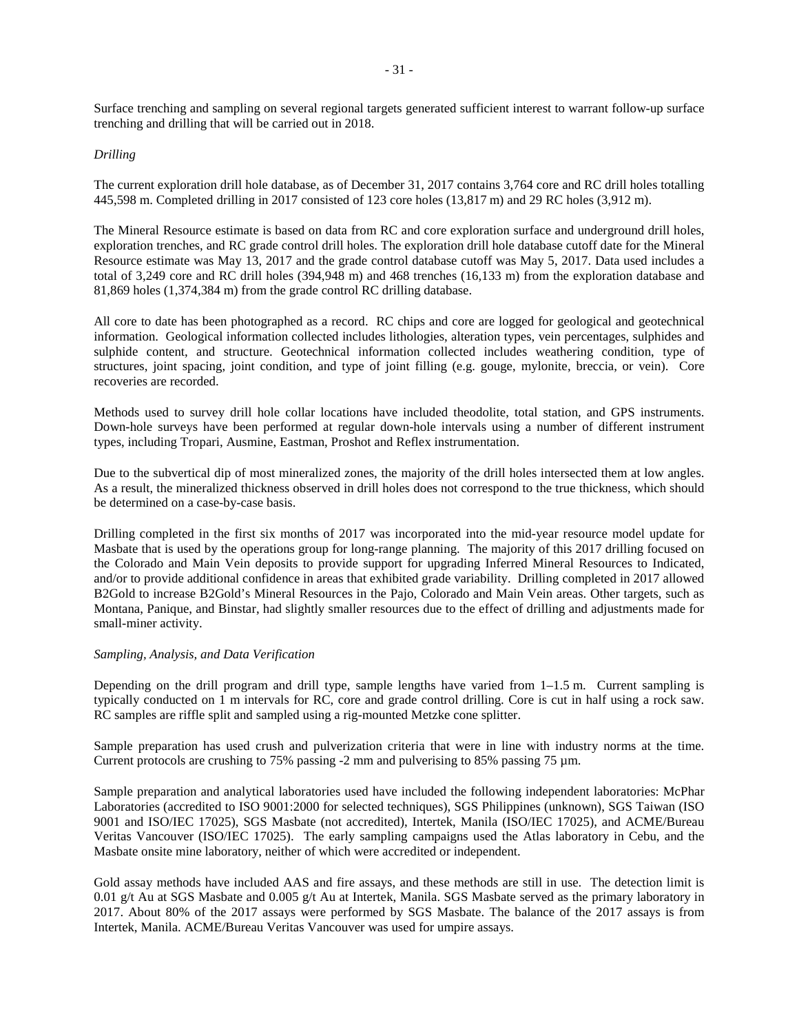Surface trenching and sampling on several regional targets generated sufficient interest to warrant follow-up surface trenching and drilling that will be carried out in 2018.

*Drilling*

The current exploration drill hole database, as of December 31, 2017 contains 3,764 core and RC drill holes totalling 445,598 m. Completed drilling in 2017 consisted of 123 core holes (13,817 m) and 29 RC holes (3,912 m).

The Mineral Resource estimate is based on data from RC and core exploration surface and underground drill holes, exploration trenches, and RC grade control drill holes. The exploration drill hole database cutoff date for the Mineral Resource estimate was May 13, 2017 and the grade control database cutoff was May 5, 2017. Data used includes a total of 3,249 core and RC drill holes (394,948 m) and 468 trenches (16,133 m) from the exploration database and 81,869 holes (1,374,384 m) from the grade control RC drilling database.

All core to date has been photographed as a record. RC chips and core are logged for geological and geotechnical information. Geological information collected includes lithologies, alteration types, vein percentages, sulphides and sulphide content, and structure. Geotechnical information collected includes weathering condition, type of structures, joint spacing, joint condition, and type of joint filling (e.g. gouge, mylonite, breccia, or vein). Core recoveries are recorded.

Methods used to survey drill hole collar locations have included theodolite, total station, and GPS instruments. Down-hole surveys have been performed at regular down-hole intervals using a number of different instrument types, including Tropari, Ausmine, Eastman, Proshot and Reflex instrumentation.

Due to the subvertical dip of most mineralized zones, the majority of the drill holes intersected them at low angles. As a result, the mineralized thickness observed in drill holes does not correspond to the true thickness, which should be determined on a case-by-case basis.

Drilling completed in the first six months of 2017 was incorporated into the mid-year resource model update for Masbate that is used by the operations group for long-range planning. The majority of this 2017 drilling focused on the Colorado and Main Vein deposits to provide support for upgrading Inferred Mineral Resources to Indicated, and/or to provide additional confidence in areas that exhibited grade variability. Drilling completed in 2017 allowed B2Gold to increase B2Gold's Mineral Resources in the Pajo, Colorado and Main Vein areas. Other targets, such as Montana, Panique, and Binstar, had slightly smaller resources due to the effect of drilling and adjustments made for small-miner activity.

*Sampling, Analysis, and Data Verification*

Depending on the drill program and drill type, sample lengths have varied from 1–1.5 m. Current sampling is typically conducted on 1 m intervals for RC, core and grade control drilling. Core is cut in half using a rock saw. RC samples are riffle split and sampled using a rig-mounted Metzke cone splitter.

Sample preparation has used crush and pulverization criteria that were in line with industry norms at the time. Current protocols are crushing to 75% passing -2 mm and pulverising to 85% passing 75 µm.

Sample preparation and analytical laboratories used have included the following independent laboratories: McPhar Laboratories (accredited to ISO 9001:2000 for selected techniques), SGS Philippines (unknown), SGS Taiwan (ISO 9001 and ISO/IEC 17025), SGS Masbate (not accredited), Intertek, Manila (ISO/IEC 17025), and ACME/Bureau Veritas Vancouver (ISO/IEC 17025). The early sampling campaigns used the Atlas laboratory in Cebu, and the Masbate onsite mine laboratory, neither of which were accredited or independent.

Gold assay methods have included AAS and fire assays, and these methods are still in use. The detection limit is 0.01 g/t Au at SGS Masbate and 0.005 g/t Au at Intertek, Manila. SGS Masbate served as the primary laboratory in 2017. About 80% of the 2017 assays were performed by SGS Masbate. The balance of the 2017 assays is from Intertek, Manila. ACME/Bureau Veritas Vancouver was used for umpire assays.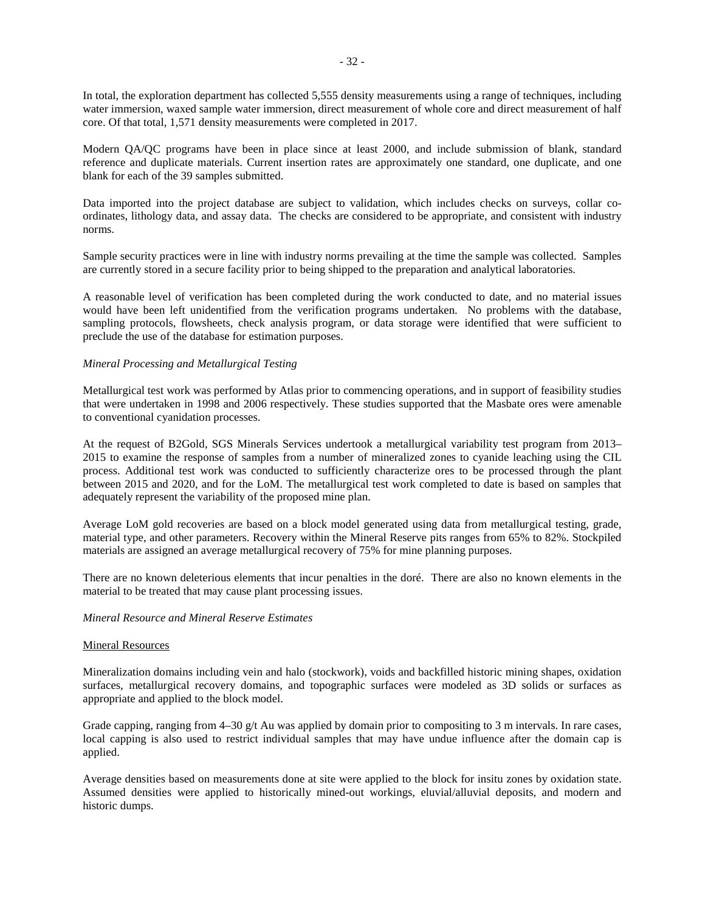In total, the exploration department has collected 5,555 density measurements using a range of techniques, including water immersion, waxed sample water immersion, direct measurement of whole core and direct measurement of half core. Of that total, 1,571 density measurements were completed in 2017.

Modern QA/QC programs have been in place since at least 2000, and include submission of blank, standard reference and duplicate materials. Current insertion rates are approximately one standard, one duplicate, and one blank for each of the 39 samples submitted.

Data imported into the project database are subject to validation, which includes checks on surveys, collar co-ordinates, lithology data, and assay data. The checks are considered to be appropriate, and consistent with industry norms.

Sample security practices were in line with industry norms prevailing at the time the sample was collected. Samples are currently stored in a secure facility prior to being shipped to the preparation and analytical laboratories.

A reasonable level of verification has been completed during the work conducted to date, and no material issues would have been left unidentified from the verification programs undertaken. No problems with the database, sampling protocols, flowsheets, check analysis program, or data storage were identified that were sufficient to preclude the use of the database for estimation purposes.

*Mineral Processing and Metallurgical Testing*

Metallurgical test work was performed by Atlas prior to commencing operations, and in support of feasibility studies that were undertaken in 1998 and 2006 respectively. These studies supported that the Masbate ores were amenable to conventional cyanidation processes.

At the request of B2Gold, SGS Minerals Services undertook a metallurgical variability test program from 2013–2015 to examine the response of samples from a number of mineralized zones to cyanide leaching using the CIL process. Additional test work was conducted to sufficiently characterize ores to be processed through the plant between 2015 and 2020, and for the LoM. The metallurgical test work completed to date is based on samples that adequately represent the variability of the proposed mine plan.

Average LoM gold recoveries are based on a block model generated using data from metallurgical testing, grade, material type, and other parameters. Recovery within the Mineral Reserve pits ranges from 65% to 82%. Stockpiled materials are assigned an average metallurgical recovery of 75% for mine planning purposes.

There are no known deleterious elements that incur penalties in the doré. There are also no known elements in the material to be treated that may cause plant processing issues.

*Mineral Resource and Mineral Reserve Estimates*

Mineral Resources

Mineralization domains including vein and halo (stockwork), voids and backfilled historic mining shapes, oxidation surfaces, metallurgical recovery domains, and topographic surfaces were modeled as 3D solids or surfaces as appropriate and applied to the block model.

Grade capping, ranging from 4–30 g/t Au was applied by domain prior to compositing to 3 m intervals. In rare cases, local capping is also used to restrict individual samples that may have undue influence after the domain cap is applied.

Average densities based on measurements done at site were applied to the block for insitu zones by oxidation state. Assumed densities were applied to historically mined-out workings, eluvial/alluvial deposits, and modern and historic dumps.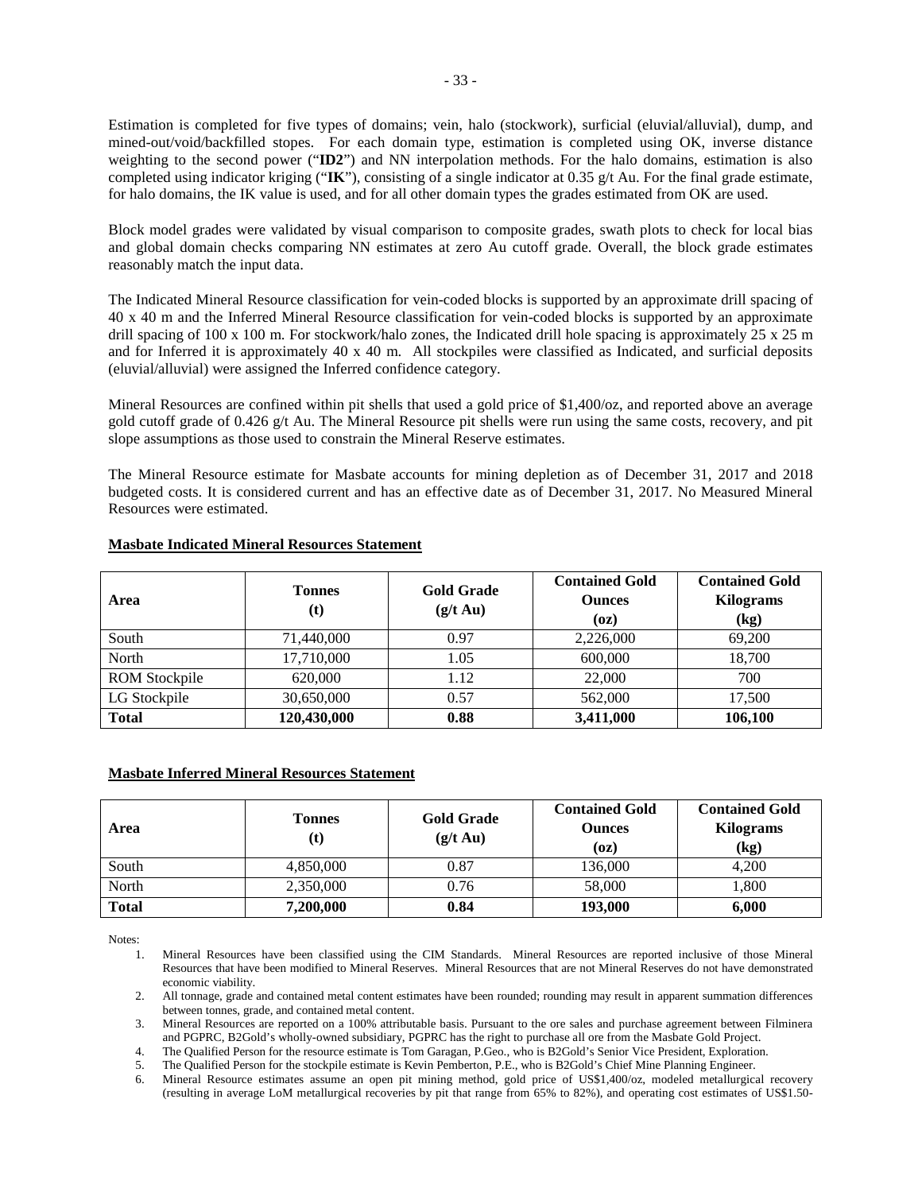Estimation is completed for five types of domains; vein, halo (stockwork), surficial (eluvial/alluvial), dump, and mined-out/void/backfilled stopes. For each domain type, estimation is completed using OK, inverse distance weighting to the second power ("**ID2**") and NN interpolation methods. For the halo domains, estimation is also completed using indicator kriging ("**IK**"), consisting of a single indicator at 0.35 g/t Au. For the final grade estimate, for halo domains, the IK value is used, and for all other domain types the grades estimated from OK are used.

Block model grades were validated by visual comparison to composite grades, swath plots to check for local bias and global domain checks comparing NN estimates at zero Au cutoff grade. Overall, the block grade estimates reasonably match the input data.

The Indicated Mineral Resource classification for vein-coded blocks is supported by an approximate drill spacing of 40 x 40 m and the Inferred Mineral Resource classification for vein-coded blocks is supported by an approximate drill spacing of 100 x 100 m. For stockwork/halo zones, the Indicated drill hole spacing is approximately 25 x 25 m and for Inferred it is approximately 40 x 40 m. All stockpiles were classified as Indicated, and surficial deposits (eluvial/alluvial) were assigned the Inferred confidence category.

Mineral Resources are confined within pit shells that used a gold price of $1,400/oz, and reported above an average gold cutoff grade of 0.426 g/t Au. The Mineral Resource pit shells were run using the same costs, recovery, and pit slope assumptions as those used to constrain the Mineral Reserve estimates.

The Mineral Resource estimate for Masbate accounts for mining depletion as of December 31, 2017 and 2018 budgeted costs. It is considered current and has an effective date as of December 31, 2017. No Measured Mineral Resources were estimated.

**Masbate Indicated Mineral Resources Statement**

| Area | Tonnes (t) | Gold Grade (g/t Au) | Contained Gold Ounces (oz) | Contained Gold Kilograms (kg) |
|---|---|---|---|---|
| South | 71,440,000 | 0.97 | 2,226,000 | 69,200 |
| North | 17,710,000 | 1.05 | 600,000 | 18,700 |
| ROM Stockpile | 620,000 | 1.12 | 22,000 | 700 |
| LG Stockpile | 30,650,000 | 0.57 | 562,000 | 17,500 |
| **Total** | **120,430,000** | **0.88** | **3,411,000** | **106,100** |

**Masbate Inferred Mineral Resources Statement**

| Area | Tonnes (t) | Gold Grade (g/t Au) | Contained Gold Ounces (oz) | Contained Gold Kilograms (kg) |
|---|---|---|---|---|
| South | 4,850,000 | 0.87 | 136,000 | 4,200 |
| North | 2,350,000 | 0.76 | 58,000 | 1,800 |
| **Total** | **7,200,000** | **0.84** | **193,000** | **6,000** |

Notes:

1. Mineral Resources have been classified using the CIM Standards. Mineral Resources are reported inclusive of those Mineral Resources that have been modified to Mineral Reserves. Mineral Resources that are not Mineral Reserves do not have demonstrated economic viability.
2. All tonnage, grade and contained metal content estimates have been rounded; rounding may result in apparent summation differences between tonnes, grade, and contained metal content.
3. Mineral Resources are reported on a 100% attributable basis. Pursuant to the ore sales and purchase agreement between Filminera and PGPRC, B2Gold's wholly-owned subsidiary, PGPRC has the right to purchase all ore from the Masbate Gold Project.
4. The Qualified Person for the resource estimate is Tom Garagan, P.Geo., who is B2Gold's Senior Vice President, Exploration.
5. The Qualified Person for the stockpile estimate is Kevin Pemberton, P.E., who is B2Gold's Chief Mine Planning Engineer.
6. Mineral Resource estimates assume an open pit mining method, gold price of US$1,400/oz, modeled metallurgical recovery (resulting in average LoM metallurgical recoveries by pit that range from 65% to 82%), and operating cost estimates of US$1.50-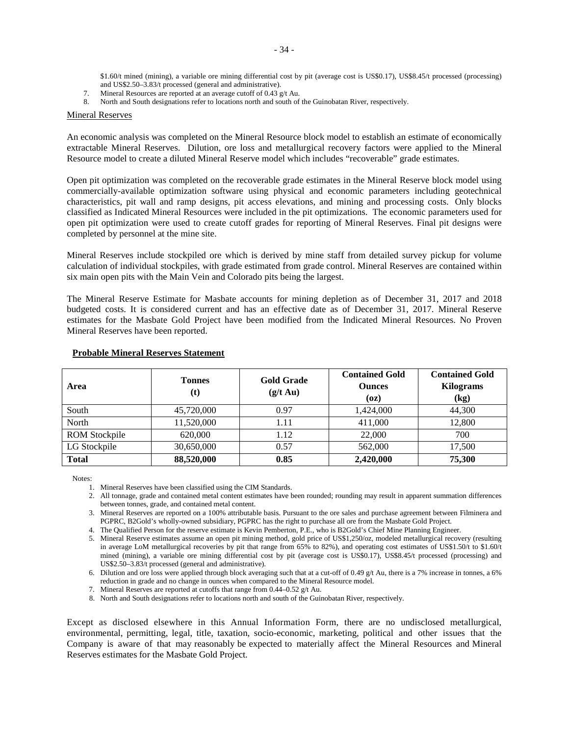$1.60/t mined (mining), a variable ore mining differential cost by pit (average cost is US$0.17), US$8.45/t processed (processing) and US$2.50–3.83/t processed (general and administrative).

7. Mineral Resources are reported at an average cutoff of 0.43 g/t Au.
8. North and South designations refer to locations north and south of the Guinobatan River, respectively.

Mineral Reserves

An economic analysis was completed on the Mineral Resource block model to establish an estimate of economically extractable Mineral Reserves. Dilution, ore loss and metallurgical recovery factors were applied to the Mineral Resource model to create a diluted Mineral Reserve model which includes "recoverable" grade estimates.

Open pit optimization was completed on the recoverable grade estimates in the Mineral Reserve block model using commercially-available optimization software using physical and economic parameters including geotechnical characteristics, pit wall and ramp designs, pit access elevations, and mining and processing costs. Only blocks classified as Indicated Mineral Resources were included in the pit optimizations. The economic parameters used for open pit optimization were used to create cutoff grades for reporting of Mineral Reserves. Final pit designs were completed by personnel at the mine site.

Mineral Reserves include stockpiled ore which is derived by mine staff from detailed survey pickup for volume calculation of individual stockpiles, with grade estimated from grade control. Mineral Reserves are contained within six main open pits with the Main Vein and Colorado pits being the largest.

The Mineral Reserve Estimate for Masbate accounts for mining depletion as of December 31, 2017 and 2018 budgeted costs. It is considered current and has an effective date as of December 31, 2017. Mineral Reserve estimates for the Masbate Gold Project have been modified from the Indicated Mineral Resources. No Proven Mineral Reserves have been reported.

**Probable Mineral Reserves Statement**

| Area | Tonnes (t) | Gold Grade (g/t Au) | Contained Gold Ounces (oz) | Contained Gold Kilograms (kg) |
|---|---|---|---|---|
| South | 45,720,000 | 0.97 | 1,424,000 | 44,300 |
| North | 11,520,000 | 1.11 | 411,000 | 12,800 |
| ROM Stockpile | 620,000 | 1.12 | 22,000 | 700 |
| LG Stockpile | 30,650,000 | 0.57 | 562,000 | 17,500 |
| **Total** | **88,520,000** | **0.85** | **2,420,000** | **75,300** |

Notes:

1. Mineral Reserves have been classified using the CIM Standards.
2. All tonnage, grade and contained metal content estimates have been rounded; rounding may result in apparent summation differences between tonnes, grade, and contained metal content.
3. Mineral Reserves are reported on a 100% attributable basis. Pursuant to the ore sales and purchase agreement between Filminera and PGPRC, B2Gold's wholly-owned subsidiary, PGPRC has the right to purchase all ore from the Masbate Gold Project.
4. The Qualified Person for the reserve estimate is Kevin Pemberton, P.E., who is B2Gold's Chief Mine Planning Engineer.
5. Mineral Reserve estimates assume an open pit mining method, gold price of US$1,250/oz, modeled metallurgical recovery (resulting in average LoM metallurgical recoveries by pit that range from 65% to 82%), and operating cost estimates of US$1.50/t to $1.60/t mined (mining), a variable ore mining differential cost by pit (average cost is US$0.17), US$8.45/t processed (processing) and US$2.50–3.83/t processed (general and administrative).
6. Dilution and ore loss were applied through block averaging such that at a cut-off of 0.49 g/t Au, there is a 7% increase in tonnes, a 6% reduction in grade and no change in ounces when compared to the Mineral Resource model.
7. Mineral Reserves are reported at cutoffs that range from 0.44–0.52 g/t Au.
8. North and South designations refer to locations north and south of the Guinobatan River, respectively.

Except as disclosed elsewhere in this Annual Information Form, there are no undisclosed metallurgical, environmental, permitting, legal, title, taxation, socio-economic, marketing, political and other issues that the Company is aware of that may reasonably be expected to materially affect the Mineral Resources and Mineral Reserves estimates for the Masbate Gold Project.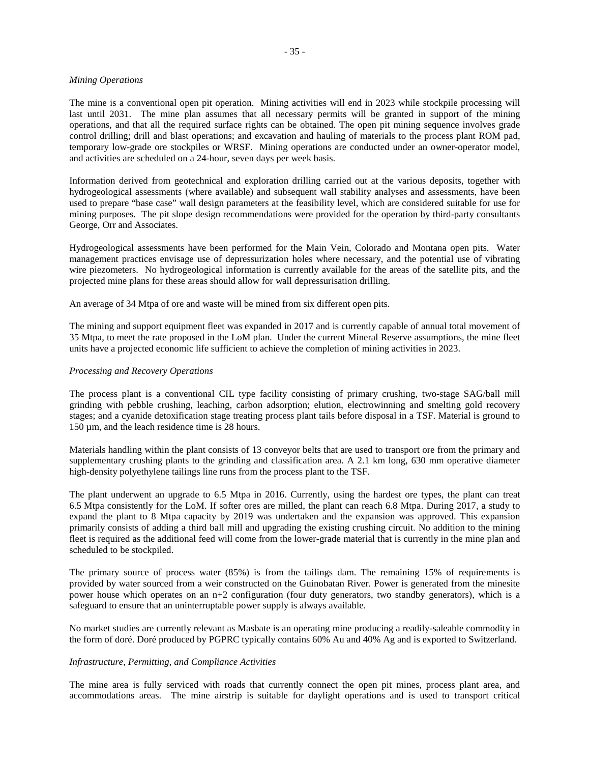*Mining Operations*

The mine is a conventional open pit operation. Mining activities will end in 2023 while stockpile processing will last until 2031. The mine plan assumes that all necessary permits will be granted in support of the mining operations, and that all the required surface rights can be obtained. The open pit mining sequence involves grade control drilling; drill and blast operations; and excavation and hauling of materials to the process plant ROM pad, temporary low-grade ore stockpiles or WRSF. Mining operations are conducted under an owner-operator model, and activities are scheduled on a 24-hour, seven days per week basis.

Information derived from geotechnical and exploration drilling carried out at the various deposits, together with hydrogeological assessments (where available) and subsequent wall stability analyses and assessments, have been used to prepare "base case" wall design parameters at the feasibility level, which are considered suitable for use for mining purposes. The pit slope design recommendations were provided for the operation by third-party consultants George, Orr and Associates.

Hydrogeological assessments have been performed for the Main Vein, Colorado and Montana open pits. Water management practices envisage use of depressurization holes where necessary, and the potential use of vibrating wire piezometers. No hydrogeological information is currently available for the areas of the satellite pits, and the projected mine plans for these areas should allow for wall depressurisation drilling.

An average of 34 Mtpa of ore and waste will be mined from six different open pits.

The mining and support equipment fleet was expanded in 2017 and is currently capable of annual total movement of 35 Mtpa, to meet the rate proposed in the LoM plan. Under the current Mineral Reserve assumptions, the mine fleet units have a projected economic life sufficient to achieve the completion of mining activities in 2023.

*Processing and Recovery Operations*

The process plant is a conventional CIL type facility consisting of primary crushing, two-stage SAG/ball mill grinding with pebble crushing, leaching, carbon adsorption; elution, electrowinning and smelting gold recovery stages; and a cyanide detoxification stage treating process plant tails before disposal in a TSF. Material is ground to 150 µm, and the leach residence time is 28 hours.

Materials handling within the plant consists of 13 conveyor belts that are used to transport ore from the primary and supplementary crushing plants to the grinding and classification area. A 2.1 km long, 630 mm operative diameter high-density polyethylene tailings line runs from the process plant to the TSF.

The plant underwent an upgrade to 6.5 Mtpa in 2016. Currently, using the hardest ore types, the plant can treat 6.5 Mtpa consistently for the LoM. If softer ores are milled, the plant can reach 6.8 Mtpa. During 2017, a study to expand the plant to 8 Mtpa capacity by 2019 was undertaken and the expansion was approved. This expansion primarily consists of adding a third ball mill and upgrading the existing crushing circuit. No addition to the mining fleet is required as the additional feed will come from the lower-grade material that is currently in the mine plan and scheduled to be stockpiled.

The primary source of process water (85%) is from the tailings dam. The remaining 15% of requirements is provided by water sourced from a weir constructed on the Guinobatan River. Power is generated from the minesite power house which operates on an n+2 configuration (four duty generators, two standby generators), which is a safeguard to ensure that an uninterruptable power supply is always available.

No market studies are currently relevant as Masbate is an operating mine producing a readily-saleable commodity in the form of doré. Doré produced by PGPRC typically contains 60% Au and 40% Ag and is exported to Switzerland.

*Infrastructure, Permitting, and Compliance Activities*

The mine area is fully serviced with roads that currently connect the open pit mines, process plant area, and accommodations areas. The mine airstrip is suitable for daylight operations and is used to transport critical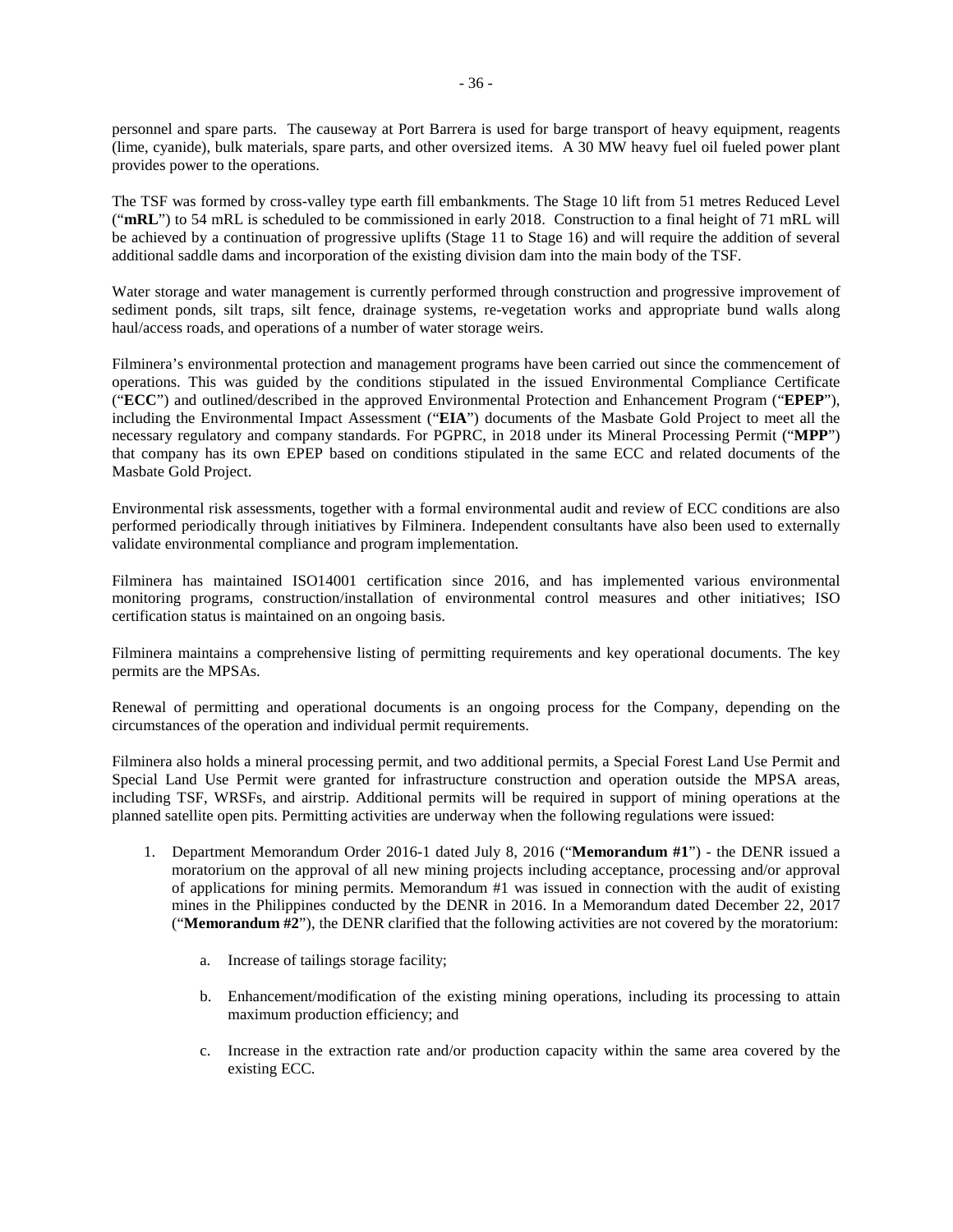personnel and spare parts. The causeway at Port Barrera is used for barge transport of heavy equipment, reagents (lime, cyanide), bulk materials, spare parts, and other oversized items. A 30 MW heavy fuel oil fueled power plant provides power to the operations.

The TSF was formed by cross-valley type earth fill embankments. The Stage 10 lift from 51 metres Reduced Level ("**mRL**") to 54 mRL is scheduled to be commissioned in early 2018. Construction to a final height of 71 mRL will be achieved by a continuation of progressive uplifts (Stage 11 to Stage 16) and will require the addition of several additional saddle dams and incorporation of the existing division dam into the main body of the TSF.

Water storage and water management is currently performed through construction and progressive improvement of sediment ponds, silt traps, silt fence, drainage systems, re-vegetation works and appropriate bund walls along haul/access roads, and operations of a number of water storage weirs.

Filminera's environmental protection and management programs have been carried out since the commencement of operations. This was guided by the conditions stipulated in the issued Environmental Compliance Certificate ("**ECC**") and outlined/described in the approved Environmental Protection and Enhancement Program ("**EPEP**"), including the Environmental Impact Assessment ("**EIA**") documents of the Masbate Gold Project to meet all the necessary regulatory and company standards. For PGPRC, in 2018 under its Mineral Processing Permit ("**MPP**") that company has its own EPEP based on conditions stipulated in the same ECC and related documents of the Masbate Gold Project.

Environmental risk assessments, together with a formal environmental audit and review of ECC conditions are also performed periodically through initiatives by Filminera. Independent consultants have also been used to externally validate environmental compliance and program implementation.

Filminera has maintained ISO14001 certification since 2016, and has implemented various environmental monitoring programs, construction/installation of environmental control measures and other initiatives; ISO certification status is maintained on an ongoing basis.

Filminera maintains a comprehensive listing of permitting requirements and key operational documents. The key permits are the MPSAs.

Renewal of permitting and operational documents is an ongoing process for the Company, depending on the circumstances of the operation and individual permit requirements.

Filminera also holds a mineral processing permit, and two additional permits, a Special Forest Land Use Permit and Special Land Use Permit were granted for infrastructure construction and operation outside the MPSA areas, including TSF, WRSFs, and airstrip. Additional permits will be required in support of mining operations at the planned satellite open pits. Permitting activities are underway when the following regulations were issued:

1. Department Memorandum Order 2016-1 dated July 8, 2016 ("**Memorandum #1**") - the DENR issued a moratorium on the approval of all new mining projects including acceptance, processing and/or approval of applications for mining permits. Memorandum #1 was issued in connection with the audit of existing mines in the Philippines conducted by the DENR in 2016. In a Memorandum dated December 22, 2017 ("**Memorandum #2**"), the DENR clarified that the following activities are not covered by the moratorium:

    a. Increase of tailings storage facility;

    b. Enhancement/modification of the existing mining operations, including its processing to attain maximum production efficiency; and

    c. Increase in the extraction rate and/or production capacity within the same area covered by the existing ECC.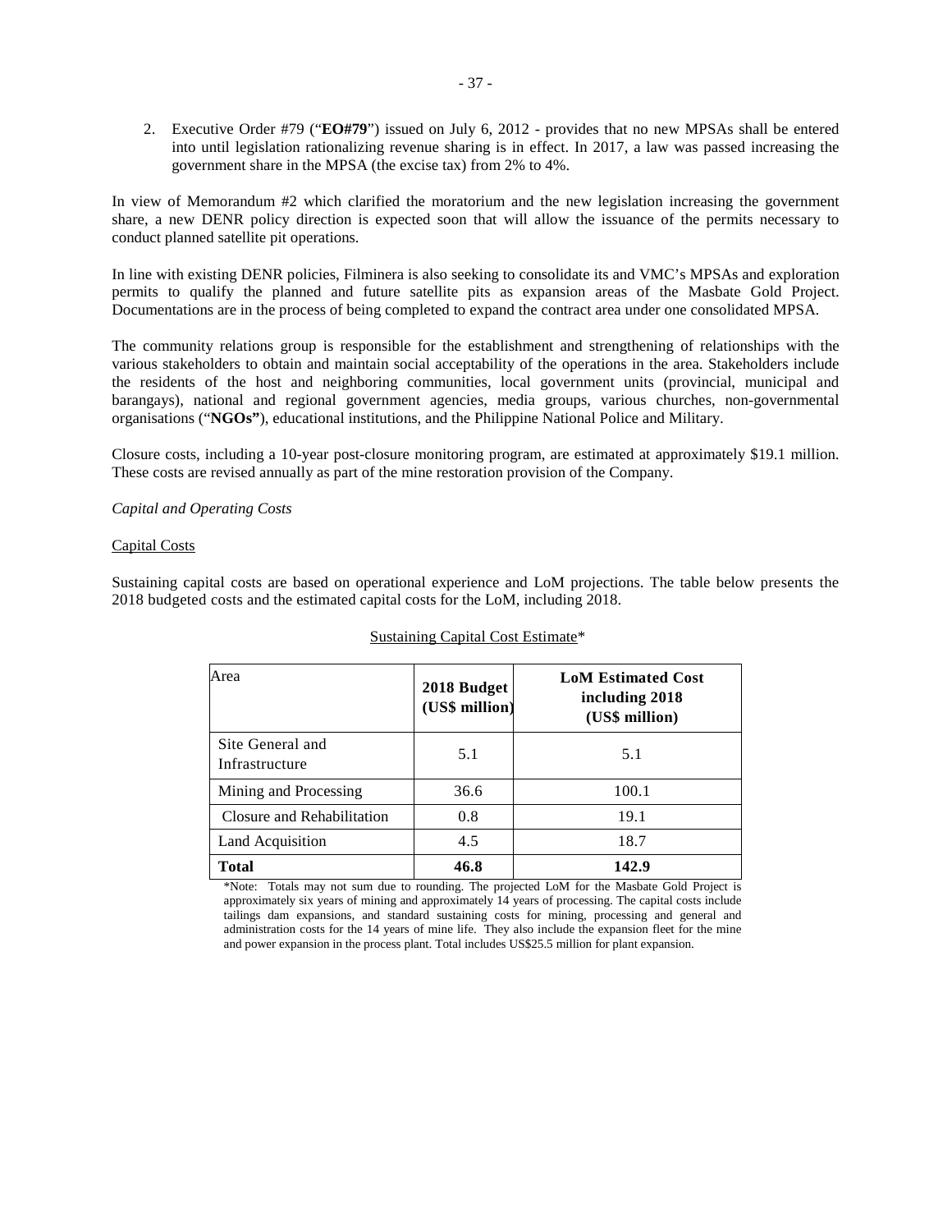2. Executive Order #79 ("**EO#79**") issued on July 6, 2012 - provides that no new MPSAs shall be entered into until legislation rationalizing revenue sharing is in effect. In 2017, a law was passed increasing the government share in the MPSA (the excise tax) from 2% to 4%.

In view of Memorandum #2 which clarified the moratorium and the new legislation increasing the government share, a new DENR policy direction is expected soon that will allow the issuance of the permits necessary to conduct planned satellite pit operations.

In line with existing DENR policies, Filminera is also seeking to consolidate its and VMC's MPSAs and exploration permits to qualify the planned and future satellite pits as expansion areas of the Masbate Gold Project. Documentations are in the process of being completed to expand the contract area under one consolidated MPSA.

The community relations group is responsible for the establishment and strengthening of relationships with the various stakeholders to obtain and maintain social acceptability of the operations in the area. Stakeholders include the residents of the host and neighboring communities, local government units (provincial, municipal and barangays), national and regional government agencies, media groups, various churches, non-governmental organisations ("**NGOs"**), educational institutions, and the Philippine National Police and Military.

Closure costs, including a 10-year post-closure monitoring program, are estimated at approximately $19.1 million. These costs are revised annually as part of the mine restoration provision of the Company.

*Capital and Operating Costs*

<u>Capital Costs</u>

Sustaining capital costs are based on operational experience and LoM projections. The table below presents the 2018 budgeted costs and the estimated capital costs for the LoM, including 2018.

<u>Sustaining Capital Cost Estimate</u>*

| Area | 2018 Budget (US$ million) | LoM Estimated Cost including 2018 (US$ million) |
|---|---|---|
| Site General and Infrastructure | 5.1 | 5.1 |
| Mining and Processing | 36.6 | 100.1 |
| Closure and Rehabilitation | 0.8 | 19.1 |
| Land Acquisition | 4.5 | 18.7 |
| **Total** | **46.8** | **142.9** |

*Note: Totals may not sum due to rounding. The projected LoM for the Masbate Gold Project is approximately six years of mining and approximately 14 years of processing. The capital costs include tailings dam expansions, and standard sustaining costs for mining, processing and general and administration costs for the 14 years of mine life. They also include the expansion fleet for the mine and power expansion in the process plant. Total includes US$25.5 million for plant expansion.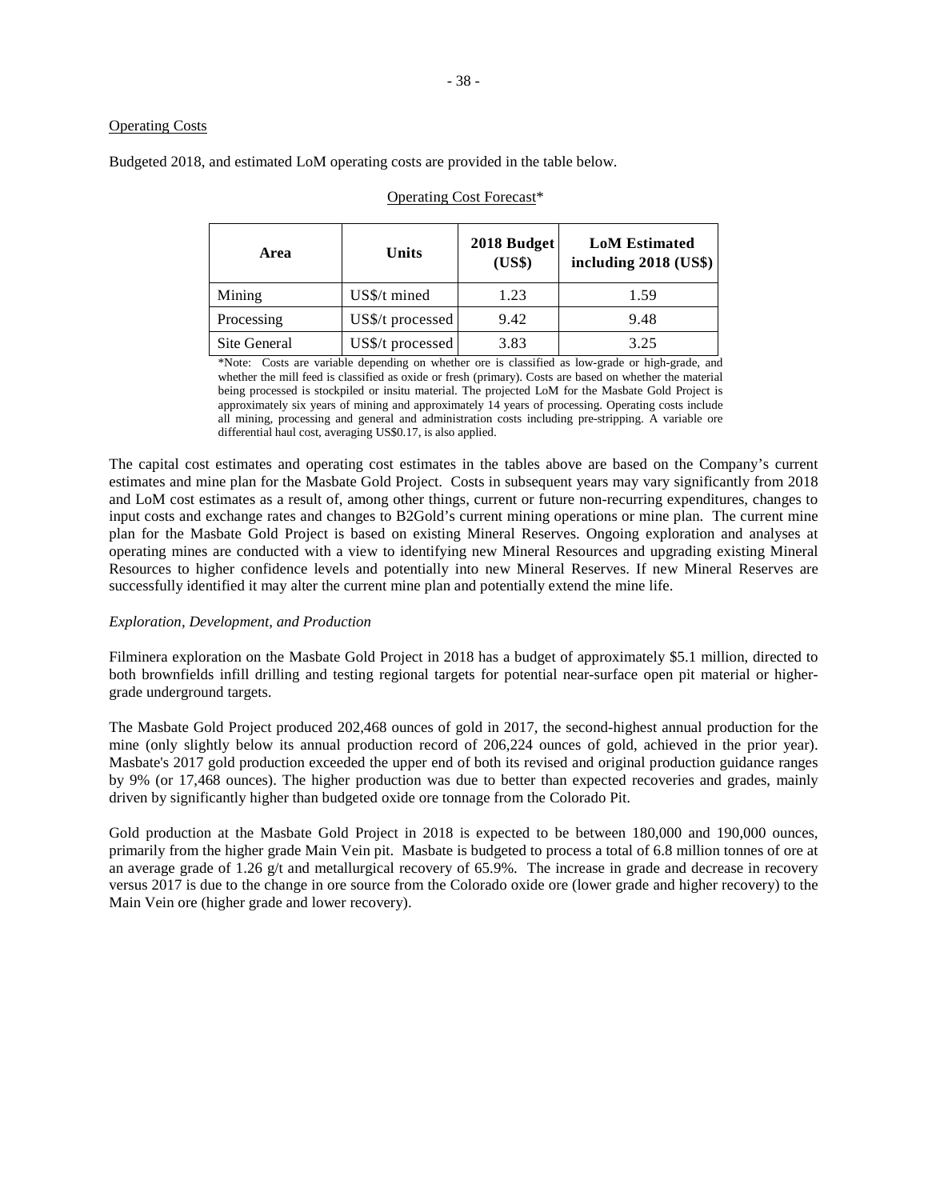Operating Costs

Budgeted 2018, and estimated LoM operating costs are provided in the table below.

Operating Cost Forecast*

| Area | Units | 2018 Budget (US$) | LoM Estimated including 2018 (US$) |
|---|---|---|---|
| Mining | US$/t mined | 1.23 | 1.59 |
| Processing | US$/t processed | 9.42 | 9.48 |
| Site General | US$/t processed | 3.83 | 3.25 |

*Note: Costs are variable depending on whether ore is classified as low-grade or high-grade, and whether the mill feed is classified as oxide or fresh (primary). Costs are based on whether the material being processed is stockpiled or insitu material. The projected LoM for the Masbate Gold Project is approximately six years of mining and approximately 14 years of processing. Operating costs include all mining, processing and general and administration costs including pre-stripping. A variable ore differential haul cost, averaging US$0.17, is also applied.

The capital cost estimates and operating cost estimates in the tables above are based on the Company's current estimates and mine plan for the Masbate Gold Project. Costs in subsequent years may vary significantly from 2018 and LoM cost estimates as a result of, among other things, current or future non-recurring expenditures, changes to input costs and exchange rates and changes to B2Gold's current mining operations or mine plan. The current mine plan for the Masbate Gold Project is based on existing Mineral Reserves. Ongoing exploration and analyses at operating mines are conducted with a view to identifying new Mineral Resources and upgrading existing Mineral Resources to higher confidence levels and potentially into new Mineral Reserves. If new Mineral Reserves are successfully identified it may alter the current mine plan and potentially extend the mine life.

*Exploration, Development, and Production*

Filminera exploration on the Masbate Gold Project in 2018 has a budget of approximately $5.1 million, directed to both brownfields infill drilling and testing regional targets for potential near-surface open pit material or higher-grade underground targets.

The Masbate Gold Project produced 202,468 ounces of gold in 2017, the second-highest annual production for the mine (only slightly below its annual production record of 206,224 ounces of gold, achieved in the prior year). Masbate's 2017 gold production exceeded the upper end of both its revised and original production guidance ranges by 9% (or 17,468 ounces). The higher production was due to better than expected recoveries and grades, mainly driven by significantly higher than budgeted oxide ore tonnage from the Colorado Pit.

Gold production at the Masbate Gold Project in 2018 is expected to be between 180,000 and 190,000 ounces, primarily from the higher grade Main Vein pit. Masbate is budgeted to process a total of 6.8 million tonnes of ore at an average grade of 1.26 g/t and metallurgical recovery of 65.9%. The increase in grade and decrease in recovery versus 2017 is due to the change in ore source from the Colorado oxide ore (lower grade and higher recovery) to the Main Vein ore (higher grade and lower recovery).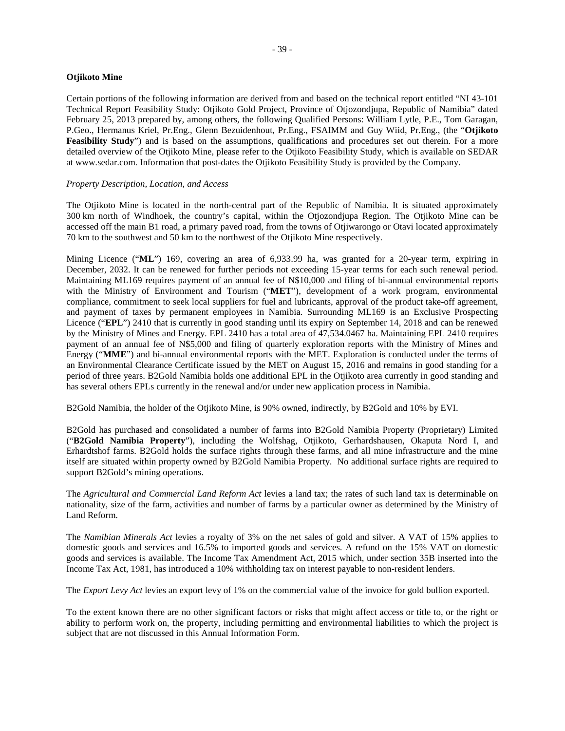**Otjikoto Mine**

Certain portions of the following information are derived from and based on the technical report entitled "NI 43-101 Technical Report Feasibility Study: Otjikoto Gold Project, Province of Otjozondjupa, Republic of Namibia" dated February 25, 2013 prepared by, among others, the following Qualified Persons: William Lytle, P.E., Tom Garagan, P.Geo., Hermanus Kriel, Pr.Eng., Glenn Bezuidenhout, Pr.Eng., FSAIMM and Guy Wiid, Pr.Eng., (the "**Otjikoto Feasibility Study**") and is based on the assumptions, qualifications and procedures set out therein. For a more detailed overview of the Otjikoto Mine, please refer to the Otjikoto Feasibility Study, which is available on SEDAR at www.sedar.com. Information that post-dates the Otjikoto Feasibility Study is provided by the Company.

*Property Description, Location, and Access*

The Otjikoto Mine is located in the north-central part of the Republic of Namibia. It is situated approximately 300 km north of Windhoek, the country's capital, within the Otjozondjupa Region. The Otjikoto Mine can be accessed off the main B1 road, a primary paved road, from the towns of Otjiwarongo or Otavi located approximately 70 km to the southwest and 50 km to the northwest of the Otjikoto Mine respectively.

Mining Licence ("**ML**") 169, covering an area of 6,933.99 ha, was granted for a 20-year term, expiring in December, 2032. It can be renewed for further periods not exceeding 15-year terms for each such renewal period. Maintaining ML169 requires payment of an annual fee of N$10,000 and filing of bi-annual environmental reports with the Ministry of Environment and Tourism ("**MET**"), development of a work program, environmental compliance, commitment to seek local suppliers for fuel and lubricants, approval of the product take-off agreement, and payment of taxes by permanent employees in Namibia. Surrounding ML169 is an Exclusive Prospecting Licence ("**EPL**") 2410 that is currently in good standing until its expiry on September 14, 2018 and can be renewed by the Ministry of Mines and Energy. EPL 2410 has a total area of 47,534.0467 ha. Maintaining EPL 2410 requires payment of an annual fee of N$5,000 and filing of quarterly exploration reports with the Ministry of Mines and Energy ("**MME**") and bi-annual environmental reports with the MET. Exploration is conducted under the terms of an Environmental Clearance Certificate issued by the MET on August 15, 2016 and remains in good standing for a period of three years. B2Gold Namibia holds one additional EPL in the Otjikoto area currently in good standing and has several others EPLs currently in the renewal and/or under new application process in Namibia.

B2Gold Namibia, the holder of the Otjikoto Mine, is 90% owned, indirectly, by B2Gold and 10% by EVI.

B2Gold has purchased and consolidated a number of farms into B2Gold Namibia Property (Proprietary) Limited ("**B2Gold Namibia Property**"), including the Wolfshag, Otjikoto, Gerhardshausen, Okaputa Nord I, and Erhardtshof farms. B2Gold holds the surface rights through these farms, and all mine infrastructure and the mine itself are situated within property owned by B2Gold Namibia Property. No additional surface rights are required to support B2Gold's mining operations.

The *Agricultural and Commercial Land Reform Act* levies a land tax; the rates of such land tax is determinable on nationality, size of the farm, activities and number of farms by a particular owner as determined by the Ministry of Land Reform.

The *Namibian Minerals Act* levies a royalty of 3% on the net sales of gold and silver. A VAT of 15% applies to domestic goods and services and 16.5% to imported goods and services. A refund on the 15% VAT on domestic goods and services is available. The Income Tax Amendment Act, 2015 which, under section 35B inserted into the Income Tax Act, 1981, has introduced a 10% withholding tax on interest payable to non-resident lenders.

The *Export Levy Act* levies an export levy of 1% on the commercial value of the invoice for gold bullion exported.

To the extent known there are no other significant factors or risks that might affect access or title to, or the right or ability to perform work on, the property, including permitting and environmental liabilities to which the project is subject that are not discussed in this Annual Information Form.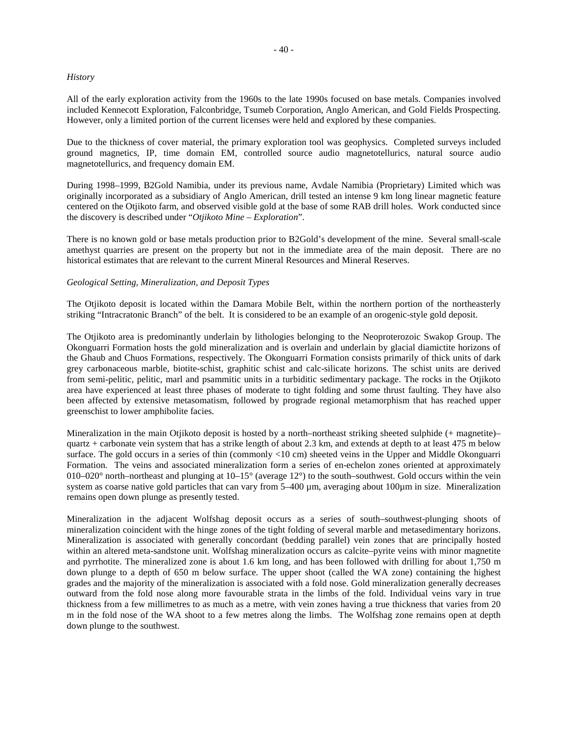*History*

All of the early exploration activity from the 1960s to the late 1990s focused on base metals. Companies involved included Kennecott Exploration, Falconbridge, Tsumeb Corporation, Anglo American, and Gold Fields Prospecting. However, only a limited portion of the current licenses were held and explored by these companies.

Due to the thickness of cover material, the primary exploration tool was geophysics. Completed surveys included ground magnetics, IP, time domain EM, controlled source audio magnetotellurics, natural source audio magnetotellurics, and frequency domain EM.

During 1998–1999, B2Gold Namibia, under its previous name, Avdale Namibia (Proprietary) Limited which was originally incorporated as a subsidiary of Anglo American, drill tested an intense 9 km long linear magnetic feature centered on the Otjikoto farm, and observed visible gold at the base of some RAB drill holes. Work conducted since the discovery is described under "*Otjikoto Mine – Exploration*".

There is no known gold or base metals production prior to B2Gold's development of the mine. Several small-scale amethyst quarries are present on the property but not in the immediate area of the main deposit. There are no historical estimates that are relevant to the current Mineral Resources and Mineral Reserves.

*Geological Setting, Mineralization, and Deposit Types*

The Otjikoto deposit is located within the Damara Mobile Belt, within the northern portion of the northeasterly striking "Intracratonic Branch" of the belt. It is considered to be an example of an orogenic-style gold deposit.

The Otjikoto area is predominantly underlain by lithologies belonging to the Neoproterozoic Swakop Group. The Okonguarri Formation hosts the gold mineralization and is overlain and underlain by glacial diamictite horizons of the Ghaub and Chuos Formations, respectively. The Okonguarri Formation consists primarily of thick units of dark grey carbonaceous marble, biotite-schist, graphitic schist and calc-silicate horizons. The schist units are derived from semi-pelitic, pelitic, marl and psammitic units in a turbiditic sedimentary package. The rocks in the Otjikoto area have experienced at least three phases of moderate to tight folding and some thrust faulting. They have also been affected by extensive metasomatism, followed by prograde regional metamorphism that has reached upper greenschist to lower amphibolite facies.

Mineralization in the main Otjikoto deposit is hosted by a north–northeast striking sheeted sulphide (+ magnetite)–quartz + carbonate vein system that has a strike length of about 2.3 km, and extends at depth to at least 475 m below surface. The gold occurs in a series of thin (commonly <10 cm) sheeted veins in the Upper and Middle Okonguarri Formation. The veins and associated mineralization form a series of en-echelon zones oriented at approximately 010–020° north–northeast and plunging at 10–15° (average 12°) to the south–southwest. Gold occurs within the vein system as coarse native gold particles that can vary from 5–400 µm, averaging about 100µm in size. Mineralization remains open down plunge as presently tested.

Mineralization in the adjacent Wolfshag deposit occurs as a series of south–southwest-plunging shoots of mineralization coincident with the hinge zones of the tight folding of several marble and metasedimentary horizons. Mineralization is associated with generally concordant (bedding parallel) vein zones that are principally hosted within an altered meta-sandstone unit. Wolfshag mineralization occurs as calcite–pyrite veins with minor magnetite and pyrrhotite. The mineralized zone is about 1.6 km long, and has been followed with drilling for about 1,750 m down plunge to a depth of 650 m below surface. The upper shoot (called the WA zone) containing the highest grades and the majority of the mineralization is associated with a fold nose. Gold mineralization generally decreases outward from the fold nose along more favourable strata in the limbs of the fold. Individual veins vary in true thickness from a few millimetres to as much as a metre, with vein zones having a true thickness that varies from 20 m in the fold nose of the WA shoot to a few metres along the limbs. The Wolfshag zone remains open at depth down plunge to the southwest.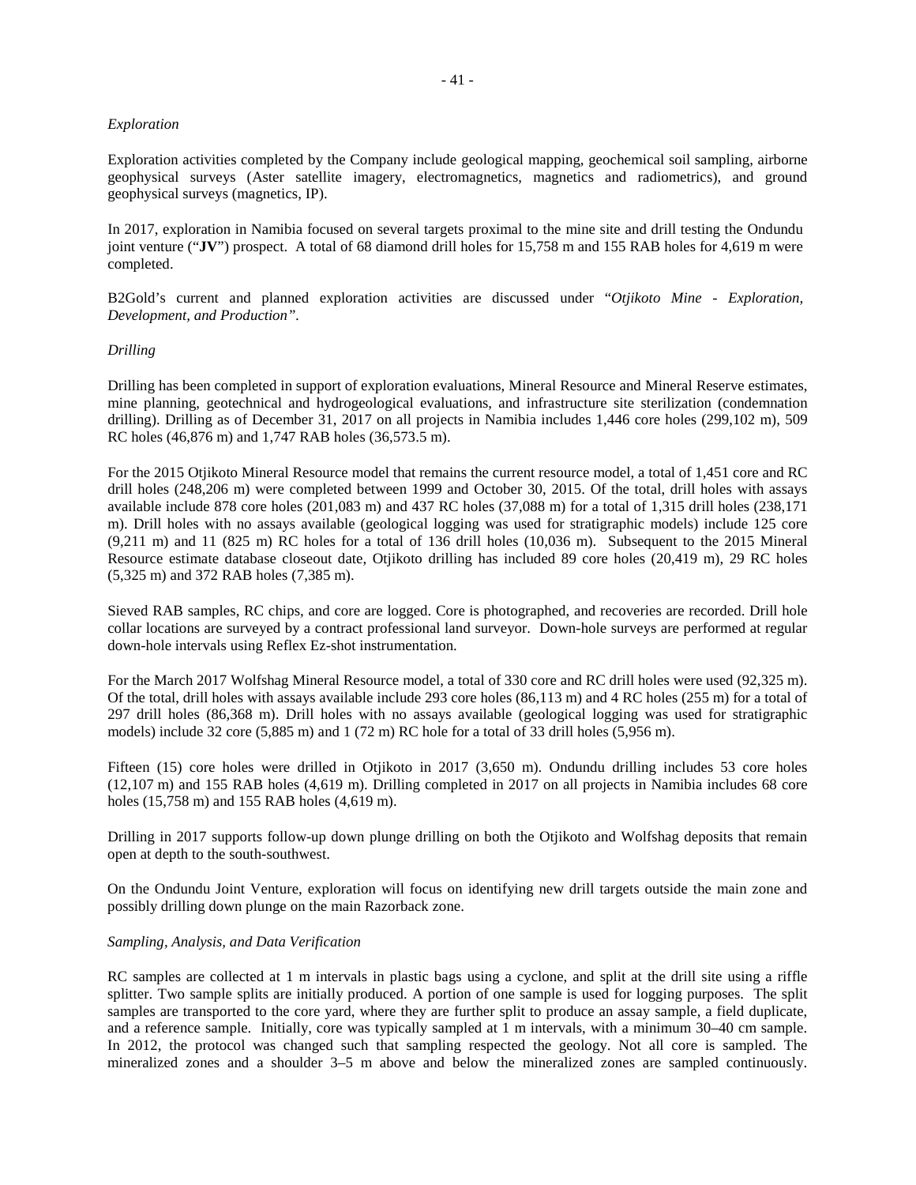*Exploration*

Exploration activities completed by the Company include geological mapping, geochemical soil sampling, airborne geophysical surveys (Aster satellite imagery, electromagnetics, magnetics and radiometrics), and ground geophysical surveys (magnetics, IP).

In 2017, exploration in Namibia focused on several targets proximal to the mine site and drill testing the Ondundu joint venture ("**JV**") prospect. A total of 68 diamond drill holes for 15,758 m and 155 RAB holes for 4,619 m were completed.

B2Gold's current and planned exploration activities are discussed under "*Otjikoto Mine - Exploration, Development, and Production".*

*Drilling*

Drilling has been completed in support of exploration evaluations, Mineral Resource and Mineral Reserve estimates, mine planning, geotechnical and hydrogeological evaluations, and infrastructure site sterilization (condemnation drilling). Drilling as of December 31, 2017 on all projects in Namibia includes 1,446 core holes (299,102 m), 509 RC holes (46,876 m) and 1,747 RAB holes (36,573.5 m).

For the 2015 Otjikoto Mineral Resource model that remains the current resource model, a total of 1,451 core and RC drill holes (248,206 m) were completed between 1999 and October 30, 2015. Of the total, drill holes with assays available include 878 core holes (201,083 m) and 437 RC holes (37,088 m) for a total of 1,315 drill holes (238,171 m). Drill holes with no assays available (geological logging was used for stratigraphic models) include 125 core (9,211 m) and 11 (825 m) RC holes for a total of 136 drill holes (10,036 m). Subsequent to the 2015 Mineral Resource estimate database closeout date, Otjikoto drilling has included 89 core holes (20,419 m), 29 RC holes (5,325 m) and 372 RAB holes (7,385 m).

Sieved RAB samples, RC chips, and core are logged. Core is photographed, and recoveries are recorded. Drill hole collar locations are surveyed by a contract professional land surveyor. Down-hole surveys are performed at regular down-hole intervals using Reflex Ez-shot instrumentation.

For the March 2017 Wolfshag Mineral Resource model, a total of 330 core and RC drill holes were used (92,325 m). Of the total, drill holes with assays available include 293 core holes (86,113 m) and 4 RC holes (255 m) for a total of 297 drill holes (86,368 m). Drill holes with no assays available (geological logging was used for stratigraphic models) include 32 core (5,885 m) and 1 (72 m) RC hole for a total of 33 drill holes (5,956 m).

Fifteen (15) core holes were drilled in Otjikoto in 2017 (3,650 m). Ondundu drilling includes 53 core holes (12,107 m) and 155 RAB holes (4,619 m). Drilling completed in 2017 on all projects in Namibia includes 68 core holes (15,758 m) and 155 RAB holes (4,619 m).

Drilling in 2017 supports follow-up down plunge drilling on both the Otjikoto and Wolfshag deposits that remain open at depth to the south-southwest.

On the Ondundu Joint Venture, exploration will focus on identifying new drill targets outside the main zone and possibly drilling down plunge on the main Razorback zone.

*Sampling, Analysis, and Data Verification*

RC samples are collected at 1 m intervals in plastic bags using a cyclone, and split at the drill site using a riffle splitter. Two sample splits are initially produced. A portion of one sample is used for logging purposes. The split samples are transported to the core yard, where they are further split to produce an assay sample, a field duplicate, and a reference sample. Initially, core was typically sampled at 1 m intervals, with a minimum 30–40 cm sample. In 2012, the protocol was changed such that sampling respected the geology. Not all core is sampled. The mineralized zones and a shoulder 3–5 m above and below the mineralized zones are sampled continuously.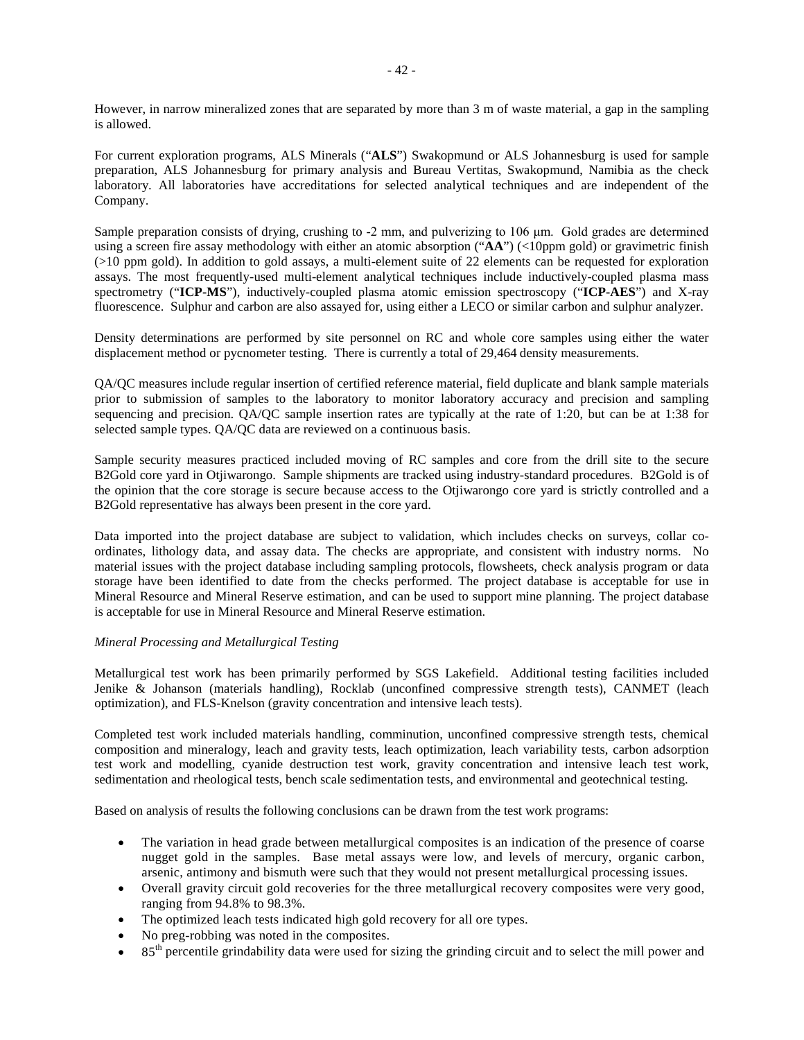However, in narrow mineralized zones that are separated by more than 3 m of waste material, a gap in the sampling is allowed.

For current exploration programs, ALS Minerals ("**ALS**") Swakopmund or ALS Johannesburg is used for sample preparation, ALS Johannesburg for primary analysis and Bureau Veritas, Swakopmund, Namibia as the check laboratory. All laboratories have accreditations for selected analytical techniques and are independent of the Company.

Sample preparation consists of drying, crushing to -2 mm, and pulverizing to 106 μm. Gold grades are determined using a screen fire assay methodology with either an atomic absorption ("**AA**") (<10ppm gold) or gravimetric finish (>10 ppm gold). In addition to gold assays, a multi-element suite of 22 elements can be requested for exploration assays. The most frequently-used multi-element analytical techniques include inductively-coupled plasma mass spectrometry ("**ICP-MS**"), inductively-coupled plasma atomic emission spectroscopy ("**ICP-AES**") and X-ray fluorescence. Sulphur and carbon are also assayed for, using either a LECO or similar carbon and sulphur analyzer.

Density determinations are performed by site personnel on RC and whole core samples using either the water displacement method or pycnometer testing. There is currently a total of 29,464 density measurements.

QA/QC measures include regular insertion of certified reference material, field duplicate and blank sample materials prior to submission of samples to the laboratory to monitor laboratory accuracy and precision and sampling sequencing and precision. QA/QC sample insertion rates are typically at the rate of 1:20, but can be at 1:38 for selected sample types. QA/QC data are reviewed on a continuous basis.

Sample security measures practiced included moving of RC samples and core from the drill site to the secure B2Gold core yard in Otjiwarongo. Sample shipments are tracked using industry-standard procedures. B2Gold is of the opinion that the core storage is secure because access to the Otjiwarongo core yard is strictly controlled and a B2Gold representative has always been present in the core yard.

Data imported into the project database are subject to validation, which includes checks on surveys, collar co-ordinates, lithology data, and assay data. The checks are appropriate, and consistent with industry norms. No material issues with the project database including sampling protocols, flowsheets, check analysis program or data storage have been identified to date from the checks performed. The project database is acceptable for use in Mineral Resource and Mineral Reserve estimation, and can be used to support mine planning. The project database is acceptable for use in Mineral Resource and Mineral Reserve estimation.

*Mineral Processing and Metallurgical Testing*

Metallurgical test work has been primarily performed by SGS Lakefield. Additional testing facilities included Jenike & Johanson (materials handling), Rocklab (unconfined compressive strength tests), CANMET (leach optimization), and FLS-Knelson (gravity concentration and intensive leach tests).

Completed test work included materials handling, comminution, unconfined compressive strength tests, chemical composition and mineralogy, leach and gravity tests, leach optimization, leach variability tests, carbon adsorption test work and modelling, cyanide destruction test work, gravity concentration and intensive leach test work, sedimentation and rheological tests, bench scale sedimentation tests, and environmental and geotechnical testing.

Based on analysis of results the following conclusions can be drawn from the test work programs:

- The variation in head grade between metallurgical composites is an indication of the presence of coarse nugget gold in the samples. Base metal assays were low, and levels of mercury, organic carbon, arsenic, antimony and bismuth were such that they would not present metallurgical processing issues.
- Overall gravity circuit gold recoveries for the three metallurgical recovery composites were very good, ranging from 94.8% to 98.3%.
- The optimized leach tests indicated high gold recovery for all ore types.
- No preg-robbing was noted in the composites.
- $85^{th}$ percentile grindability data were used for sizing the grinding circuit and to select the mill power and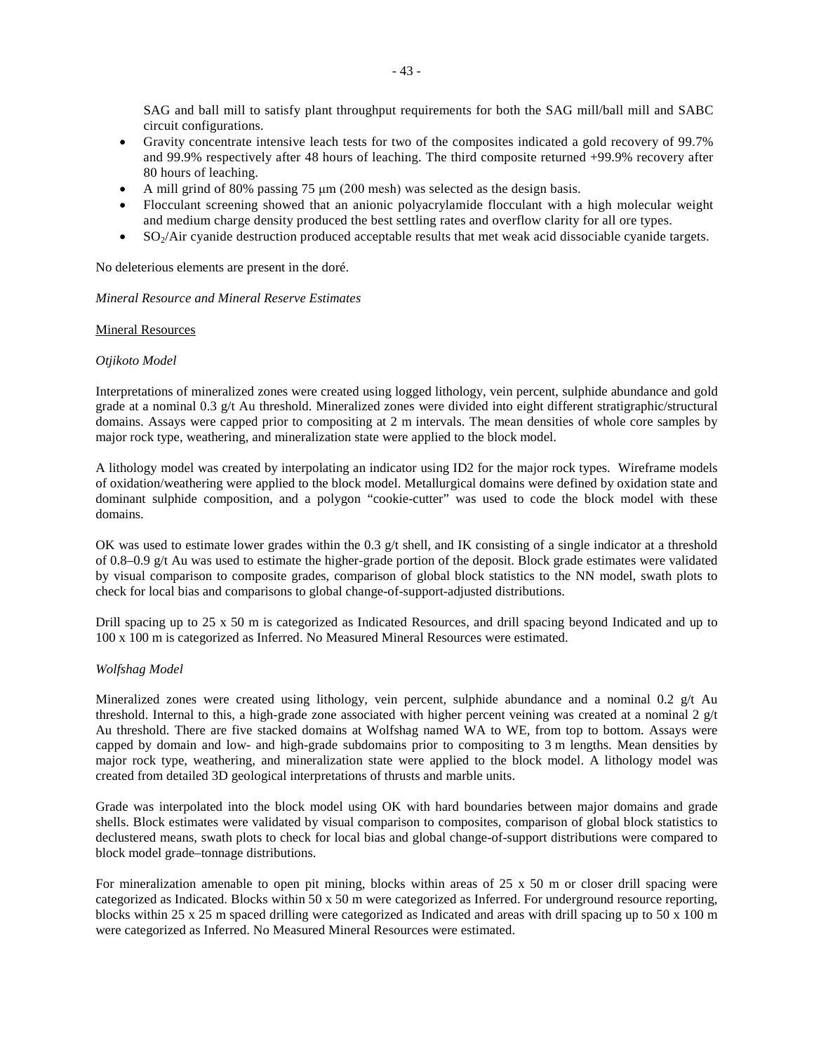SAG and ball mill to satisfy plant throughput requirements for both the SAG mill/ball mill and SABC circuit configurations.

- Gravity concentrate intensive leach tests for two of the composites indicated a gold recovery of 99.7% and 99.9% respectively after 48 hours of leaching. The third composite returned +99.9% recovery after 80 hours of leaching.
- A mill grind of 80% passing 75 µm (200 mesh) was selected as the design basis.
- Flocculant screening showed that an anionic polyacrylamide flocculant with a high molecular weight and medium charge density produced the best settling rates and overflow clarity for all ore types.
- $SO_2$/Air cyanide destruction produced acceptable results that met weak acid dissociable cyanide targets.

No deleterious elements are present in the doré.

*Mineral Resource and Mineral Reserve Estimates*

Mineral Resources

*Otjikoto Model*

Interpretations of mineralized zones were created using logged lithology, vein percent, sulphide abundance and gold grade at a nominal 0.3 g/t Au threshold. Mineralized zones were divided into eight different stratigraphic/structural domains. Assays were capped prior to compositing at 2 m intervals. The mean densities of whole core samples by major rock type, weathering, and mineralization state were applied to the block model.

A lithology model was created by interpolating an indicator using ID2 for the major rock types. Wireframe models of oxidation/weathering were applied to the block model. Metallurgical domains were defined by oxidation state and dominant sulphide composition, and a polygon "cookie-cutter" was used to code the block model with these domains.

OK was used to estimate lower grades within the 0.3 g/t shell, and IK consisting of a single indicator at a threshold of 0.8–0.9 g/t Au was used to estimate the higher-grade portion of the deposit. Block grade estimates were validated by visual comparison to composite grades, comparison of global block statistics to the NN model, swath plots to check for local bias and comparisons to global change-of-support-adjusted distributions.

Drill spacing up to 25 x 50 m is categorized as Indicated Resources, and drill spacing beyond Indicated and up to 100 x 100 m is categorized as Inferred. No Measured Mineral Resources were estimated.

*Wolfshag Model*

Mineralized zones were created using lithology, vein percent, sulphide abundance and a nominal 0.2 g/t Au threshold. Internal to this, a high-grade zone associated with higher percent veining was created at a nominal 2 g/t Au threshold. There are five stacked domains at Wolfshag named WA to WE, from top to bottom. Assays were capped by domain and low- and high-grade subdomains prior to compositing to 3 m lengths. Mean densities by major rock type, weathering, and mineralization state were applied to the block model. A lithology model was created from detailed 3D geological interpretations of thrusts and marble units.

Grade was interpolated into the block model using OK with hard boundaries between major domains and grade shells. Block estimates were validated by visual comparison to composites, comparison of global block statistics to declustered means, swath plots to check for local bias and global change-of-support distributions were compared to block model grade–tonnage distributions.

For mineralization amenable to open pit mining, blocks within areas of 25 x 50 m or closer drill spacing were categorized as Indicated. Blocks within 50 x 50 m were categorized as Inferred. For underground resource reporting, blocks within 25 x 25 m spaced drilling were categorized as Indicated and areas with drill spacing up to 50 x 100 m were categorized as Inferred. No Measured Mineral Resources were estimated.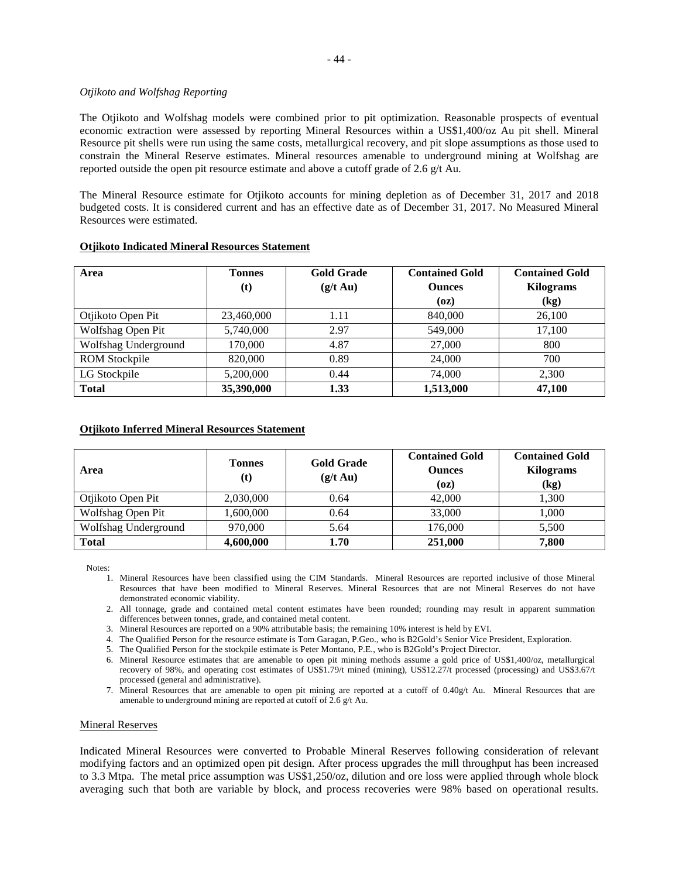*Otjikoto and Wolfshag Reporting*

The Otjikoto and Wolfshag models were combined prior to pit optimization. Reasonable prospects of eventual economic extraction were assessed by reporting Mineral Resources within a US$1,400/oz Au pit shell. Mineral Resource pit shells were run using the same costs, metallurgical recovery, and pit slope assumptions as those used to constrain the Mineral Reserve estimates. Mineral resources amenable to underground mining at Wolfshag are reported outside the open pit resource estimate and above a cutoff grade of 2.6 g/t Au.

The Mineral Resource estimate for Otjikoto accounts for mining depletion as of December 31, 2017 and 2018 budgeted costs. It is considered current and has an effective date as of December 31, 2017. No Measured Mineral Resources were estimated.

**Otjikoto Indicated Mineral Resources Statement**

| Area | Tonnes (t) | Gold Grade (g/t Au) | Contained Gold Ounces (oz) | Contained Gold Kilograms (kg) |
|---|---|---|---|---|
| Otjikoto Open Pit | 23,460,000 | 1.11 | 840,000 | 26,100 |
| Wolfshag Open Pit | 5,740,000 | 2.97 | 549,000 | 17,100 |
| Wolfshag Underground | 170,000 | 4.87 | 27,000 | 800 |
| ROM Stockpile | 820,000 | 0.89 | 24,000 | 700 |
| LG Stockpile | 5,200,000 | 0.44 | 74,000 | 2,300 |
| **Total** | **35,390,000** | **1.33** | **1,513,000** | **47,100** |

**Otjikoto Inferred Mineral Resources Statement**

| Area | Tonnes (t) | Gold Grade (g/t Au) | Contained Gold Ounces (oz) | Contained Gold Kilograms (kg) |
|---|---|---|---|---|
| Otjikoto Open Pit | 2,030,000 | 0.64 | 42,000 | 1,300 |
| Wolfshag Open Pit | 1,600,000 | 0.64 | 33,000 | 1,000 |
| Wolfshag Underground | 970,000 | 5.64 | 176,000 | 5,500 |
| **Total** | **4,600,000** | **1.70** | **251,000** | **7,800** |

Notes:

1. Mineral Resources have been classified using the CIM Standards. Mineral Resources are reported inclusive of those Mineral Resources that have been modified to Mineral Reserves. Mineral Resources that are not Mineral Reserves do not have demonstrated economic viability.
2. All tonnage, grade and contained metal content estimates have been rounded; rounding may result in apparent summation differences between tonnes, grade, and contained metal content.
3. Mineral Resources are reported on a 90% attributable basis; the remaining 10% interest is held by EVI.
4. The Qualified Person for the resource estimate is Tom Garagan, P.Geo., who is B2Gold's Senior Vice President, Exploration.
5. The Qualified Person for the stockpile estimate is Peter Montano, P.E., who is B2Gold's Project Director.
6. Mineral Resource estimates that are amenable to open pit mining methods assume a gold price of US$1,400/oz, metallurgical recovery of 98%, and operating cost estimates of US$1.79/t mined (mining), US$12.27/t processed (processing) and US$3.67/t processed (general and administrative).
7. Mineral Resources that are amenable to open pit mining are reported at a cutoff of 0.40g/t Au. Mineral Resources that are amenable to underground mining are reported at cutoff of 2.6 g/t Au.

Mineral Reserves

Indicated Mineral Resources were converted to Probable Mineral Reserves following consideration of relevant modifying factors and an optimized open pit design. After process upgrades the mill throughput has been increased to 3.3 Mtpa. The metal price assumption was US$1,250/oz, dilution and ore loss were applied through whole block averaging such that both are variable by block, and process recoveries were 98% based on operational results.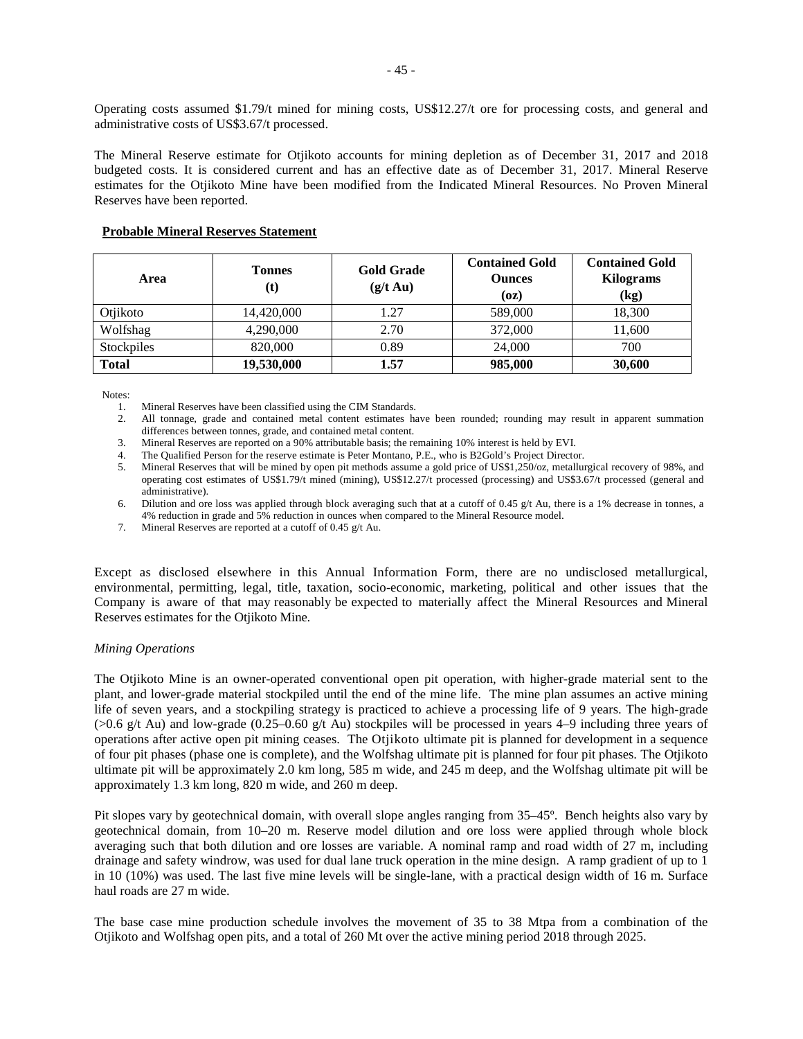Operating costs assumed $1.79/t mined for mining costs, US$12.27/t ore for processing costs, and general and administrative costs of US$3.67/t processed.

The Mineral Reserve estimate for Otjikoto accounts for mining depletion as of December 31, 2017 and 2018 budgeted costs. It is considered current and has an effective date as of December 31, 2017. Mineral Reserve estimates for the Otjikoto Mine have been modified from the Indicated Mineral Resources. No Proven Mineral Reserves have been reported.

**Probable Mineral Reserves Statement**

| Area | Tonnes (t) | Gold Grade (g/t Au) | Contained Gold Ounces (oz) | Contained Gold Kilograms (kg) |
|---|---|---|---|---|
| Otjikoto | 14,420,000 | 1.27 | 589,000 | 18,300 |
| Wolfshag | 4,290,000 | 2.70 | 372,000 | 11,600 |
| Stockpiles | 820,000 | 0.89 | 24,000 | 700 |
| **Total** | **19,530,000** | **1.57** | **985,000** | **30,600** |

Notes:

1. Mineral Reserves have been classified using the CIM Standards.
2. All tonnage, grade and contained metal content estimates have been rounded; rounding may result in apparent summation differences between tonnes, grade, and contained metal content.
3. Mineral Reserves are reported on a 90% attributable basis; the remaining 10% interest is held by EVI.
4. The Qualified Person for the reserve estimate is Peter Montano, P.E., who is B2Gold's Project Director.
5. Mineral Reserves that will be mined by open pit methods assume a gold price of US$1,250/oz, metallurgical recovery of 98%, and operating cost estimates of US$1.79/t mined (mining), US$12.27/t processed (processing) and US$3.67/t processed (general and administrative).
6. Dilution and ore loss was applied through block averaging such that at a cutoff of 0.45 g/t Au, there is a 1% decrease in tonnes, a 4% reduction in grade and 5% reduction in ounces when compared to the Mineral Resource model.
7. Mineral Reserves are reported at a cutoff of 0.45 g/t Au.

Except as disclosed elsewhere in this Annual Information Form, there are no undisclosed metallurgical, environmental, permitting, legal, title, taxation, socio-economic, marketing, political and other issues that the Company is aware of that may reasonably be expected to materially affect the Mineral Resources and Mineral Reserves estimates for the Otjikoto Mine.

*Mining Operations*

The Otjikoto Mine is an owner-operated conventional open pit operation, with higher-grade material sent to the plant, and lower-grade material stockpiled until the end of the mine life. The mine plan assumes an active mining life of seven years, and a stockpiling strategy is practiced to achieve a processing life of 9 years. The high-grade (>0.6 g/t Au) and low-grade (0.25–0.60 g/t Au) stockpiles will be processed in years 4–9 including three years of operations after active open pit mining ceases. The Otjikoto ultimate pit is planned for development in a sequence of four pit phases (phase one is complete), and the Wolfshag ultimate pit is planned for four pit phases. The Otjikoto ultimate pit will be approximately 2.0 km long, 585 m wide, and 245 m deep, and the Wolfshag ultimate pit will be approximately 1.3 km long, 820 m wide, and 260 m deep.

Pit slopes vary by geotechnical domain, with overall slope angles ranging from 35–45º. Bench heights also vary by geotechnical domain, from 10–20 m. Reserve model dilution and ore loss were applied through whole block averaging such that both dilution and ore losses are variable. A nominal ramp and road width of 27 m, including drainage and safety windrow, was used for dual lane truck operation in the mine design. A ramp gradient of up to 1 in 10 (10%) was used. The last five mine levels will be single-lane, with a practical design width of 16 m. Surface haul roads are 27 m wide.

The base case mine production schedule involves the movement of 35 to 38 Mtpa from a combination of the Otjikoto and Wolfshag open pits, and a total of 260 Mt over the active mining period 2018 through 2025.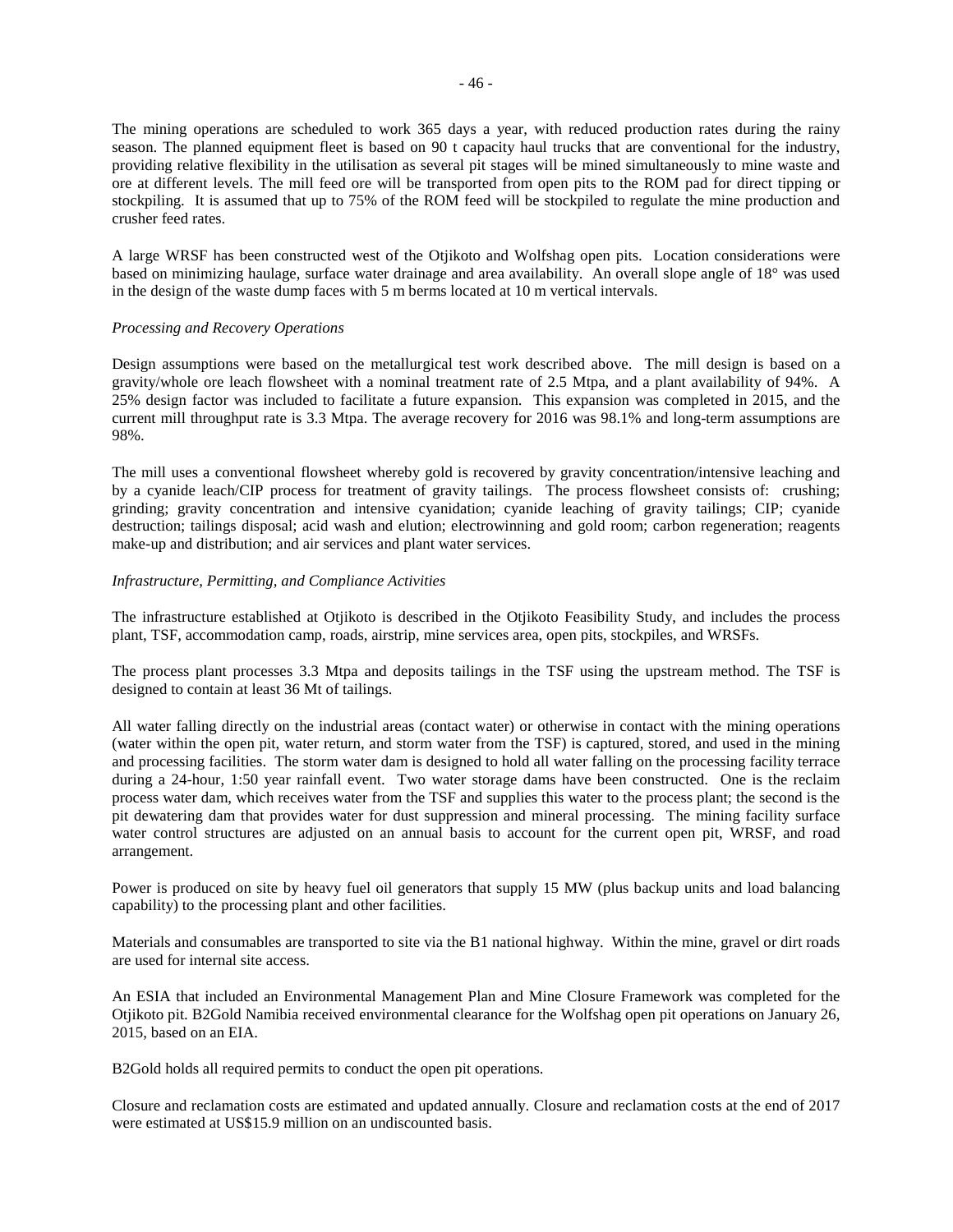The mining operations are scheduled to work 365 days a year, with reduced production rates during the rainy season. The planned equipment fleet is based on 90 t capacity haul trucks that are conventional for the industry, providing relative flexibility in the utilisation as several pit stages will be mined simultaneously to mine waste and ore at different levels. The mill feed ore will be transported from open pits to the ROM pad for direct tipping or stockpiling. It is assumed that up to 75% of the ROM feed will be stockpiled to regulate the mine production and crusher feed rates.

A large WRSF has been constructed west of the Otjikoto and Wolfshag open pits. Location considerations were based on minimizing haulage, surface water drainage and area availability. An overall slope angle of 18° was used in the design of the waste dump faces with 5 m berms located at 10 m vertical intervals.

*Processing and Recovery Operations*

Design assumptions were based on the metallurgical test work described above. The mill design is based on a gravity/whole ore leach flowsheet with a nominal treatment rate of 2.5 Mtpa, and a plant availability of 94%. A 25% design factor was included to facilitate a future expansion. This expansion was completed in 2015, and the current mill throughput rate is 3.3 Mtpa. The average recovery for 2016 was 98.1% and long-term assumptions are 98%.

The mill uses a conventional flowsheet whereby gold is recovered by gravity concentration/intensive leaching and by a cyanide leach/CIP process for treatment of gravity tailings. The process flowsheet consists of: crushing; grinding; gravity concentration and intensive cyanidation; cyanide leaching of gravity tailings; CIP; cyanide destruction; tailings disposal; acid wash and elution; electrowinning and gold room; carbon regeneration; reagents make-up and distribution; and air services and plant water services.

*Infrastructure, Permitting, and Compliance Activities*

The infrastructure established at Otjikoto is described in the Otjikoto Feasibility Study, and includes the process plant, TSF, accommodation camp, roads, airstrip, mine services area, open pits, stockpiles, and WRSFs.

The process plant processes 3.3 Mtpa and deposits tailings in the TSF using the upstream method. The TSF is designed to contain at least 36 Mt of tailings.

All water falling directly on the industrial areas (contact water) or otherwise in contact with the mining operations (water within the open pit, water return, and storm water from the TSF) is captured, stored, and used in the mining and processing facilities. The storm water dam is designed to hold all water falling on the processing facility terrace during a 24-hour, 1:50 year rainfall event. Two water storage dams have been constructed. One is the reclaim process water dam, which receives water from the TSF and supplies this water to the process plant; the second is the pit dewatering dam that provides water for dust suppression and mineral processing. The mining facility surface water control structures are adjusted on an annual basis to account for the current open pit, WRSF, and road arrangement.

Power is produced on site by heavy fuel oil generators that supply 15 MW (plus backup units and load balancing capability) to the processing plant and other facilities.

Materials and consumables are transported to site via the B1 national highway. Within the mine, gravel or dirt roads are used for internal site access.

An ESIA that included an Environmental Management Plan and Mine Closure Framework was completed for the Otjikoto pit. B2Gold Namibia received environmental clearance for the Wolfshag open pit operations on January 26, 2015, based on an EIA.

B2Gold holds all required permits to conduct the open pit operations.

Closure and reclamation costs are estimated and updated annually. Closure and reclamation costs at the end of 2017 were estimated at US$15.9 million on an undiscounted basis.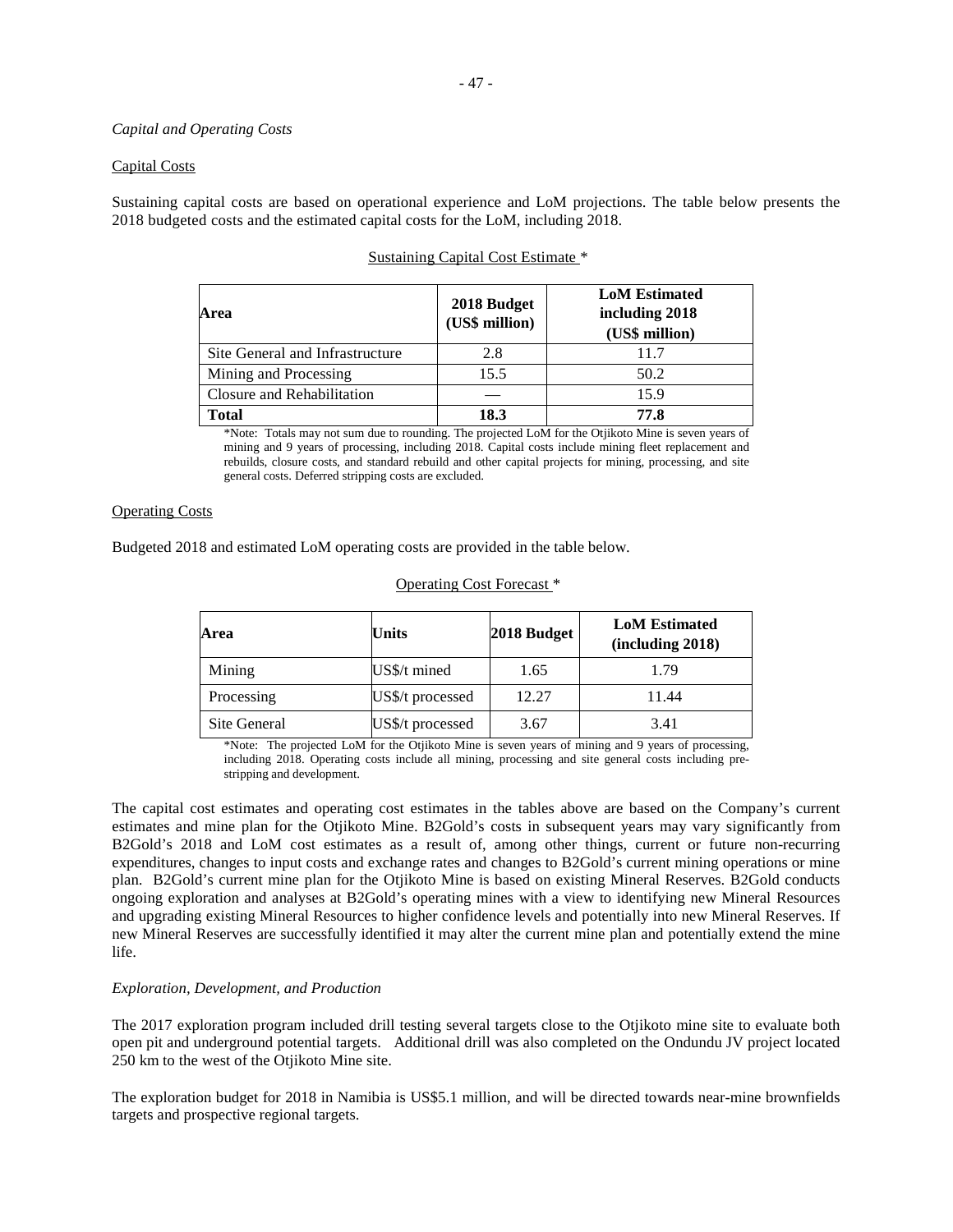*Capital and Operating Costs*

Capital Costs

Sustaining capital costs are based on operational experience and LoM projections. The table below presents the 2018 budgeted costs and the estimated capital costs for the LoM, including 2018.

Sustaining Capital Cost Estimate *

| Area | 2018 Budget (US$ million) | LoM Estimated including 2018 (US$ million) |
|---|---|---|
| Site General and Infrastructure | 2.8 | 11.7 |
| Mining and Processing | 15.5 | 50.2 |
| Closure and Rehabilitation | — | 15.9 |
| **Total** | **18.3** | **77.8** |

*Note: Totals may not sum due to rounding. The projected LoM for the Otjikoto Mine is seven years of mining and 9 years of processing, including 2018. Capital costs include mining fleet replacement and rebuilds, closure costs, and standard rebuild and other capital projects for mining, processing, and site general costs. Deferred stripping costs are excluded.

Operating Costs

Budgeted 2018 and estimated LoM operating costs are provided in the table below.

Operating Cost Forecast *

| Area | Units | 2018 Budget | LoM Estimated (including 2018) |
|---|---|---|---|
| Mining | US$/t mined | 1.65 | 1.79 |
| Processing | US$/t processed | 12.27 | 11.44 |
| Site General | US$/t processed | 3.67 | 3.41 |

*Note: The projected LoM for the Otjikoto Mine is seven years of mining and 9 years of processing, including 2018. Operating costs include all mining, processing and site general costs including pre-stripping and development.

The capital cost estimates and operating cost estimates in the tables above are based on the Company's current estimates and mine plan for the Otjikoto Mine. B2Gold's costs in subsequent years may vary significantly from B2Gold's 2018 and LoM cost estimates as a result of, among other things, current or future non-recurring expenditures, changes to input costs and exchange rates and changes to B2Gold's current mining operations or mine plan. B2Gold's current mine plan for the Otjikoto Mine is based on existing Mineral Reserves. B2Gold conducts ongoing exploration and analyses at B2Gold's operating mines with a view to identifying new Mineral Resources and upgrading existing Mineral Resources to higher confidence levels and potentially into new Mineral Reserves. If new Mineral Reserves are successfully identified it may alter the current mine plan and potentially extend the mine life.

*Exploration, Development, and Production*

The 2017 exploration program included drill testing several targets close to the Otjikoto mine site to evaluate both open pit and underground potential targets. Additional drill was also completed on the Ondundu JV project located 250 km to the west of the Otjikoto Mine site.

The exploration budget for 2018 in Namibia is US$5.1 million, and will be directed towards near-mine brownfields targets and prospective regional targets.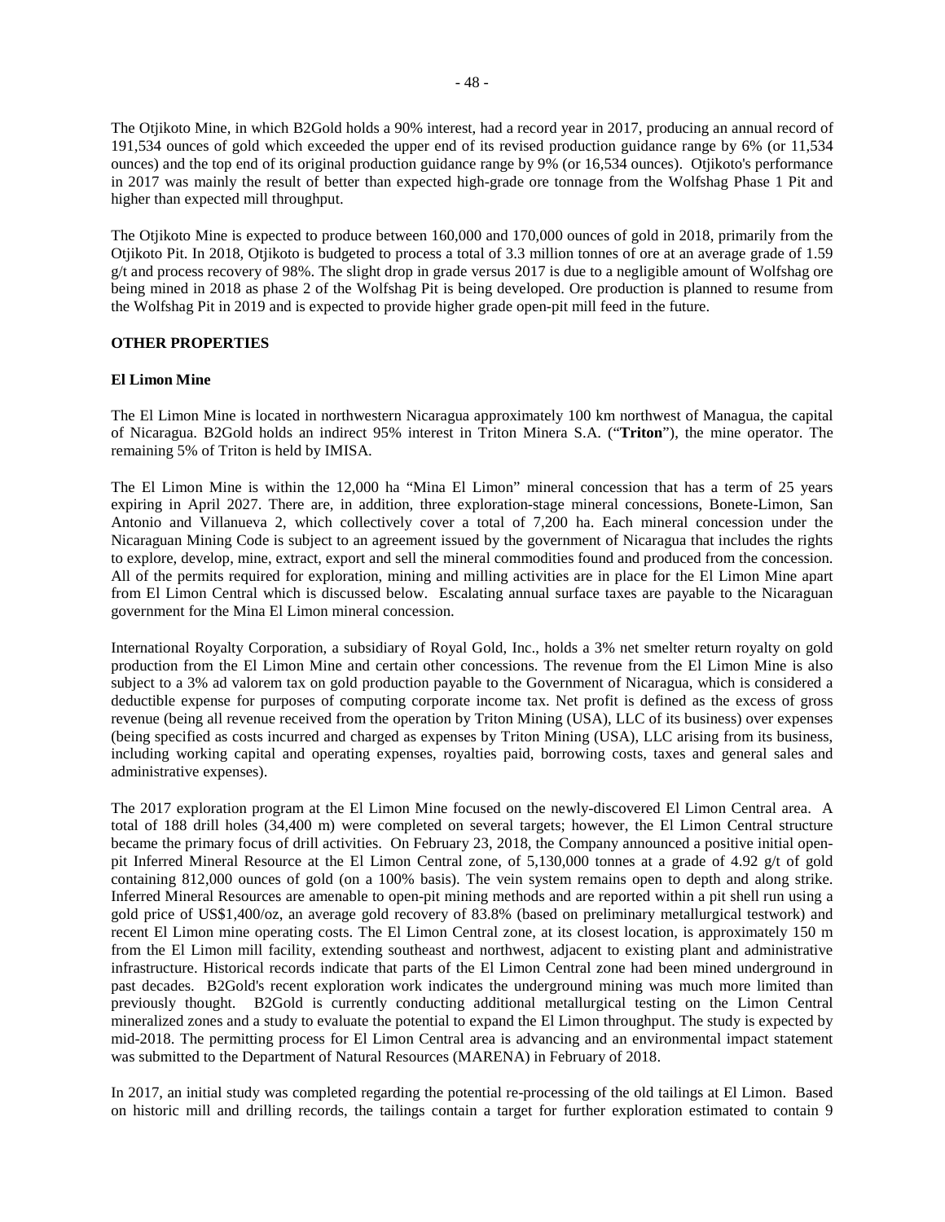The Otjikoto Mine, in which B2Gold holds a 90% interest, had a record year in 2017, producing an annual record of 191,534 ounces of gold which exceeded the upper end of its revised production guidance range by 6% (or 11,534 ounces) and the top end of its original production guidance range by 9% (or 16,534 ounces). Otjikoto's performance in 2017 was mainly the result of better than expected high-grade ore tonnage from the Wolfshag Phase 1 Pit and higher than expected mill throughput.

The Otjikoto Mine is expected to produce between 160,000 and 170,000 ounces of gold in 2018, primarily from the Otjikoto Pit. In 2018, Otjikoto is budgeted to process a total of 3.3 million tonnes of ore at an average grade of 1.59 g/t and process recovery of 98%. The slight drop in grade versus 2017 is due to a negligible amount of Wolfshag ore being mined in 2018 as phase 2 of the Wolfshag Pit is being developed. Ore production is planned to resume from the Wolfshag Pit in 2019 and is expected to provide higher grade open-pit mill feed in the future.

## OTHER PROPERTIES

### El Limon Mine

The El Limon Mine is located in northwestern Nicaragua approximately 100 km northwest of Managua, the capital of Nicaragua. B2Gold holds an indirect 95% interest in Triton Minera S.A. ("**Triton**"), the mine operator. The remaining 5% of Triton is held by IMISA.

The El Limon Mine is within the 12,000 ha "Mina El Limon" mineral concession that has a term of 25 years expiring in April 2027. There are, in addition, three exploration-stage mineral concessions, Bonete-Limon, San Antonio and Villanueva 2, which collectively cover a total of 7,200 ha. Each mineral concession under the Nicaraguan Mining Code is subject to an agreement issued by the government of Nicaragua that includes the rights to explore, develop, mine, extract, export and sell the mineral commodities found and produced from the concession. All of the permits required for exploration, mining and milling activities are in place for the El Limon Mine apart from El Limon Central which is discussed below. Escalating annual surface taxes are payable to the Nicaraguan government for the Mina El Limon mineral concession.

International Royalty Corporation, a subsidiary of Royal Gold, Inc., holds a 3% net smelter return royalty on gold production from the El Limon Mine and certain other concessions. The revenue from the El Limon Mine is also subject to a 3% ad valorem tax on gold production payable to the Government of Nicaragua, which is considered a deductible expense for purposes of computing corporate income tax. Net profit is defined as the excess of gross revenue (being all revenue received from the operation by Triton Mining (USA), LLC of its business) over expenses (being specified as costs incurred and charged as expenses by Triton Mining (USA), LLC arising from its business, including working capital and operating expenses, royalties paid, borrowing costs, taxes and general sales and administrative expenses).

The 2017 exploration program at the El Limon Mine focused on the newly-discovered El Limon Central area. A total of 188 drill holes (34,400 m) were completed on several targets; however, the El Limon Central structure became the primary focus of drill activities. On February 23, 2018, the Company announced a positive initial open-pit Inferred Mineral Resource at the El Limon Central zone, of 5,130,000 tonnes at a grade of 4.92 g/t of gold containing 812,000 ounces of gold (on a 100% basis). The vein system remains open to depth and along strike. Inferred Mineral Resources are amenable to open-pit mining methods and are reported within a pit shell run using a gold price of US$1,400/oz, an average gold recovery of 83.8% (based on preliminary metallurgical testwork) and recent El Limon mine operating costs. The El Limon Central zone, at its closest location, is approximately 150 m from the El Limon mill facility, extending southeast and northwest, adjacent to existing plant and administrative infrastructure. Historical records indicate that parts of the El Limon Central zone had been mined underground in past decades. B2Gold's recent exploration work indicates the underground mining was much more limited than previously thought. B2Gold is currently conducting additional metallurgical testing on the Limon Central mineralized zones and a study to evaluate the potential to expand the El Limon throughput. The study is expected by mid-2018. The permitting process for El Limon Central area is advancing and an environmental impact statement was submitted to the Department of Natural Resources (MARENA) in February of 2018.

In 2017, an initial study was completed regarding the potential re-processing of the old tailings at El Limon. Based on historic mill and drilling records, the tailings contain a target for further exploration estimated to contain 9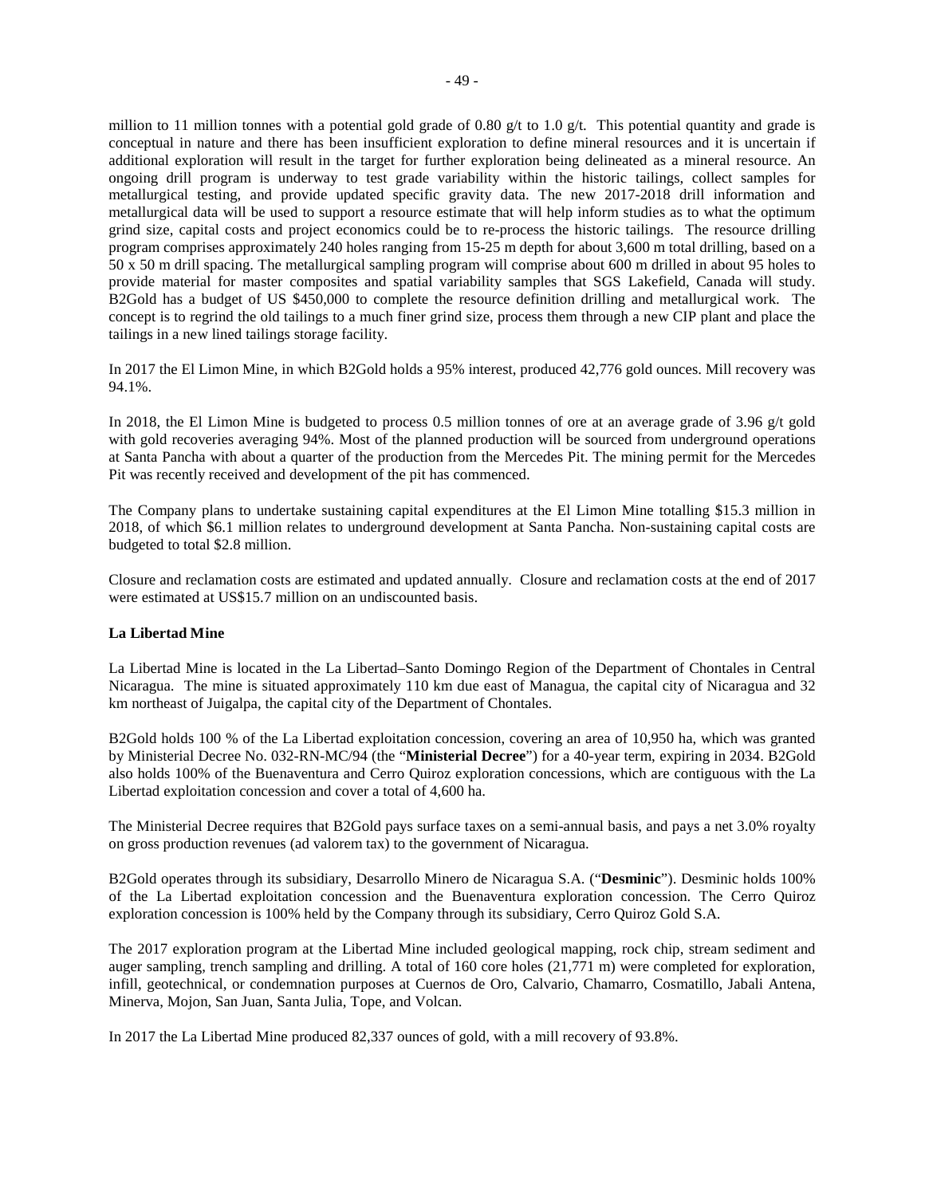million to 11 million tonnes with a potential gold grade of 0.80 g/t to 1.0 g/t. This potential quantity and grade is conceptual in nature and there has been insufficient exploration to define mineral resources and it is uncertain if additional exploration will result in the target for further exploration being delineated as a mineral resource. An ongoing drill program is underway to test grade variability within the historic tailings, collect samples for metallurgical testing, and provide updated specific gravity data. The new 2017-2018 drill information and metallurgical data will be used to support a resource estimate that will help inform studies as to what the optimum grind size, capital costs and project economics could be to re-process the historic tailings. The resource drilling program comprises approximately 240 holes ranging from 15-25 m depth for about 3,600 m total drilling, based on a 50 x 50 m drill spacing. The metallurgical sampling program will comprise about 600 m drilled in about 95 holes to provide material for master composites and spatial variability samples that SGS Lakefield, Canada will study. B2Gold has a budget of US $450,000 to complete the resource definition drilling and metallurgical work. The concept is to regrind the old tailings to a much finer grind size, process them through a new CIP plant and place the tailings in a new lined tailings storage facility.

In 2017 the El Limon Mine, in which B2Gold holds a 95% interest, produced 42,776 gold ounces. Mill recovery was 94.1%.

In 2018, the El Limon Mine is budgeted to process 0.5 million tonnes of ore at an average grade of 3.96 g/t gold with gold recoveries averaging 94%. Most of the planned production will be sourced from underground operations at Santa Pancha with about a quarter of the production from the Mercedes Pit. The mining permit for the Mercedes Pit was recently received and development of the pit has commenced.

The Company plans to undertake sustaining capital expenditures at the El Limon Mine totalling $15.3 million in 2018, of which $6.1 million relates to underground development at Santa Pancha. Non-sustaining capital costs are budgeted to total $2.8 million.

Closure and reclamation costs are estimated and updated annually. Closure and reclamation costs at the end of 2017 were estimated at US$15.7 million on an undiscounted basis.

**La Libertad Mine**

La Libertad Mine is located in the La Libertad–Santo Domingo Region of the Department of Chontales in Central Nicaragua. The mine is situated approximately 110 km due east of Managua, the capital city of Nicaragua and 32 km northeast of Juigalpa, the capital city of the Department of Chontales.

B2Gold holds 100 % of the La Libertad exploitation concession, covering an area of 10,950 ha, which was granted by Ministerial Decree No. 032-RN-MC/94 (the "**Ministerial Decree**") for a 40-year term, expiring in 2034. B2Gold also holds 100% of the Buenaventura and Cerro Quiroz exploration concessions, which are contiguous with the La Libertad exploitation concession and cover a total of 4,600 ha.

The Ministerial Decree requires that B2Gold pays surface taxes on a semi-annual basis, and pays a net 3.0% royalty on gross production revenues (ad valorem tax) to the government of Nicaragua.

B2Gold operates through its subsidiary, Desarrollo Minero de Nicaragua S.A. ("**Desminic**"). Desminic holds 100% of the La Libertad exploitation concession and the Buenaventura exploration concession. The Cerro Quiroz exploration concession is 100% held by the Company through its subsidiary, Cerro Quiroz Gold S.A.

The 2017 exploration program at the Libertad Mine included geological mapping, rock chip, stream sediment and auger sampling, trench sampling and drilling. A total of 160 core holes (21,771 m) were completed for exploration, infill, geotechnical, or condemnation purposes at Cuernos de Oro, Calvario, Chamarro, Cosmatillo, Jabali Antena, Minerva, Mojon, San Juan, Santa Julia, Tope, and Volcan.

In 2017 the La Libertad Mine produced 82,337 ounces of gold, with a mill recovery of 93.8%.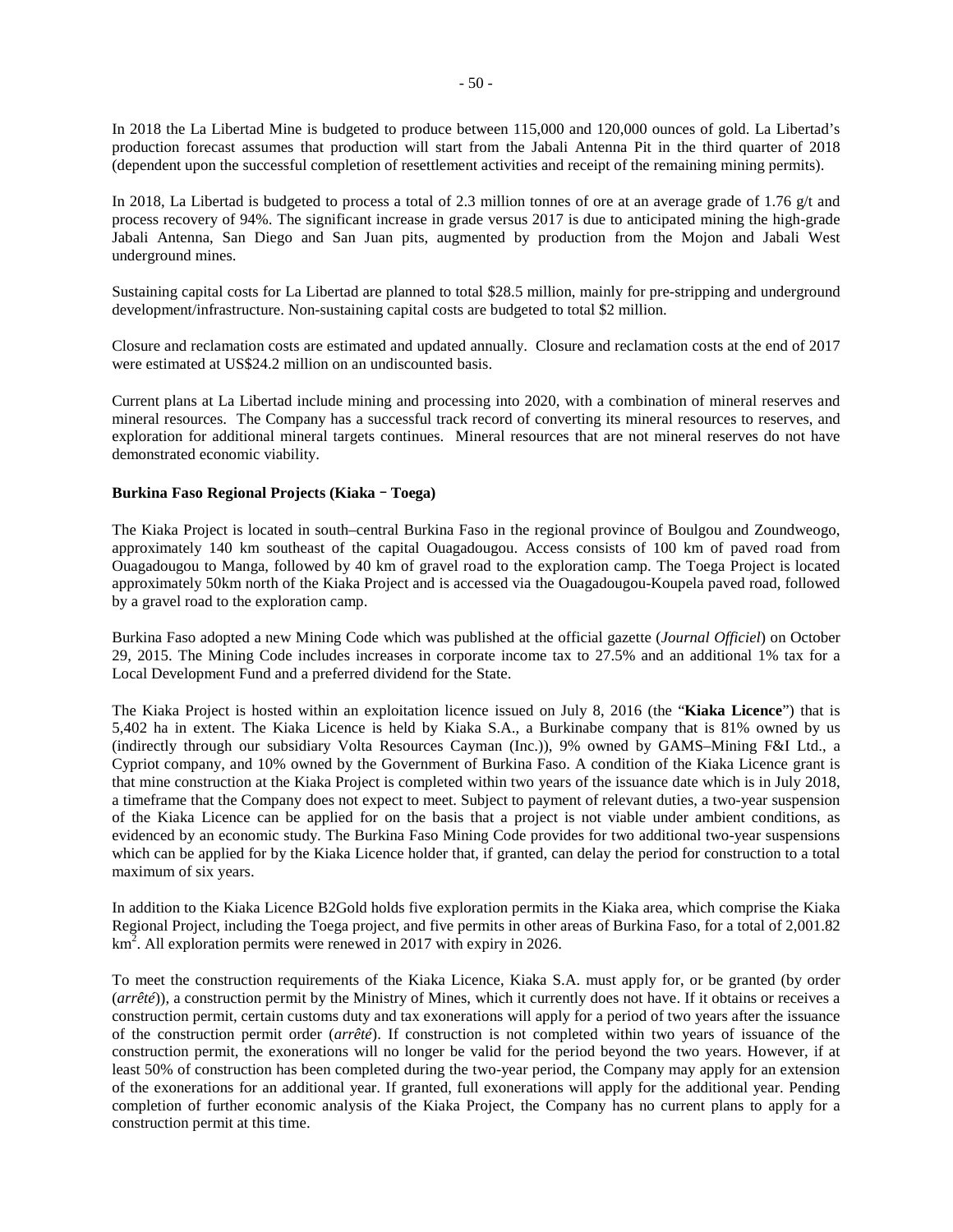In 2018 the La Libertad Mine is budgeted to produce between 115,000 and 120,000 ounces of gold. La Libertad's production forecast assumes that production will start from the Jabali Antenna Pit in the third quarter of 2018 (dependent upon the successful completion of resettlement activities and receipt of the remaining mining permits).

In 2018, La Libertad is budgeted to process a total of 2.3 million tonnes of ore at an average grade of 1.76 g/t and process recovery of 94%. The significant increase in grade versus 2017 is due to anticipated mining the high-grade Jabali Antenna, San Diego and San Juan pits, augmented by production from the Mojon and Jabali West underground mines.

Sustaining capital costs for La Libertad are planned to total $28.5 million, mainly for pre-stripping and underground development/infrastructure. Non-sustaining capital costs are budgeted to total $2 million.

Closure and reclamation costs are estimated and updated annually. Closure and reclamation costs at the end of 2017 were estimated at US$24.2 million on an undiscounted basis.

Current plans at La Libertad include mining and processing into 2020, with a combination of mineral reserves and mineral resources. The Company has a successful track record of converting its mineral resources to reserves, and exploration for additional mineral targets continues. Mineral resources that are not mineral reserves do not have demonstrated economic viability.

**Burkina Faso Regional Projects (Kiaka – Toega)**

The Kiaka Project is located in south–central Burkina Faso in the regional province of Boulgou and Zoundweogo, approximately 140 km southeast of the capital Ouagadougou. Access consists of 100 km of paved road from Ouagadougou to Manga, followed by 40 km of gravel road to the exploration camp. The Toega Project is located approximately 50km north of the Kiaka Project and is accessed via the Ouagadougou-Koupela paved road, followed by a gravel road to the exploration camp.

Burkina Faso adopted a new Mining Code which was published at the official gazette (*Journal Officiel*) on October 29, 2015. The Mining Code includes increases in corporate income tax to 27.5% and an additional 1% tax for a Local Development Fund and a preferred dividend for the State.

The Kiaka Project is hosted within an exploitation licence issued on July 8, 2016 (the "**Kiaka Licence**") that is 5,402 ha in extent. The Kiaka Licence is held by Kiaka S.A., a Burkinabe company that is 81% owned by us (indirectly through our subsidiary Volta Resources Cayman (Inc.)), 9% owned by GAMS–Mining F&I Ltd., a Cypriot company, and 10% owned by the Government of Burkina Faso. A condition of the Kiaka Licence grant is that mine construction at the Kiaka Project is completed within two years of the issuance date which is in July 2018, a timeframe that the Company does not expect to meet. Subject to payment of relevant duties, a two-year suspension of the Kiaka Licence can be applied for on the basis that a project is not viable under ambient conditions, as evidenced by an economic study. The Burkina Faso Mining Code provides for two additional two-year suspensions which can be applied for by the Kiaka Licence holder that, if granted, can delay the period for construction to a total maximum of six years.

In addition to the Kiaka Licence B2Gold holds five exploration permits in the Kiaka area, which comprise the Kiaka Regional Project, including the Toega project, and five permits in other areas of Burkina Faso, for a total of 2,001.82 $km^2$. All exploration permits were renewed in 2017 with expiry in 2026.

To meet the construction requirements of the Kiaka Licence, Kiaka S.A. must apply for, or be granted (by order (*arrêté*)), a construction permit by the Ministry of Mines, which it currently does not have. If it obtains or receives a construction permit, certain customs duty and tax exonerations will apply for a period of two years after the issuance of the construction permit order (*arrêté*). If construction is not completed within two years of issuance of the construction permit, the exonerations will no longer be valid for the period beyond the two years. However, if at least 50% of construction has been completed during the two-year period, the Company may apply for an extension of the exonerations for an additional year. If granted, full exonerations will apply for the additional year. Pending completion of further economic analysis of the Kiaka Project, the Company has no current plans to apply for a construction permit at this time.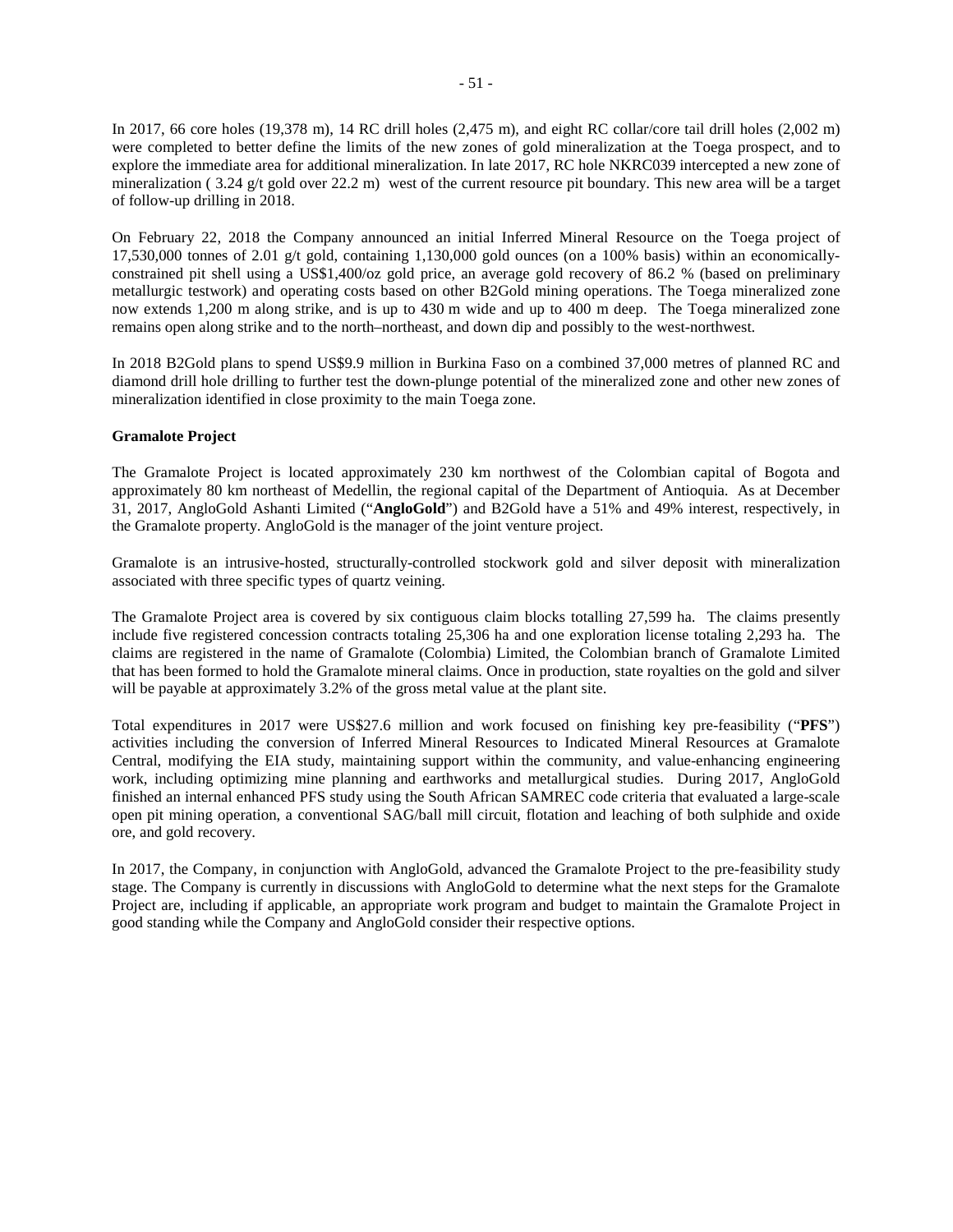In 2017, 66 core holes (19,378 m), 14 RC drill holes (2,475 m), and eight RC collar/core tail drill holes (2,002 m) were completed to better define the limits of the new zones of gold mineralization at the Toega prospect, and to explore the immediate area for additional mineralization. In late 2017, RC hole NKRC039 intercepted a new zone of mineralization ( 3.24 g/t gold over 22.2 m) west of the current resource pit boundary. This new area will be a target of follow-up drilling in 2018.

On February 22, 2018 the Company announced an initial Inferred Mineral Resource on the Toega project of 17,530,000 tonnes of 2.01 g/t gold, containing 1,130,000 gold ounces (on a 100% basis) within an economically-constrained pit shell using a US$1,400/oz gold price, an average gold recovery of 86.2 % (based on preliminary metallurgic testwork) and operating costs based on other B2Gold mining operations. The Toega mineralized zone now extends 1,200 m along strike, and is up to 430 m wide and up to 400 m deep. The Toega mineralized zone remains open along strike and to the north–northeast, and down dip and possibly to the west-northwest.

In 2018 B2Gold plans to spend US$9.9 million in Burkina Faso on a combined 37,000 metres of planned RC and diamond drill hole drilling to further test the down-plunge potential of the mineralized zone and other new zones of mineralization identified in close proximity to the main Toega zone.

**Gramalote Project**

The Gramalote Project is located approximately 230 km northwest of the Colombian capital of Bogota and approximately 80 km northeast of Medellin, the regional capital of the Department of Antioquia. As at December 31, 2017, AngloGold Ashanti Limited ("**AngloGold**") and B2Gold have a 51% and 49% interest, respectively, in the Gramalote property. AngloGold is the manager of the joint venture project.

Gramalote is an intrusive-hosted, structurally-controlled stockwork gold and silver deposit with mineralization associated with three specific types of quartz veining.

The Gramalote Project area is covered by six contiguous claim blocks totalling 27,599 ha. The claims presently include five registered concession contracts totaling 25,306 ha and one exploration license totaling 2,293 ha. The claims are registered in the name of Gramalote (Colombia) Limited, the Colombian branch of Gramalote Limited that has been formed to hold the Gramalote mineral claims. Once in production, state royalties on the gold and silver will be payable at approximately 3.2% of the gross metal value at the plant site.

Total expenditures in 2017 were US$27.6 million and work focused on finishing key pre-feasibility ("**PFS**") activities including the conversion of Inferred Mineral Resources to Indicated Mineral Resources at Gramalote Central, modifying the EIA study, maintaining support within the community, and value-enhancing engineering work, including optimizing mine planning and earthworks and metallurgical studies. During 2017, AngloGold finished an internal enhanced PFS study using the South African SAMREC code criteria that evaluated a large-scale open pit mining operation, a conventional SAG/ball mill circuit, flotation and leaching of both sulphide and oxide ore, and gold recovery.

In 2017, the Company, in conjunction with AngloGold, advanced the Gramalote Project to the pre-feasibility study stage. The Company is currently in discussions with AngloGold to determine what the next steps for the Gramalote Project are, including if applicable, an appropriate work program and budget to maintain the Gramalote Project in good standing while the Company and AngloGold consider their respective options.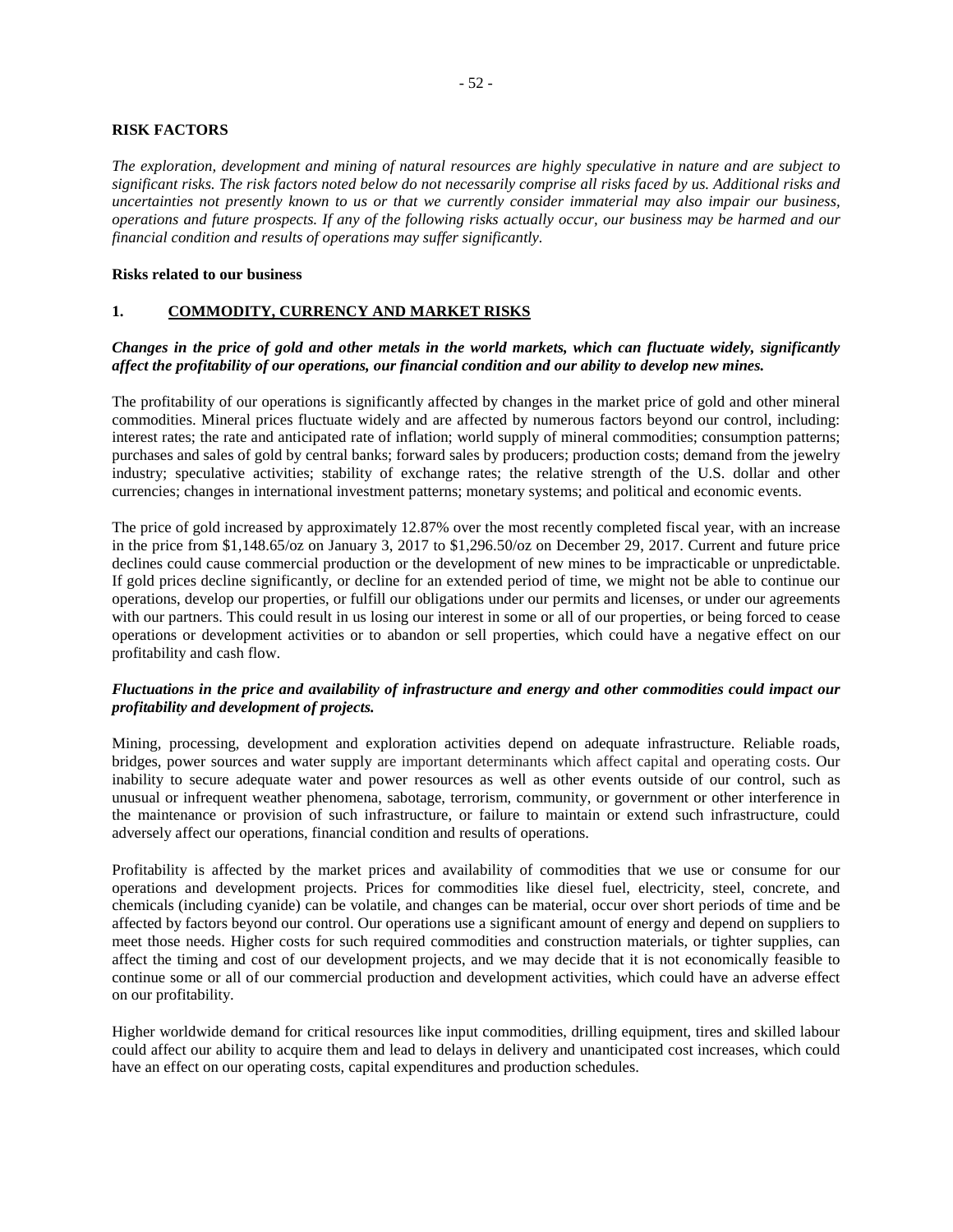## RISK FACTORS

*The exploration, development and mining of natural resources are highly speculative in nature and are subject to significant risks. The risk factors noted below do not necessarily comprise all risks faced by us. Additional risks and uncertainties not presently known to us or that we currently consider immaterial may also impair our business, operations and future prospects. If any of the following risks actually occur, our business may be harmed and our financial condition and results of operations may suffer significantly.*

**Risks related to our business**

### 1. COMMODITY, CURRENCY AND MARKET RISKS

***Changes in the price of gold and other metals in the world markets, which can fluctuate widely, significantly affect the profitability of our operations, our financial condition and our ability to develop new mines.***

The profitability of our operations is significantly affected by changes in the market price of gold and other mineral commodities. Mineral prices fluctuate widely and are affected by numerous factors beyond our control, including: interest rates; the rate and anticipated rate of inflation; world supply of mineral commodities; consumption patterns; purchases and sales of gold by central banks; forward sales by producers; production costs; demand from the jewelry industry; speculative activities; stability of exchange rates; the relative strength of the U.S. dollar and other currencies; changes in international investment patterns; monetary systems; and political and economic events.

The price of gold increased by approximately 12.87% over the most recently completed fiscal year, with an increase in the price from $1,148.65/oz on January 3, 2017 to $1,296.50/oz on December 29, 2017. Current and future price declines could cause commercial production or the development of new mines to be impracticable or unpredictable. If gold prices decline significantly, or decline for an extended period of time, we might not be able to continue our operations, develop our properties, or fulfill our obligations under our permits and licenses, or under our agreements with our partners. This could result in us losing our interest in some or all of our properties, or being forced to cease operations or development activities or to abandon or sell properties, which could have a negative effect on our profitability and cash flow.

***Fluctuations in the price and availability of infrastructure and energy and other commodities could impact our profitability and development of projects.***

Mining, processing, development and exploration activities depend on adequate infrastructure. Reliable roads, bridges, power sources and water supply are important determinants which affect capital and operating costs. Our inability to secure adequate water and power resources as well as other events outside of our control, such as unusual or infrequent weather phenomena, sabotage, terrorism, community, or government or other interference in the maintenance or provision of such infrastructure, or failure to maintain or extend such infrastructure, could adversely affect our operations, financial condition and results of operations.

Profitability is affected by the market prices and availability of commodities that we use or consume for our operations and development projects. Prices for commodities like diesel fuel, electricity, steel, concrete, and chemicals (including cyanide) can be volatile, and changes can be material, occur over short periods of time and be affected by factors beyond our control. Our operations use a significant amount of energy and depend on suppliers to meet those needs. Higher costs for such required commodities and construction materials, or tighter supplies, can affect the timing and cost of our development projects, and we may decide that it is not economically feasible to continue some or all of our commercial production and development activities, which could have an adverse effect on our profitability.

Higher worldwide demand for critical resources like input commodities, drilling equipment, tires and skilled labour could affect our ability to acquire them and lead to delays in delivery and unanticipated cost increases, which could have an effect on our operating costs, capital expenditures and production schedules.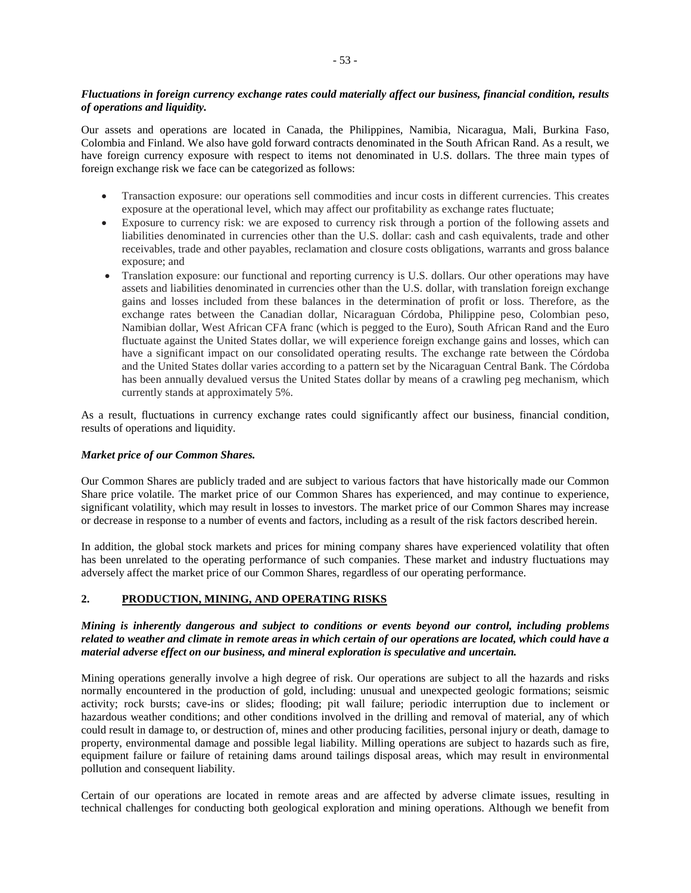***Fluctuations in foreign currency exchange rates could materially affect our business, financial condition, results of operations and liquidity.***

Our assets and operations are located in Canada, the Philippines, Namibia, Nicaragua, Mali, Burkina Faso, Colombia and Finland. We also have gold forward contracts denominated in the South African Rand. As a result, we have foreign currency exposure with respect to items not denominated in U.S. dollars. The three main types of foreign exchange risk we face can be categorized as follows:

- Transaction exposure: our operations sell commodities and incur costs in different currencies. This creates exposure at the operational level, which may affect our profitability as exchange rates fluctuate;
- Exposure to currency risk: we are exposed to currency risk through a portion of the following assets and liabilities denominated in currencies other than the U.S. dollar: cash and cash equivalents, trade and other receivables, trade and other payables, reclamation and closure costs obligations, warrants and gross balance exposure; and
- Translation exposure: our functional and reporting currency is U.S. dollars. Our other operations may have assets and liabilities denominated in currencies other than the U.S. dollar, with translation foreign exchange gains and losses included from these balances in the determination of profit or loss. Therefore, as the exchange rates between the Canadian dollar, Nicaraguan Córdoba, Philippine peso, Colombian peso, Namibian dollar, West African CFA franc (which is pegged to the Euro), South African Rand and the Euro fluctuate against the United States dollar, we will experience foreign exchange gains and losses, which can have a significant impact on our consolidated operating results. The exchange rate between the Córdoba and the United States dollar varies according to a pattern set by the Nicaraguan Central Bank. The Córdoba has been annually devalued versus the United States dollar by means of a crawling peg mechanism, which currently stands at approximately 5%.

As a result, fluctuations in currency exchange rates could significantly affect our business, financial condition, results of operations and liquidity.

***Market price of our Common Shares.***

Our Common Shares are publicly traded and are subject to various factors that have historically made our Common Share price volatile. The market price of our Common Shares has experienced, and may continue to experience, significant volatility, which may result in losses to investors. The market price of our Common Shares may increase or decrease in response to a number of events and factors, including as a result of the risk factors described herein.

In addition, the global stock markets and prices for mining company shares have experienced volatility that often has been unrelated to the operating performance of such companies. These market and industry fluctuations may adversely affect the market price of our Common Shares, regardless of our operating performance.

## 2. PRODUCTION, MINING, AND OPERATING RISKS

***Mining is inherently dangerous and subject to conditions or events beyond our control, including problems related to weather and climate in remote areas in which certain of our operations are located, which could have a material adverse effect on our business, and mineral exploration is speculative and uncertain.***

Mining operations generally involve a high degree of risk. Our operations are subject to all the hazards and risks normally encountered in the production of gold, including: unusual and unexpected geologic formations; seismic activity; rock bursts; cave-ins or slides; flooding; pit wall failure; periodic interruption due to inclement or hazardous weather conditions; and other conditions involved in the drilling and removal of material, any of which could result in damage to, or destruction of, mines and other producing facilities, personal injury or death, damage to property, environmental damage and possible legal liability. Milling operations are subject to hazards such as fire, equipment failure or failure of retaining dams around tailings disposal areas, which may result in environmental pollution and consequent liability.

Certain of our operations are located in remote areas and are affected by adverse climate issues, resulting in technical challenges for conducting both geological exploration and mining operations. Although we benefit from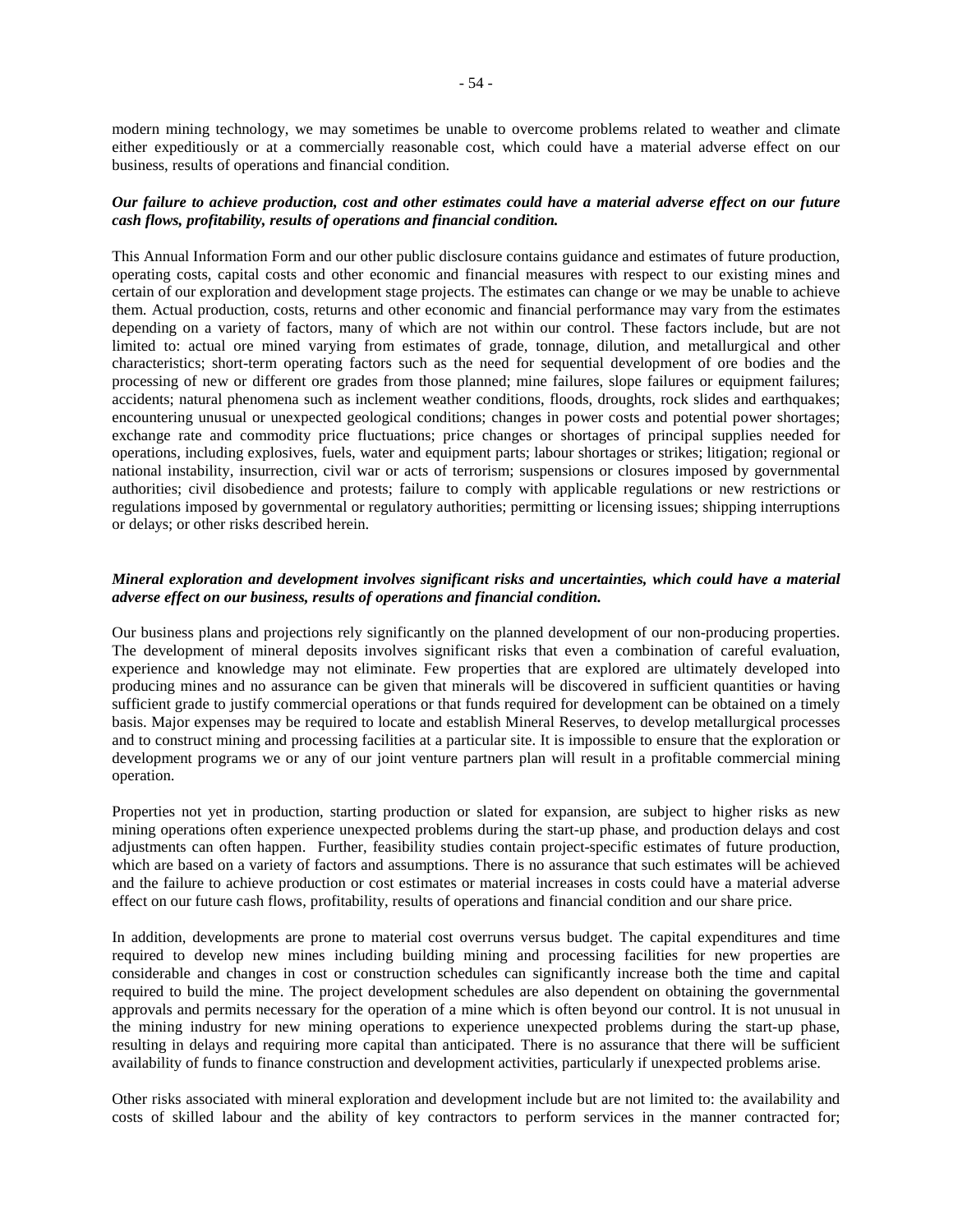modern mining technology, we may sometimes be unable to overcome problems related to weather and climate either expeditiously or at a commercially reasonable cost, which could have a material adverse effect on our business, results of operations and financial condition.

***Our failure to achieve production, cost and other estimates could have a material adverse effect on our future cash flows, profitability, results of operations and financial condition.***

This Annual Information Form and our other public disclosure contains guidance and estimates of future production, operating costs, capital costs and other economic and financial measures with respect to our existing mines and certain of our exploration and development stage projects. The estimates can change or we may be unable to achieve them. Actual production, costs, returns and other economic and financial performance may vary from the estimates depending on a variety of factors, many of which are not within our control. These factors include, but are not limited to: actual ore mined varying from estimates of grade, tonnage, dilution, and metallurgical and other characteristics; short-term operating factors such as the need for sequential development of ore bodies and the processing of new or different ore grades from those planned; mine failures, slope failures or equipment failures; accidents; natural phenomena such as inclement weather conditions, floods, droughts, rock slides and earthquakes; encountering unusual or unexpected geological conditions; changes in power costs and potential power shortages; exchange rate and commodity price fluctuations; price changes or shortages of principal supplies needed for operations, including explosives, fuels, water and equipment parts; labour shortages or strikes; litigation; regional or national instability, insurrection, civil war or acts of terrorism; suspensions or closures imposed by governmental authorities; civil disobedience and protests; failure to comply with applicable regulations or new restrictions or regulations imposed by governmental or regulatory authorities; permitting or licensing issues; shipping interruptions or delays; or other risks described herein.

***Mineral exploration and development involves significant risks and uncertainties, which could have a material adverse effect on our business, results of operations and financial condition.***

Our business plans and projections rely significantly on the planned development of our non-producing properties. The development of mineral deposits involves significant risks that even a combination of careful evaluation, experience and knowledge may not eliminate. Few properties that are explored are ultimately developed into producing mines and no assurance can be given that minerals will be discovered in sufficient quantities or having sufficient grade to justify commercial operations or that funds required for development can be obtained on a timely basis. Major expenses may be required to locate and establish Mineral Reserves, to develop metallurgical processes and to construct mining and processing facilities at a particular site. It is impossible to ensure that the exploration or development programs we or any of our joint venture partners plan will result in a profitable commercial mining operation.

Properties not yet in production, starting production or slated for expansion, are subject to higher risks as new mining operations often experience unexpected problems during the start-up phase, and production delays and cost adjustments can often happen. Further, feasibility studies contain project-specific estimates of future production, which are based on a variety of factors and assumptions. There is no assurance that such estimates will be achieved and the failure to achieve production or cost estimates or material increases in costs could have a material adverse effect on our future cash flows, profitability, results of operations and financial condition and our share price.

In addition, developments are prone to material cost overruns versus budget. The capital expenditures and time required to develop new mines including building mining and processing facilities for new properties are considerable and changes in cost or construction schedules can significantly increase both the time and capital required to build the mine. The project development schedules are also dependent on obtaining the governmental approvals and permits necessary for the operation of a mine which is often beyond our control. It is not unusual in the mining industry for new mining operations to experience unexpected problems during the start-up phase, resulting in delays and requiring more capital than anticipated. There is no assurance that there will be sufficient availability of funds to finance construction and development activities, particularly if unexpected problems arise.

Other risks associated with mineral exploration and development include but are not limited to: the availability and costs of skilled labour and the ability of key contractors to perform services in the manner contracted for;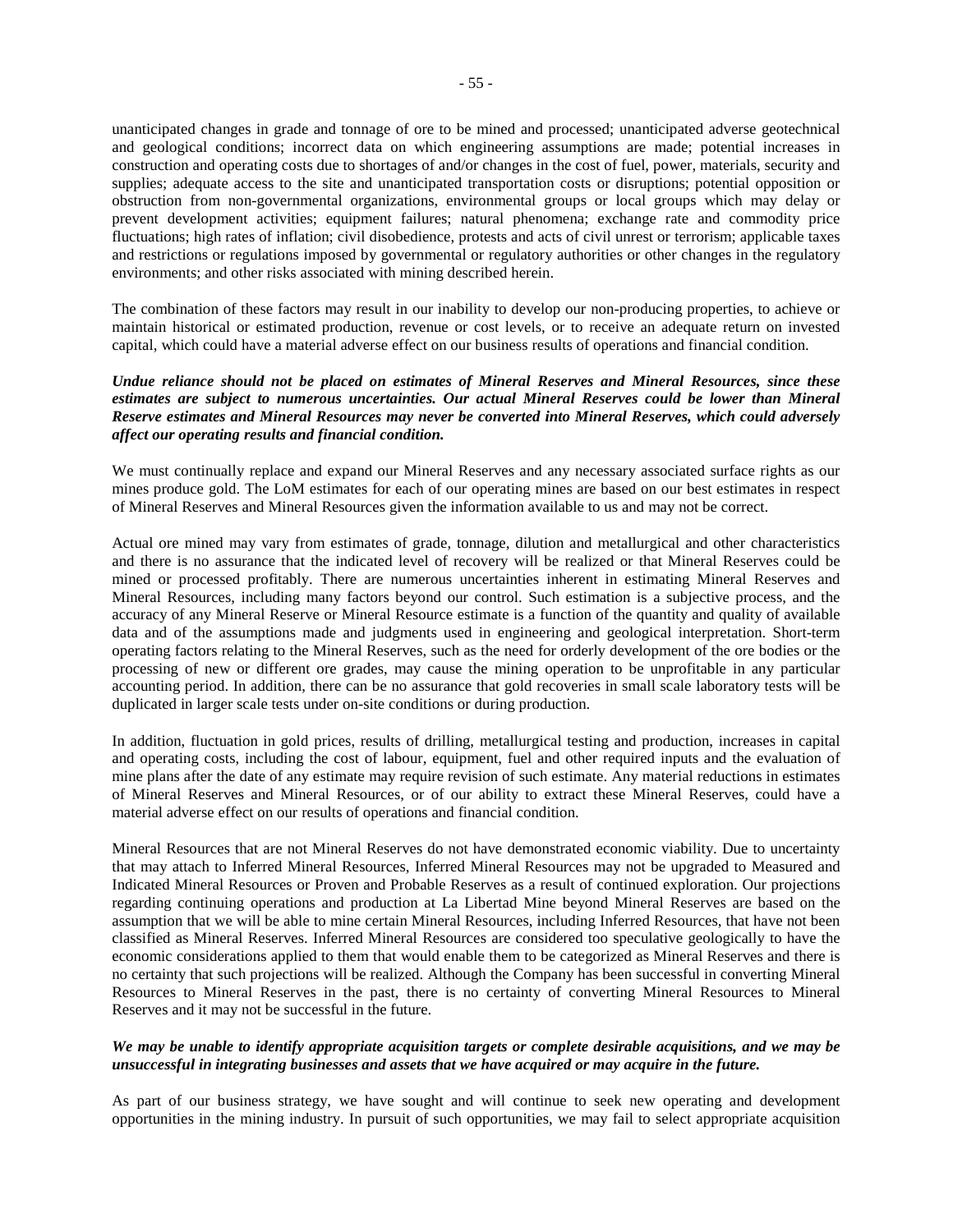unanticipated changes in grade and tonnage of ore to be mined and processed; unanticipated adverse geotechnical and geological conditions; incorrect data on which engineering assumptions are made; potential increases in construction and operating costs due to shortages of and/or changes in the cost of fuel, power, materials, security and supplies; adequate access to the site and unanticipated transportation costs or disruptions; potential opposition or obstruction from non-governmental organizations, environmental groups or local groups which may delay or prevent development activities; equipment failures; natural phenomena; exchange rate and commodity price fluctuations; high rates of inflation; civil disobedience, protests and acts of civil unrest or terrorism; applicable taxes and restrictions or regulations imposed by governmental or regulatory authorities or other changes in the regulatory environments; and other risks associated with mining described herein.

The combination of these factors may result in our inability to develop our non-producing properties, to achieve or maintain historical or estimated production, revenue or cost levels, or to receive an adequate return on invested capital, which could have a material adverse effect on our business results of operations and financial condition.

***Undue reliance should not be placed on estimates of Mineral Reserves and Mineral Resources, since these estimates are subject to numerous uncertainties. Our actual Mineral Reserves could be lower than Mineral Reserve estimates and Mineral Resources may never be converted into Mineral Reserves, which could adversely affect our operating results and financial condition.***

We must continually replace and expand our Mineral Reserves and any necessary associated surface rights as our mines produce gold. The LoM estimates for each of our operating mines are based on our best estimates in respect of Mineral Reserves and Mineral Resources given the information available to us and may not be correct.

Actual ore mined may vary from estimates of grade, tonnage, dilution and metallurgical and other characteristics and there is no assurance that the indicated level of recovery will be realized or that Mineral Reserves could be mined or processed profitably. There are numerous uncertainties inherent in estimating Mineral Reserves and Mineral Resources, including many factors beyond our control. Such estimation is a subjective process, and the accuracy of any Mineral Reserve or Mineral Resource estimate is a function of the quantity and quality of available data and of the assumptions made and judgments used in engineering and geological interpretation. Short-term operating factors relating to the Mineral Reserves, such as the need for orderly development of the ore bodies or the processing of new or different ore grades, may cause the mining operation to be unprofitable in any particular accounting period. In addition, there can be no assurance that gold recoveries in small scale laboratory tests will be duplicated in larger scale tests under on-site conditions or during production.

In addition, fluctuation in gold prices, results of drilling, metallurgical testing and production, increases in capital and operating costs, including the cost of labour, equipment, fuel and other required inputs and the evaluation of mine plans after the date of any estimate may require revision of such estimate. Any material reductions in estimates of Mineral Reserves and Mineral Resources, or of our ability to extract these Mineral Reserves, could have a material adverse effect on our results of operations and financial condition.

Mineral Resources that are not Mineral Reserves do not have demonstrated economic viability. Due to uncertainty that may attach to Inferred Mineral Resources, Inferred Mineral Resources may not be upgraded to Measured and Indicated Mineral Resources or Proven and Probable Reserves as a result of continued exploration. Our projections regarding continuing operations and production at La Libertad Mine beyond Mineral Reserves are based on the assumption that we will be able to mine certain Mineral Resources, including Inferred Resources, that have not been classified as Mineral Reserves. Inferred Mineral Resources are considered too speculative geologically to have the economic considerations applied to them that would enable them to be categorized as Mineral Reserves and there is no certainty that such projections will be realized. Although the Company has been successful in converting Mineral Resources to Mineral Reserves in the past, there is no certainty of converting Mineral Resources to Mineral Reserves and it may not be successful in the future.

***We may be unable to identify appropriate acquisition targets or complete desirable acquisitions, and we may be unsuccessful in integrating businesses and assets that we have acquired or may acquire in the future.***

As part of our business strategy, we have sought and will continue to seek new operating and development opportunities in the mining industry. In pursuit of such opportunities, we may fail to select appropriate acquisition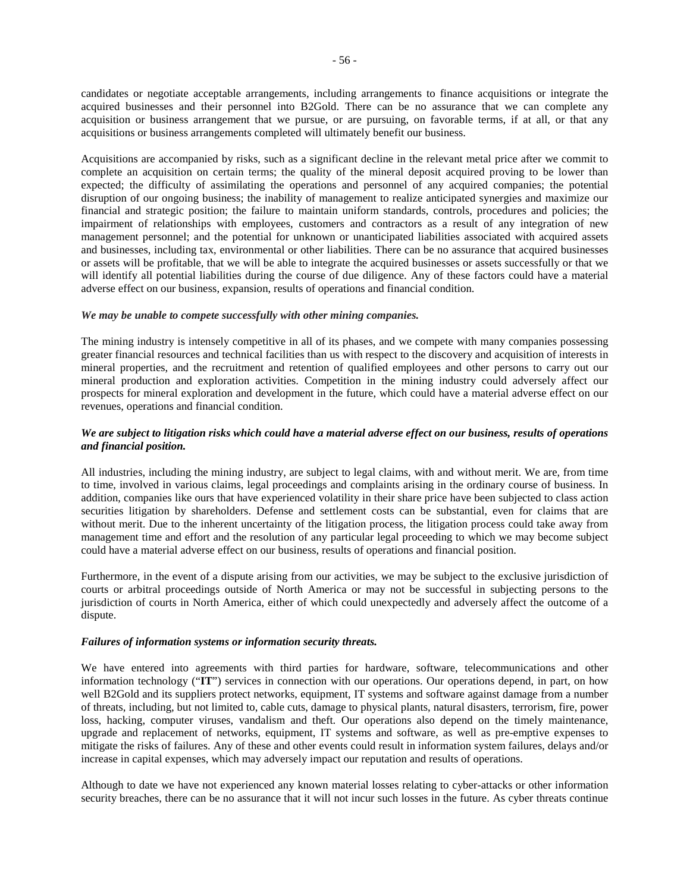candidates or negotiate acceptable arrangements, including arrangements to finance acquisitions or integrate the acquired businesses and their personnel into B2Gold. There can be no assurance that we can complete any acquisition or business arrangement that we pursue, or are pursuing, on favorable terms, if at all, or that any acquisitions or business arrangements completed will ultimately benefit our business.

Acquisitions are accompanied by risks, such as a significant decline in the relevant metal price after we commit to complete an acquisition on certain terms; the quality of the mineral deposit acquired proving to be lower than expected; the difficulty of assimilating the operations and personnel of any acquired companies; the potential disruption of our ongoing business; the inability of management to realize anticipated synergies and maximize our financial and strategic position; the failure to maintain uniform standards, controls, procedures and policies; the impairment of relationships with employees, customers and contractors as a result of any integration of new management personnel; and the potential for unknown or unanticipated liabilities associated with acquired assets and businesses, including tax, environmental or other liabilities. There can be no assurance that acquired businesses or assets will be profitable, that we will be able to integrate the acquired businesses or assets successfully or that we will identify all potential liabilities during the course of due diligence. Any of these factors could have a material adverse effect on our business, expansion, results of operations and financial condition.

***We may be unable to compete successfully with other mining companies.***

The mining industry is intensely competitive in all of its phases, and we compete with many companies possessing greater financial resources and technical facilities than us with respect to the discovery and acquisition of interests in mineral properties, and the recruitment and retention of qualified employees and other persons to carry out our mineral production and exploration activities. Competition in the mining industry could adversely affect our prospects for mineral exploration and development in the future, which could have a material adverse effect on our revenues, operations and financial condition.

***We are subject to litigation risks which could have a material adverse effect on our business, results of operations and financial position.***

All industries, including the mining industry, are subject to legal claims, with and without merit. We are, from time to time, involved in various claims, legal proceedings and complaints arising in the ordinary course of business. In addition, companies like ours that have experienced volatility in their share price have been subjected to class action securities litigation by shareholders. Defense and settlement costs can be substantial, even for claims that are without merit. Due to the inherent uncertainty of the litigation process, the litigation process could take away from management time and effort and the resolution of any particular legal proceeding to which we may become subject could have a material adverse effect on our business, results of operations and financial position.

Furthermore, in the event of a dispute arising from our activities, we may be subject to the exclusive jurisdiction of courts or arbitral proceedings outside of North America or may not be successful in subjecting persons to the jurisdiction of courts in North America, either of which could unexpectedly and adversely affect the outcome of a dispute.

***Failures of information systems or information security threats.***

We have entered into agreements with third parties for hardware, software, telecommunications and other information technology ("**IT**") services in connection with our operations. Our operations depend, in part, on how well B2Gold and its suppliers protect networks, equipment, IT systems and software against damage from a number of threats, including, but not limited to, cable cuts, damage to physical plants, natural disasters, terrorism, fire, power loss, hacking, computer viruses, vandalism and theft. Our operations also depend on the timely maintenance, upgrade and replacement of networks, equipment, IT systems and software, as well as pre-emptive expenses to mitigate the risks of failures. Any of these and other events could result in information system failures, delays and/or increase in capital expenses, which may adversely impact our reputation and results of operations.

Although to date we have not experienced any known material losses relating to cyber-attacks or other information security breaches, there can be no assurance that it will not incur such losses in the future. As cyber threats continue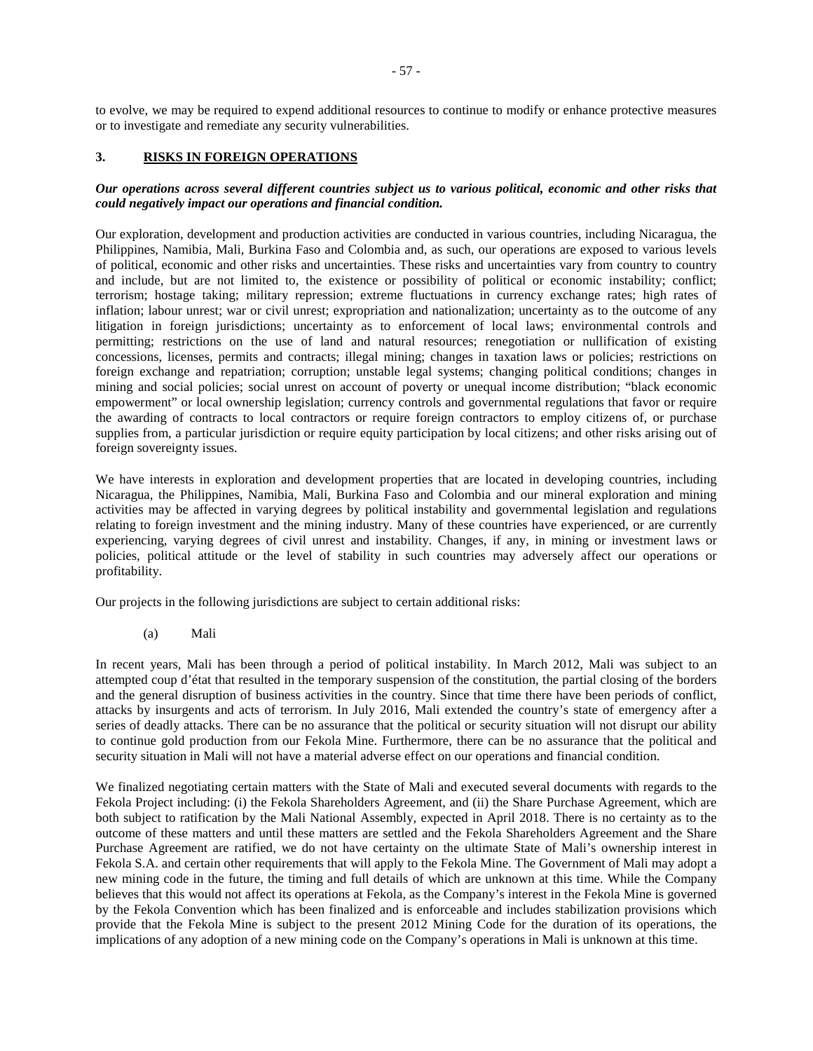to evolve, we may be required to expend additional resources to continue to modify or enhance protective measures or to investigate and remediate any security vulnerabilities.

## 3. RISKS IN FOREIGN OPERATIONS

***Our operations across several different countries subject us to various political, economic and other risks that could negatively impact our operations and financial condition.***

Our exploration, development and production activities are conducted in various countries, including Nicaragua, the Philippines, Namibia, Mali, Burkina Faso and Colombia and, as such, our operations are exposed to various levels of political, economic and other risks and uncertainties. These risks and uncertainties vary from country to country and include, but are not limited to, the existence or possibility of political or economic instability; conflict; terrorism; hostage taking; military repression; extreme fluctuations in currency exchange rates; high rates of inflation; labour unrest; war or civil unrest; expropriation and nationalization; uncertainty as to the outcome of any litigation in foreign jurisdictions; uncertainty as to enforcement of local laws; environmental controls and permitting; restrictions on the use of land and natural resources; renegotiation or nullification of existing concessions, licenses, permits and contracts; illegal mining; changes in taxation laws or policies; restrictions on foreign exchange and repatriation; corruption; unstable legal systems; changing political conditions; changes in mining and social policies; social unrest on account of poverty or unequal income distribution; "black economic empowerment" or local ownership legislation; currency controls and governmental regulations that favor or require the awarding of contracts to local contractors or require foreign contractors to employ citizens of, or purchase supplies from, a particular jurisdiction or require equity participation by local citizens; and other risks arising out of foreign sovereignty issues.

We have interests in exploration and development properties that are located in developing countries, including Nicaragua, the Philippines, Namibia, Mali, Burkina Faso and Colombia and our mineral exploration and mining activities may be affected in varying degrees by political instability and governmental legislation and regulations relating to foreign investment and the mining industry. Many of these countries have experienced, or are currently experiencing, varying degrees of civil unrest and instability. Changes, if any, in mining or investment laws or policies, political attitude or the level of stability in such countries may adversely affect our operations or profitability.

Our projects in the following jurisdictions are subject to certain additional risks:

(a) Mali

In recent years, Mali has been through a period of political instability. In March 2012, Mali was subject to an attempted coup d'état that resulted in the temporary suspension of the constitution, the partial closing of the borders and the general disruption of business activities in the country. Since that time there have been periods of conflict, attacks by insurgents and acts of terrorism. In July 2016, Mali extended the country's state of emergency after a series of deadly attacks. There can be no assurance that the political or security situation will not disrupt our ability to continue gold production from our Fekola Mine. Furthermore, there can be no assurance that the political and security situation in Mali will not have a material adverse effect on our operations and financial condition.

We finalized negotiating certain matters with the State of Mali and executed several documents with regards to the Fekola Project including: (i) the Fekola Shareholders Agreement, and (ii) the Share Purchase Agreement, which are both subject to ratification by the Mali National Assembly, expected in April 2018. There is no certainty as to the outcome of these matters and until these matters are settled and the Fekola Shareholders Agreement and the Share Purchase Agreement are ratified, we do not have certainty on the ultimate State of Mali's ownership interest in Fekola S.A. and certain other requirements that will apply to the Fekola Mine. The Government of Mali may adopt a new mining code in the future, the timing and full details of which are unknown at this time. While the Company believes that this would not affect its operations at Fekola, as the Company's interest in the Fekola Mine is governed by the Fekola Convention which has been finalized and is enforceable and includes stabilization provisions which provide that the Fekola Mine is subject to the present 2012 Mining Code for the duration of its operations, the implications of any adoption of a new mining code on the Company's operations in Mali is unknown at this time.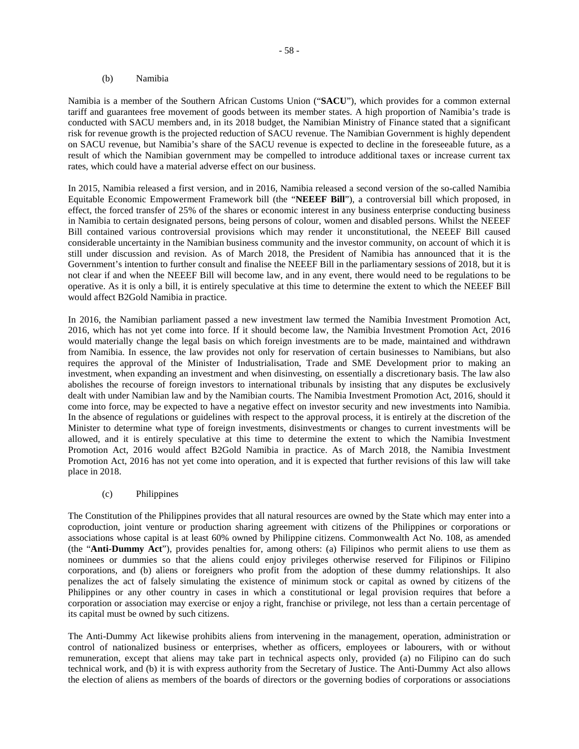(b) Namibia

Namibia is a member of the Southern African Customs Union ("**SACU**"), which provides for a common external tariff and guarantees free movement of goods between its member states. A high proportion of Namibia's trade is conducted with SACU members and, in its 2018 budget, the Namibian Ministry of Finance stated that a significant risk for revenue growth is the projected reduction of SACU revenue. The Namibian Government is highly dependent on SACU revenue, but Namibia's share of the SACU revenue is expected to decline in the foreseeable future, as a result of which the Namibian government may be compelled to introduce additional taxes or increase current tax rates, which could have a material adverse effect on our business.

In 2015, Namibia released a first version, and in 2016, Namibia released a second version of the so-called Namibia Equitable Economic Empowerment Framework bill (the "**NEEEF Bill**"), a controversial bill which proposed, in effect, the forced transfer of 25% of the shares or economic interest in any business enterprise conducting business in Namibia to certain designated persons, being persons of colour, women and disabled persons. Whilst the NEEEF Bill contained various controversial provisions which may render it unconstitutional, the NEEEF Bill caused considerable uncertainty in the Namibian business community and the investor community, on account of which it is still under discussion and revision. As of March 2018, the President of Namibia has announced that it is the Government's intention to further consult and finalise the NEEEF Bill in the parliamentary sessions of 2018, but it is not clear if and when the NEEEF Bill will become law, and in any event, there would need to be regulations to be operative. As it is only a bill, it is entirely speculative at this time to determine the extent to which the NEEEF Bill would affect B2Gold Namibia in practice.

In 2016, the Namibian parliament passed a new investment law termed the Namibia Investment Promotion Act, 2016, which has not yet come into force. If it should become law, the Namibia Investment Promotion Act, 2016 would materially change the legal basis on which foreign investments are to be made, maintained and withdrawn from Namibia. In essence, the law provides not only for reservation of certain businesses to Namibians, but also requires the approval of the Minister of Industrialisation, Trade and SME Development prior to making an investment, when expanding an investment and when disinvesting, on essentially a discretionary basis. The law also abolishes the recourse of foreign investors to international tribunals by insisting that any disputes be exclusively dealt with under Namibian law and by the Namibian courts. The Namibia Investment Promotion Act, 2016, should it come into force, may be expected to have a negative effect on investor security and new investments into Namibia. In the absence of regulations or guidelines with respect to the approval process, it is entirely at the discretion of the Minister to determine what type of foreign investments, disinvestments or changes to current investments will be allowed, and it is entirely speculative at this time to determine the extent to which the Namibia Investment Promotion Act, 2016 would affect B2Gold Namibia in practice. As of March 2018, the Namibia Investment Promotion Act, 2016 has not yet come into operation, and it is expected that further revisions of this law will take place in 2018.

(c) Philippines

The Constitution of the Philippines provides that all natural resources are owned by the State which may enter into a coproduction, joint venture or production sharing agreement with citizens of the Philippines or corporations or associations whose capital is at least 60% owned by Philippine citizens. Commonwealth Act No. 108, as amended (the "**Anti-Dummy Act**"), provides penalties for, among others: (a) Filipinos who permit aliens to use them as nominees or dummies so that the aliens could enjoy privileges otherwise reserved for Filipinos or Filipino corporations, and (b) aliens or foreigners who profit from the adoption of these dummy relationships. It also penalizes the act of falsely simulating the existence of minimum stock or capital as owned by citizens of the Philippines or any other country in cases in which a constitutional or legal provision requires that before a corporation or association may exercise or enjoy a right, franchise or privilege, not less than a certain percentage of its capital must be owned by such citizens.

The Anti-Dummy Act likewise prohibits aliens from intervening in the management, operation, administration or control of nationalized business or enterprises, whether as officers, employees or labourers, with or without remuneration, except that aliens may take part in technical aspects only, provided (a) no Filipino can do such technical work, and (b) it is with express authority from the Secretary of Justice. The Anti-Dummy Act also allows the election of aliens as members of the boards of directors or the governing bodies of corporations or associations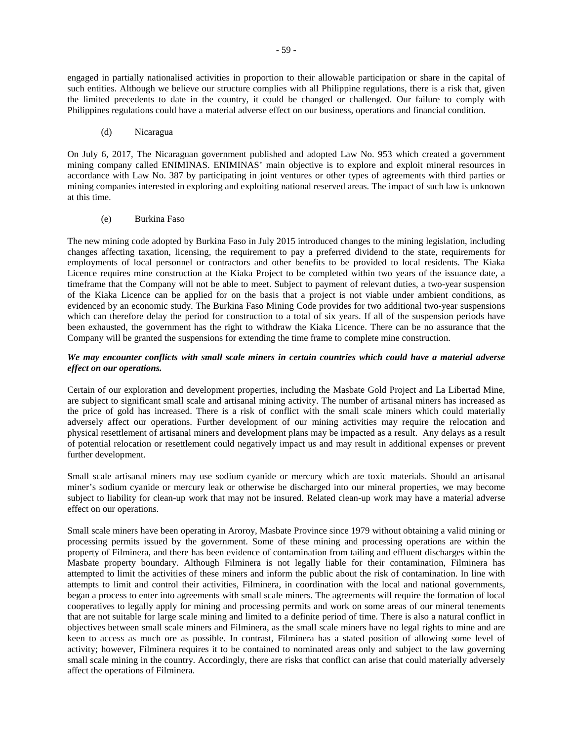engaged in partially nationalised activities in proportion to their allowable participation or share in the capital of such entities. Although we believe our structure complies with all Philippine regulations, there is a risk that, given the limited precedents to date in the country, it could be changed or challenged. Our failure to comply with Philippines regulations could have a material adverse effect on our business, operations and financial condition.

(d) Nicaragua

On July 6, 2017, The Nicaraguan government published and adopted Law No. 953 which created a government mining company called ENIMINAS. ENIMINAS' main objective is to explore and exploit mineral resources in accordance with Law No. 387 by participating in joint ventures or other types of agreements with third parties or mining companies interested in exploring and exploiting national reserved areas. The impact of such law is unknown at this time.

(e) Burkina Faso

The new mining code adopted by Burkina Faso in July 2015 introduced changes to the mining legislation, including changes affecting taxation, licensing, the requirement to pay a preferred dividend to the state, requirements for employments of local personnel or contractors and other benefits to be provided to local residents. The Kiaka Licence requires mine construction at the Kiaka Project to be completed within two years of the issuance date, a timeframe that the Company will not be able to meet. Subject to payment of relevant duties, a two-year suspension of the Kiaka Licence can be applied for on the basis that a project is not viable under ambient conditions, as evidenced by an economic study. The Burkina Faso Mining Code provides for two additional two-year suspensions which can therefore delay the period for construction to a total of six years. If all of the suspension periods have been exhausted, the government has the right to withdraw the Kiaka Licence. There can be no assurance that the Company will be granted the suspensions for extending the time frame to complete mine construction.

***We may encounter conflicts with small scale miners in certain countries which could have a material adverse effect on our operations.***

Certain of our exploration and development properties, including the Masbate Gold Project and La Libertad Mine, are subject to significant small scale and artisanal mining activity. The number of artisanal miners has increased as the price of gold has increased. There is a risk of conflict with the small scale miners which could materially adversely affect our operations. Further development of our mining activities may require the relocation and physical resettlement of artisanal miners and development plans may be impacted as a result. Any delays as a result of potential relocation or resettlement could negatively impact us and may result in additional expenses or prevent further development.

Small scale artisanal miners may use sodium cyanide or mercury which are toxic materials. Should an artisanal miner's sodium cyanide or mercury leak or otherwise be discharged into our mineral properties, we may become subject to liability for clean-up work that may not be insured. Related clean-up work may have a material adverse effect on our operations.

Small scale miners have been operating in Aroroy, Masbate Province since 1979 without obtaining a valid mining or processing permits issued by the government. Some of these mining and processing operations are within the property of Filminera, and there has been evidence of contamination from tailing and effluent discharges within the Masbate property boundary. Although Filminera is not legally liable for their contamination, Filminera has attempted to limit the activities of these miners and inform the public about the risk of contamination. In line with attempts to limit and control their activities, Filminera, in coordination with the local and national governments, began a process to enter into agreements with small scale miners. The agreements will require the formation of local cooperatives to legally apply for mining and processing permits and work on some areas of our mineral tenements that are not suitable for large scale mining and limited to a definite period of time. There is also a natural conflict in objectives between small scale miners and Filminera, as the small scale miners have no legal rights to mine and are keen to access as much ore as possible. In contrast, Filminera has a stated position of allowing some level of activity; however, Filminera requires it to be contained to nominated areas only and subject to the law governing small scale mining in the country. Accordingly, there are risks that conflict can arise that could materially adversely affect the operations of Filminera.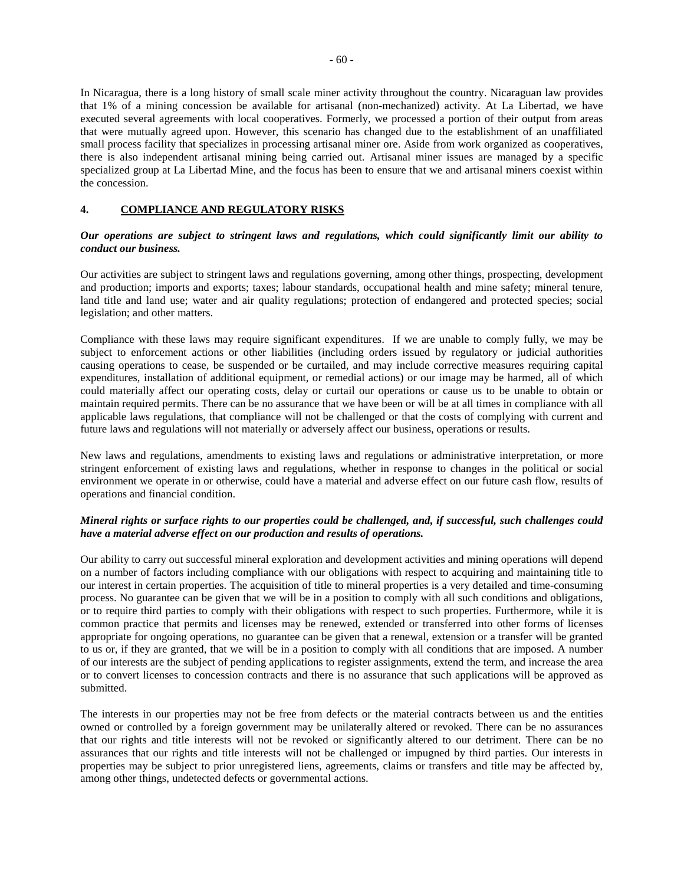In Nicaragua, there is a long history of small scale miner activity throughout the country. Nicaraguan law provides that 1% of a mining concession be available for artisanal (non-mechanized) activity. At La Libertad, we have executed several agreements with local cooperatives. Formerly, we processed a portion of their output from areas that were mutually agreed upon. However, this scenario has changed due to the establishment of an unaffiliated small process facility that specializes in processing artisanal miner ore. Aside from work organized as cooperatives, there is also independent artisanal mining being carried out. Artisanal miner issues are managed by a specific specialized group at La Libertad Mine, and the focus has been to ensure that we and artisanal miners coexist within the concession.

## 4. COMPLIANCE AND REGULATORY RISKS

***Our operations are subject to stringent laws and regulations, which could significantly limit our ability to conduct our business.***

Our activities are subject to stringent laws and regulations governing, among other things, prospecting, development and production; imports and exports; taxes; labour standards, occupational health and mine safety; mineral tenure, land title and land use; water and air quality regulations; protection of endangered and protected species; social legislation; and other matters.

Compliance with these laws may require significant expenditures. If we are unable to comply fully, we may be subject to enforcement actions or other liabilities (including orders issued by regulatory or judicial authorities causing operations to cease, be suspended or be curtailed, and may include corrective measures requiring capital expenditures, installation of additional equipment, or remedial actions) or our image may be harmed, all of which could materially affect our operating costs, delay or curtail our operations or cause us to be unable to obtain or maintain required permits. There can be no assurance that we have been or will be at all times in compliance with all applicable laws regulations, that compliance will not be challenged or that the costs of complying with current and future laws and regulations will not materially or adversely affect our business, operations or results.

New laws and regulations, amendments to existing laws and regulations or administrative interpretation, or more stringent enforcement of existing laws and regulations, whether in response to changes in the political or social environment we operate in or otherwise, could have a material and adverse effect on our future cash flow, results of operations and financial condition.

***Mineral rights or surface rights to our properties could be challenged, and, if successful, such challenges could have a material adverse effect on our production and results of operations.***

Our ability to carry out successful mineral exploration and development activities and mining operations will depend on a number of factors including compliance with our obligations with respect to acquiring and maintaining title to our interest in certain properties. The acquisition of title to mineral properties is a very detailed and time-consuming process. No guarantee can be given that we will be in a position to comply with all such conditions and obligations, or to require third parties to comply with their obligations with respect to such properties. Furthermore, while it is common practice that permits and licenses may be renewed, extended or transferred into other forms of licenses appropriate for ongoing operations, no guarantee can be given that a renewal, extension or a transfer will be granted to us or, if they are granted, that we will be in a position to comply with all conditions that are imposed. A number of our interests are the subject of pending applications to register assignments, extend the term, and increase the area or to convert licenses to concession contracts and there is no assurance that such applications will be approved as submitted.

The interests in our properties may not be free from defects or the material contracts between us and the entities owned or controlled by a foreign government may be unilaterally altered or revoked. There can be no assurances that our rights and title interests will not be revoked or significantly altered to our detriment. There can be no assurances that our rights and title interests will not be challenged or impugned by third parties. Our interests in properties may be subject to prior unregistered liens, agreements, claims or transfers and title may be affected by, among other things, undetected defects or governmental actions.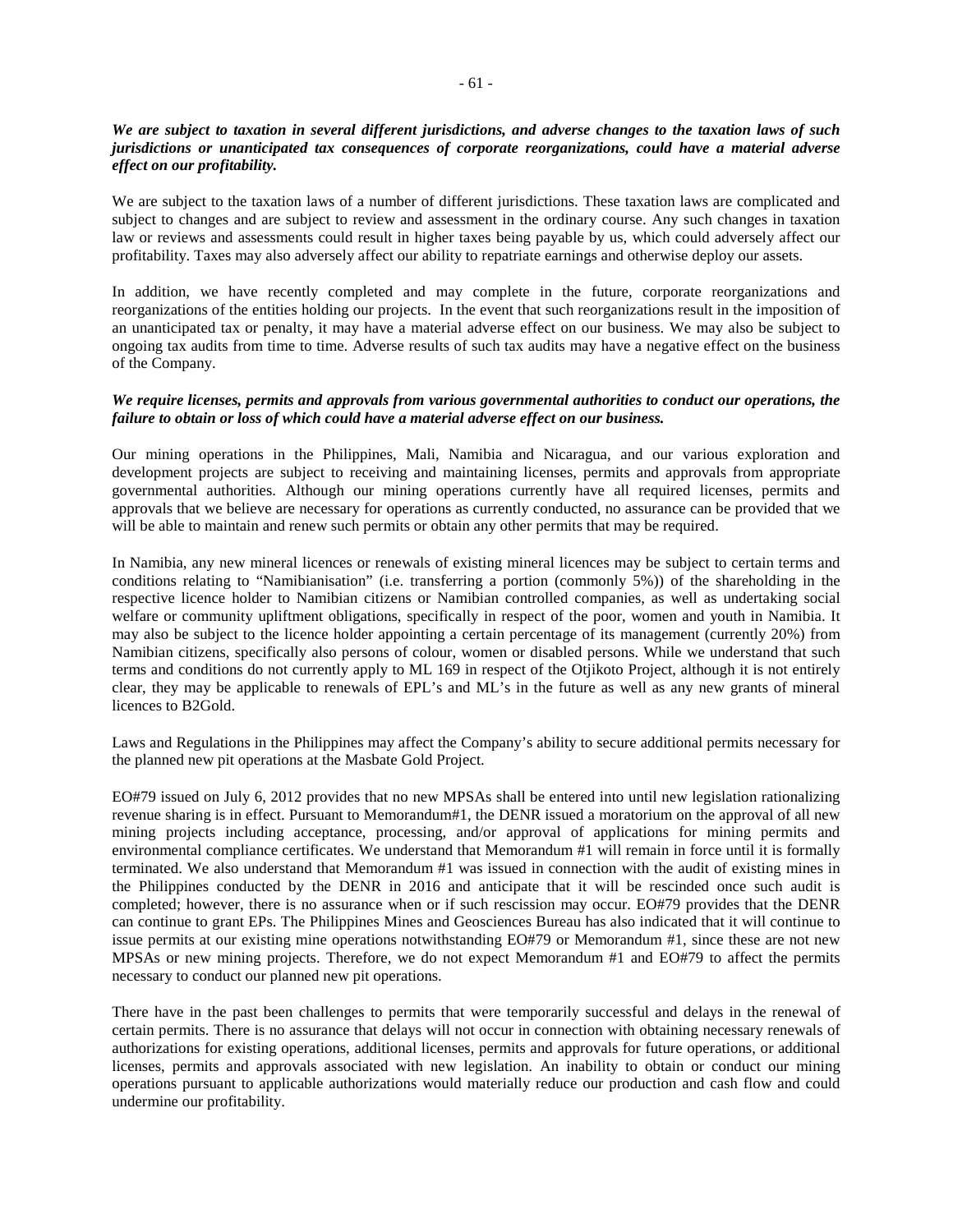***We are subject to taxation in several different jurisdictions, and adverse changes to the taxation laws of such jurisdictions or unanticipated tax consequences of corporate reorganizations, could have a material adverse effect on our profitability.***

We are subject to the taxation laws of a number of different jurisdictions. These taxation laws are complicated and subject to changes and are subject to review and assessment in the ordinary course. Any such changes in taxation law or reviews and assessments could result in higher taxes being payable by us, which could adversely affect our profitability. Taxes may also adversely affect our ability to repatriate earnings and otherwise deploy our assets.

In addition, we have recently completed and may complete in the future, corporate reorganizations and reorganizations of the entities holding our projects. In the event that such reorganizations result in the imposition of an unanticipated tax or penalty, it may have a material adverse effect on our business. We may also be subject to ongoing tax audits from time to time. Adverse results of such tax audits may have a negative effect on the business of the Company.

***We require licenses, permits and approvals from various governmental authorities to conduct our operations, the failure to obtain or loss of which could have a material adverse effect on our business.***

Our mining operations in the Philippines, Mali, Namibia and Nicaragua, and our various exploration and development projects are subject to receiving and maintaining licenses, permits and approvals from appropriate governmental authorities. Although our mining operations currently have all required licenses, permits and approvals that we believe are necessary for operations as currently conducted, no assurance can be provided that we will be able to maintain and renew such permits or obtain any other permits that may be required.

In Namibia, any new mineral licences or renewals of existing mineral licences may be subject to certain terms and conditions relating to "Namibianisation" (i.e. transferring a portion (commonly 5%)) of the shareholding in the respective licence holder to Namibian citizens or Namibian controlled companies, as well as undertaking social welfare or community upliftment obligations, specifically in respect of the poor, women and youth in Namibia. It may also be subject to the licence holder appointing a certain percentage of its management (currently 20%) from Namibian citizens, specifically also persons of colour, women or disabled persons. While we understand that such terms and conditions do not currently apply to ML 169 in respect of the Otjikoto Project, although it is not entirely clear, they may be applicable to renewals of EPL's and ML's in the future as well as any new grants of mineral licences to B2Gold.

Laws and Regulations in the Philippines may affect the Company's ability to secure additional permits necessary for the planned new pit operations at the Masbate Gold Project.

EO#79 issued on July 6, 2012 provides that no new MPSAs shall be entered into until new legislation rationalizing revenue sharing is in effect. Pursuant to Memorandum#1, the DENR issued a moratorium on the approval of all new mining projects including acceptance, processing, and/or approval of applications for mining permits and environmental compliance certificates. We understand that Memorandum #1 will remain in force until it is formally terminated. We also understand that Memorandum #1 was issued in connection with the audit of existing mines in the Philippines conducted by the DENR in 2016 and anticipate that it will be rescinded once such audit is completed; however, there is no assurance when or if such rescission may occur. EO#79 provides that the DENR can continue to grant EPs. The Philippines Mines and Geosciences Bureau has also indicated that it will continue to issue permits at our existing mine operations notwithstanding EO#79 or Memorandum #1, since these are not new MPSAs or new mining projects. Therefore, we do not expect Memorandum #1 and EO#79 to affect the permits necessary to conduct our planned new pit operations.

There have in the past been challenges to permits that were temporarily successful and delays in the renewal of certain permits. There is no assurance that delays will not occur in connection with obtaining necessary renewals of authorizations for existing operations, additional licenses, permits and approvals for future operations, or additional licenses, permits and approvals associated with new legislation. An inability to obtain or conduct our mining operations pursuant to applicable authorizations would materially reduce our production and cash flow and could undermine our profitability.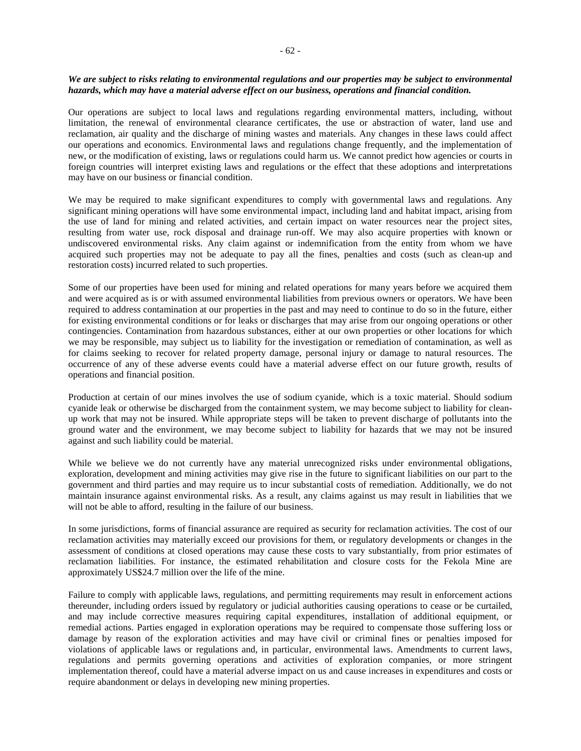***We are subject to risks relating to environmental regulations and our properties may be subject to environmental hazards, which may have a material adverse effect on our business, operations and financial condition.***

Our operations are subject to local laws and regulations regarding environmental matters, including, without limitation, the renewal of environmental clearance certificates, the use or abstraction of water, land use and reclamation, air quality and the discharge of mining wastes and materials. Any changes in these laws could affect our operations and economics. Environmental laws and regulations change frequently, and the implementation of new, or the modification of existing, laws or regulations could harm us. We cannot predict how agencies or courts in foreign countries will interpret existing laws and regulations or the effect that these adoptions and interpretations may have on our business or financial condition.

We may be required to make significant expenditures to comply with governmental laws and regulations. Any significant mining operations will have some environmental impact, including land and habitat impact, arising from the use of land for mining and related activities, and certain impact on water resources near the project sites, resulting from water use, rock disposal and drainage run-off. We may also acquire properties with known or undiscovered environmental risks. Any claim against or indemnification from the entity from whom we have acquired such properties may not be adequate to pay all the fines, penalties and costs (such as clean-up and restoration costs) incurred related to such properties.

Some of our properties have been used for mining and related operations for many years before we acquired them and were acquired as is or with assumed environmental liabilities from previous owners or operators. We have been required to address contamination at our properties in the past and may need to continue to do so in the future, either for existing environmental conditions or for leaks or discharges that may arise from our ongoing operations or other contingencies. Contamination from hazardous substances, either at our own properties or other locations for which we may be responsible, may subject us to liability for the investigation or remediation of contamination, as well as for claims seeking to recover for related property damage, personal injury or damage to natural resources. The occurrence of any of these adverse events could have a material adverse effect on our future growth, results of operations and financial position.

Production at certain of our mines involves the use of sodium cyanide, which is a toxic material. Should sodium cyanide leak or otherwise be discharged from the containment system, we may become subject to liability for clean-up work that may not be insured. While appropriate steps will be taken to prevent discharge of pollutants into the ground water and the environment, we may become subject to liability for hazards that we may not be insured against and such liability could be material.

While we believe we do not currently have any material unrecognized risks under environmental obligations, exploration, development and mining activities may give rise in the future to significant liabilities on our part to the government and third parties and may require us to incur substantial costs of remediation. Additionally, we do not maintain insurance against environmental risks. As a result, any claims against us may result in liabilities that we will not be able to afford, resulting in the failure of our business.

In some jurisdictions, forms of financial assurance are required as security for reclamation activities. The cost of our reclamation activities may materially exceed our provisions for them, or regulatory developments or changes in the assessment of conditions at closed operations may cause these costs to vary substantially, from prior estimates of reclamation liabilities. For instance, the estimated rehabilitation and closure costs for the Fekola Mine are approximately US$24.7 million over the life of the mine.

Failure to comply with applicable laws, regulations, and permitting requirements may result in enforcement actions thereunder, including orders issued by regulatory or judicial authorities causing operations to cease or be curtailed, and may include corrective measures requiring capital expenditures, installation of additional equipment, or remedial actions. Parties engaged in exploration operations may be required to compensate those suffering loss or damage by reason of the exploration activities and may have civil or criminal fines or penalties imposed for violations of applicable laws or regulations and, in particular, environmental laws. Amendments to current laws, regulations and permits governing operations and activities of exploration companies, or more stringent implementation thereof, could have a material adverse impact on us and cause increases in expenditures and costs or require abandonment or delays in developing new mining properties.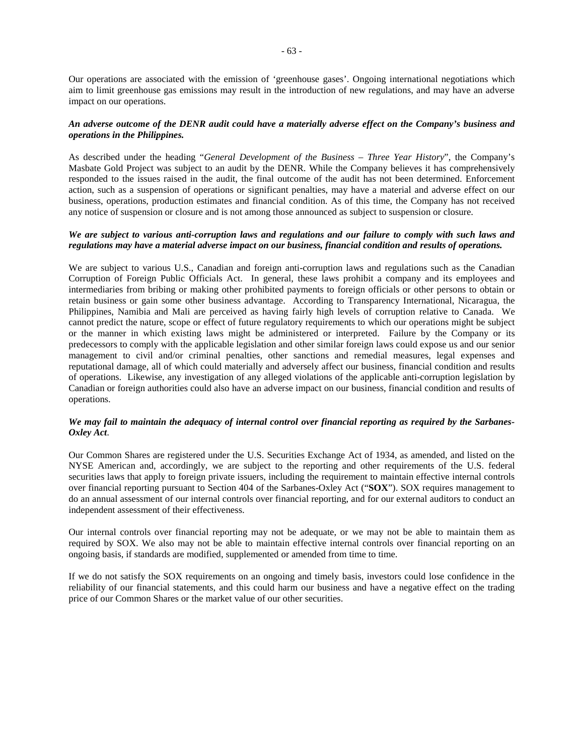Our operations are associated with the emission of 'greenhouse gases'. Ongoing international negotiations which aim to limit greenhouse gas emissions may result in the introduction of new regulations, and may have an adverse impact on our operations.

***An adverse outcome of the DENR audit could have a materially adverse effect on the Company's business and operations in the Philippines.***

As described under the heading "*General Development of the Business – Three Year History*", the Company's Masbate Gold Project was subject to an audit by the DENR. While the Company believes it has comprehensively responded to the issues raised in the audit, the final outcome of the audit has not been determined. Enforcement action, such as a suspension of operations or significant penalties, may have a material and adverse effect on our business, operations, production estimates and financial condition. As of this time, the Company has not received any notice of suspension or closure and is not among those announced as subject to suspension or closure.

***We are subject to various anti-corruption laws and regulations and our failure to comply with such laws and regulations may have a material adverse impact on our business, financial condition and results of operations.***

We are subject to various U.S., Canadian and foreign anti-corruption laws and regulations such as the Canadian Corruption of Foreign Public Officials Act. In general, these laws prohibit a company and its employees and intermediaries from bribing or making other prohibited payments to foreign officials or other persons to obtain or retain business or gain some other business advantage. According to Transparency International, Nicaragua, the Philippines, Namibia and Mali are perceived as having fairly high levels of corruption relative to Canada. We cannot predict the nature, scope or effect of future regulatory requirements to which our operations might be subject or the manner in which existing laws might be administered or interpreted. Failure by the Company or its predecessors to comply with the applicable legislation and other similar foreign laws could expose us and our senior management to civil and/or criminal penalties, other sanctions and remedial measures, legal expenses and reputational damage, all of which could materially and adversely affect our business, financial condition and results of operations. Likewise, any investigation of any alleged violations of the applicable anti-corruption legislation by Canadian or foreign authorities could also have an adverse impact on our business, financial condition and results of operations.

***We may fail to maintain the adequacy of internal control over financial reporting as required by the Sarbanes-Oxley Act.***

Our Common Shares are registered under the U.S. Securities Exchange Act of 1934, as amended, and listed on the NYSE American and, accordingly, we are subject to the reporting and other requirements of the U.S. federal securities laws that apply to foreign private issuers, including the requirement to maintain effective internal controls over financial reporting pursuant to Section 404 of the Sarbanes-Oxley Act ("**SOX**"). SOX requires management to do an annual assessment of our internal controls over financial reporting, and for our external auditors to conduct an independent assessment of their effectiveness.

Our internal controls over financial reporting may not be adequate, or we may not be able to maintain them as required by SOX. We also may not be able to maintain effective internal controls over financial reporting on an ongoing basis, if standards are modified, supplemented or amended from time to time.

If we do not satisfy the SOX requirements on an ongoing and timely basis, investors could lose confidence in the reliability of our financial statements, and this could harm our business and have a negative effect on the trading price of our Common Shares or the market value of our other securities.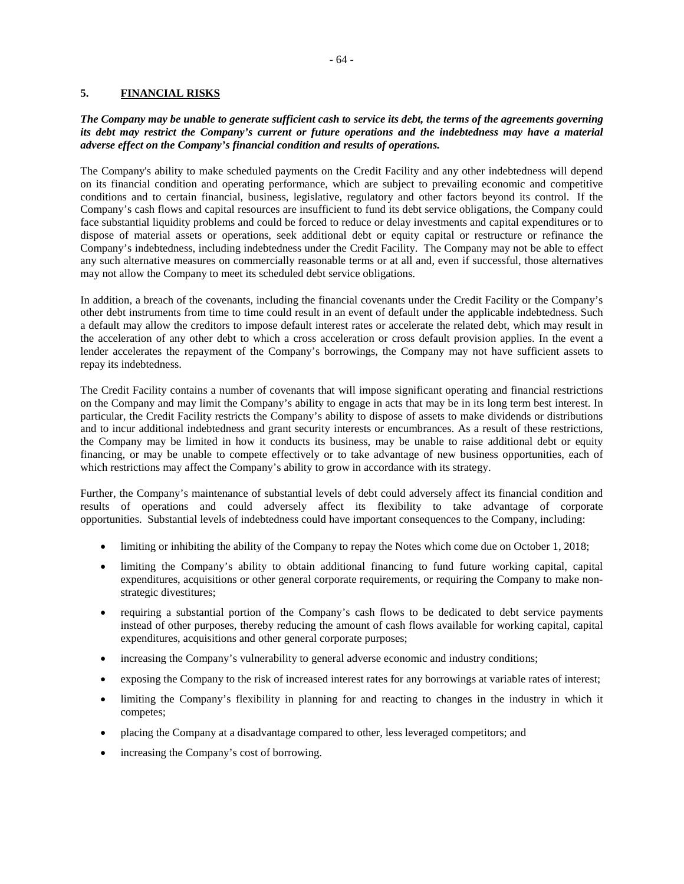## 5. FINANCIAL RISKS

***The Company may be unable to generate sufficient cash to service its debt, the terms of the agreements governing its debt may restrict the Company's current or future operations and the indebtedness may have a material adverse effect on the Company's financial condition and results of operations.***

The Company's ability to make scheduled payments on the Credit Facility and any other indebtedness will depend on its financial condition and operating performance, which are subject to prevailing economic and competitive conditions and to certain financial, business, legislative, regulatory and other factors beyond its control. If the Company's cash flows and capital resources are insufficient to fund its debt service obligations, the Company could face substantial liquidity problems and could be forced to reduce or delay investments and capital expenditures or to dispose of material assets or operations, seek additional debt or equity capital or restructure or refinance the Company's indebtedness, including indebtedness under the Credit Facility. The Company may not be able to effect any such alternative measures on commercially reasonable terms or at all and, even if successful, those alternatives may not allow the Company to meet its scheduled debt service obligations.

In addition, a breach of the covenants, including the financial covenants under the Credit Facility or the Company's other debt instruments from time to time could result in an event of default under the applicable indebtedness. Such a default may allow the creditors to impose default interest rates or accelerate the related debt, which may result in the acceleration of any other debt to which a cross acceleration or cross default provision applies. In the event a lender accelerates the repayment of the Company's borrowings, the Company may not have sufficient assets to repay its indebtedness.

The Credit Facility contains a number of covenants that will impose significant operating and financial restrictions on the Company and may limit the Company's ability to engage in acts that may be in its long term best interest. In particular, the Credit Facility restricts the Company's ability to dispose of assets to make dividends or distributions and to incur additional indebtedness and grant security interests or encumbrances. As a result of these restrictions, the Company may be limited in how it conducts its business, may be unable to raise additional debt or equity financing, or may be unable to compete effectively or to take advantage of new business opportunities, each of which restrictions may affect the Company's ability to grow in accordance with its strategy.

Further, the Company's maintenance of substantial levels of debt could adversely affect its financial condition and results of operations and could adversely affect its flexibility to take advantage of corporate opportunities. Substantial levels of indebtedness could have important consequences to the Company, including:

- limiting or inhibiting the ability of the Company to repay the Notes which come due on October 1, 2018;
- limiting the Company's ability to obtain additional financing to fund future working capital, capital expenditures, acquisitions or other general corporate requirements, or requiring the Company to make non-strategic divestitures;
- requiring a substantial portion of the Company's cash flows to be dedicated to debt service payments instead of other purposes, thereby reducing the amount of cash flows available for working capital, capital expenditures, acquisitions and other general corporate purposes;
- increasing the Company's vulnerability to general adverse economic and industry conditions;
- exposing the Company to the risk of increased interest rates for any borrowings at variable rates of interest;
- limiting the Company's flexibility in planning for and reacting to changes in the industry in which it competes;
- placing the Company at a disadvantage compared to other, less leveraged competitors; and
- increasing the Company's cost of borrowing.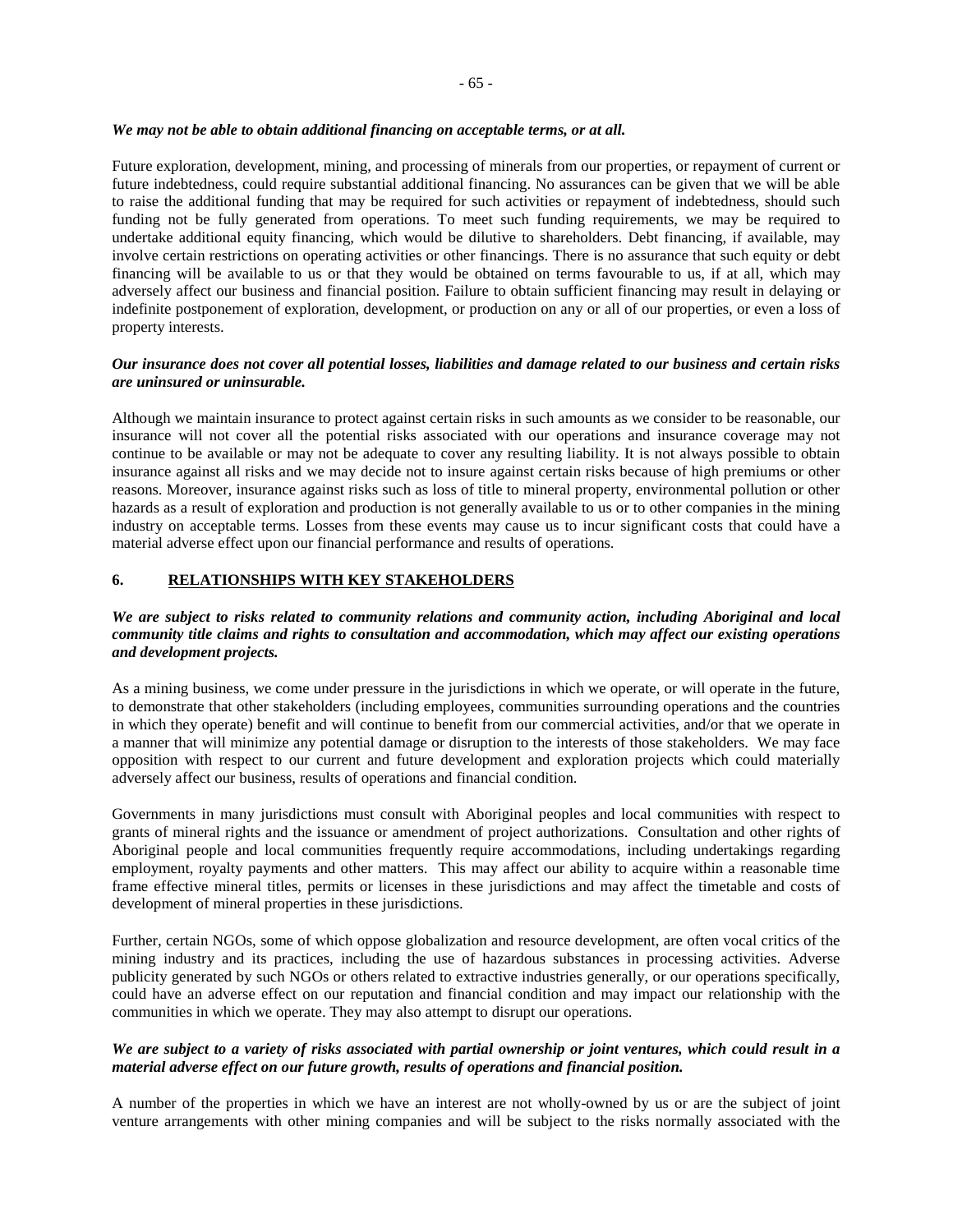***We may not be able to obtain additional financing on acceptable terms, or at all.***

Future exploration, development, mining, and processing of minerals from our properties, or repayment of current or future indebtedness, could require substantial additional financing. No assurances can be given that we will be able to raise the additional funding that may be required for such activities or repayment of indebtedness, should such funding not be fully generated from operations. To meet such funding requirements, we may be required to undertake additional equity financing, which would be dilutive to shareholders. Debt financing, if available, may involve certain restrictions on operating activities or other financings. There is no assurance that such equity or debt financing will be available to us or that they would be obtained on terms favourable to us, if at all, which may adversely affect our business and financial position. Failure to obtain sufficient financing may result in delaying or indefinite postponement of exploration, development, or production on any or all of our properties, or even a loss of property interests.

***Our insurance does not cover all potential losses, liabilities and damage related to our business and certain risks are uninsured or uninsurable.***

Although we maintain insurance to protect against certain risks in such amounts as we consider to be reasonable, our insurance will not cover all the potential risks associated with our operations and insurance coverage may not continue to be available or may not be adequate to cover any resulting liability. It is not always possible to obtain insurance against all risks and we may decide not to insure against certain risks because of high premiums or other reasons. Moreover, insurance against risks such as loss of title to mineral property, environmental pollution or other hazards as a result of exploration and production is not generally available to us or to other companies in the mining industry on acceptable terms. Losses from these events may cause us to incur significant costs that could have a material adverse effect upon our financial performance and results of operations.

## 6. RELATIONSHIPS WITH KEY STAKEHOLDERS

***We are subject to risks related to community relations and community action, including Aboriginal and local community title claims and rights to consultation and accommodation, which may affect our existing operations and development projects.***

As a mining business, we come under pressure in the jurisdictions in which we operate, or will operate in the future, to demonstrate that other stakeholders (including employees, communities surrounding operations and the countries in which they operate) benefit and will continue to benefit from our commercial activities, and/or that we operate in a manner that will minimize any potential damage or disruption to the interests of those stakeholders. We may face opposition with respect to our current and future development and exploration projects which could materially adversely affect our business, results of operations and financial condition.

Governments in many jurisdictions must consult with Aboriginal peoples and local communities with respect to grants of mineral rights and the issuance or amendment of project authorizations. Consultation and other rights of Aboriginal people and local communities frequently require accommodations, including undertakings regarding employment, royalty payments and other matters. This may affect our ability to acquire within a reasonable time frame effective mineral titles, permits or licenses in these jurisdictions and may affect the timetable and costs of development of mineral properties in these jurisdictions.

Further, certain NGOs, some of which oppose globalization and resource development, are often vocal critics of the mining industry and its practices, including the use of hazardous substances in processing activities. Adverse publicity generated by such NGOs or others related to extractive industries generally, or our operations specifically, could have an adverse effect on our reputation and financial condition and may impact our relationship with the communities in which we operate. They may also attempt to disrupt our operations.

***We are subject to a variety of risks associated with partial ownership or joint ventures, which could result in a material adverse effect on our future growth, results of operations and financial position.***

A number of the properties in which we have an interest are not wholly-owned by us or are the subject of joint venture arrangements with other mining companies and will be subject to the risks normally associated with the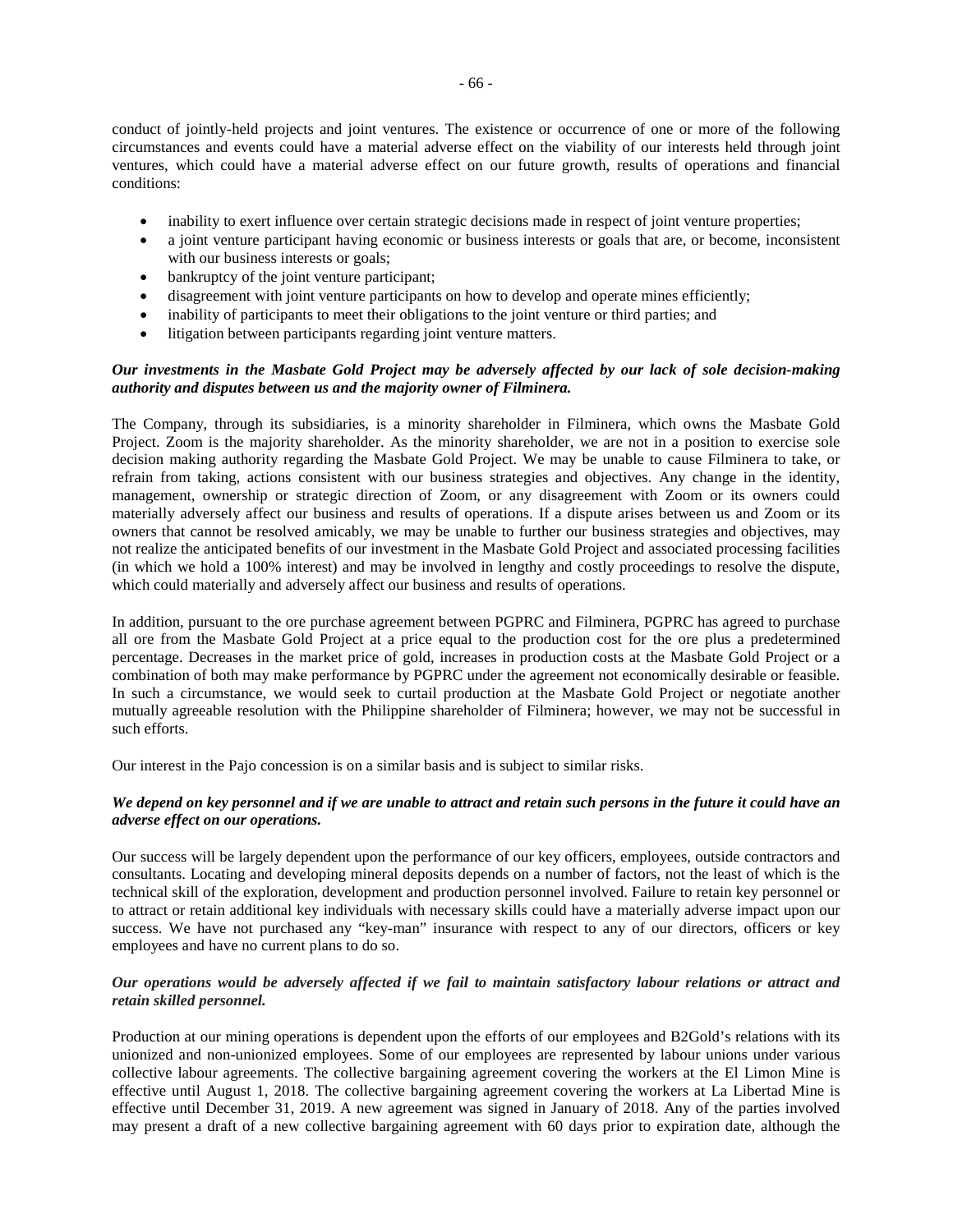conduct of jointly-held projects and joint ventures. The existence or occurrence of one or more of the following circumstances and events could have a material adverse effect on the viability of our interests held through joint ventures, which could have a material adverse effect on our future growth, results of operations and financial conditions:

- inability to exert influence over certain strategic decisions made in respect of joint venture properties;
- a joint venture participant having economic or business interests or goals that are, or become, inconsistent with our business interests or goals;
- bankruptcy of the joint venture participant;
- disagreement with joint venture participants on how to develop and operate mines efficiently;
- inability of participants to meet their obligations to the joint venture or third parties; and
- litigation between participants regarding joint venture matters.

***Our investments in the Masbate Gold Project may be adversely affected by our lack of sole decision-making authority and disputes between us and the majority owner of Filminera.***

The Company, through its subsidiaries, is a minority shareholder in Filminera, which owns the Masbate Gold Project. Zoom is the majority shareholder. As the minority shareholder, we are not in a position to exercise sole decision making authority regarding the Masbate Gold Project. We may be unable to cause Filminera to take, or refrain from taking, actions consistent with our business strategies and objectives. Any change in the identity, management, ownership or strategic direction of Zoom, or any disagreement with Zoom or its owners could materially adversely affect our business and results of operations. If a dispute arises between us and Zoom or its owners that cannot be resolved amicably, we may be unable to further our business strategies and objectives, may not realize the anticipated benefits of our investment in the Masbate Gold Project and associated processing facilities (in which we hold a 100% interest) and may be involved in lengthy and costly proceedings to resolve the dispute, which could materially and adversely affect our business and results of operations.

In addition, pursuant to the ore purchase agreement between PGPRC and Filminera, PGPRC has agreed to purchase all ore from the Masbate Gold Project at a price equal to the production cost for the ore plus a predetermined percentage. Decreases in the market price of gold, increases in production costs at the Masbate Gold Project or a combination of both may make performance by PGPRC under the agreement not economically desirable or feasible. In such a circumstance, we would seek to curtail production at the Masbate Gold Project or negotiate another mutually agreeable resolution with the Philippine shareholder of Filminera; however, we may not be successful in such efforts.

Our interest in the Pajo concession is on a similar basis and is subject to similar risks.

***We depend on key personnel and if we are unable to attract and retain such persons in the future it could have an adverse effect on our operations.***

Our success will be largely dependent upon the performance of our key officers, employees, outside contractors and consultants. Locating and developing mineral deposits depends on a number of factors, not the least of which is the technical skill of the exploration, development and production personnel involved. Failure to retain key personnel or to attract or retain additional key individuals with necessary skills could have a materially adverse impact upon our success. We have not purchased any "key-man" insurance with respect to any of our directors, officers or key employees and have no current plans to do so.

***Our operations would be adversely affected if we fail to maintain satisfactory labour relations or attract and retain skilled personnel.***

Production at our mining operations is dependent upon the efforts of our employees and B2Gold's relations with its unionized and non-unionized employees. Some of our employees are represented by labour unions under various collective labour agreements. The collective bargaining agreement covering the workers at the El Limon Mine is effective until August 1, 2018. The collective bargaining agreement covering the workers at La Libertad Mine is effective until December 31, 2019. A new agreement was signed in January of 2018. Any of the parties involved may present a draft of a new collective bargaining agreement with 60 days prior to expiration date, although the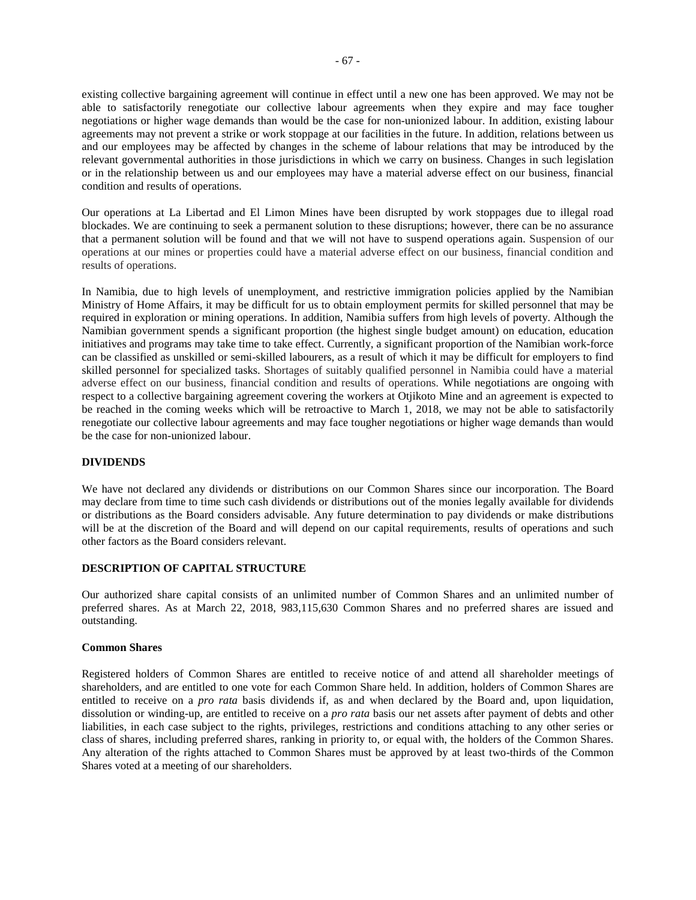existing collective bargaining agreement will continue in effect until a new one has been approved. We may not be able to satisfactorily renegotiate our collective labour agreements when they expire and may face tougher negotiations or higher wage demands than would be the case for non-unionized labour. In addition, existing labour agreements may not prevent a strike or work stoppage at our facilities in the future. In addition, relations between us and our employees may be affected by changes in the scheme of labour relations that may be introduced by the relevant governmental authorities in those jurisdictions in which we carry on business. Changes in such legislation or in the relationship between us and our employees may have a material adverse effect on our business, financial condition and results of operations.

Our operations at La Libertad and El Limon Mines have been disrupted by work stoppages due to illegal road blockades. We are continuing to seek a permanent solution to these disruptions; however, there can be no assurance that a permanent solution will be found and that we will not have to suspend operations again. Suspension of our operations at our mines or properties could have a material adverse effect on our business, financial condition and results of operations.

In Namibia, due to high levels of unemployment, and restrictive immigration policies applied by the Namibian Ministry of Home Affairs, it may be difficult for us to obtain employment permits for skilled personnel that may be required in exploration or mining operations. In addition, Namibia suffers from high levels of poverty. Although the Namibian government spends a significant proportion (the highest single budget amount) on education, education initiatives and programs may take time to take effect. Currently, a significant proportion of the Namibian work-force can be classified as unskilled or semi-skilled labourers, as a result of which it may be difficult for employers to find skilled personnel for specialized tasks. Shortages of suitably qualified personnel in Namibia could have a material adverse effect on our business, financial condition and results of operations. While negotiations are ongoing with respect to a collective bargaining agreement covering the workers at Otjikoto Mine and an agreement is expected to be reached in the coming weeks which will be retroactive to March 1, 2018, we may not be able to satisfactorily renegotiate our collective labour agreements and may face tougher negotiations or higher wage demands than would be the case for non-unionized labour.

## DIVIDENDS

We have not declared any dividends or distributions on our Common Shares since our incorporation. The Board may declare from time to time such cash dividends or distributions out of the monies legally available for dividends or distributions as the Board considers advisable. Any future determination to pay dividends or make distributions will be at the discretion of the Board and will depend on our capital requirements, results of operations and such other factors as the Board considers relevant.

## DESCRIPTION OF CAPITAL STRUCTURE

Our authorized share capital consists of an unlimited number of Common Shares and an unlimited number of preferred shares. As at March 22, 2018, 983,115,630 Common Shares and no preferred shares are issued and outstanding.

### Common Shares

Registered holders of Common Shares are entitled to receive notice of and attend all shareholder meetings of shareholders, and are entitled to one vote for each Common Share held. In addition, holders of Common Shares are entitled to receive on a *pro rata* basis dividends if, as and when declared by the Board and, upon liquidation, dissolution or winding-up, are entitled to receive on a *pro rata* basis our net assets after payment of debts and other liabilities, in each case subject to the rights, privileges, restrictions and conditions attaching to any other series or class of shares, including preferred shares, ranking in priority to, or equal with, the holders of the Common Shares. Any alteration of the rights attached to Common Shares must be approved by at least two-thirds of the Common Shares voted at a meeting of our shareholders.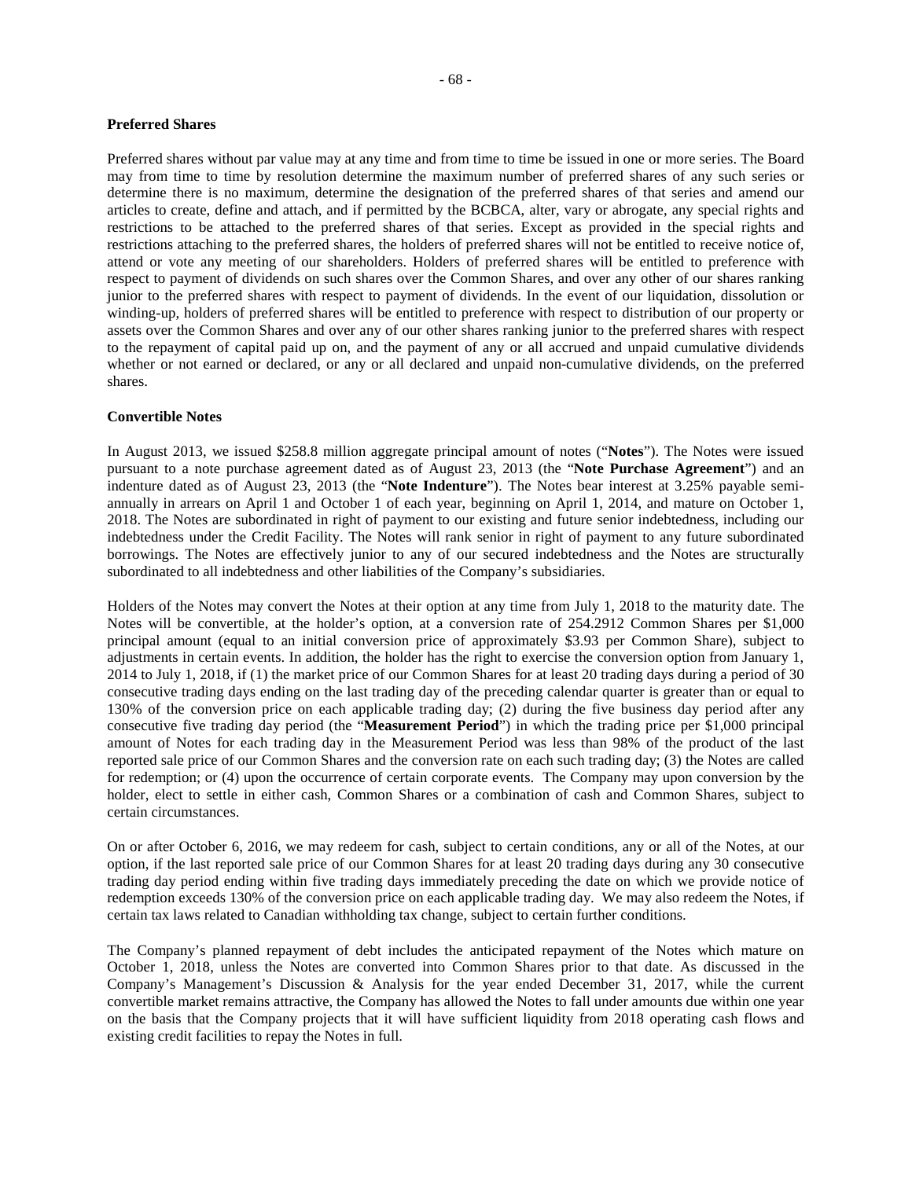### Preferred Shares

Preferred shares without par value may at any time and from time to time be issued in one or more series. The Board may from time to time by resolution determine the maximum number of preferred shares of any such series or determine there is no maximum, determine the designation of the preferred shares of that series and amend our articles to create, define and attach, and if permitted by the BCBCA, alter, vary or abrogate, any special rights and restrictions to be attached to the preferred shares of that series. Except as provided in the special rights and restrictions attaching to the preferred shares, the holders of preferred shares will not be entitled to receive notice of, attend or vote any meeting of our shareholders. Holders of preferred shares will be entitled to preference with respect to payment of dividends on such shares over the Common Shares, and over any other of our shares ranking junior to the preferred shares with respect to payment of dividends. In the event of our liquidation, dissolution or winding-up, holders of preferred shares will be entitled to preference with respect to distribution of our property or assets over the Common Shares and over any of our other shares ranking junior to the preferred shares with respect to the repayment of capital paid up on, and the payment of any or all accrued and unpaid cumulative dividends whether or not earned or declared, or any or all declared and unpaid non-cumulative dividends, on the preferred shares.

### Convertible Notes

In August 2013, we issued $258.8 million aggregate principal amount of notes ("**Notes**"). The Notes were issued pursuant to a note purchase agreement dated as of August 23, 2013 (the "**Note Purchase Agreement**") and an indenture dated as of August 23, 2013 (the "**Note Indenture**"). The Notes bear interest at 3.25% payable semi-annually in arrears on April 1 and October 1 of each year, beginning on April 1, 2014, and mature on October 1, 2018. The Notes are subordinated in right of payment to our existing and future senior indebtedness, including our indebtedness under the Credit Facility. The Notes will rank senior in right of payment to any future subordinated borrowings. The Notes are effectively junior to any of our secured indebtedness and the Notes are structurally subordinated to all indebtedness and other liabilities of the Company's subsidiaries.

Holders of the Notes may convert the Notes at their option at any time from July 1, 2018 to the maturity date. The Notes will be convertible, at the holder's option, at a conversion rate of 254.2912 Common Shares per $1,000 principal amount (equal to an initial conversion price of approximately $3.93 per Common Share), subject to adjustments in certain events. In addition, the holder has the right to exercise the conversion option from January 1, 2014 to July 1, 2018, if (1) the market price of our Common Shares for at least 20 trading days during a period of 30 consecutive trading days ending on the last trading day of the preceding calendar quarter is greater than or equal to 130% of the conversion price on each applicable trading day; (2) during the five business day period after any consecutive five trading day period (the "**Measurement Period**") in which the trading price per $1,000 principal amount of Notes for each trading day in the Measurement Period was less than 98% of the product of the last reported sale price of our Common Shares and the conversion rate on each such trading day; (3) the Notes are called for redemption; or (4) upon the occurrence of certain corporate events. The Company may upon conversion by the holder, elect to settle in either cash, Common Shares or a combination of cash and Common Shares, subject to certain circumstances.

On or after October 6, 2016, we may redeem for cash, subject to certain conditions, any or all of the Notes, at our option, if the last reported sale price of our Common Shares for at least 20 trading days during any 30 consecutive trading day period ending within five trading days immediately preceding the date on which we provide notice of redemption exceeds 130% of the conversion price on each applicable trading day. We may also redeem the Notes, if certain tax laws related to Canadian withholding tax change, subject to certain further conditions.

The Company's planned repayment of debt includes the anticipated repayment of the Notes which mature on October 1, 2018, unless the Notes are converted into Common Shares prior to that date. As discussed in the Company's Management's Discussion & Analysis for the year ended December 31, 2017, while the current convertible market remains attractive, the Company has allowed the Notes to fall under amounts due within one year on the basis that the Company projects that it will have sufficient liquidity from 2018 operating cash flows and existing credit facilities to repay the Notes in full.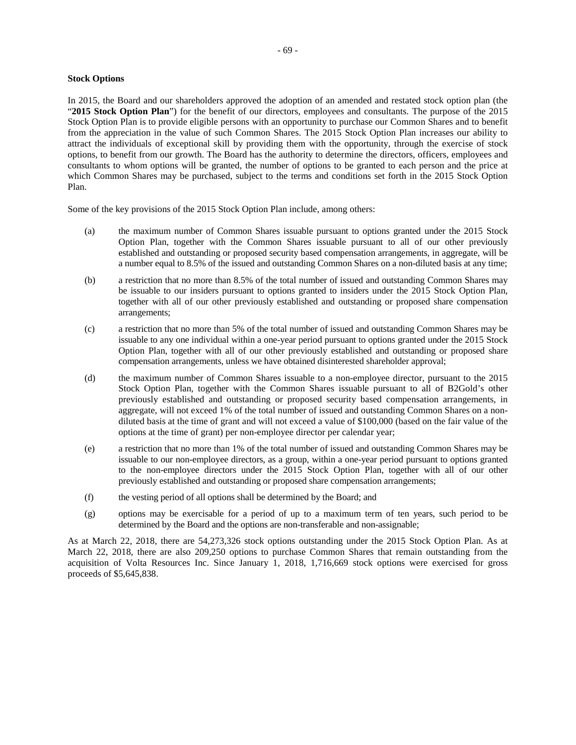**Stock Options**

In 2015, the Board and our shareholders approved the adoption of an amended and restated stock option plan (the "**2015 Stock Option Plan**") for the benefit of our directors, employees and consultants. The purpose of the 2015 Stock Option Plan is to provide eligible persons with an opportunity to purchase our Common Shares and to benefit from the appreciation in the value of such Common Shares. The 2015 Stock Option Plan increases our ability to attract the individuals of exceptional skill by providing them with the opportunity, through the exercise of stock options, to benefit from our growth. The Board has the authority to determine the directors, officers, employees and consultants to whom options will be granted, the number of options to be granted to each person and the price at which Common Shares may be purchased, subject to the terms and conditions set forth in the 2015 Stock Option Plan.

Some of the key provisions of the 2015 Stock Option Plan include, among others:

(a) the maximum number of Common Shares issuable pursuant to options granted under the 2015 Stock Option Plan, together with the Common Shares issuable pursuant to all of our other previously established and outstanding or proposed security based compensation arrangements, in aggregate, will be a number equal to 8.5% of the issued and outstanding Common Shares on a non-diluted basis at any time;

(b) a restriction that no more than 8.5% of the total number of issued and outstanding Common Shares may be issuable to our insiders pursuant to options granted to insiders under the 2015 Stock Option Plan, together with all of our other previously established and outstanding or proposed share compensation arrangements;

(c) a restriction that no more than 5% of the total number of issued and outstanding Common Shares may be issuable to any one individual within a one-year period pursuant to options granted under the 2015 Stock Option Plan, together with all of our other previously established and outstanding or proposed share compensation arrangements, unless we have obtained disinterested shareholder approval;

(d) the maximum number of Common Shares issuable to a non-employee director, pursuant to the 2015 Stock Option Plan, together with the Common Shares issuable pursuant to all of B2Gold's other previously established and outstanding or proposed security based compensation arrangements, in aggregate, will not exceed 1% of the total number of issued and outstanding Common Shares on a non-diluted basis at the time of grant and will not exceed a value of $100,000 (based on the fair value of the options at the time of grant) per non-employee director per calendar year;

(e) a restriction that no more than 1% of the total number of issued and outstanding Common Shares may be issuable to our non-employee directors, as a group, within a one-year period pursuant to options granted to the non-employee directors under the 2015 Stock Option Plan, together with all of our other previously established and outstanding or proposed share compensation arrangements;

(f) the vesting period of all options shall be determined by the Board; and

(g) options may be exercisable for a period of up to a maximum term of ten years, such period to be determined by the Board and the options are non-transferable and non-assignable;

As at March 22, 2018, there are 54,273,326 stock options outstanding under the 2015 Stock Option Plan. As at March 22, 2018, there are also 209,250 options to purchase Common Shares that remain outstanding from the acquisition of Volta Resources Inc. Since January 1, 2018, 1,716,669 stock options were exercised for gross proceeds of $5,645,838.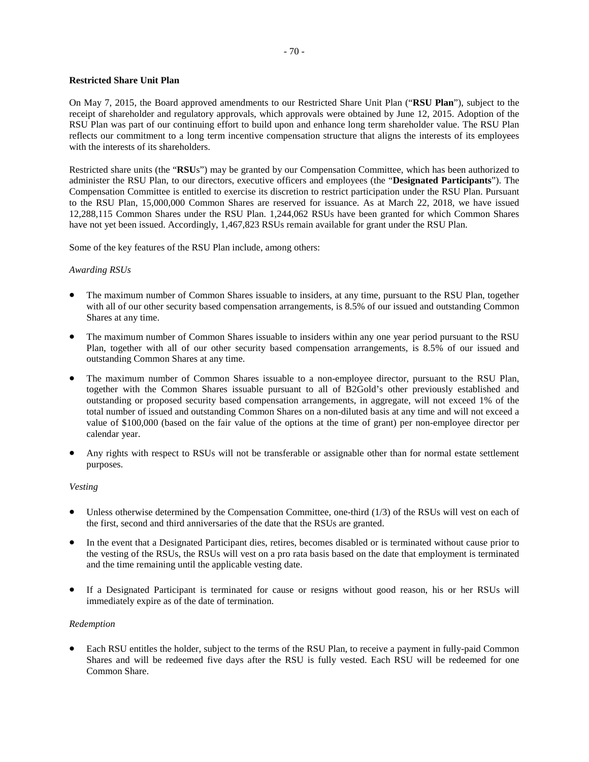**Restricted Share Unit Plan**

On May 7, 2015, the Board approved amendments to our Restricted Share Unit Plan ("**RSU Plan**"), subject to the receipt of shareholder and regulatory approvals, which approvals were obtained by June 12, 2015. Adoption of the RSU Plan was part of our continuing effort to build upon and enhance long term shareholder value. The RSU Plan reflects our commitment to a long term incentive compensation structure that aligns the interests of its employees with the interests of its shareholders.

Restricted share units (the "**RSU**s") may be granted by our Compensation Committee, which has been authorized to administer the RSU Plan, to our directors, executive officers and employees (the "**Designated Participants**"). The Compensation Committee is entitled to exercise its discretion to restrict participation under the RSU Plan. Pursuant to the RSU Plan, 15,000,000 Common Shares are reserved for issuance. As at March 22, 2018, we have issued 12,288,115 Common Shares under the RSU Plan. 1,244,062 RSUs have been granted for which Common Shares have not yet been issued. Accordingly, 1,467,823 RSUs remain available for grant under the RSU Plan.

Some of the key features of the RSU Plan include, among others:

*Awarding RSUs*

- The maximum number of Common Shares issuable to insiders, at any time, pursuant to the RSU Plan, together with all of our other security based compensation arrangements, is 8.5% of our issued and outstanding Common Shares at any time.
- The maximum number of Common Shares issuable to insiders within any one year period pursuant to the RSU Plan, together with all of our other security based compensation arrangements, is 8.5% of our issued and outstanding Common Shares at any time.
- The maximum number of Common Shares issuable to a non-employee director, pursuant to the RSU Plan, together with the Common Shares issuable pursuant to all of B2Gold's other previously established and outstanding or proposed security based compensation arrangements, in aggregate, will not exceed 1% of the total number of issued and outstanding Common Shares on a non-diluted basis at any time and will not exceed a value of $100,000 (based on the fair value of the options at the time of grant) per non-employee director per calendar year.
- Any rights with respect to RSUs will not be transferable or assignable other than for normal estate settlement purposes.

*Vesting*

- Unless otherwise determined by the Compensation Committee, one-third (1/3) of the RSUs will vest on each of the first, second and third anniversaries of the date that the RSUs are granted.
- In the event that a Designated Participant dies, retires, becomes disabled or is terminated without cause prior to the vesting of the RSUs, the RSUs will vest on a pro rata basis based on the date that employment is terminated and the time remaining until the applicable vesting date.
- If a Designated Participant is terminated for cause or resigns without good reason, his or her RSUs will immediately expire as of the date of termination.

*Redemption*

- Each RSU entitles the holder, subject to the terms of the RSU Plan, to receive a payment in fully-paid Common Shares and will be redeemed five days after the RSU is fully vested. Each RSU will be redeemed for one Common Share.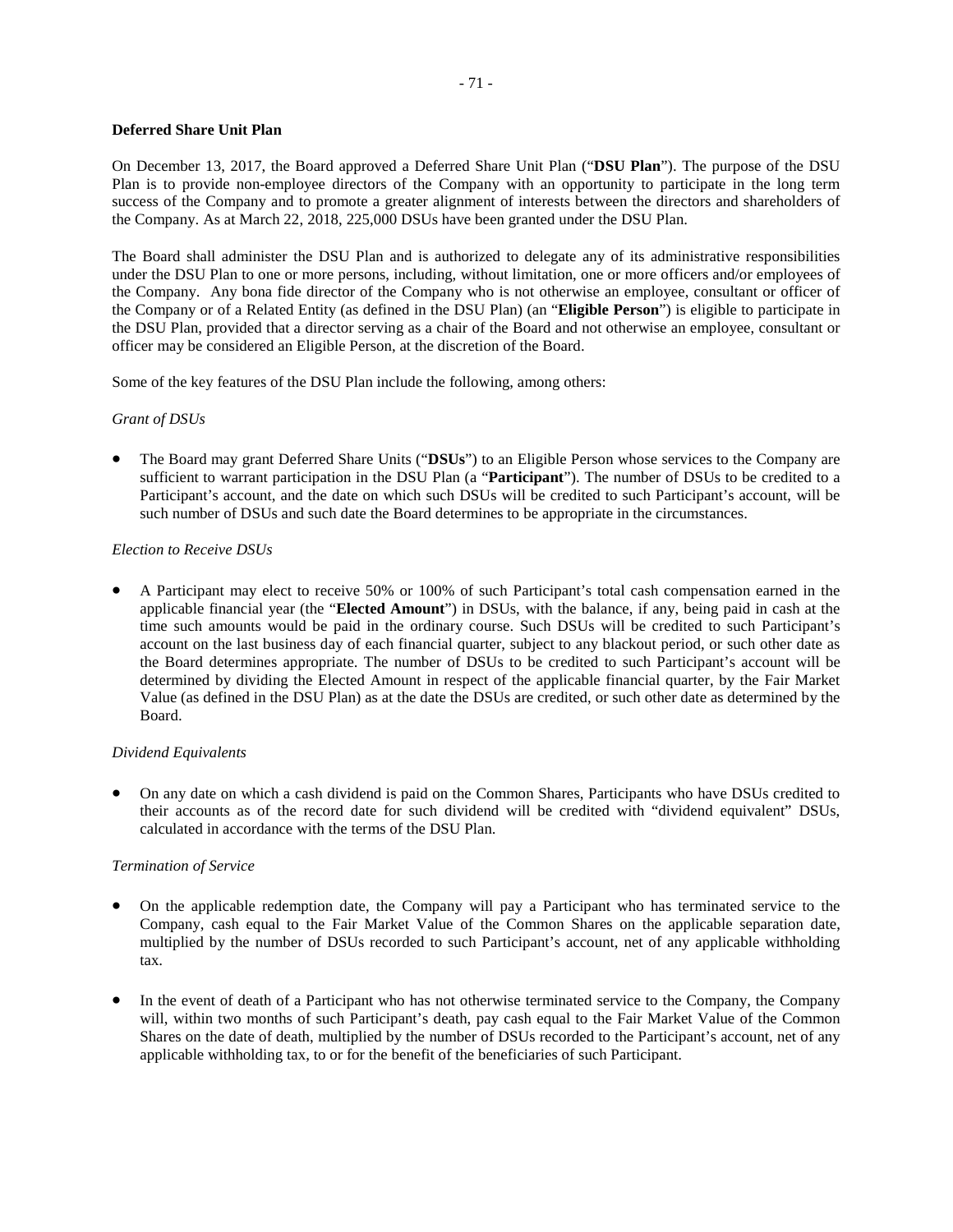## Deferred Share Unit Plan

On December 13, 2017, the Board approved a Deferred Share Unit Plan ("**DSU Plan**"). The purpose of the DSU Plan is to provide non-employee directors of the Company with an opportunity to participate in the long term success of the Company and to promote a greater alignment of interests between the directors and shareholders of the Company. As at March 22, 2018, 225,000 DSUs have been granted under the DSU Plan.

The Board shall administer the DSU Plan and is authorized to delegate any of its administrative responsibilities under the DSU Plan to one or more persons, including, without limitation, one or more officers and/or employees of the Company. Any bona fide director of the Company who is not otherwise an employee, consultant or officer of the Company or of a Related Entity (as defined in the DSU Plan) (an "**Eligible Person**") is eligible to participate in the DSU Plan, provided that a director serving as a chair of the Board and not otherwise an employee, consultant or officer may be considered an Eligible Person, at the discretion of the Board.

Some of the key features of the DSU Plan include the following, among others:

*Grant of DSUs*

- The Board may grant Deferred Share Units ("**DSUs**") to an Eligible Person whose services to the Company are sufficient to warrant participation in the DSU Plan (a "**Participant**"). The number of DSUs to be credited to a Participant's account, and the date on which such DSUs will be credited to such Participant's account, will be such number of DSUs and such date the Board determines to be appropriate in the circumstances.

*Election to Receive DSUs*

- A Participant may elect to receive 50% or 100% of such Participant's total cash compensation earned in the applicable financial year (the "**Elected Amount**") in DSUs, with the balance, if any, being paid in cash at the time such amounts would be paid in the ordinary course. Such DSUs will be credited to such Participant's account on the last business day of each financial quarter, subject to any blackout period, or such other date as the Board determines appropriate. The number of DSUs to be credited to such Participant's account will be determined by dividing the Elected Amount in respect of the applicable financial quarter, by the Fair Market Value (as defined in the DSU Plan) as at the date the DSUs are credited, or such other date as determined by the Board.

*Dividend Equivalents*

- On any date on which a cash dividend is paid on the Common Shares, Participants who have DSUs credited to their accounts as of the record date for such dividend will be credited with "dividend equivalent" DSUs, calculated in accordance with the terms of the DSU Plan.

*Termination of Service*

- On the applicable redemption date, the Company will pay a Participant who has terminated service to the Company, cash equal to the Fair Market Value of the Common Shares on the applicable separation date, multiplied by the number of DSUs recorded to such Participant's account, net of any applicable withholding tax.

- In the event of death of a Participant who has not otherwise terminated service to the Company, the Company will, within two months of such Participant's death, pay cash equal to the Fair Market Value of the Common Shares on the date of death, multiplied by the number of DSUs recorded to the Participant's account, net of any applicable withholding tax, to or for the benefit of the beneficiaries of such Participant.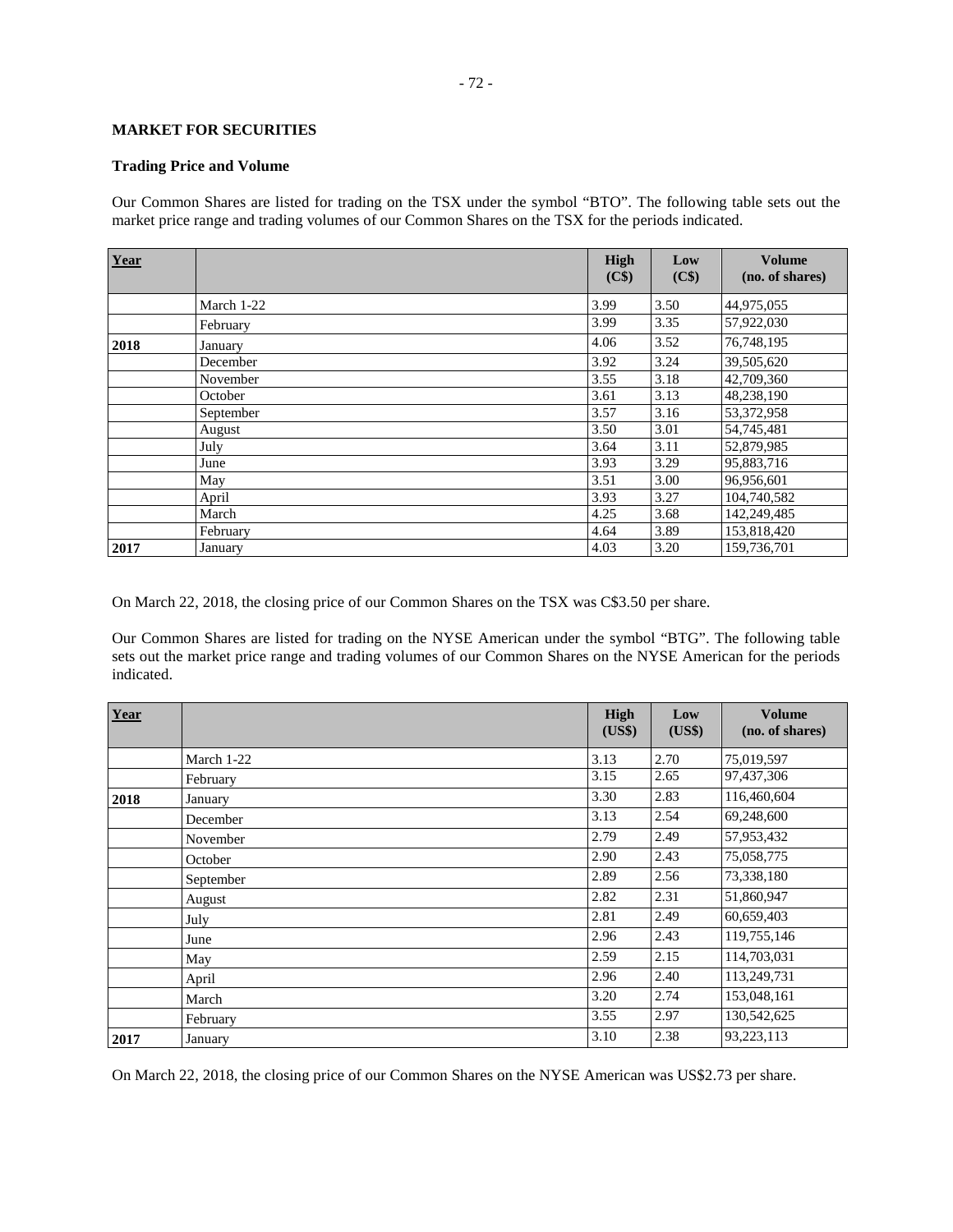**MARKET FOR SECURITIES**

**Trading Price and Volume**

Our Common Shares are listed for trading on the TSX under the symbol "BTO". The following table sets out the market price range and trading volumes of our Common Shares on the TSX for the periods indicated.

| Year | | High (C$) | Low (C$) | Volume (no. of shares) |
|---|---|---|---|---|
| | March 1-22 | 3.99 | 3.50 | 44,975,055 |
| | February | 3.99 | 3.35 | 57,922,030 |
| **2018** | January | 4.06 | 3.52 | 76,748,195 |
| | December | 3.92 | 3.24 | 39,505,620 |
| | November | 3.55 | 3.18 | 42,709,360 |
| | October | 3.61 | 3.13 | 48,238,190 |
| | September | 3.57 | 3.16 | 53,372,958 |
| | August | 3.50 | 3.01 | 54,745,481 |
| | July | 3.64 | 3.11 | 52,879,985 |
| | June | 3.93 | 3.29 | 95,883,716 |
| | May | 3.51 | 3.00 | 96,956,601 |
| | April | 3.93 | 3.27 | 104,740,582 |
| | March | 4.25 | 3.68 | 142,249,485 |
| | February | 4.64 | 3.89 | 153,818,420 |
| **2017** | January | 4.03 | 3.20 | 159,736,701 |

On March 22, 2018, the closing price of our Common Shares on the TSX was C$3.50 per share.

Our Common Shares are listed for trading on the NYSE American under the symbol "BTG". The following table sets out the market price range and trading volumes of our Common Shares on the NYSE American for the periods indicated.

| Year | | High (US$) | Low (US$) | Volume (no. of shares) |
|---|---|---|---|---|
| | March 1-22 | 3.13 | 2.70 | 75,019,597 |
| | February | 3.15 | 2.65 | 97,437,306 |
| **2018** | January | 3.30 | 2.83 | 116,460,604 |
| | December | 3.13 | 2.54 | 69,248,600 |
| | November | 2.79 | 2.49 | 57,953,432 |
| | October | 2.90 | 2.43 | 75,058,775 |
| | September | 2.89 | 2.56 | 73,338,180 |
| | August | 2.82 | 2.31 | 51,860,947 |
| | July | 2.81 | 2.49 | 60,659,403 |
| | June | 2.96 | 2.43 | 119,755,146 |
| | May | 2.59 | 2.15 | 114,703,031 |
| | April | 2.96 | 2.40 | 113,249,731 |
| | March | 3.20 | 2.74 | 153,048,161 |
| | February | 3.55 | 2.97 | 130,542,625 |
| **2017** | January | 3.10 | 2.38 | 93,223,113 |

On March 22, 2018, the closing price of our Common Shares on the NYSE American was US$2.73 per share.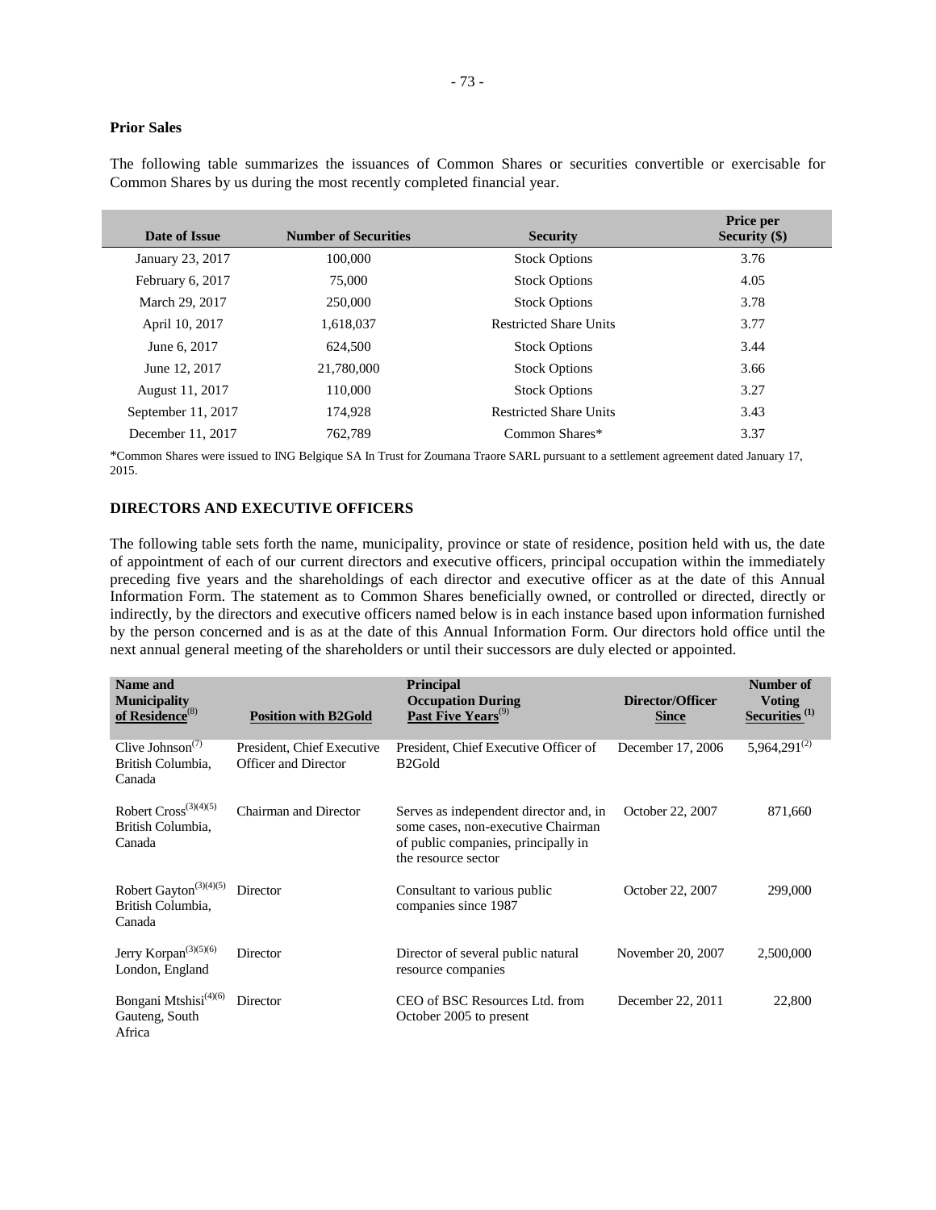**Prior Sales**

The following table summarizes the issuances of Common Shares or securities convertible or exercisable for Common Shares by us during the most recently completed financial year.

| Date of Issue | Number of Securities | Security | Price per Security ($) |
|---|---|---|---|
| January 23, 2017 | 100,000 | Stock Options | 3.76 |
| February 6, 2017 | 75,000 | Stock Options | 4.05 |
| March 29, 2017 | 250,000 | Stock Options | 3.78 |
| April 10, 2017 | 1,618,037 | Restricted Share Units | 3.77 |
| June 6, 2017 | 624,500 | Stock Options | 3.44 |
| June 12, 2017 | 21,780,000 | Stock Options | 3.66 |
| August 11, 2017 | 110,000 | Stock Options | 3.27 |
| September 11, 2017 | 174,928 | Restricted Share Units | 3.43 |
| December 11, 2017 | 762,789 | Common Shares* | 3.37 |

*Common Shares were issued to ING Belgique SA In Trust for Zoumana Traore SARL pursuant to a settlement agreement dated January 17, 2015.

## DIRECTORS AND EXECUTIVE OFFICERS

The following table sets forth the name, municipality, province or state of residence, position held with us, the date of appointment of each of our current directors and executive officers, principal occupation within the immediately preceding five years and the shareholdings of each director and executive officer as at the date of this Annual Information Form. The statement as to Common Shares beneficially owned, or controlled or directed, directly or indirectly, by the directors and executive officers named below is in each instance based upon information furnished by the person concerned and is as at the date of this Annual Information Form. Our directors hold office until the next annual general meeting of the shareholders or until their successors are duly elected or appointed.

| Name and Municipality of Residence[8] | Position with B2Gold | Principal Occupation During Past Five Years[9] | Director/Officer Since | Number of Voting Securities [1] |
|---|---|---|---|---|
| Clive Johnson[7] British Columbia, Canada | President, Chief Executive Officer and Director | President, Chief Executive Officer of B2Gold | December 17, 2006 | 5,964,291[2] |
| Robert Cross[3][4][5] British Columbia, Canada | Chairman and Director | Serves as independent director and, in some cases, non-executive Chairman of public companies, principally in the resource sector | October 22, 2007 | 871,660 |
| Robert Gayton[3][4][5] British Columbia, Canada | Director | Consultant to various public companies since 1987 | October 22, 2007 | 299,000 |
| Jerry Korpan[3][5][6] London, England | Director | Director of several public natural resource companies | November 20, 2007 | 2,500,000 |
| Bongani Mtshisi[4][6] Gauteng, South Africa | Director | CEO of BSC Resources Ltd. from October 2005 to present | December 22, 2011 | 22,800 |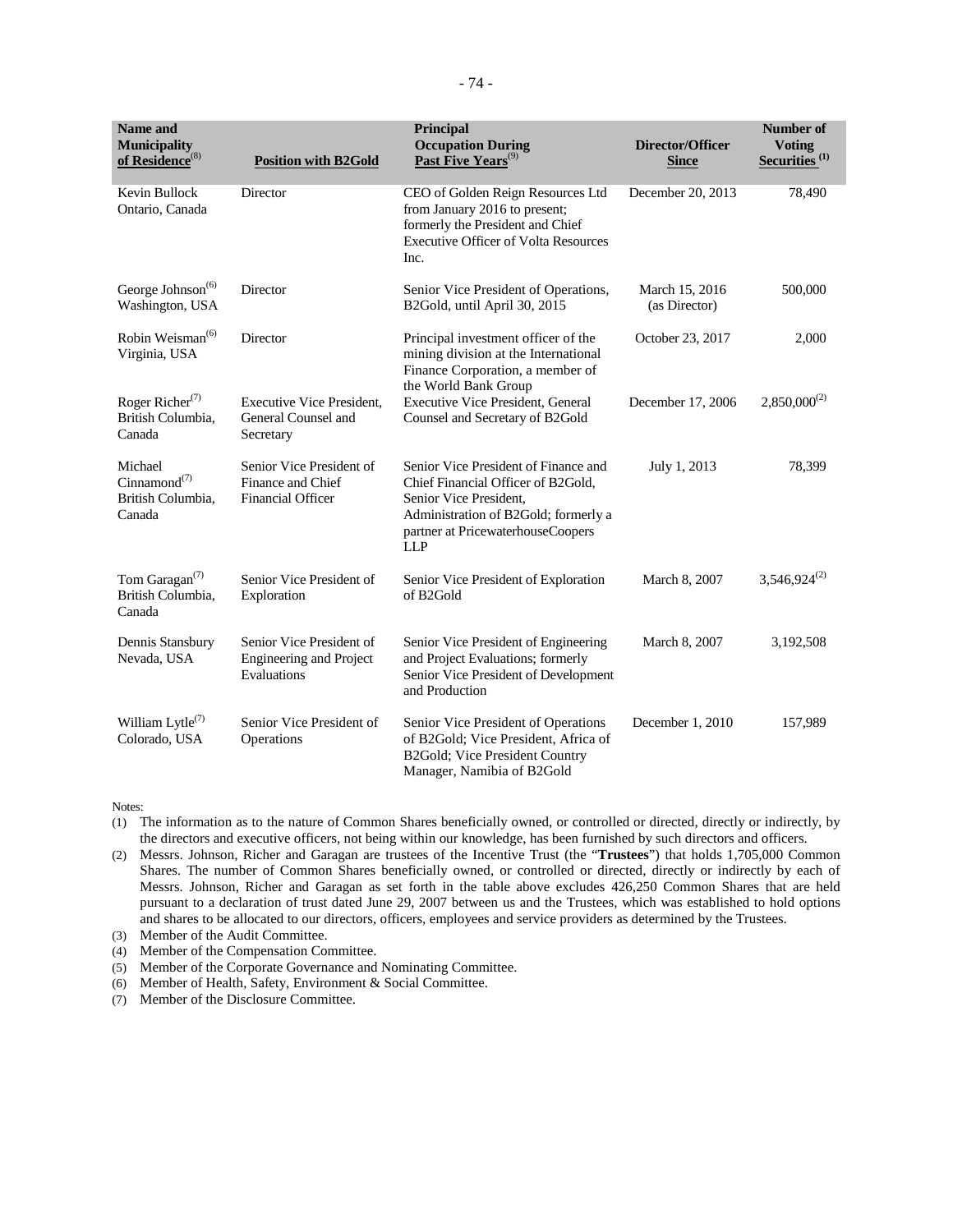| Name and Municipality of Residence[8] | Position with B2Gold | Principal Occupation During Past Five Years[9] | Director/Officer Since | Number of Voting Securities [1] |
|---|---|---|---|---|
| Kevin Bullock Ontario, Canada | Director | CEO of Golden Reign Resources Ltd from January 2016 to present; formerly the President and Chief Executive Officer of Volta Resources Inc. | December 20, 2013 | 78,490 |
| George Johnson[6] Washington, USA | Director | Senior Vice President of Operations, B2Gold, until April 30, 2015 | March 15, 2016 (as Director) | 500,000 |
| Robin Weisman[6] Virginia, USA | Director | Principal investment officer of the mining division at the International Finance Corporation, a member of the World Bank Group | October 23, 2017 | 2,000 |
| Roger Richer[7] British Columbia, Canada | Executive Vice President, General Counsel and Secretary | Executive Vice President, General Counsel and Secretary of B2Gold | December 17, 2006 | 2,850,000[2] |
| Michael Cinnamond[7] British Columbia, Canada | Senior Vice President of Finance and Chief Financial Officer | Senior Vice President of Finance and Chief Financial Officer of B2Gold, Senior Vice President, Administration of B2Gold; formerly a partner at PricewaterhouseCoopers LLP | July 1, 2013 | 78,399 |
| Tom Garagan[7] British Columbia, Canada | Senior Vice President of Exploration | Senior Vice President of Exploration of B2Gold | March 8, 2007 | 3,546,924[2] |
| Dennis Stansbury Nevada, USA | Senior Vice President of Engineering and Project Evaluations | Senior Vice President of Engineering and Project Evaluations; formerly Senior Vice President of Development and Production | March 8, 2007 | 3,192,508 |
| William Lytle[7] Colorado, USA | Senior Vice President of Operations | Senior Vice President of Operations of B2Gold; Vice President, Africa of B2Gold; Vice President Country Manager, Namibia of B2Gold | December 1, 2010 | 157,989 |

Notes:

(1) The information as to the nature of Common Shares beneficially owned, or controlled or directed, directly or indirectly, by the directors and executive officers, not being within our knowledge, has been furnished by such directors and officers.

(2) Messrs. Johnson, Richer and Garagan are trustees of the Incentive Trust (the "**Trustees**") that holds 1,705,000 Common Shares. The number of Common Shares beneficially owned, or controlled or directed, directly or indirectly by each of Messrs. Johnson, Richer and Garagan as set forth in the table above excludes 426,250 Common Shares that are held pursuant to a declaration of trust dated June 29, 2007 between us and the Trustees, which was established to hold options and shares to be allocated to our directors, officers, employees and service providers as determined by the Trustees.

(3) Member of the Audit Committee.

(4) Member of the Compensation Committee.

(5) Member of the Corporate Governance and Nominating Committee.

(6) Member of Health, Safety, Environment & Social Committee.

(7) Member of the Disclosure Committee.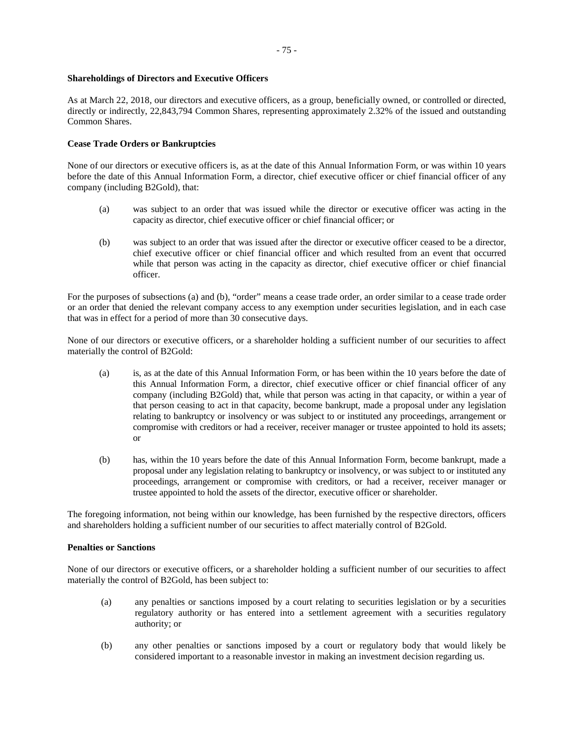**Shareholdings of Directors and Executive Officers**

As at March 22, 2018, our directors and executive officers, as a group, beneficially owned, or controlled or directed, directly or indirectly, 22,843,794 Common Shares, representing approximately 2.32% of the issued and outstanding Common Shares.

**Cease Trade Orders or Bankruptcies**

None of our directors or executive officers is, as at the date of this Annual Information Form, or was within 10 years before the date of this Annual Information Form, a director, chief executive officer or chief financial officer of any company (including B2Gold), that:

(a) was subject to an order that was issued while the director or executive officer was acting in the capacity as director, chief executive officer or chief financial officer; or

(b) was subject to an order that was issued after the director or executive officer ceased to be a director, chief executive officer or chief financial officer and which resulted from an event that occurred while that person was acting in the capacity as director, chief executive officer or chief financial officer.

For the purposes of subsections (a) and (b), "order" means a cease trade order, an order similar to a cease trade order or an order that denied the relevant company access to any exemption under securities legislation, and in each case that was in effect for a period of more than 30 consecutive days.

None of our directors or executive officers, or a shareholder holding a sufficient number of our securities to affect materially the control of B2Gold:

(a) is, as at the date of this Annual Information Form, or has been within the 10 years before the date of this Annual Information Form, a director, chief executive officer or chief financial officer of any company (including B2Gold) that, while that person was acting in that capacity, or within a year of that person ceasing to act in that capacity, become bankrupt, made a proposal under any legislation relating to bankruptcy or insolvency or was subject to or instituted any proceedings, arrangement or compromise with creditors or had a receiver, receiver manager or trustee appointed to hold its assets; or

(b) has, within the 10 years before the date of this Annual Information Form, become bankrupt, made a proposal under any legislation relating to bankruptcy or insolvency, or was subject to or instituted any proceedings, arrangement or compromise with creditors, or had a receiver, receiver manager or trustee appointed to hold the assets of the director, executive officer or shareholder.

The foregoing information, not being within our knowledge, has been furnished by the respective directors, officers and shareholders holding a sufficient number of our securities to affect materially control of B2Gold.

**Penalties or Sanctions**

None of our directors or executive officers, or a shareholder holding a sufficient number of our securities to affect materially the control of B2Gold, has been subject to:

(a) any penalties or sanctions imposed by a court relating to securities legislation or by a securities regulatory authority or has entered into a settlement agreement with a securities regulatory authority; or

(b) any other penalties or sanctions imposed by a court or regulatory body that would likely be considered important to a reasonable investor in making an investment decision regarding us.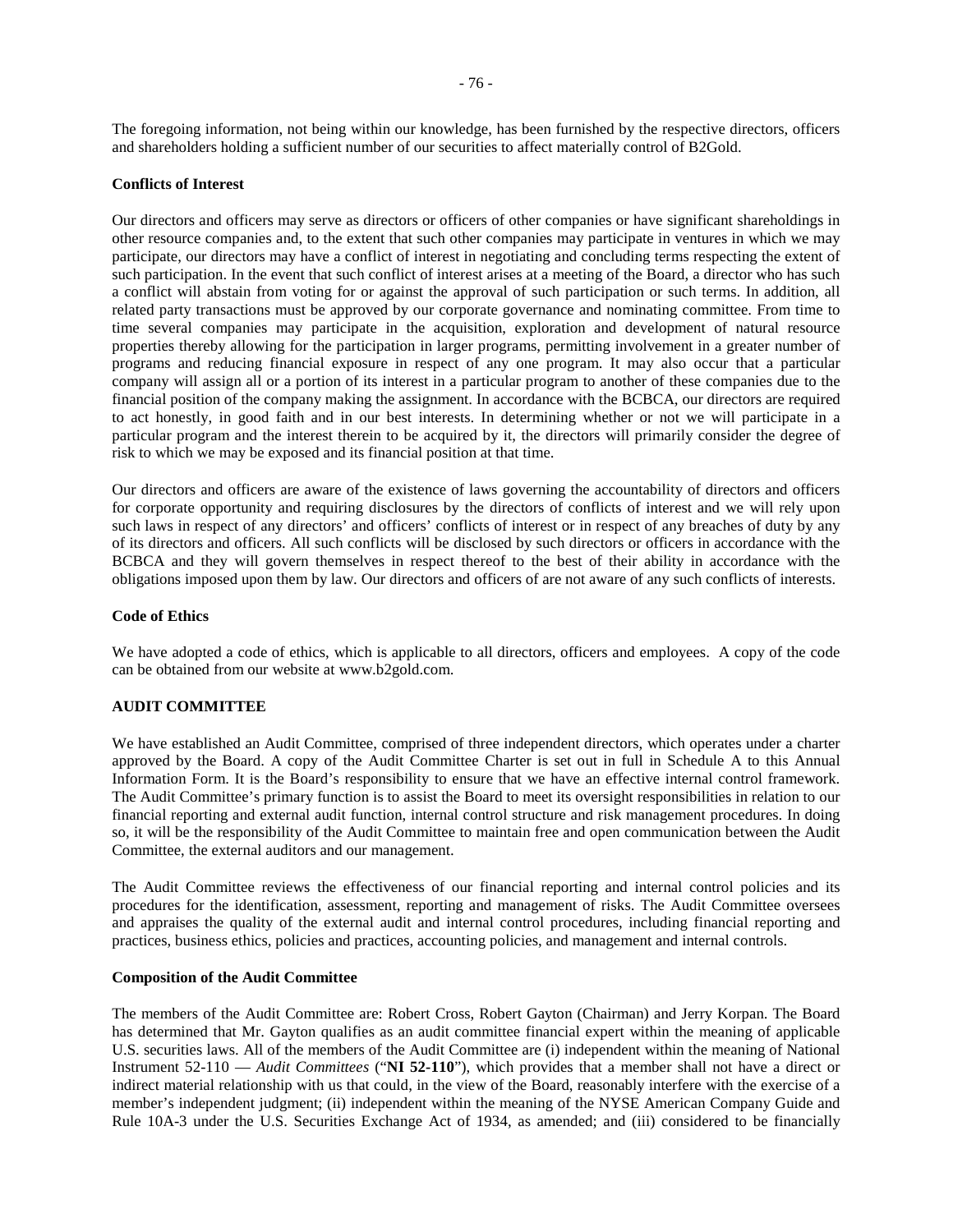The foregoing information, not being within our knowledge, has been furnished by the respective directors, officers and shareholders holding a sufficient number of our securities to affect materially control of B2Gold.

**Conflicts of Interest**

Our directors and officers may serve as directors or officers of other companies or have significant shareholdings in other resource companies and, to the extent that such other companies may participate in ventures in which we may participate, our directors may have a conflict of interest in negotiating and concluding terms respecting the extent of such participation. In the event that such conflict of interest arises at a meeting of the Board, a director who has such a conflict will abstain from voting for or against the approval of such participation or such terms. In addition, all related party transactions must be approved by our corporate governance and nominating committee. From time to time several companies may participate in the acquisition, exploration and development of natural resource properties thereby allowing for the participation in larger programs, permitting involvement in a greater number of programs and reducing financial exposure in respect of any one program. It may also occur that a particular company will assign all or a portion of its interest in a particular program to another of these companies due to the financial position of the company making the assignment. In accordance with the BCBCA, our directors are required to act honestly, in good faith and in our best interests. In determining whether or not we will participate in a particular program and the interest therein to be acquired by it, the directors will primarily consider the degree of risk to which we may be exposed and its financial position at that time.

Our directors and officers are aware of the existence of laws governing the accountability of directors and officers for corporate opportunity and requiring disclosures by the directors of conflicts of interest and we will rely upon such laws in respect of any directors' and officers' conflicts of interest or in respect of any breaches of duty by any of its directors and officers. All such conflicts will be disclosed by such directors or officers in accordance with the BCBCA and they will govern themselves in respect thereof to the best of their ability in accordance with the obligations imposed upon them by law. Our directors and officers of are not aware of any such conflicts of interests.

**Code of Ethics**

We have adopted a code of ethics, which is applicable to all directors, officers and employees. A copy of the code can be obtained from our website at www.b2gold.com.

**AUDIT COMMITTEE**

We have established an Audit Committee, comprised of three independent directors, which operates under a charter approved by the Board. A copy of the Audit Committee Charter is set out in full in Schedule A to this Annual Information Form. It is the Board's responsibility to ensure that we have an effective internal control framework. The Audit Committee's primary function is to assist the Board to meet its oversight responsibilities in relation to our financial reporting and external audit function, internal control structure and risk management procedures. In doing so, it will be the responsibility of the Audit Committee to maintain free and open communication between the Audit Committee, the external auditors and our management.

The Audit Committee reviews the effectiveness of our financial reporting and internal control policies and its procedures for the identification, assessment, reporting and management of risks. The Audit Committee oversees and appraises the quality of the external audit and internal control procedures, including financial reporting and practices, business ethics, policies and practices, accounting policies, and management and internal controls.

**Composition of the Audit Committee**

The members of the Audit Committee are: Robert Cross, Robert Gayton (Chairman) and Jerry Korpan. The Board has determined that Mr. Gayton qualifies as an audit committee financial expert within the meaning of applicable U.S. securities laws. All of the members of the Audit Committee are (i) independent within the meaning of National Instrument 52-110 — *Audit Committees* ("**NI 52-110**"), which provides that a member shall not have a direct or indirect material relationship with us that could, in the view of the Board, reasonably interfere with the exercise of a member's independent judgment; (ii) independent within the meaning of the NYSE American Company Guide and Rule 10A-3 under the U.S. Securities Exchange Act of 1934, as amended; and (iii) considered to be financially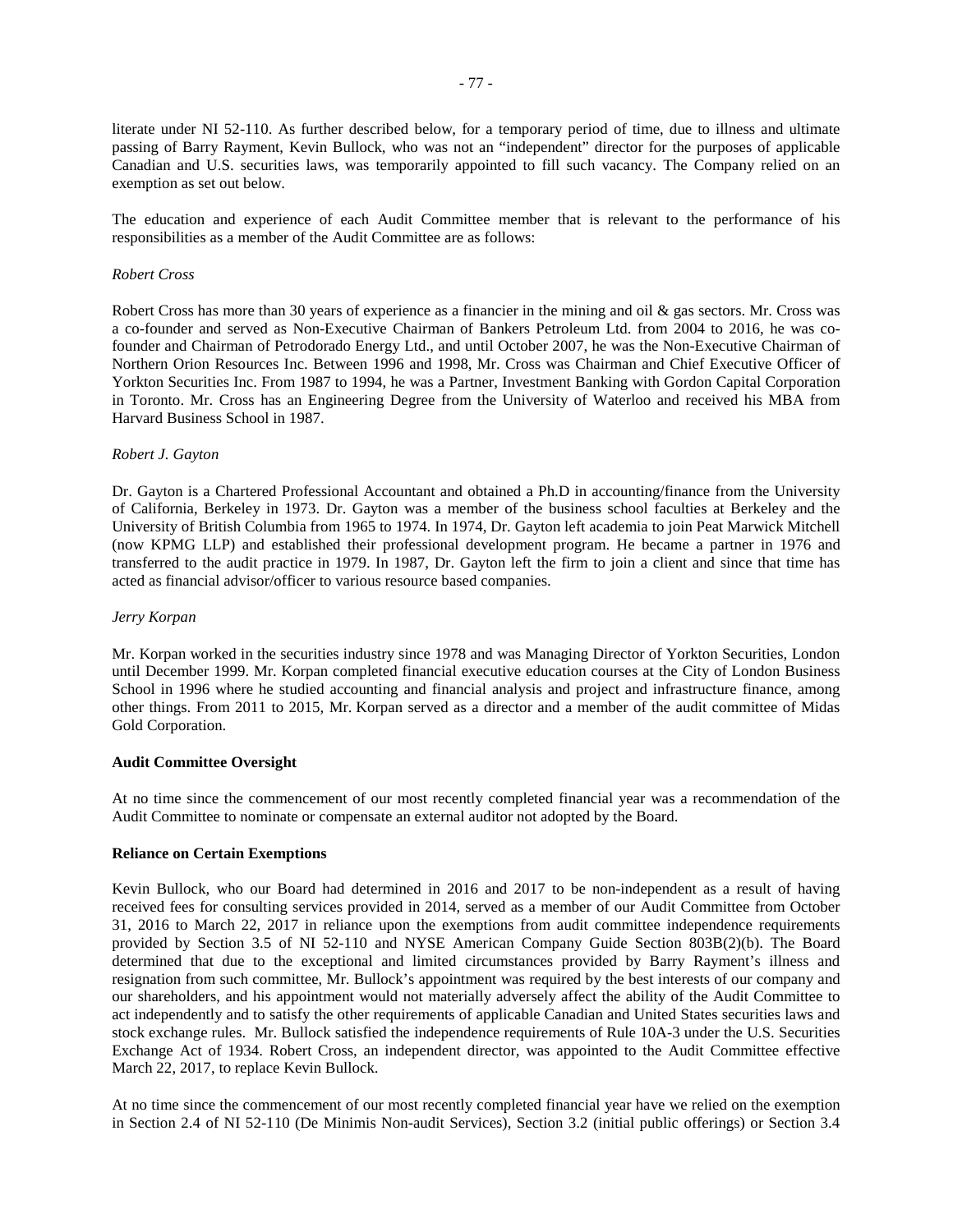literate under NI 52-110. As further described below, for a temporary period of time, due to illness and ultimate passing of Barry Rayment, Kevin Bullock, who was not an "independent" director for the purposes of applicable Canadian and U.S. securities laws, was temporarily appointed to fill such vacancy. The Company relied on an exemption as set out below.

The education and experience of each Audit Committee member that is relevant to the performance of his responsibilities as a member of the Audit Committee are as follows:

*Robert Cross*

Robert Cross has more than 30 years of experience as a financier in the mining and oil & gas sectors. Mr. Cross was a co-founder and served as Non-Executive Chairman of Bankers Petroleum Ltd. from 2004 to 2016, he was co-founder and Chairman of Petrodorado Energy Ltd., and until October 2007, he was the Non-Executive Chairman of Northern Orion Resources Inc. Between 1996 and 1998, Mr. Cross was Chairman and Chief Executive Officer of Yorkton Securities Inc. From 1987 to 1994, he was a Partner, Investment Banking with Gordon Capital Corporation in Toronto. Mr. Cross has an Engineering Degree from the University of Waterloo and received his MBA from Harvard Business School in 1987.

*Robert J. Gayton*

Dr. Gayton is a Chartered Professional Accountant and obtained a Ph.D in accounting/finance from the University of California, Berkeley in 1973. Dr. Gayton was a member of the business school faculties at Berkeley and the University of British Columbia from 1965 to 1974. In 1974, Dr. Gayton left academia to join Peat Marwick Mitchell (now KPMG LLP) and established their professional development program. He became a partner in 1976 and transferred to the audit practice in 1979. In 1987, Dr. Gayton left the firm to join a client and since that time has acted as financial advisor/officer to various resource based companies.

*Jerry Korpan*

Mr. Korpan worked in the securities industry since 1978 and was Managing Director of Yorkton Securities, London until December 1999. Mr. Korpan completed financial executive education courses at the City of London Business School in 1996 where he studied accounting and financial analysis and project and infrastructure finance, among other things. From 2011 to 2015, Mr. Korpan served as a director and a member of the audit committee of Midas Gold Corporation.

**Audit Committee Oversight**

At no time since the commencement of our most recently completed financial year was a recommendation of the Audit Committee to nominate or compensate an external auditor not adopted by the Board.

**Reliance on Certain Exemptions**

Kevin Bullock, who our Board had determined in 2016 and 2017 to be non-independent as a result of having received fees for consulting services provided in 2014, served as a member of our Audit Committee from October 31, 2016 to March 22, 2017 in reliance upon the exemptions from audit committee independence requirements provided by Section 3.5 of NI 52-110 and NYSE American Company Guide Section 803B(2)(b). The Board determined that due to the exceptional and limited circumstances provided by Barry Rayment's illness and resignation from such committee, Mr. Bullock's appointment was required by the best interests of our company and our shareholders, and his appointment would not materially adversely affect the ability of the Audit Committee to act independently and to satisfy the other requirements of applicable Canadian and United States securities laws and stock exchange rules. Mr. Bullock satisfied the independence requirements of Rule 10A-3 under the U.S. Securities Exchange Act of 1934. Robert Cross, an independent director, was appointed to the Audit Committee effective March 22, 2017, to replace Kevin Bullock.

At no time since the commencement of our most recently completed financial year have we relied on the exemption in Section 2.4 of NI 52-110 (De Minimis Non-audit Services), Section 3.2 (initial public offerings) or Section 3.4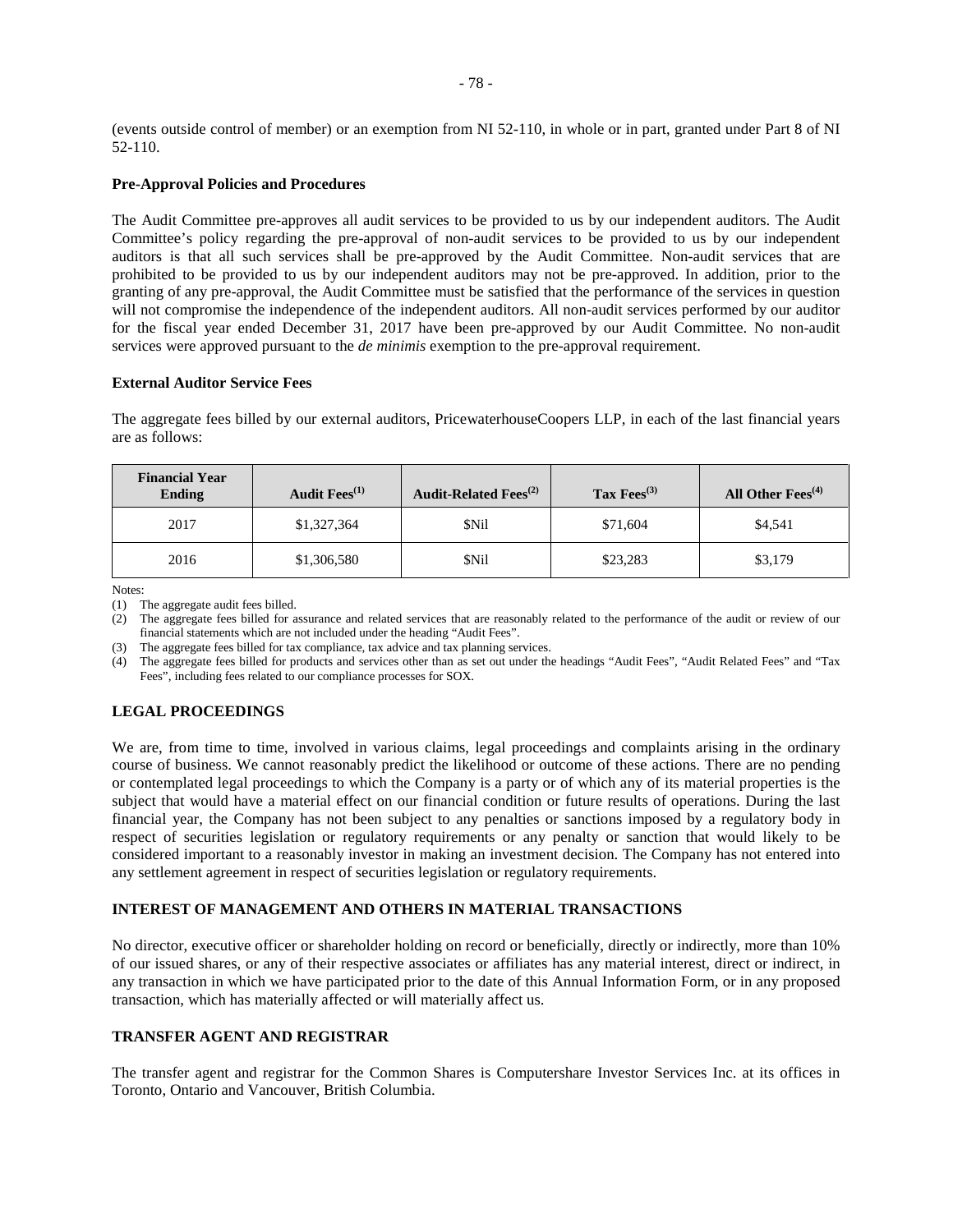(events outside control of member) or an exemption from NI 52-110, in whole or in part, granted under Part 8 of NI 52-110.

**Pre-Approval Policies and Procedures**

The Audit Committee pre-approves all audit services to be provided to us by our independent auditors. The Audit Committee's policy regarding the pre-approval of non-audit services to be provided to us by our independent auditors is that all such services shall be pre-approved by the Audit Committee. Non-audit services that are prohibited to be provided to us by our independent auditors may not be pre-approved. In addition, prior to the granting of any pre-approval, the Audit Committee must be satisfied that the performance of the services in question will not compromise the independence of the independent auditors. All non-audit services performed by our auditor for the fiscal year ended December 31, 2017 have been pre-approved by our Audit Committee. No non-audit services were approved pursuant to the *de minimis* exemption to the pre-approval requirement.

**External Auditor Service Fees**

The aggregate fees billed by our external auditors, PricewaterhouseCoopers LLP, in each of the last financial years are as follows:

| Financial Year Ending | Audit Fees(1) | Audit-Related Fees(2) | Tax Fees(3) | All Other Fees(4) |
|---|---|---|---|---|
| 2017 | $1,327,364 | $Nil | $71,604 | $4,541 |
| 2016 | $1,306,580 | $Nil | $23,283 | $3,179 |

Notes:

(1) The aggregate audit fees billed.

(2) The aggregate fees billed for assurance and related services that are reasonably related to the performance of the audit or review of our financial statements which are not included under the heading "Audit Fees".

(3) The aggregate fees billed for tax compliance, tax advice and tax planning services.

(4) The aggregate fees billed for products and services other than as set out under the headings "Audit Fees", "Audit Related Fees" and "Tax Fees", including fees related to our compliance processes for SOX.

## LEGAL PROCEEDINGS

We are, from time to time, involved in various claims, legal proceedings and complaints arising in the ordinary course of business. We cannot reasonably predict the likelihood or outcome of these actions. There are no pending or contemplated legal proceedings to which the Company is a party or of which any of its material properties is the subject that would have a material effect on our financial condition or future results of operations. During the last financial year, the Company has not been subject to any penalties or sanctions imposed by a regulatory body in respect of securities legislation or regulatory requirements or any penalty or sanction that would likely to be considered important to a reasonably investor in making an investment decision. The Company has not entered into any settlement agreement in respect of securities legislation or regulatory requirements.

## INTEREST OF MANAGEMENT AND OTHERS IN MATERIAL TRANSACTIONS

No director, executive officer or shareholder holding on record or beneficially, directly or indirectly, more than 10% of our issued shares, or any of their respective associates or affiliates has any material interest, direct or indirect, in any transaction in which we have participated prior to the date of this Annual Information Form, or in any proposed transaction, which has materially affected or will materially affect us.

## TRANSFER AGENT AND REGISTRAR

The transfer agent and registrar for the Common Shares is Computershare Investor Services Inc. at its offices in Toronto, Ontario and Vancouver, British Columbia.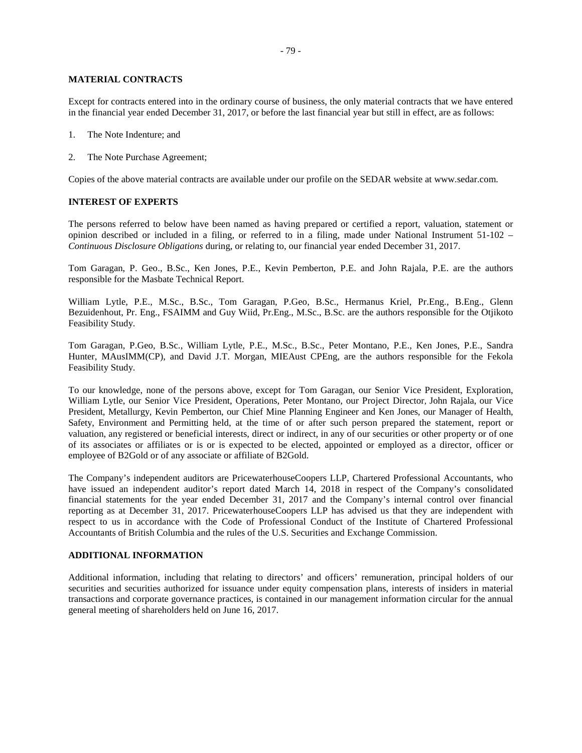## MATERIAL CONTRACTS

Except for contracts entered into in the ordinary course of business, the only material contracts that we have entered in the financial year ended December 31, 2017, or before the last financial year but still in effect, are as follows:

1. The Note Indenture; and
2. The Note Purchase Agreement;

Copies of the above material contracts are available under our profile on the SEDAR website at www.sedar.com.

## INTEREST OF EXPERTS

The persons referred to below have been named as having prepared or certified a report, valuation, statement or opinion described or included in a filing, or referred to in a filing, made under National Instrument 51-102 – *Continuous Disclosure Obligations* during, or relating to, our financial year ended December 31, 2017.

Tom Garagan, P. Geo., B.Sc., Ken Jones, P.E., Kevin Pemberton, P.E. and John Rajala, P.E. are the authors responsible for the Masbate Technical Report.

William Lytle, P.E., M.Sc., B.Sc., Tom Garagan, P.Geo, B.Sc., Hermanus Kriel, Pr.Eng., B.Eng., Glenn Bezuidenhout, Pr. Eng., FSAIMM and Guy Wiid, Pr.Eng., M.Sc., B.Sc. are the authors responsible for the Otjikoto Feasibility Study.

Tom Garagan, P.Geo, B.Sc., William Lytle, P.E., M.Sc., B.Sc., Peter Montano, P.E., Ken Jones, P.E., Sandra Hunter, MAusIMM(CP), and David J.T. Morgan, MIEAust CPEng, are the authors responsible for the Fekola Feasibility Study.

To our knowledge, none of the persons above, except for Tom Garagan, our Senior Vice President, Exploration, William Lytle, our Senior Vice President, Operations, Peter Montano, our Project Director, John Rajala, our Vice President, Metallurgy, Kevin Pemberton, our Chief Mine Planning Engineer and Ken Jones, our Manager of Health, Safety, Environment and Permitting held, at the time of or after such person prepared the statement, report or valuation, any registered or beneficial interests, direct or indirect, in any of our securities or other property or of one of its associates or affiliates or is or is expected to be elected, appointed or employed as a director, officer or employee of B2Gold or of any associate or affiliate of B2Gold.

The Company's independent auditors are PricewaterhouseCoopers LLP, Chartered Professional Accountants, who have issued an independent auditor's report dated March 14, 2018 in respect of the Company's consolidated financial statements for the year ended December 31, 2017 and the Company's internal control over financial reporting as at December 31, 2017. PricewaterhouseCoopers LLP has advised us that they are independent with respect to us in accordance with the Code of Professional Conduct of the Institute of Chartered Professional Accountants of British Columbia and the rules of the U.S. Securities and Exchange Commission.

## ADDITIONAL INFORMATION

Additional information, including that relating to directors' and officers' remuneration, principal holders of our securities and securities authorized for issuance under equity compensation plans, interests of insiders in material transactions and corporate governance practices, is contained in our management information circular for the annual general meeting of shareholders held on June 16, 2017.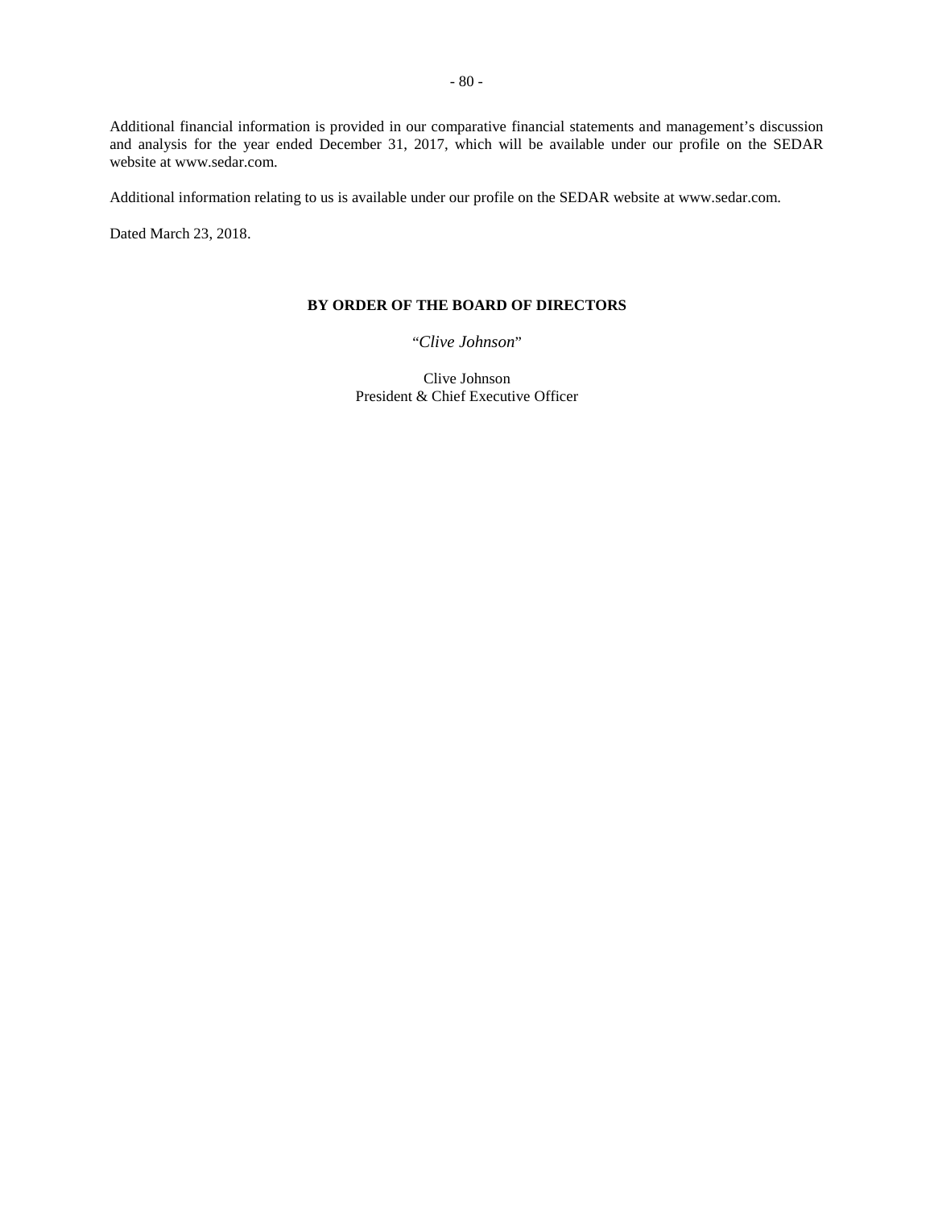Additional financial information is provided in our comparative financial statements and management's discussion and analysis for the year ended December 31, 2017, which will be available under our profile on the SEDAR website at www.sedar.com.

Additional information relating to us is available under our profile on the SEDAR website at www.sedar.com.

Dated March 23, 2018.

**BY ORDER OF THE BOARD OF DIRECTORS**

"*Clive Johnson*"

Clive Johnson
President & Chief Executive Officer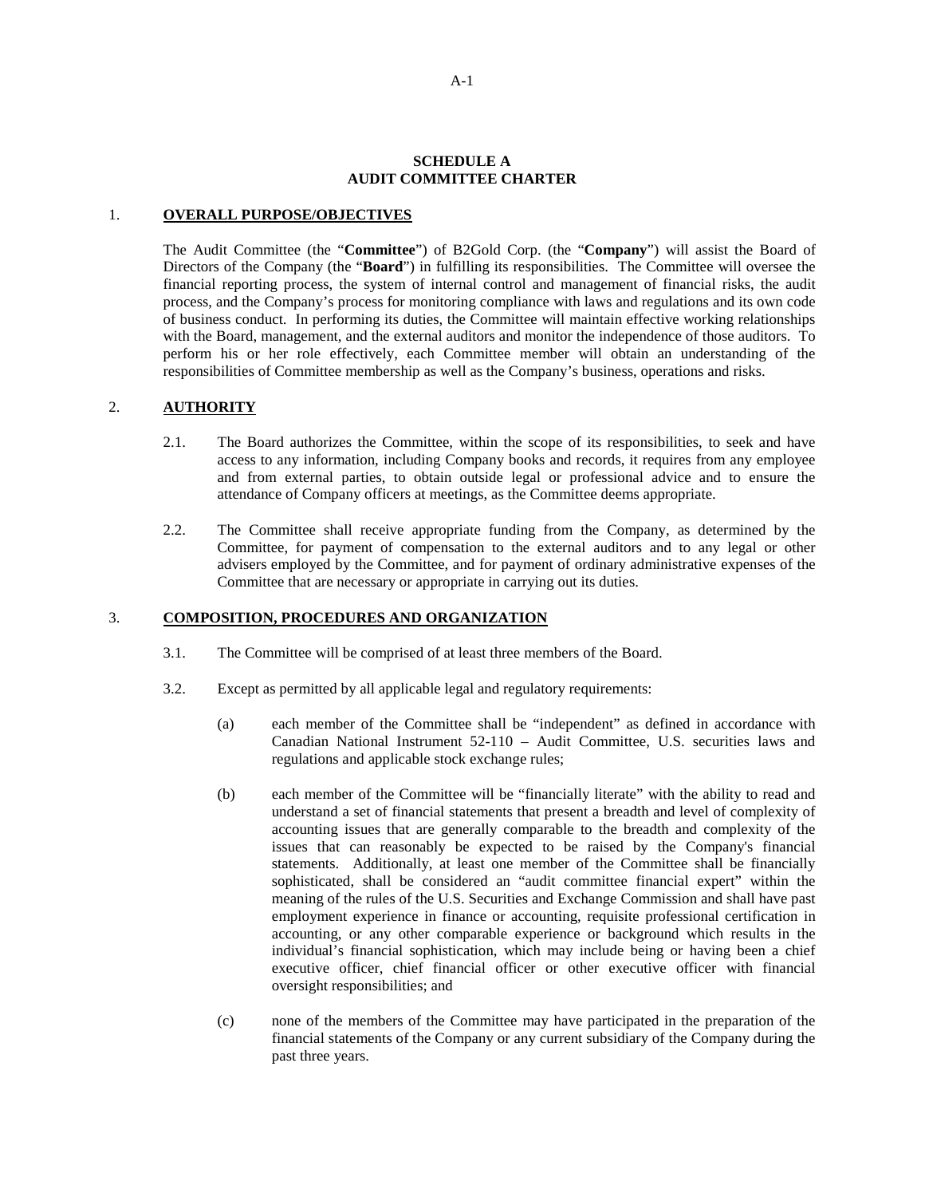# SCHEDULE A
# AUDIT COMMITTEE CHARTER

## 1. OVERALL PURPOSE/OBJECTIVES

The Audit Committee (the "**Committee**") of B2Gold Corp. (the "**Company**") will assist the Board of Directors of the Company (the "**Board**") in fulfilling its responsibilities. The Committee will oversee the financial reporting process, the system of internal control and management of financial risks, the audit process, and the Company's process for monitoring compliance with laws and regulations and its own code of business conduct. In performing its duties, the Committee will maintain effective working relationships with the Board, management, and the external auditors and monitor the independence of those auditors. To perform his or her role effectively, each Committee member will obtain an understanding of the responsibilities of Committee membership as well as the Company's business, operations and risks.

## 2. AUTHORITY

2.1. The Board authorizes the Committee, within the scope of its responsibilities, to seek and have access to any information, including Company books and records, it requires from any employee and from external parties, to obtain outside legal or professional advice and to ensure the attendance of Company officers at meetings, as the Committee deems appropriate.

2.2. The Committee shall receive appropriate funding from the Company, as determined by the Committee, for payment of compensation to the external auditors and to any legal or other advisers employed by the Committee, and for payment of ordinary administrative expenses of the Committee that are necessary or appropriate in carrying out its duties.

## 3. COMPOSITION, PROCEDURES AND ORGANIZATION

3.1. The Committee will be comprised of at least three members of the Board.

3.2. Except as permitted by all applicable legal and regulatory requirements:

(a) each member of the Committee shall be "independent" as defined in accordance with Canadian National Instrument 52-110 – Audit Committee, U.S. securities laws and regulations and applicable stock exchange rules;

(b) each member of the Committee will be "financially literate" with the ability to read and understand a set of financial statements that present a breadth and level of complexity of accounting issues that are generally comparable to the breadth and complexity of the issues that can reasonably be expected to be raised by the Company's financial statements. Additionally, at least one member of the Committee shall be financially sophisticated, shall be considered an "audit committee financial expert" within the meaning of the rules of the U.S. Securities and Exchange Commission and shall have past employment experience in finance or accounting, requisite professional certification in accounting, or any other comparable experience or background which results in the individual's financial sophistication, which may include being or having been a chief executive officer, chief financial officer or other executive officer with financial oversight responsibilities; and

(c) none of the members of the Committee may have participated in the preparation of the financial statements of the Company or any current subsidiary of the Company during the past three years.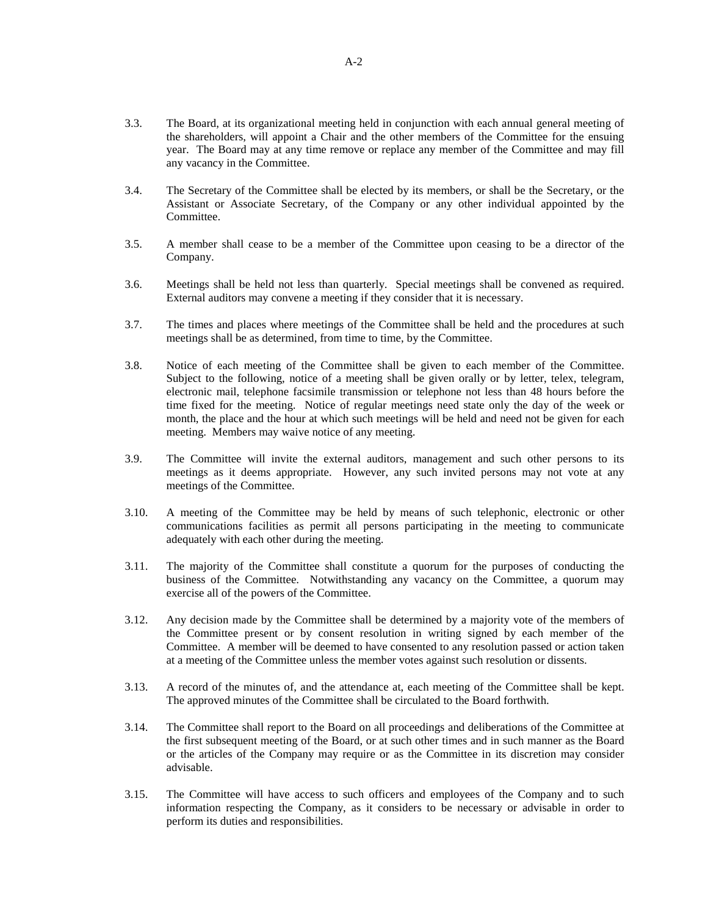3.3. The Board, at its organizational meeting held in conjunction with each annual general meeting of the shareholders, will appoint a Chair and the other members of the Committee for the ensuing year. The Board may at any time remove or replace any member of the Committee and may fill any vacancy in the Committee.

3.4. The Secretary of the Committee shall be elected by its members, or shall be the Secretary, or the Assistant or Associate Secretary, of the Company or any other individual appointed by the Committee.

3.5. A member shall cease to be a member of the Committee upon ceasing to be a director of the Company.

3.6. Meetings shall be held not less than quarterly. Special meetings shall be convened as required. External auditors may convene a meeting if they consider that it is necessary.

3.7. The times and places where meetings of the Committee shall be held and the procedures at such meetings shall be as determined, from time to time, by the Committee.

3.8. Notice of each meeting of the Committee shall be given to each member of the Committee. Subject to the following, notice of a meeting shall be given orally or by letter, telex, telegram, electronic mail, telephone facsimile transmission or telephone not less than 48 hours before the time fixed for the meeting. Notice of regular meetings need state only the day of the week or month, the place and the hour at which such meetings will be held and need not be given for each meeting. Members may waive notice of any meeting.

3.9. The Committee will invite the external auditors, management and such other persons to its meetings as it deems appropriate. However, any such invited persons may not vote at any meetings of the Committee.

3.10. A meeting of the Committee may be held by means of such telephonic, electronic or other communications facilities as permit all persons participating in the meeting to communicate adequately with each other during the meeting.

3.11. The majority of the Committee shall constitute a quorum for the purposes of conducting the business of the Committee. Notwithstanding any vacancy on the Committee, a quorum may exercise all of the powers of the Committee.

3.12. Any decision made by the Committee shall be determined by a majority vote of the members of the Committee present or by consent resolution in writing signed by each member of the Committee. A member will be deemed to have consented to any resolution passed or action taken at a meeting of the Committee unless the member votes against such resolution or dissents.

3.13. A record of the minutes of, and the attendance at, each meeting of the Committee shall be kept. The approved minutes of the Committee shall be circulated to the Board forthwith.

3.14. The Committee shall report to the Board on all proceedings and deliberations of the Committee at the first subsequent meeting of the Board, or at such other times and in such manner as the Board or the articles of the Company may require or as the Committee in its discretion may consider advisable.

3.15. The Committee will have access to such officers and employees of the Company and to such information respecting the Company, as it considers to be necessary or advisable in order to perform its duties and responsibilities.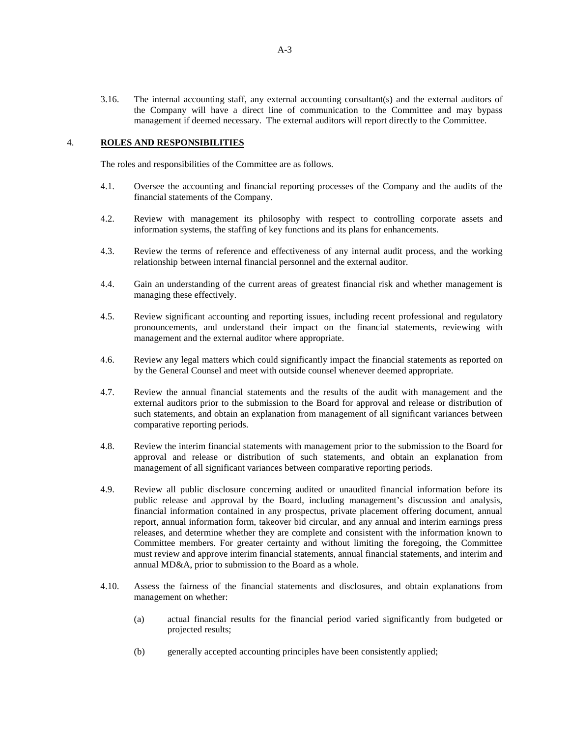3.16. The internal accounting staff, any external accounting consultant(s) and the external auditors of the Company will have a direct line of communication to the Committee and may bypass management if deemed necessary. The external auditors will report directly to the Committee.

## 4. **ROLES AND RESPONSIBILITIES**

The roles and responsibilities of the Committee are as follows.

4.1. Oversee the accounting and financial reporting processes of the Company and the audits of the financial statements of the Company.

4.2. Review with management its philosophy with respect to controlling corporate assets and information systems, the staffing of key functions and its plans for enhancements.

4.3. Review the terms of reference and effectiveness of any internal audit process, and the working relationship between internal financial personnel and the external auditor.

4.4. Gain an understanding of the current areas of greatest financial risk and whether management is managing these effectively.

4.5. Review significant accounting and reporting issues, including recent professional and regulatory pronouncements, and understand their impact on the financial statements, reviewing with management and the external auditor where appropriate.

4.6. Review any legal matters which could significantly impact the financial statements as reported on by the General Counsel and meet with outside counsel whenever deemed appropriate.

4.7. Review the annual financial statements and the results of the audit with management and the external auditors prior to the submission to the Board for approval and release or distribution of such statements, and obtain an explanation from management of all significant variances between comparative reporting periods.

4.8. Review the interim financial statements with management prior to the submission to the Board for approval and release or distribution of such statements, and obtain an explanation from management of all significant variances between comparative reporting periods.

4.9. Review all public disclosure concerning audited or unaudited financial information before its public release and approval by the Board, including management's discussion and analysis, financial information contained in any prospectus, private placement offering document, annual report, annual information form, takeover bid circular, and any annual and interim earnings press releases, and determine whether they are complete and consistent with the information known to Committee members. For greater certainty and without limiting the foregoing, the Committee must review and approve interim financial statements, annual financial statements, and interim and annual MD&A, prior to submission to the Board as a whole.

4.10. Assess the fairness of the financial statements and disclosures, and obtain explanations from management on whether:

(a) actual financial results for the financial period varied significantly from budgeted or projected results;

(b) generally accepted accounting principles have been consistently applied;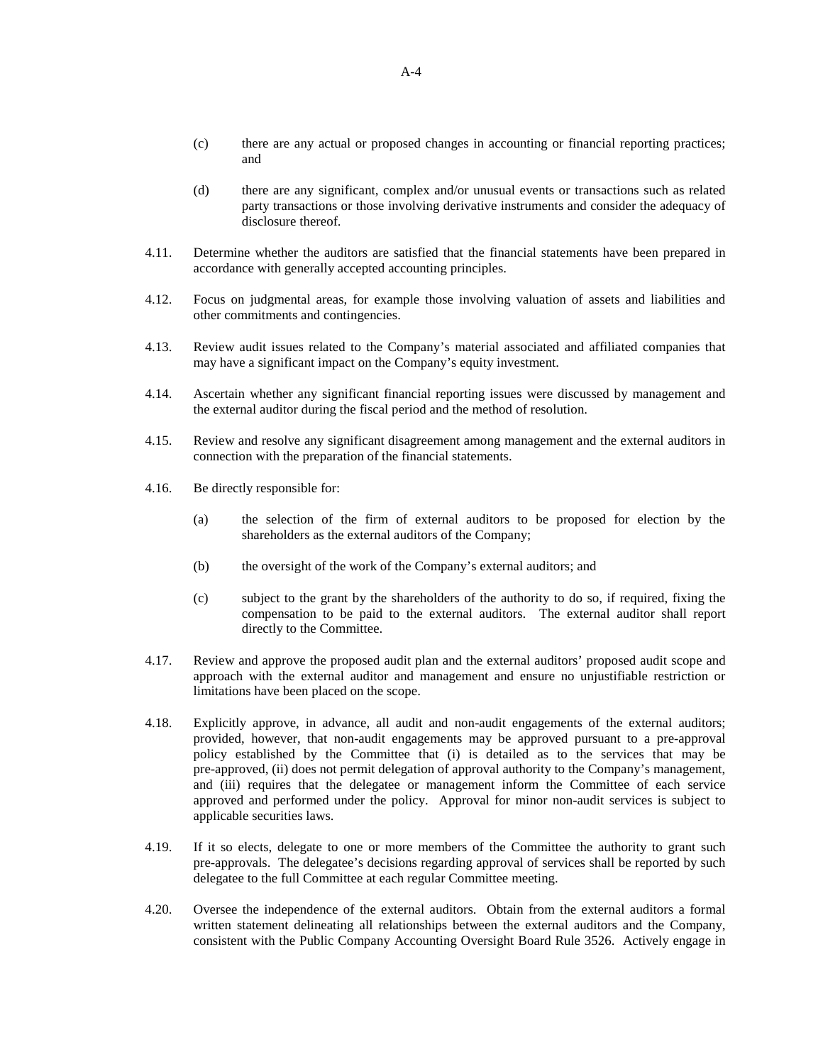(c) there are any actual or proposed changes in accounting or financial reporting practices; and

(d) there are any significant, complex and/or unusual events or transactions such as related party transactions or those involving derivative instruments and consider the adequacy of disclosure thereof.

4.11. Determine whether the auditors are satisfied that the financial statements have been prepared in accordance with generally accepted accounting principles.

4.12. Focus on judgmental areas, for example those involving valuation of assets and liabilities and other commitments and contingencies.

4.13. Review audit issues related to the Company's material associated and affiliated companies that may have a significant impact on the Company's equity investment.

4.14. Ascertain whether any significant financial reporting issues were discussed by management and the external auditor during the fiscal period and the method of resolution.

4.15. Review and resolve any significant disagreement among management and the external auditors in connection with the preparation of the financial statements.

4.16. Be directly responsible for:

(a) the selection of the firm of external auditors to be proposed for election by the shareholders as the external auditors of the Company;

(b) the oversight of the work of the Company's external auditors; and

(c) subject to the grant by the shareholders of the authority to do so, if required, fixing the compensation to be paid to the external auditors. The external auditor shall report directly to the Committee.

4.17. Review and approve the proposed audit plan and the external auditors' proposed audit scope and approach with the external auditor and management and ensure no unjustifiable restriction or limitations have been placed on the scope.

4.18. Explicitly approve, in advance, all audit and non-audit engagements of the external auditors; provided, however, that non-audit engagements may be approved pursuant to a pre-approval policy established by the Committee that (i) is detailed as to the services that may be pre-approved, (ii) does not permit delegation of approval authority to the Company's management, and (iii) requires that the delegatee or management inform the Committee of each service approved and performed under the policy. Approval for minor non-audit services is subject to applicable securities laws.

4.19. If it so elects, delegate to one or more members of the Committee the authority to grant such pre-approvals. The delegatee's decisions regarding approval of services shall be reported by such delegatee to the full Committee at each regular Committee meeting.

4.20. Oversee the independence of the external auditors. Obtain from the external auditors a formal written statement delineating all relationships between the external auditors and the Company, consistent with the Public Company Accounting Oversight Board Rule 3526. Actively engage in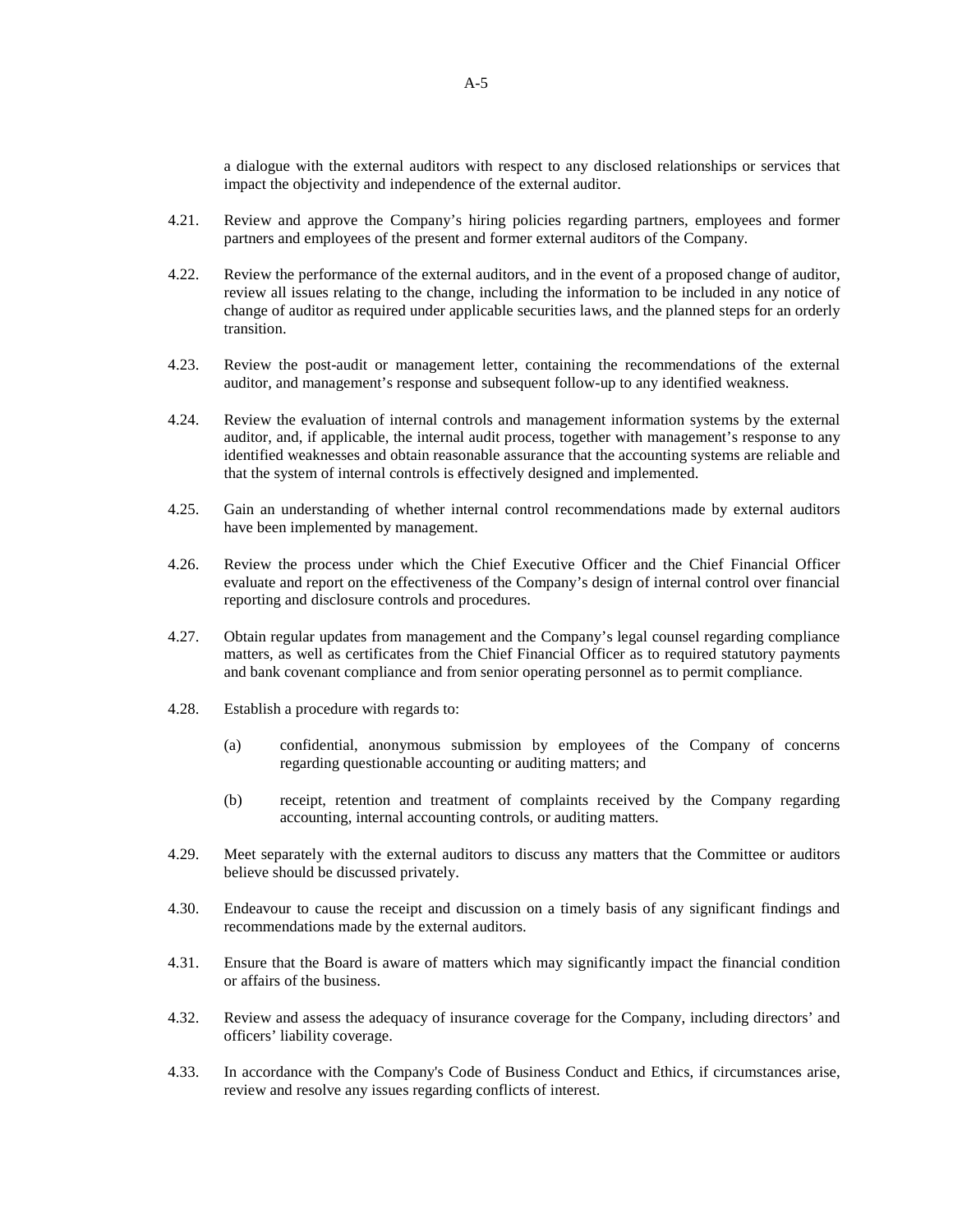a dialogue with the external auditors with respect to any disclosed relationships or services that impact the objectivity and independence of the external auditor.

4.21. Review and approve the Company's hiring policies regarding partners, employees and former partners and employees of the present and former external auditors of the Company.

4.22. Review the performance of the external auditors, and in the event of a proposed change of auditor, review all issues relating to the change, including the information to be included in any notice of change of auditor as required under applicable securities laws, and the planned steps for an orderly transition.

4.23. Review the post-audit or management letter, containing the recommendations of the external auditor, and management's response and subsequent follow-up to any identified weakness.

4.24. Review the evaluation of internal controls and management information systems by the external auditor, and, if applicable, the internal audit process, together with management's response to any identified weaknesses and obtain reasonable assurance that the accounting systems are reliable and that the system of internal controls is effectively designed and implemented.

4.25. Gain an understanding of whether internal control recommendations made by external auditors have been implemented by management.

4.26. Review the process under which the Chief Executive Officer and the Chief Financial Officer evaluate and report on the effectiveness of the Company's design of internal control over financial reporting and disclosure controls and procedures.

4.27. Obtain regular updates from management and the Company's legal counsel regarding compliance matters, as well as certificates from the Chief Financial Officer as to required statutory payments and bank covenant compliance and from senior operating personnel as to permit compliance.

4.28. Establish a procedure with regards to:

(a) confidential, anonymous submission by employees of the Company of concerns regarding questionable accounting or auditing matters; and

(b) receipt, retention and treatment of complaints received by the Company regarding accounting, internal accounting controls, or auditing matters.

4.29. Meet separately with the external auditors to discuss any matters that the Committee or auditors believe should be discussed privately.

4.30. Endeavour to cause the receipt and discussion on a timely basis of any significant findings and recommendations made by the external auditors.

4.31. Ensure that the Board is aware of matters which may significantly impact the financial condition or affairs of the business.

4.32. Review and assess the adequacy of insurance coverage for the Company, including directors' and officers' liability coverage.

4.33. In accordance with the Company's Code of Business Conduct and Ethics, if circumstances arise, review and resolve any issues regarding conflicts of interest.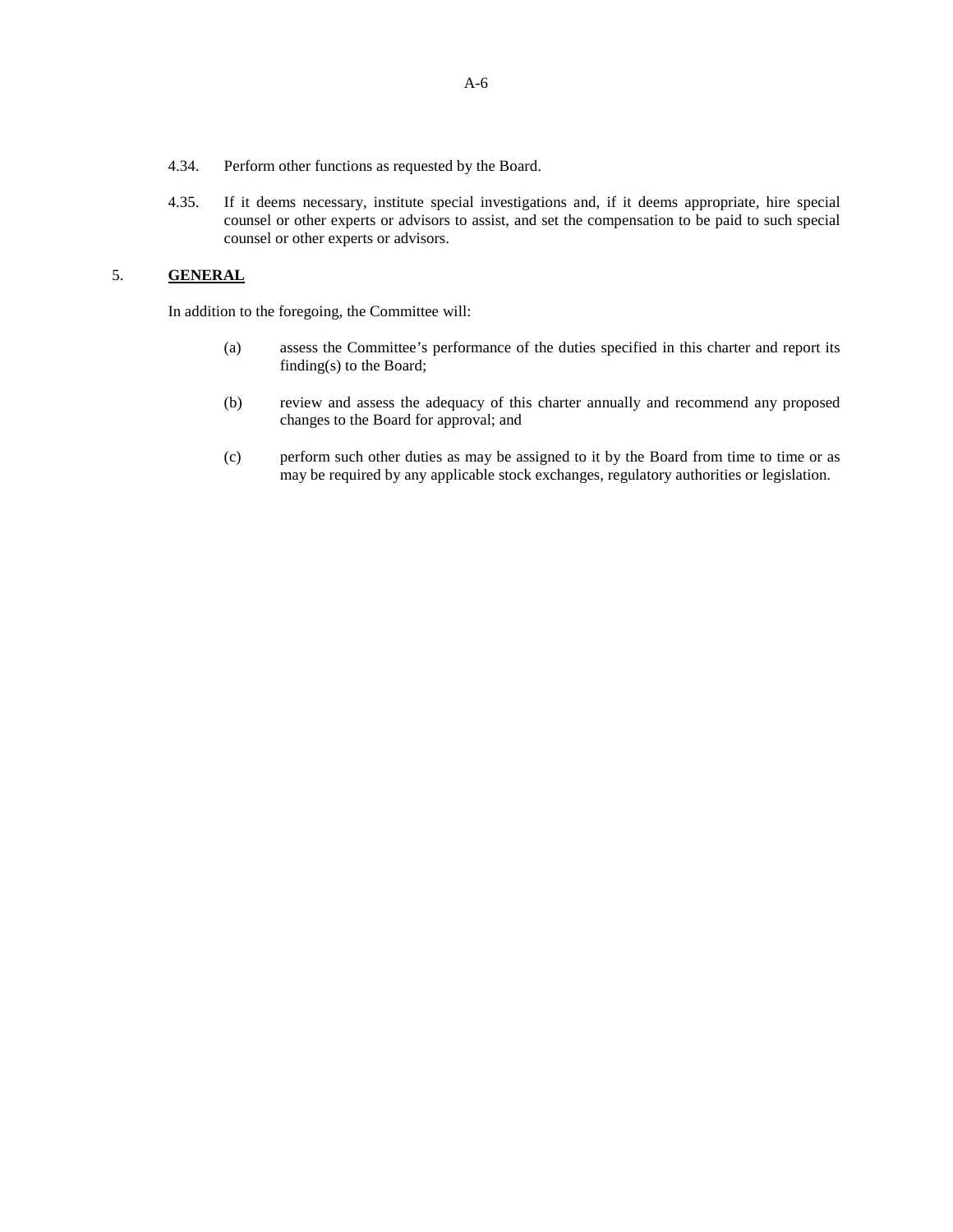4.34. Perform other functions as requested by the Board.

4.35. If it deems necessary, institute special investigations and, if it deems appropriate, hire special counsel or other experts or advisors to assist, and set the compensation to be paid to such special counsel or other experts or advisors.

## 5. **GENERAL**

In addition to the foregoing, the Committee will:

(a) assess the Committee's performance of the duties specified in this charter and report its finding(s) to the Board;

(b) review and assess the adequacy of this charter annually and recommend any proposed changes to the Board for approval; and

(c) perform such other duties as may be assigned to it by the Board from time to time or as may be required by any applicable stock exchanges, regulatory authorities or legislation.